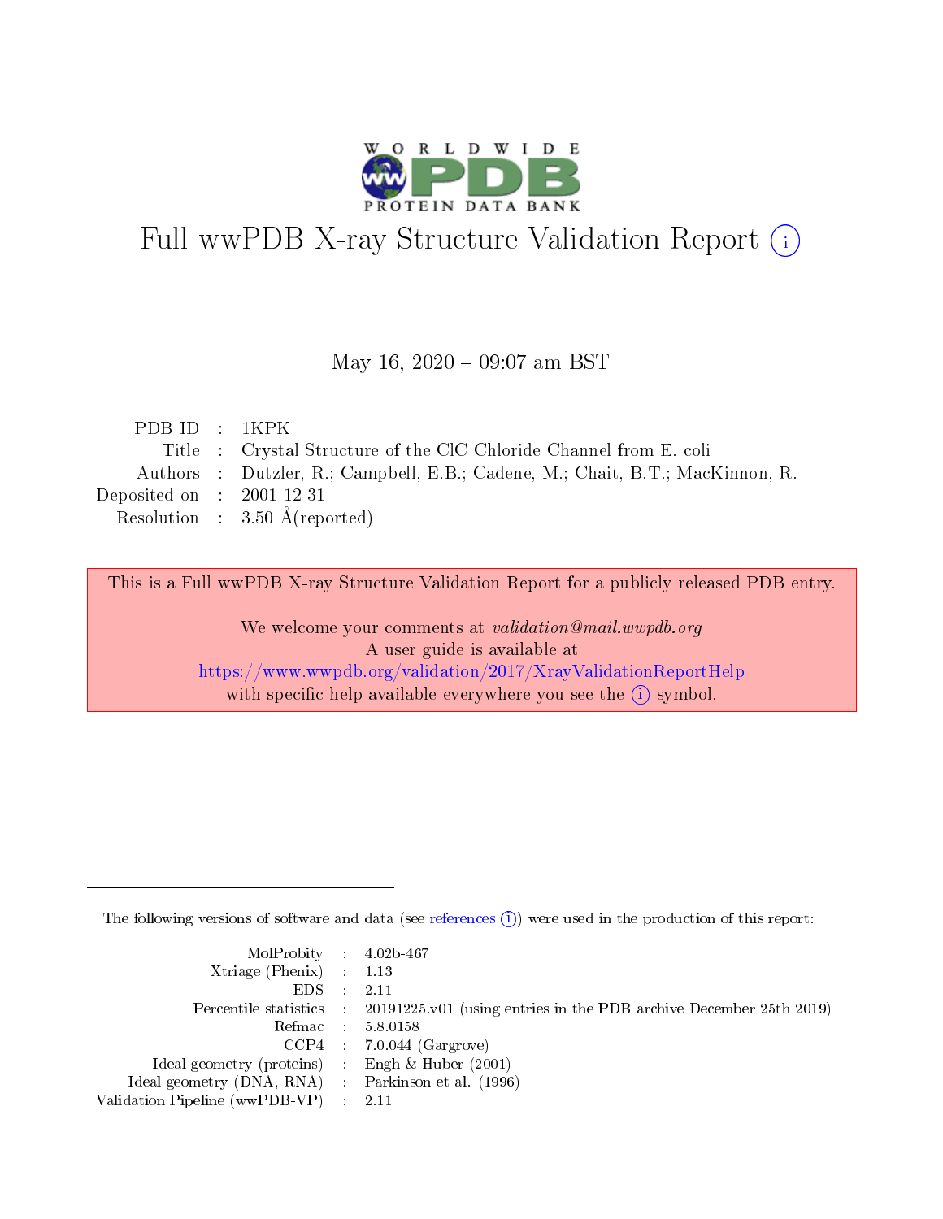# Full wwPDB X-ray Structure Validation Report

May 16, 2020 – 09:07 am BST

| | | |
|---|---|---|
| PDB ID | : | 1KPK |
| Title | : | Crystal Structure of the ClC Chloride Channel from E. coli |
| Authors | : | Dutzler, R.; Campbell, E.B.; Cadene, M.; Chait, B.T.; MacKinnon, R. |
| Deposited on | : | 2001-12-31 |
| Resolution | : | 3.50 Å(reported) |

This is a Full wwPDB X-ray Structure Validation Report for a publicly released PDB entry.

We welcome your comments at *validation@mail.wwpdb.org*
A user guide is available at
https://www.wwpdb.org/validation/2017/XrayValidationReportHelp
with specific help available everywhere you see the (i) symbol.

The following versions of software and data (see references (i)) were used in the production of this report:

| | | |
|---|---|---|
| MolProbity | : | 4.02b-467 |
| Xtriage (Phenix) | : | 1.13 |
| EDS | : | 2.11 |
| Percentile statistics | : | 20191225.v01 (using entries in the PDB archive December 25th 2019) |
| Refmac | : | 5.8.0158 |
| CCP4 | : | 7.0.044 (Gargrove) |
| Ideal geometry (proteins) | : | Engh & Huber (2001) |
| Ideal geometry (DNA, RNA) | : | Parkinson et al. (1996) |
| Validation Pipeline (wwPDB-VP) | : | 2.11 |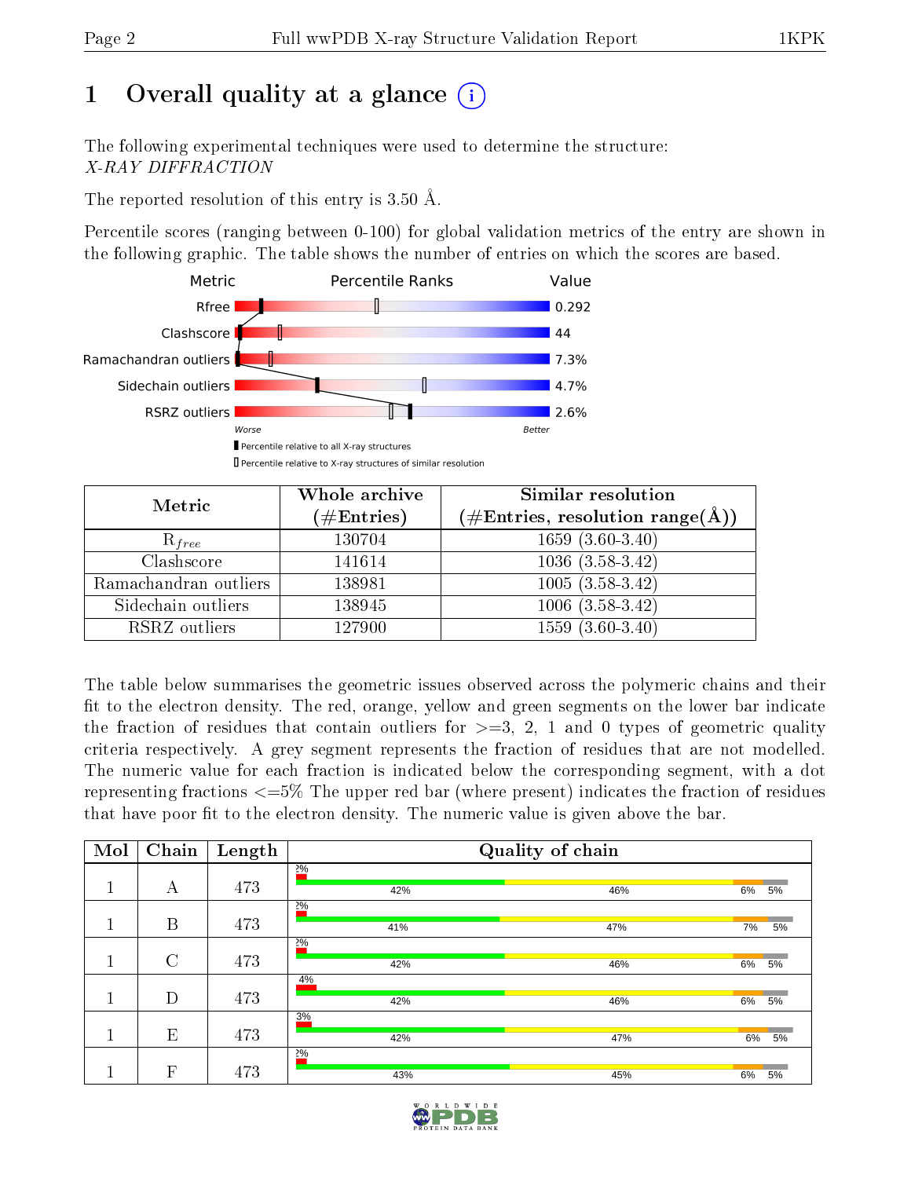# 1 Overall quality at a glance

The following experimental techniques were used to determine the structure:
*X-RAY DIFFRACTION*

The reported resolution of this entry is 3.50 Å.

Percentile scores (ranging between 0-100) for global validation metrics of the entry are shown in the following graphic. The table shows the number of entries on which the scores are based.

| Metric | Value |
|---|---|
| Rfree | 0.292 |
| Clashscore | 44 |
| Ramachandran outliers | 7.3% |
| Sidechain outliers | 4.7% |
| RSRZ outliers | 2.6% |

| Metric | Whole archive (#Entries) | Similar resolution (#Entries, resolution range(Å)) |
|---|---|---|
| $R_{free}$ | 130704 | 1659 (3.60-3.40) |
| Clashscore | 141614 | 1036 (3.58-3.42) |
| Ramachandran outliers | 138981 | 1005 (3.58-3.42) |
| Sidechain outliers | 138945 | 1006 (3.58-3.42) |
| RSRZ outliers | 127900 | 1559 (3.60-3.40) |

The table below summarises the geometric issues observed across the polymeric chains and their fit to the electron density. The red, orange, yellow and green segments on the lower bar indicate the fraction of residues that contain outliers for >=3, 2, 1 and 0 types of geometric quality criteria respectively. A grey segment represents the fraction of residues that are not modelled. The numeric value for each fraction is indicated below the corresponding segment, with a dot representing fractions <=5% The upper red bar (where present) indicates the fraction of residues that have poor fit to the electron density. The numeric value is given above the bar.

| Mol | Chain | Length | Quality of chain |
|---|---|---|---|
| 1 | A | 473 | 2%; 42%, 46%, 6%, 5% |
| 1 | B | 473 | 2%; 41%, 47%, 7%, 5% |
| 1 | C | 473 | 2%; 42%, 46%, 6%, 5% |
| 1 | D | 473 | 4%; 42%, 46%, 6%, 5% |
| 1 | E | 473 | 3%; 42%, 47%, 6%, 5% |
| 1 | F | 473 | 2%; 43%, 45%, 6%, 5% |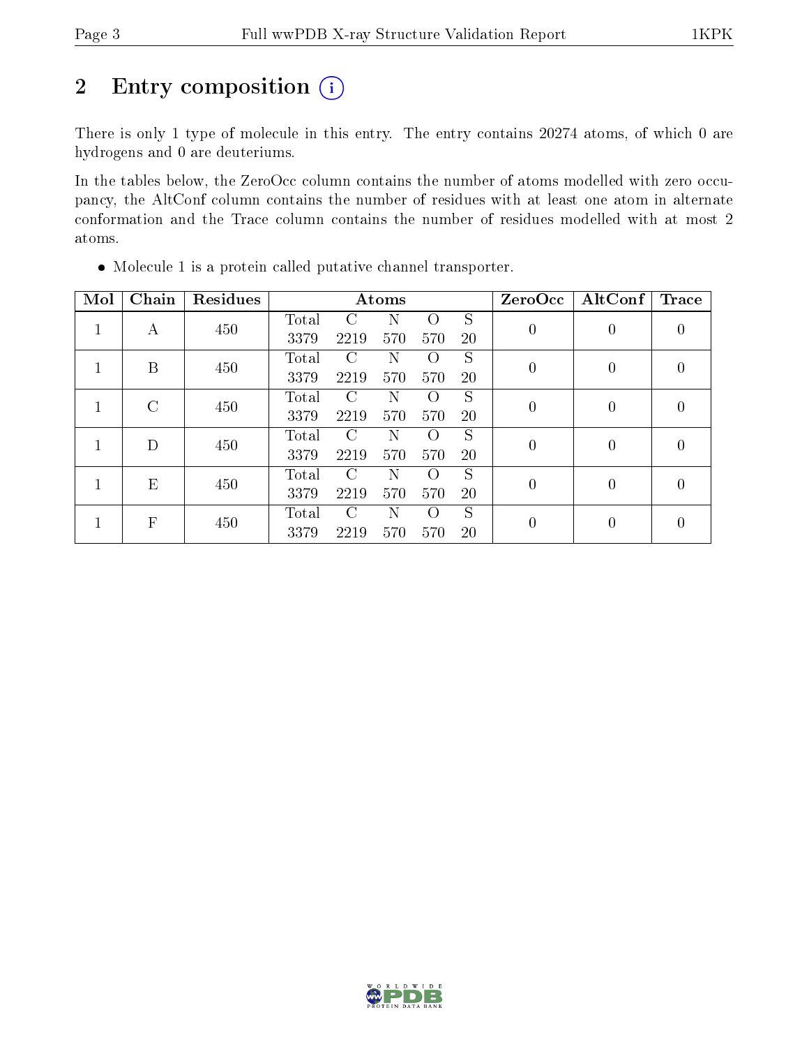## 2 Entry composition (i)

There is only 1 type of molecule in this entry. The entry contains 20274 atoms, of which 0 are hydrogens and 0 are deuteriums.

In the tables below, the ZeroOcc column contains the number of atoms modelled with zero occupancy, the AltConf column contains the number of residues with at least one atom in alternate conformation and the Trace column contains the number of residues modelled with at most 2 atoms.

- Molecule 1 is a protein called putative channel transporter.

| Mol | Chain | Residues | Atoms | | | | | ZeroOcc | AltConf | Trace |
|---|---|---|---|---|---|---|---|---|---|---|
| 1 | A | 450 | Total 3379 | C 2219 | N 570 | O 570 | S 20 | 0 | 0 | 0 |
| 1 | B | 450 | Total 3379 | C 2219 | N 570 | O 570 | S 20 | 0 | 0 | 0 |
| 1 | C | 450 | Total 3379 | C 2219 | N 570 | O 570 | S 20 | 0 | 0 | 0 |
| 1 | D | 450 | Total 3379 | C 2219 | N 570 | O 570 | S 20 | 0 | 0 | 0 |
| 1 | E | 450 | Total 3379 | C 2219 | N 570 | O 570 | S 20 | 0 | 0 | 0 |
| 1 | F | 450 | Total 3379 | C 2219 | N 570 | O 570 | S 20 | 0 | 0 | 0 |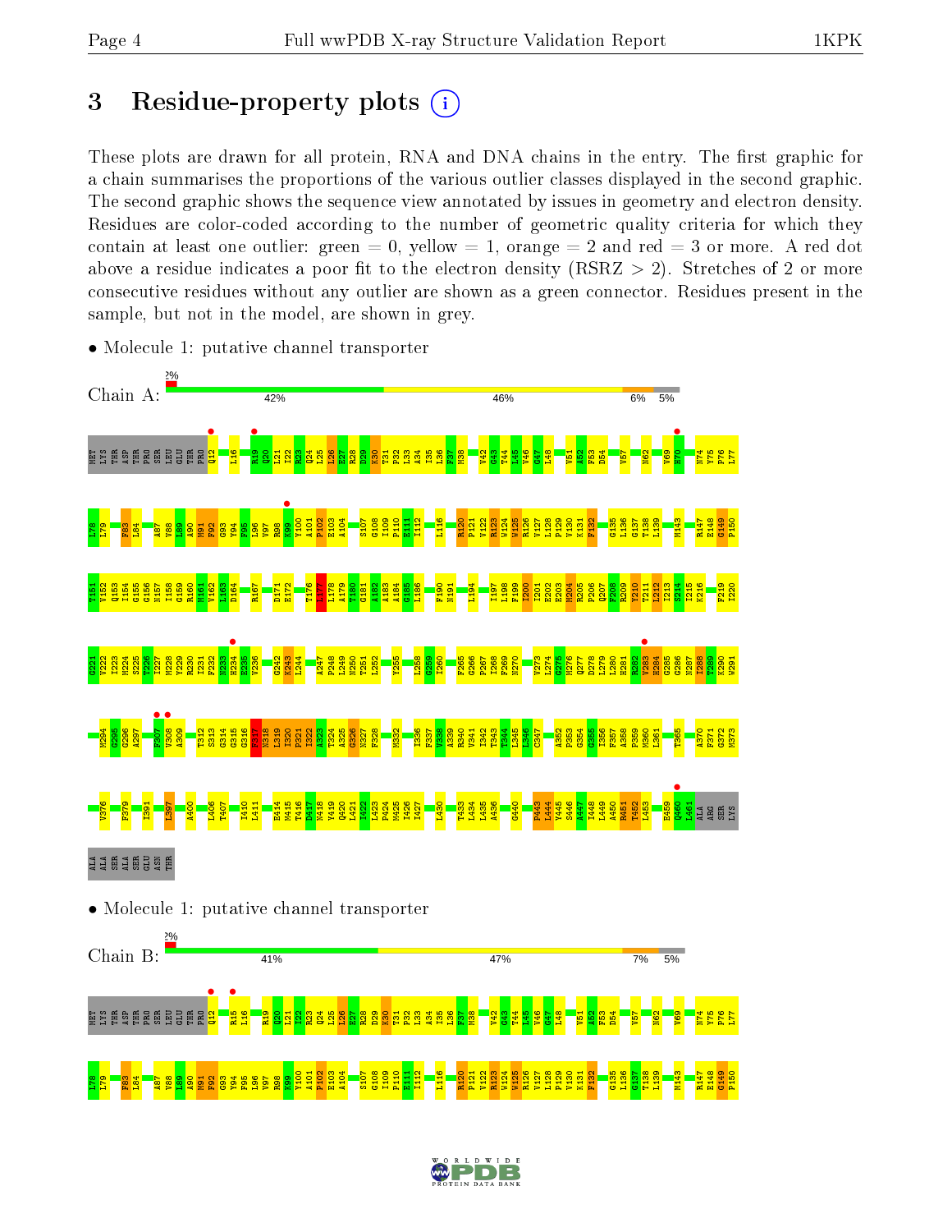# 3 Residue-property plots

These plots are drawn for all protein, RNA and DNA chains in the entry. The first graphic for a chain summarises the proportions of the various outlier classes displayed in the second graphic. The second graphic shows the sequence view annotated by issues in geometry and electron density. Residues are color-coded according to the number of geometric quality criteria for which they contain at least one outlier: green = 0, yellow = 1, orange = 2 and red = 3 or more. A red dot above a residue indicates a poor fit to the electron density (RSRZ > 2). Stretches of 2 or more consecutive residues without any outlier are shown as a green connector. Residues present in the sample, but not in the model, are shown in grey.

- Molecule 1: putative channel transporter

Chain A: 2% | 42% | 46% | 6% | 5%

- Molecule 1: putative channel transporter

Chain B: 2% | 41% | 47% | 7% | 5%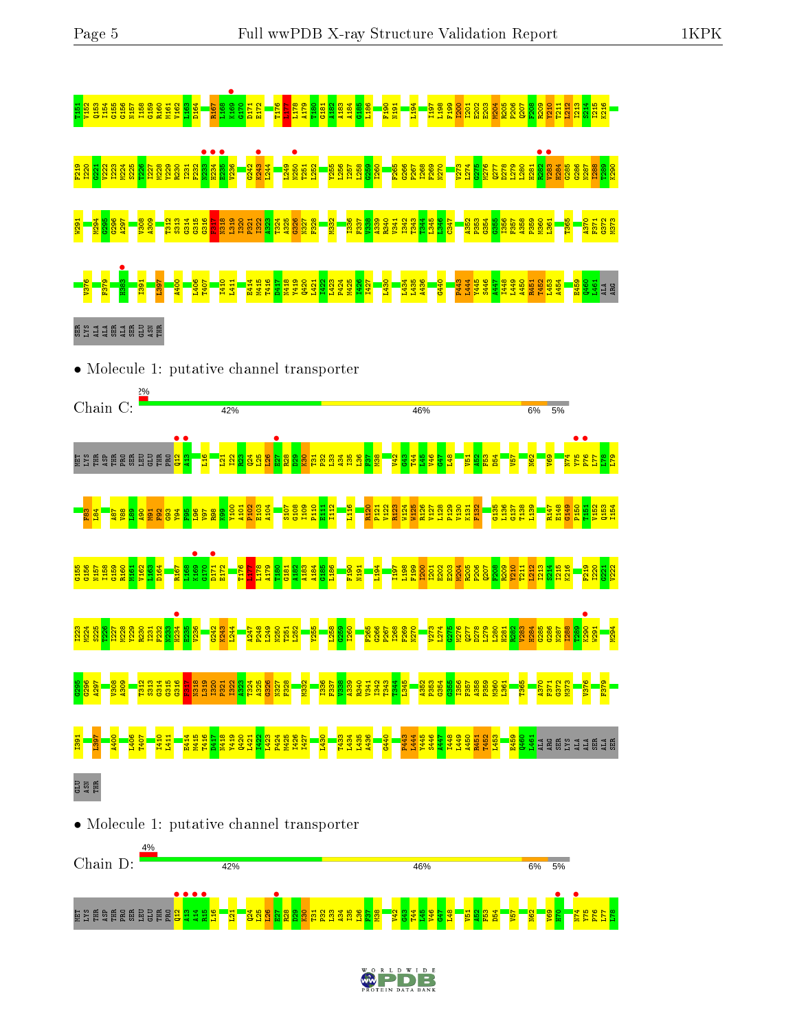T151 V152 Q153 I154 G155 G156 N157 I158 G159 R160 M161 V162 L163 D164 R167 L168 K169 G170 D171 E172 T176 L177 L178 A179 T180 G181 A182 A183 A184 G185 L186 F190 N191 L194 I197 L198 F199 I200 I201 E202 E203 M204 R205 P206 Q207 F208 R209 V210 T211 L212 I213 S214 I215 K216

F219 I220 G221 V222 I223 M224 S225 T226 I227 M228 Y229 R230 I231 F232 N233 H234 E235 V236 G242 K243 L244 L249 N250 T251 L252 Y255 L256 I257 L258 G259 I260 F265 G266 P267 I268 F269 N270 V273 L274 G275 M276 Q277 D278 L279 L280 H281 R282 V283 H284 G285 G286 N287 I288 T289 K290

W291 M294 G295 G296 A297 V308 A309 T312 S313 G314 G315 G316 F317 N318 L319 I320 P321 I322 A323 T324 A325 G326 N327 F328 M332 I336 F337 V338 A339 R340 V341 I342 T343 T344 L345 I346 C347 A352 P353 G354 G355 I356 F357 A358 P359 M360 L361 T365 A370 F371 G372 M373

V376 F379 H383 I391 L397 A400 L406 T407 I410 L411 E414 M415 T416 D417 N418 Y419 Q420 L421 I422 L423 P424 M425 I426 I427 L430 L434 L435 A436 G440 F443 I444 Y445 S446 A447 I448 L449 A450 R451 T452 L453 A454 E459 Q460 L461 ALA ARG

SER LYS ALA ALA SER ALA SER GLU ASN THR

- Molecule 1: putative channel transporter

Chain C: 2% | 42% | 46% | 6% | 5%

MET LYS THR ASP THR PRO SER LEU GLU THR PRO Q12 A13 L16 L21 I22 Q24 L25 L26 E27 R28 D29 K30 T31 P32 L33 A34 I35 L36 F37 M38 V42 G43 T44 L45 V46 G47 L48 V51 A52 F53 D54 V57 N62 V69 N74 Y75 P76 L77 L78 L79

F83 L84 A87 V88 L89 A90 M91 F92 G93 Y94 F95 L96 V97 R98 K99 Y100 I101 P102 E103 A104 S107 G108 I109 P110 E111 I112 L116 R120 P121 V122 R123 N124 W125 R126 V127 L128 P129 V130 K131 F132 G135 L136 G137 T138 L139 R147 E148 G149 P150 T151 V152 Q153 I154

G155 G156 N157 I158 G159 R160 M161 V162 L163 D164 R167 L168 K169 G170 D171 E172 T176 L177 L178 A179 T180 G181 A182 A183 A184 G185 L186 F190 N191 L194 I197 L198 F199 I200 I201 E202 E203 M204 R205 P206 Q207 F208 R209 V210 T211 L212 I213 S214 I215 K216 F219 I220 G221 V222

I223 M224 S225 T226 I227 M228 Y229 R230 I231 F232 N233 H234 E235 V236 G242 K243 L244 A247 P248 L249 N250 T251 L252 Y255 L258 G259 I260 F265 G266 P267 I268 F269 N270 V273 L274 G275 M276 Q277 D278 L279 L280 H281 R282 V283 H284 G285 G286 N287 I288 T289 K290 W291 M294

G295 G296 A297 V308 A309 T312 S313 G314 G315 G316 F317 N318 L319 I320 P321 I322 A323 T324 A325 G326 N327 F328 M332 I336 F337 V338 A339 R340 V341 I342 T343 T344 L345 A352 P353 G354 G355 I356 F357 A358 P359 M360 L361 T365 A370 F371 G372 M373 V376 F379

I391 L397 A400 L406 T407 I410 L411 E414 M415 T416 D417 N418 Y419 Q420 L421 I422 L423 P424 M425 I426 I427 L430 T433 L434 L435 A436 G440 F443 I444 Y445 S446 A447 I448 L449 A450 R451 T452 L453 E459 Q460 L461 ALA ARG SER LYS ALA ALA SER ALA SER

GLU ASN THR

- Molecule 1: putative channel transporter

Chain D: 4% | 42% | 46% | 6% | 5%

MET LYS THR ASP THR PRO SER LEU GLU THR PRO Q12 A13 A14 R15 L16 L21 Q24 L25 L26 E27 R28 D29 K30 T31 P32 L33 A34 I35 L36 F37 M38 V42 G43 T44 L45 V46 G47 L48 V51 A52 F53 D54 V57 N62 V69 H70 N74 Y75 P76 L77 L78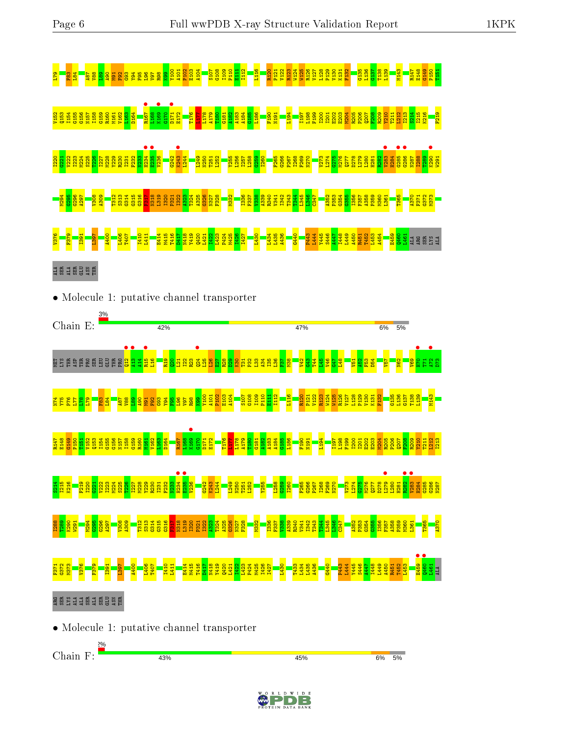L79 F83 L84 A87 V88 L89 A90 M91 F92 G93 Y94 F95 L96 V97 R98 K99 Y100 A101 P102 E103 A104 S107 G108 I109 P110 E111 I112 L116 R120 P121 V122 R123 W124 W125 R126 V127 L128 F129 V130 K131 F132 G135 L136 G137 T138 L139 M143 R147 E148 G149 P150 T151

V152 Q153 I154 G155 G156 N157 I158 G159 R160 M161 V162 L163 D164 R167 L168 K169 G170 D171 E172 T176 L177 L178 A179 T180 G181 A182 A183 A184 G185 L186 F190 N191 L194 I197 L198 F199 I200 I201 E202 E203 M204 R205 P206 Q207 F208 R209 V210 T211 L212 L213 S214 I215 K216 F219

I220 G221 V222 I223 M224 S225 T226 I227 M228 Y229 R230 I231 F232 N233 H234 E235 V236 G242 K243 L244 L249 N250 T251 L252 Y255 L256 I257 L258 G259 I260 F265 G266 P267 I268 F269 N270 V273 L274 G275 M276 Q277 D278 L279 L280 H281 R282 V283 H284 G285 G286 N287 I288 T289 K290 W291

M294 G295 G296 A297 V308 A309 T312 S313 G314 G315 G316 F317 N318 I319 I320 P321 I322 A323 T324 A325 G326 N327 F328 M332 I336 F337 V338 A339 R340 V341 I342 T343 T344 L345 L346 C347 A352 P353 G354 G355 I356 F357 A358 P359 M360 L361 T365 A370 F371 G372 M373

V376 F379 I391 L397 A400 L406 T407 I410 L411 E414 M415 T416 D417 N418 Y419 Q420 L421 I422 L423 P424 M425 I426 T427 L430 L434 L435 A436 G440 P443 L444 Y445 S446 A447 I448 L449 A450 R451 T452 L453 A454 E459 Q460 L461 ALA ARG SER LYS ALA

ALA SER ALA SER GLU ASN THR

• Molecule 1: putative channel transporter

Chain E: 3% | 42% | 47% | 6% | 5%

MET LYS THR ASP THR PRO SER LEU GLU THR PRO Q12 A13 A14 R15 L16 R19 Q20 L21 I22 R23 Q24 L25 L26 E27 R28 D29 K30 T31 P32 L33 A34 I35 L36 F37 M38 V42 G43 T44 L45 V46 G47 L48 V51 A52 F53 D54 V57 N62 V69 H70 T71 A72 D73

N74 Y75 P76 L77 L78 L79 F83 L84 A87 V88 L89 A90 M91 F92 G93 Y94 F95 L96 V97 R98 K99 Y100 A101 P102 E103 A104 S107 G108 I109 P110 E111 I112 L116 R120 P121 V122 R123 W124 W125 R126 V127 L128 F129 V130 K131 F132 G135 L136 G137 T138 L139 M143

R147 E148 G149 P150 T151 V152 Q153 I154 G155 G156 N157 I158 G159 R160 M161 V162 L163 D164 R167 L168 K169 G170 D171 E172 T176 L177 L178 A179 T180 G181 A182 A183 A184 G185 L186 F190 N191 L194 I197 L198 F199 I200 I201 E202 E203 M204 R205 P206 Q207 F208 R209 V210 T211 L212 L213

S214 I215 K216 F219 I220 G221 V222 I223 M224 S225 T226 I227 M228 Y229 R230 I231 F232 N233 H234 E235 V236 G242 K243 L244 L249 N250 T251 L252 Y255 L258 G259 I260 F265 G266 P267 I268 F269 N270 V273 L274 G275 M276 Q277 D278 L279 L280 H281 R282 V283 H284 G285 G286 N287

I288 T289 K290 W291 M294 G295 G296 A297 V308 A309 T312 S313 G314 G315 G316 F317 N318 I319 I320 P321 I322 A323 T324 A325 G326 N327 F328 M332 I336 F337 V338 A339 R340 V341 I342 T343 T344 L345 L346 C347 A352 P353 G354 G355 I356 F357 A358 P359 M360 L361 T365 A370

F371 G372 M373 V376 F379 I391 L397 A400 L406 T407 I410 L411 E414 M415 T416 D417 N418 Y419 Q420 L421 I422 L423 P424 M425 I426 T427 L430 T433 L434 L435 A436 G440 P443 L444 Y445 S446 A447 I448 L449 A450 R451 T452 L453 E459 Q460 L461 ALA

ARG SER LYS ALA ALA SER ALA SER GLU ASN THR

• Molecule 1: putative channel transporter

Chain F: 2% | 43% | 45% | 6% | 5%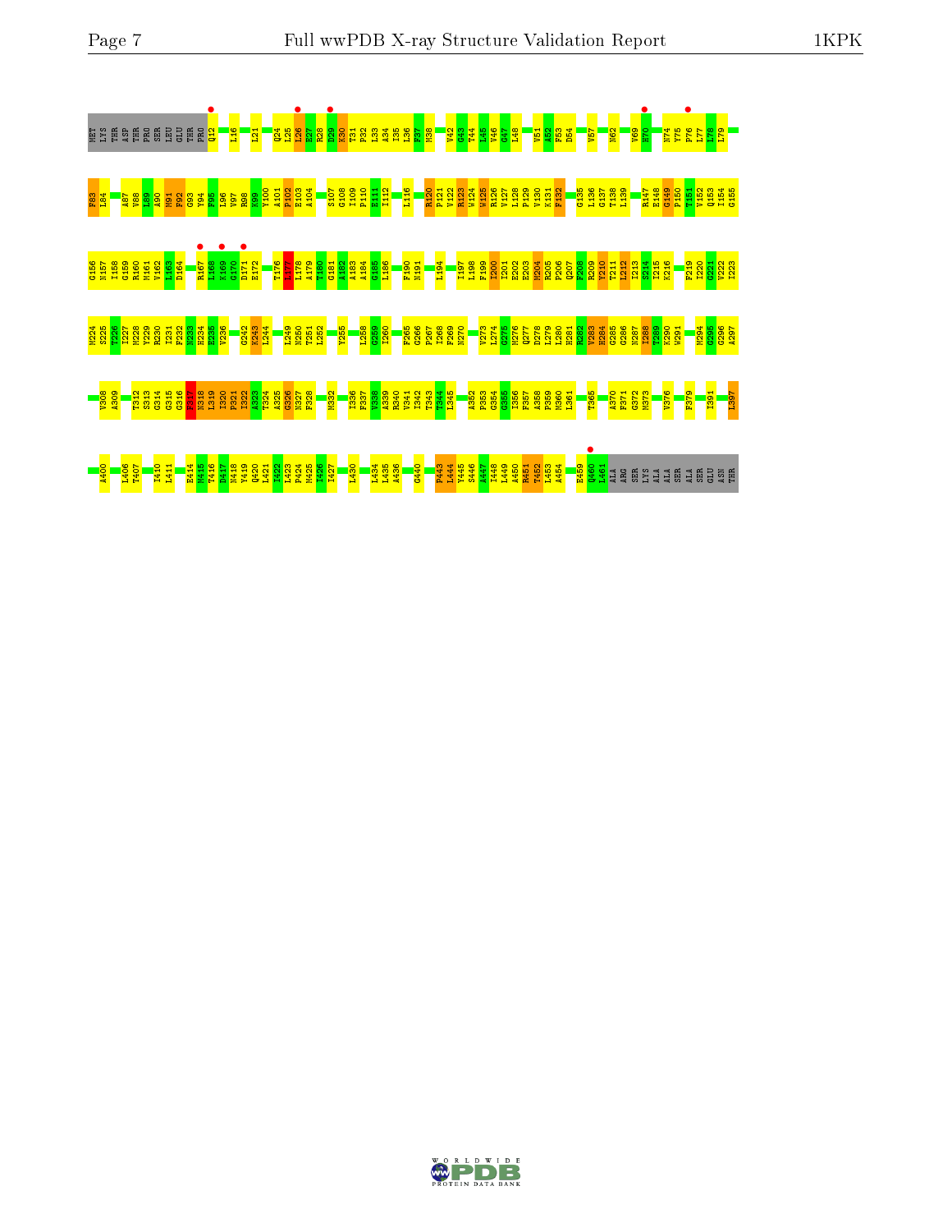MET LYS THR ASP THR PRO SER LEU GLU THR PRO Q12 L16 L21 Q24 L25 L26 E27 R28 D29 K30 T31 P32 L33 A34 I35 L36 F37 M38 V42 G43 T44 L45 V46 G47 L48 V51 A52 F53 D54 V57 N62 V69 H70 N74 Y75 P76 L77 L78 L79

F83 L84 A87 V88 I89 A90 M91 F92 G93 Y94 F95 L96 V97 R98 K99 Y100 A101 P102 E103 A104 S107 G108 I109 P110 E111 I112 L116 R120 P121 V122 R123 W124 R125 R126 V127 L128 P129 V130 K131 F132 G135 L136 G137 T138 L139 R147 E148 G149 P150 T151 V152 Q153 I154 G155

G156 N157 I158 G159 R160 M161 V162 L163 D164 R167 L168 K169 G170 D171 E172 T176 L177 L178 A179 T180 G181 A182 A183 A184 G185 L186 F190 N191 L194 I197 L198 F199 I200 I201 E202 E203 M204 R205 P206 Q207 F208 R209 Y210 T211 L212 I213 S214 I215 K216 F219 I220 G221 V222 I223

M224 S225 T226 I227 M228 Y229 R230 I231 F232 N233 H234 E235 V236 G242 K243 L244 I249 N250 T251 L252 Y255 L258 G259 I260 F265 G266 P267 I268 F269 N270 V273 L274 G275 M276 Q277 D278 L279 L280 H281 R282 V283 H284 G285 N287 I288 T289 K290 W291 M294 G295 G296 A297

V308 A309 T312 S313 G314 G315 G316 F317 N318 L319 I320 P321 I322 A323 T324 A325 G326 N327 F328 M332 I336 F337 V338 A339 R340 V341 I342 T343 T344 L345 A352 P353 G354 G355 I356 F357 A358 P359 M360 L361 T365 A370 F371 G372 M373 V376 F379 I391 I397

A400 I406 T407 I410 L411 E414 M415 T416 D417 N418 Y419 Q420 L421 I422 L423 P424 M425 I426 I427 L430 L434 L435 A436 G440 F443 L444 Y445 S446 A447 I448 L449 A450 R451 T452 L453 A454 E459 Q460 L461 ALA ARG SER LYS ALA ALA SER ALA SER GLU ASN THR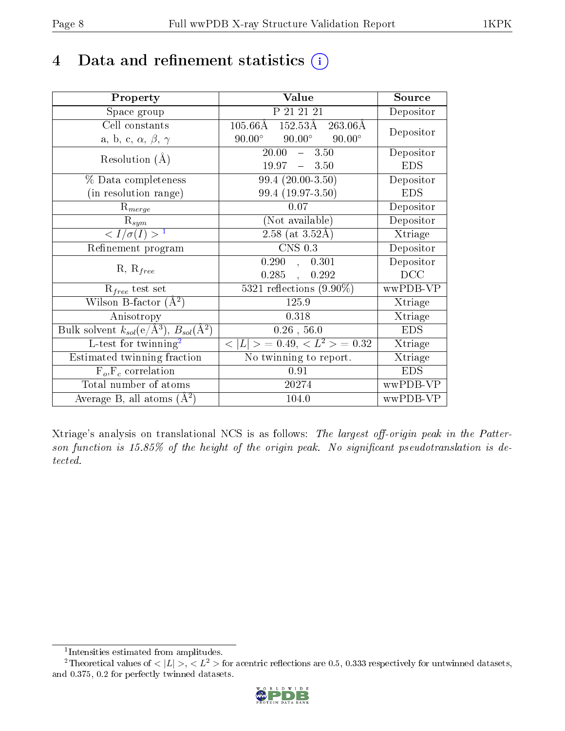# 4 Data and refinement statistics (i)

| Property | Value | Source |
|---|---|---|
| Space group | P 21 21 21 | Depositor |
| Cell constants<br>a, b, c, $\alpha$, $\beta$, $\gamma$ | 105.66Å 152.53Å 263.06Å<br>90.00° 90.00° 90.00° | Depositor |
| Resolution (Å) | 20.00 – 3.50<br>19.97 – 3.50 | Depositor<br>EDS |
| % Data completeness<br>(in resolution range) | 99.4 (20.00-3.50)<br>99.4 (19.97-3.50) | Depositor<br>EDS |
| $R_{merge}$ | 0.07 | Depositor |
| $R_{sym}$ | (Not available) | Depositor |
| $< I/\sigma(I) >$ [1] | 2.58 (at 3.52Å) | Xtriage |
| Refinement program | CNS 0.3 | Depositor |
| R, $R_{free}$ | 0.290 , 0.301<br>0.285 , 0.292 | Depositor<br>DCC |
| $R_{free}$ test set | 5321 reflections (9.90%) | wwPDB-VP |
| Wilson B-factor (Å$^2$) | 125.9 | Xtriage |
| Anisotropy | 0.318 | Xtriage |
| Bulk solvent $k_{sol}$(e/Å$^3$), $B_{sol}$(Å$^2$) | 0.26 , 56.0 | EDS |
| L-test for twinning[2] | $< \lvert L \rvert > = 0.49$, $< L^2 > = 0.32$ | Xtriage |
| Estimated twinning fraction | No twinning to report. | Xtriage |
| $F_o$,$F_c$ correlation | 0.91 | EDS |
| Total number of atoms | 20274 | wwPDB-VP |
| Average B, all atoms (Å$^2$) | 104.0 | wwPDB-VP |

Xtriage's analysis on translational NCS is as follows: *The largest off-origin peak in the Patterson function is 15.85% of the height of the origin peak. No significant pseudotranslation is detected.*

[1] Intensities estimated from amplitudes.

[2] Theoretical values of $< \lvert L \rvert >$, $< L^2 >$ for acentric reflections are 0.5, 0.333 respectively for untwinned datasets, and 0.375, 0.2 for perfectly twinned datasets.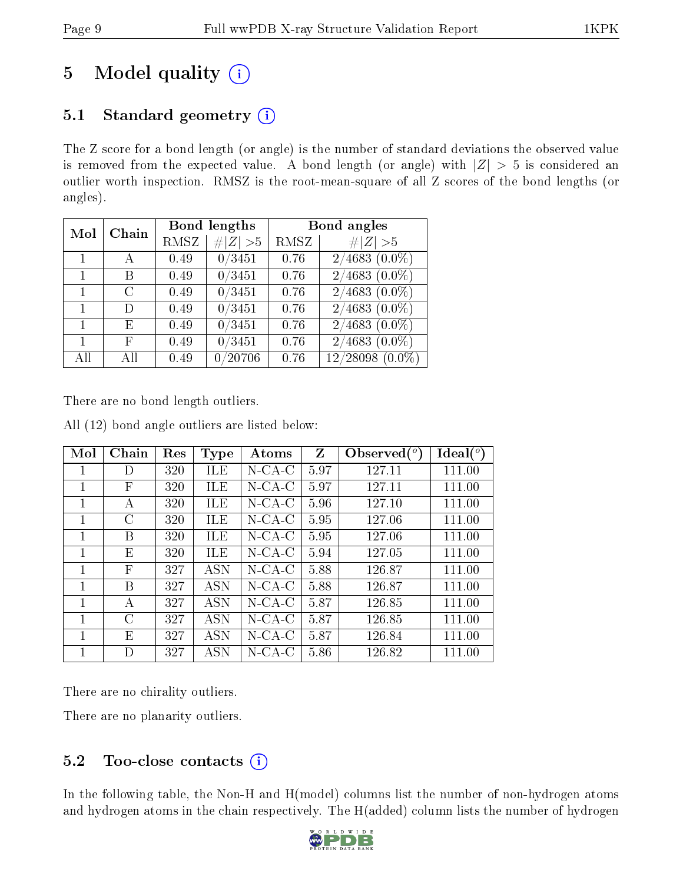# 5 Model quality

## 5.1 Standard geometry

The Z score for a bond length (or angle) is the number of standard deviations the observed value is removed from the expected value. A bond length (or angle) with $|Z| > 5$ is considered an outlier worth inspection. RMSZ is the root-mean-square of all Z scores of the bond lengths (or angles).

| Mol | Chain | Bond lengths | | Bond angles | |
|---|---|---|---|---|---|
| | | RMSZ | #\|Z\| >5 | RMSZ | #\|Z\| >5 |
| 1 | A | 0.49 | 0/3451 | 0.76 | 2/4683 (0.0%) |
| 1 | B | 0.49 | 0/3451 | 0.76 | 2/4683 (0.0%) |
| 1 | C | 0.49 | 0/3451 | 0.76 | 2/4683 (0.0%) |
| 1 | D | 0.49 | 0/3451 | 0.76 | 2/4683 (0.0%) |
| 1 | E | 0.49 | 0/3451 | 0.76 | 2/4683 (0.0%) |
| 1 | F | 0.49 | 0/3451 | 0.76 | 2/4683 (0.0%) |
| All | All | 0.49 | 0/20706 | 0.76 | 12/28098 (0.0%) |

There are no bond length outliers.

All (12) bond angle outliers are listed below:

| Mol | Chain | Res | Type | Atoms | Z | Observed(°) | Ideal(°) |
|---|---|---|---|---|---|---|---|
| 1 | D | 320 | ILE | N-CA-C | 5.97 | 127.11 | 111.00 |
| 1 | F | 320 | ILE | N-CA-C | 5.97 | 127.11 | 111.00 |
| 1 | A | 320 | ILE | N-CA-C | 5.96 | 127.10 | 111.00 |
| 1 | C | 320 | ILE | N-CA-C | 5.95 | 127.06 | 111.00 |
| 1 | B | 320 | ILE | N-CA-C | 5.95 | 127.06 | 111.00 |
| 1 | E | 320 | ILE | N-CA-C | 5.94 | 127.05 | 111.00 |
| 1 | F | 327 | ASN | N-CA-C | 5.88 | 126.87 | 111.00 |
| 1 | B | 327 | ASN | N-CA-C | 5.88 | 126.87 | 111.00 |
| 1 | A | 327 | ASN | N-CA-C | 5.87 | 126.85 | 111.00 |
| 1 | C | 327 | ASN | N-CA-C | 5.87 | 126.85 | 111.00 |
| 1 | E | 327 | ASN | N-CA-C | 5.87 | 126.84 | 111.00 |
| 1 | D | 327 | ASN | N-CA-C | 5.86 | 126.82 | 111.00 |

There are no chirality outliers.

There are no planarity outliers.

## 5.2 Too-close contacts

In the following table, the Non-H and H(model) columns list the number of non-hydrogen atoms and hydrogen atoms in the chain respectively. The H(added) column lists the number of hydrogen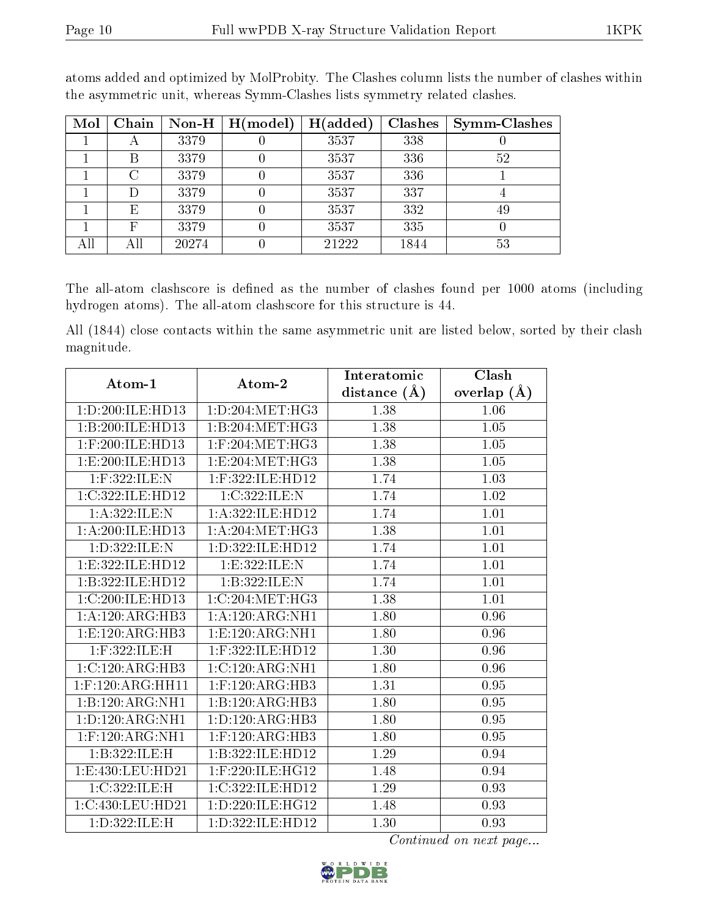atoms added and optimized by MolProbity. The Clashes column lists the number of clashes within the asymmetric unit, whereas Symm-Clashes lists symmetry related clashes.

| Mol | Chain | Non-H | H(model) | H(added) | Clashes | Symm-Clashes |
|---|---|---|---|---|---|---|
| 1 | A | 3379 | 0 | 3537 | 338 | 0 |
| 1 | B | 3379 | 0 | 3537 | 336 | 52 |
| 1 | C | 3379 | 0 | 3537 | 336 | 1 |
| 1 | D | 3379 | 0 | 3537 | 337 | 4 |
| 1 | E | 3379 | 0 | 3537 | 332 | 49 |
| 1 | F | 3379 | 0 | 3537 | 335 | 0 |
| All | All | 20274 | 0 | 21222 | 1844 | 53 |

The all-atom clashscore is defined as the number of clashes found per 1000 atoms (including hydrogen atoms). The all-atom clashscore for this structure is 44.

All (1844) close contacts within the same asymmetric unit are listed below, sorted by their clash magnitude.

| Atom-1 | Atom-2 | Interatomic distance (Å) | Clash overlap (Å) |
|---|---|---|---|
| 1:D:200:ILE:HD13 | 1:D:204:MET:HG3 | 1.38 | 1.06 |
| 1:B:200:ILE:HD13 | 1:B:204:MET:HG3 | 1.38 | 1.05 |
| 1:F:200:ILE:HD13 | 1:F:204:MET:HG3 | 1.38 | 1.05 |
| 1:E:200:ILE:HD13 | 1:E:204:MET:HG3 | 1.38 | 1.05 |
| 1:F:322:ILE:N | 1:F:322:ILE:HD12 | 1.74 | 1.03 |
| 1:C:322:ILE:HD12 | 1:C:322:ILE:N | 1.74 | 1.02 |
| 1:A:322:ILE:N | 1:A:322:ILE:HD12 | 1.74 | 1.01 |
| 1:A:200:ILE:HD13 | 1:A:204:MET:HG3 | 1.38 | 1.01 |
| 1:D:322:ILE:N | 1:D:322:ILE:HD12 | 1.74 | 1.01 |
| 1:E:322:ILE:HD12 | 1:E:322:ILE:N | 1.74 | 1.01 |
| 1:B:322:ILE:HD12 | 1:B:322:ILE:N | 1.74 | 1.01 |
| 1:C:200:ILE:HD13 | 1:C:204:MET:HG3 | 1.38 | 1.01 |
| 1:A:120:ARG:HB3 | 1:A:120:ARG:NH1 | 1.80 | 0.96 |
| 1:E:120:ARG:HB3 | 1:E:120:ARG:NH1 | 1.80 | 0.96 |
| 1:F:322:ILE:H | 1:F:322:ILE:HD12 | 1.30 | 0.96 |
| 1:C:120:ARG:HB3 | 1:C:120:ARG:NH1 | 1.80 | 0.96 |
| 1:F:120:ARG:HH11 | 1:F:120:ARG:HB3 | 1.31 | 0.95 |
| 1:B:120:ARG:NH1 | 1:B:120:ARG:HB3 | 1.80 | 0.95 |
| 1:D:120:ARG:NH1 | 1:D:120:ARG:HB3 | 1.80 | 0.95 |
| 1:F:120:ARG:NH1 | 1:F:120:ARG:HB3 | 1.80 | 0.95 |
| 1:B:322:ILE:H | 1:B:322:ILE:HD12 | 1.29 | 0.94 |
| 1:E:430:LEU:HD21 | 1:F:220:ILE:HG12 | 1.48 | 0.94 |
| 1:C:322:ILE:H | 1:C:322:ILE:HD12 | 1.29 | 0.93 |
| 1:C:430:LEU:HD21 | 1:D:220:ILE:HG12 | 1.48 | 0.93 |
| 1:D:322:ILE:H | 1:D:322:ILE:HD12 | 1.30 | 0.93 |

*Continued on next page...*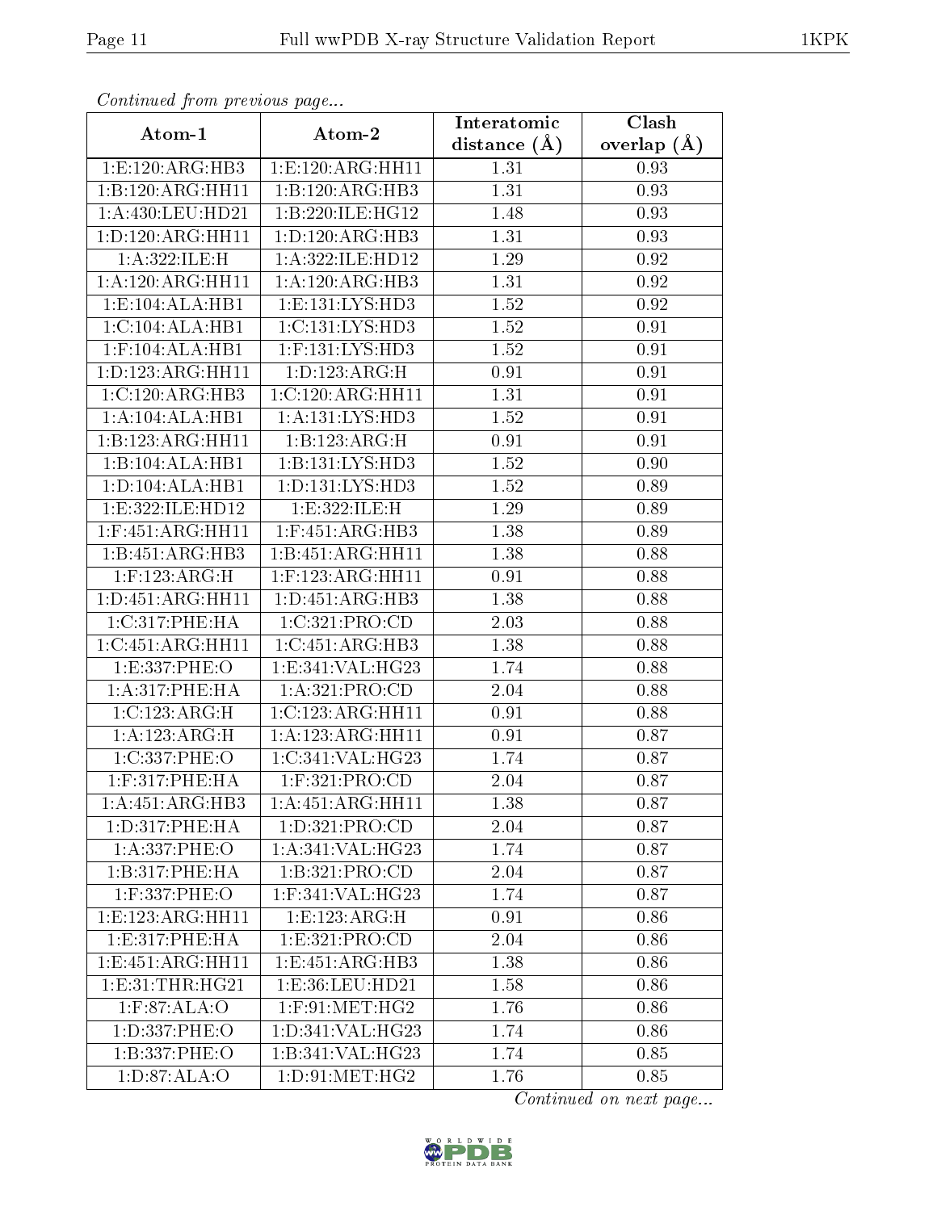*Continued from previous page...*

| Atom-1 | Atom-2 | Interatomic distance (Å) | Clash overlap (Å) |
|---|---|---|---|
| 1:E:120:ARG:HB3 | 1:E:120:ARG:HH11 | 1.31 | 0.93 |
| 1:B:120:ARG:HH11 | 1:B:120:ARG:HB3 | 1.31 | 0.93 |
| 1:A:430:LEU:HD21 | 1:B:220:ILE:HG12 | 1.48 | 0.93 |
| 1:D:120:ARG:HH11 | 1:D:120:ARG:HB3 | 1.31 | 0.93 |
| 1:A:322:ILE:H | 1:A:322:ILE:HD12 | 1.29 | 0.92 |
| 1:A:120:ARG:HH11 | 1:A:120:ARG:HB3 | 1.31 | 0.92 |
| 1:E:104:ALA:HB1 | 1:E:131:LYS:HD3 | 1.52 | 0.92 |
| 1:C:104:ALA:HB1 | 1:C:131:LYS:HD3 | 1.52 | 0.91 |
| 1:F:104:ALA:HB1 | 1:F:131:LYS:HD3 | 1.52 | 0.91 |
| 1:D:123:ARG:HH11 | 1:D:123:ARG:H | 0.91 | 0.91 |
| 1:C:120:ARG:HB3 | 1:C:120:ARG:HH11 | 1.31 | 0.91 |
| 1:A:104:ALA:HB1 | 1:A:131:LYS:HD3 | 1.52 | 0.91 |
| 1:B:123:ARG:HH11 | 1:B:123:ARG:H | 0.91 | 0.91 |
| 1:B:104:ALA:HB1 | 1:B:131:LYS:HD3 | 1.52 | 0.90 |
| 1:D:104:ALA:HB1 | 1:D:131:LYS:HD3 | 1.52 | 0.89 |
| 1:E:322:ILE:HD12 | 1:E:322:ILE:H | 1.29 | 0.89 |
| 1:F:451:ARG:HH11 | 1:F:451:ARG:HB3 | 1.38 | 0.89 |
| 1:B:451:ARG:HB3 | 1:B:451:ARG:HH11 | 1.38 | 0.88 |
| 1:F:123:ARG:H | 1:F:123:ARG:HH11 | 0.91 | 0.88 |
| 1:D:451:ARG:HH11 | 1:D:451:ARG:HB3 | 1.38 | 0.88 |
| 1:C:317:PHE:HA | 1:C:321:PRO:CD | 2.03 | 0.88 |
| 1:C:451:ARG:HH11 | 1:C:451:ARG:HB3 | 1.38 | 0.88 |
| 1:E:337:PHE:O | 1:E:341:VAL:HG23 | 1.74 | 0.88 |
| 1:A:317:PHE:HA | 1:A:321:PRO:CD | 2.04 | 0.88 |
| 1:C:123:ARG:H | 1:C:123:ARG:HH11 | 0.91 | 0.88 |
| 1:A:123:ARG:H | 1:A:123:ARG:HH11 | 0.91 | 0.87 |
| 1:C:337:PHE:O | 1:C:341:VAL:HG23 | 1.74 | 0.87 |
| 1:F:317:PHE:HA | 1:F:321:PRO:CD | 2.04 | 0.87 |
| 1:A:451:ARG:HB3 | 1:A:451:ARG:HH11 | 1.38 | 0.87 |
| 1:D:317:PHE:HA | 1:D:321:PRO:CD | 2.04 | 0.87 |
| 1:A:337:PHE:O | 1:A:341:VAL:HG23 | 1.74 | 0.87 |
| 1:B:317:PHE:HA | 1:B:321:PRO:CD | 2.04 | 0.87 |
| 1:F:337:PHE:O | 1:F:341:VAL:HG23 | 1.74 | 0.87 |
| 1:E:123:ARG:HH11 | 1:E:123:ARG:H | 0.91 | 0.86 |
| 1:E:317:PHE:HA | 1:E:321:PRO:CD | 2.04 | 0.86 |
| 1:E:451:ARG:HH11 | 1:E:451:ARG:HB3 | 1.38 | 0.86 |
| 1:E:31:THR:HG21 | 1:E:36:LEU:HD21 | 1.58 | 0.86 |
| 1:F:87:ALA:O | 1:F:91:MET:HG2 | 1.76 | 0.86 |
| 1:D:337:PHE:O | 1:D:341:VAL:HG23 | 1.74 | 0.86 |
| 1:B:337:PHE:O | 1:B:341:VAL:HG23 | 1.74 | 0.85 |
| 1:D:87:ALA:O | 1:D:91:MET:HG2 | 1.76 | 0.85 |

*Continued on next page...*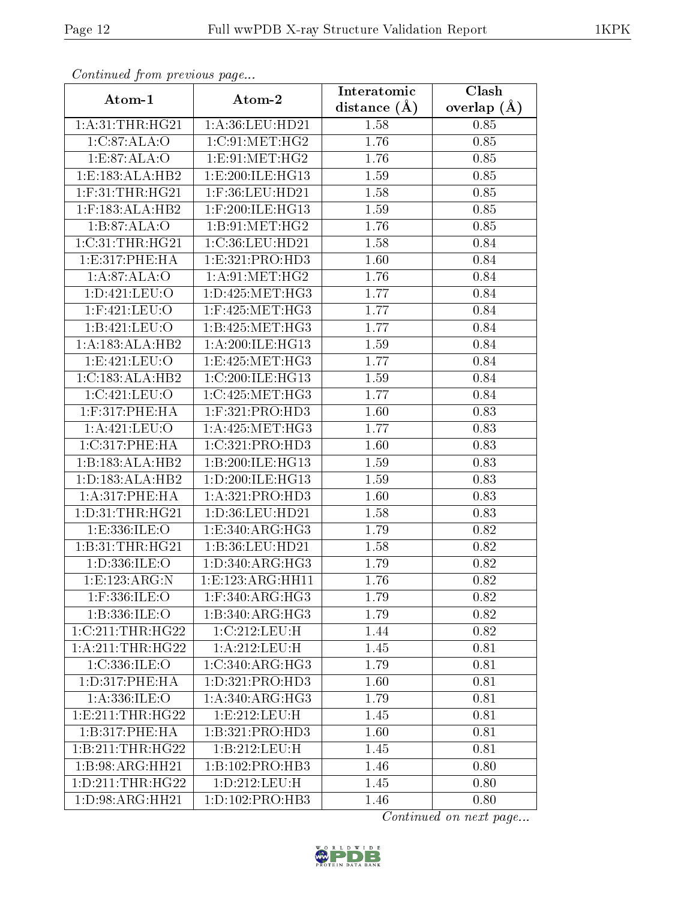*Continued from previous page...*

| Atom-1 | Atom-2 | Interatomic distance (Å) | Clash overlap (Å) |
|---|---|---|---|
| 1:A:31:THR:HG21 | 1:A:36:LEU:HD21 | 1.58 | 0.85 |
| 1:C:87:ALA:O | 1:C:91:MET:HG2 | 1.76 | 0.85 |
| 1:E:87:ALA:O | 1:E:91:MET:HG2 | 1.76 | 0.85 |
| 1:E:183:ALA:HB2 | 1:E:200:ILE:HG13 | 1.59 | 0.85 |
| 1:F:31:THR:HG21 | 1:F:36:LEU:HD21 | 1.58 | 0.85 |
| 1:F:183:ALA:HB2 | 1:F:200:ILE:HG13 | 1.59 | 0.85 |
| 1:B:87:ALA:O | 1:B:91:MET:HG2 | 1.76 | 0.85 |
| 1:C:31:THR:HG21 | 1:C:36:LEU:HD21 | 1.58 | 0.84 |
| 1:E:317:PHE:HA | 1:E:321:PRO:HD3 | 1.60 | 0.84 |
| 1:A:87:ALA:O | 1:A:91:MET:HG2 | 1.76 | 0.84 |
| 1:D:421:LEU:O | 1:D:425:MET:HG3 | 1.77 | 0.84 |
| 1:F:421:LEU:O | 1:F:425:MET:HG3 | 1.77 | 0.84 |
| 1:B:421:LEU:O | 1:B:425:MET:HG3 | 1.77 | 0.84 |
| 1:A:183:ALA:HB2 | 1:A:200:ILE:HG13 | 1.59 | 0.84 |
| 1:E:421:LEU:O | 1:E:425:MET:HG3 | 1.77 | 0.84 |
| 1:C:183:ALA:HB2 | 1:C:200:ILE:HG13 | 1.59 | 0.84 |
| 1:C:421:LEU:O | 1:C:425:MET:HG3 | 1.77 | 0.84 |
| 1:F:317:PHE:HA | 1:F:321:PRO:HD3 | 1.60 | 0.83 |
| 1:A:421:LEU:O | 1:A:425:MET:HG3 | 1.77 | 0.83 |
| 1:C:317:PHE:HA | 1:C:321:PRO:HD3 | 1.60 | 0.83 |
| 1:B:183:ALA:HB2 | 1:B:200:ILE:HG13 | 1.59 | 0.83 |
| 1:D:183:ALA:HB2 | 1:D:200:ILE:HG13 | 1.59 | 0.83 |
| 1:A:317:PHE:HA | 1:A:321:PRO:HD3 | 1.60 | 0.83 |
| 1:D:31:THR:HG21 | 1:D:36:LEU:HD21 | 1.58 | 0.83 |
| 1:E:336:ILE:O | 1:E:340:ARG:HG3 | 1.79 | 0.82 |
| 1:B:31:THR:HG21 | 1:B:36:LEU:HD21 | 1.58 | 0.82 |
| 1:D:336:ILE:O | 1:D:340:ARG:HG3 | 1.79 | 0.82 |
| 1:E:123:ARG:N | 1:E:123:ARG:HH11 | 1.76 | 0.82 |
| 1:F:336:ILE:O | 1:F:340:ARG:HG3 | 1.79 | 0.82 |
| 1:B:336:ILE:O | 1:B:340:ARG:HG3 | 1.79 | 0.82 |
| 1:C:211:THR:HG22 | 1:C:212:LEU:H | 1.44 | 0.82 |
| 1:A:211:THR:HG22 | 1:A:212:LEU:H | 1.45 | 0.81 |
| 1:C:336:ILE:O | 1:C:340:ARG:HG3 | 1.79 | 0.81 |
| 1:D:317:PHE:HA | 1:D:321:PRO:HD3 | 1.60 | 0.81 |
| 1:A:336:ILE:O | 1:A:340:ARG:HG3 | 1.79 | 0.81 |
| 1:E:211:THR:HG22 | 1:E:212:LEU:H | 1.45 | 0.81 |
| 1:B:317:PHE:HA | 1:B:321:PRO:HD3 | 1.60 | 0.81 |
| 1:B:211:THR:HG22 | 1:B:212:LEU:H | 1.45 | 0.81 |
| 1:B:98:ARG:HH21 | 1:B:102:PRO:HB3 | 1.46 | 0.80 |
| 1:D:211:THR:HG22 | 1:D:212:LEU:H | 1.45 | 0.80 |
| 1:D:98:ARG:HH21 | 1:D:102:PRO:HB3 | 1.46 | 0.80 |

*Continued on next page...*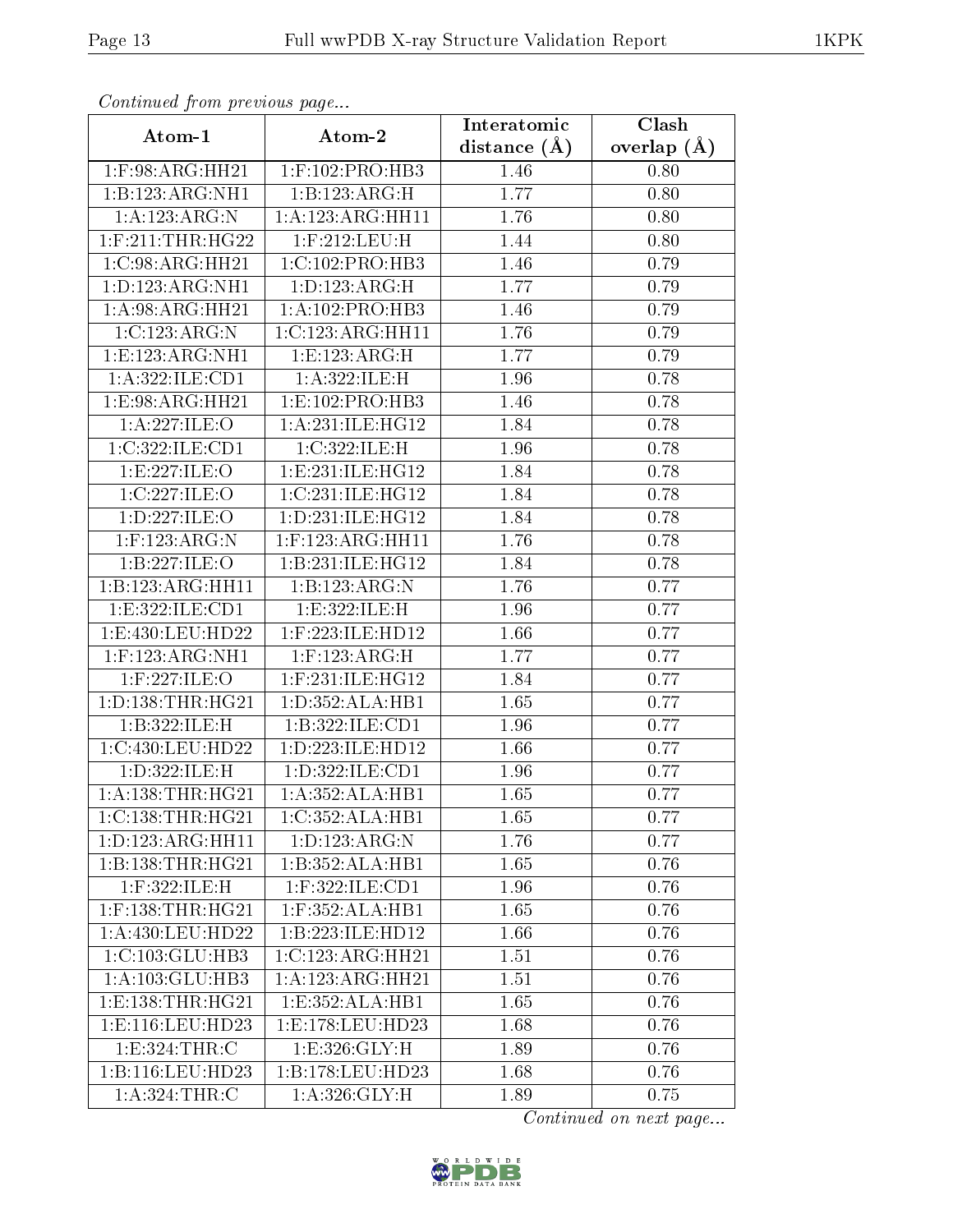*Continued from previous page...*

| Atom-1 | Atom-2 | Interatomic distance (Å) | Clash overlap (Å) |
|---|---|---|---|
| 1:F:98:ARG:HH21 | 1:F:102:PRO:HB3 | 1.46 | 0.80 |
| 1:B:123:ARG:NH1 | 1:B:123:ARG:H | 1.77 | 0.80 |
| 1:A:123:ARG:N | 1:A:123:ARG:HH11 | 1.76 | 0.80 |
| 1:F:211:THR:HG22 | 1:F:212:LEU:H | 1.44 | 0.80 |
| 1:C:98:ARG:HH21 | 1:C:102:PRO:HB3 | 1.46 | 0.79 |
| 1:D:123:ARG:NH1 | 1:D:123:ARG:H | 1.77 | 0.79 |
| 1:A:98:ARG:HH21 | 1:A:102:PRO:HB3 | 1.46 | 0.79 |
| 1:C:123:ARG:N | 1:C:123:ARG:HH11 | 1.76 | 0.79 |
| 1:E:123:ARG:NH1 | 1:E:123:ARG:H | 1.77 | 0.79 |
| 1:A:322:ILE:CD1 | 1:A:322:ILE:H | 1.96 | 0.78 |
| 1:E:98:ARG:HH21 | 1:E:102:PRO:HB3 | 1.46 | 0.78 |
| 1:A:227:ILE:O | 1:A:231:ILE:HG12 | 1.84 | 0.78 |
| 1:C:322:ILE:CD1 | 1:C:322:ILE:H | 1.96 | 0.78 |
| 1:E:227:ILE:O | 1:E:231:ILE:HG12 | 1.84 | 0.78 |
| 1:C:227:ILE:O | 1:C:231:ILE:HG12 | 1.84 | 0.78 |
| 1:D:227:ILE:O | 1:D:231:ILE:HG12 | 1.84 | 0.78 |
| 1:F:123:ARG:N | 1:F:123:ARG:HH11 | 1.76 | 0.78 |
| 1:B:227:ILE:O | 1:B:231:ILE:HG12 | 1.84 | 0.78 |
| 1:B:123:ARG:HH11 | 1:B:123:ARG:N | 1.76 | 0.77 |
| 1:E:322:ILE:CD1 | 1:E:322:ILE:H | 1.96 | 0.77 |
| 1:E:430:LEU:HD22 | 1:F:223:ILE:HD12 | 1.66 | 0.77 |
| 1:F:123:ARG:NH1 | 1:F:123:ARG:H | 1.77 | 0.77 |
| 1:F:227:ILE:O | 1:F:231:ILE:HG12 | 1.84 | 0.77 |
| 1:D:138:THR:HG21 | 1:D:352:ALA:HB1 | 1.65 | 0.77 |
| 1:B:322:ILE:H | 1:B:322:ILE:CD1 | 1.96 | 0.77 |
| 1:C:430:LEU:HD22 | 1:D:223:ILE:HD12 | 1.66 | 0.77 |
| 1:D:322:ILE:H | 1:D:322:ILE:CD1 | 1.96 | 0.77 |
| 1:A:138:THR:HG21 | 1:A:352:ALA:HB1 | 1.65 | 0.77 |
| 1:C:138:THR:HG21 | 1:C:352:ALA:HB1 | 1.65 | 0.77 |
| 1:D:123:ARG:HH11 | 1:D:123:ARG:N | 1.76 | 0.77 |
| 1:B:138:THR:HG21 | 1:B:352:ALA:HB1 | 1.65 | 0.76 |
| 1:F:322:ILE:H | 1:F:322:ILE:CD1 | 1.96 | 0.76 |
| 1:F:138:THR:HG21 | 1:F:352:ALA:HB1 | 1.65 | 0.76 |
| 1:A:430:LEU:HD22 | 1:B:223:ILE:HD12 | 1.66 | 0.76 |
| 1:C:103:GLU:HB3 | 1:C:123:ARG:HH21 | 1.51 | 0.76 |
| 1:A:103:GLU:HB3 | 1:A:123:ARG:HH21 | 1.51 | 0.76 |
| 1:E:138:THR:HG21 | 1:E:352:ALA:HB1 | 1.65 | 0.76 |
| 1:E:116:LEU:HD23 | 1:E:178:LEU:HD23 | 1.68 | 0.76 |
| 1:E:324:THR:C | 1:E:326:GLY:H | 1.89 | 0.76 |
| 1:B:116:LEU:HD23 | 1:B:178:LEU:HD23 | 1.68 | 0.76 |
| 1:A:324:THR:C | 1:A:326:GLY:H | 1.89 | 0.75 |

*Continued on next page...*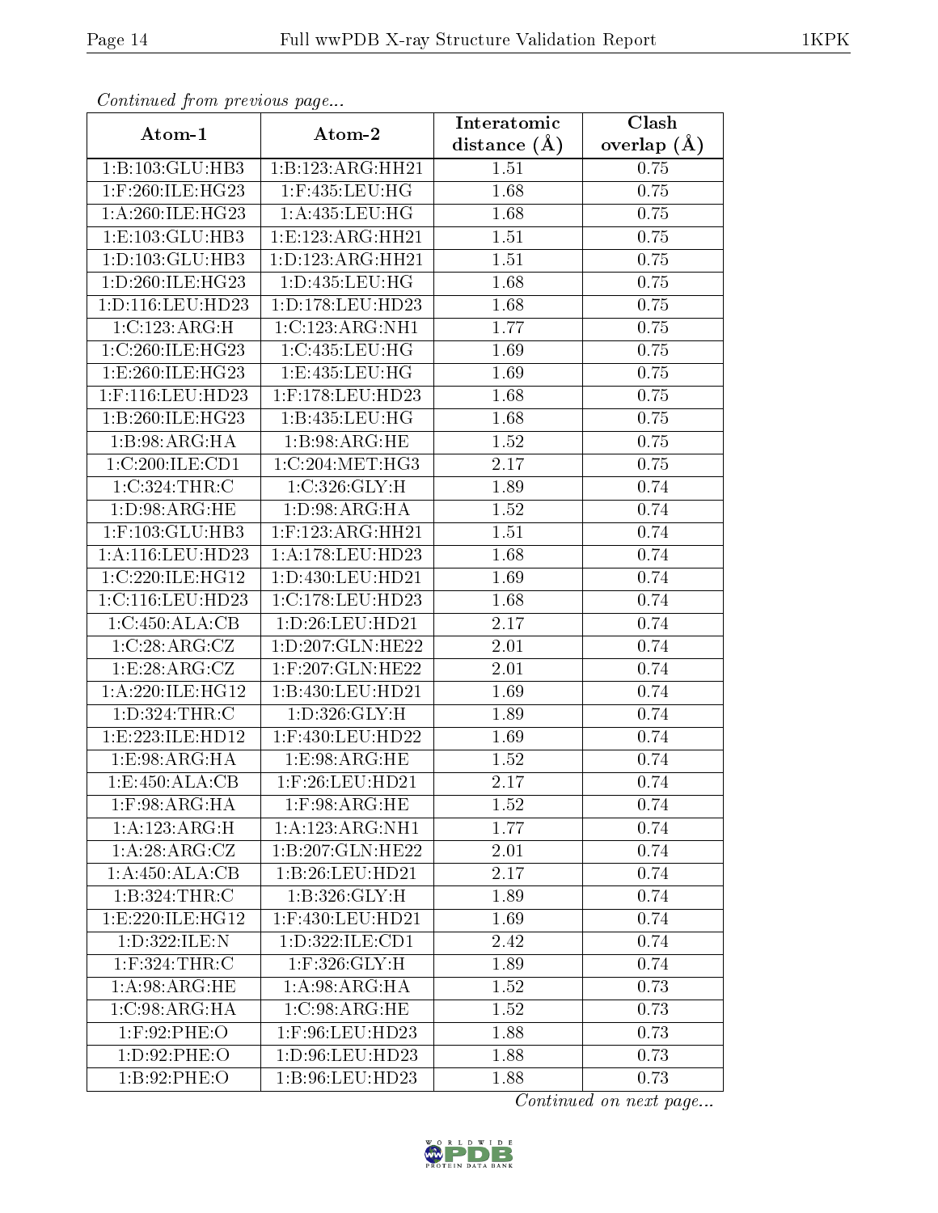*Continued from previous page...*

| Atom-1 | Atom-2 | Interatomic distance (Å) | Clash overlap (Å) |
| --- | --- | --- | --- |
| 1:B:103:GLU:HB3 | 1:B:123:ARG:HH21 | 1.51 | 0.75 |
| 1:F:260:ILE:HG23 | 1:F:435:LEU:HG | 1.68 | 0.75 |
| 1:A:260:ILE:HG23 | 1:A:435:LEU:HG | 1.68 | 0.75 |
| 1:E:103:GLU:HB3 | 1:E:123:ARG:HH21 | 1.51 | 0.75 |
| 1:D:103:GLU:HB3 | 1:D:123:ARG:HH21 | 1.51 | 0.75 |
| 1:D:260:ILE:HG23 | 1:D:435:LEU:HG | 1.68 | 0.75 |
| 1:D:116:LEU:HD23 | 1:D:178:LEU:HD23 | 1.68 | 0.75 |
| 1:C:123:ARG:H | 1:C:123:ARG:NH1 | 1.77 | 0.75 |
| 1:C:260:ILE:HG23 | 1:C:435:LEU:HG | 1.69 | 0.75 |
| 1:E:260:ILE:HG23 | 1:E:435:LEU:HG | 1.69 | 0.75 |
| 1:F:116:LEU:HD23 | 1:F:178:LEU:HD23 | 1.68 | 0.75 |
| 1:B:260:ILE:HG23 | 1:B:435:LEU:HG | 1.68 | 0.75 |
| 1:B:98:ARG:HA | 1:B:98:ARG:HE | 1.52 | 0.75 |
| 1:C:200:ILE:CD1 | 1:C:204:MET:HG3 | 2.17 | 0.75 |
| 1:C:324:THR:C | 1:C:326:GLY:H | 1.89 | 0.74 |
| 1:D:98:ARG:HE | 1:D:98:ARG:HA | 1.52 | 0.74 |
| 1:F:103:GLU:HB3 | 1:F:123:ARG:HH21 | 1.51 | 0.74 |
| 1:A:116:LEU:HD23 | 1:A:178:LEU:HD23 | 1.68 | 0.74 |
| 1:C:220:ILE:HG12 | 1:D:430:LEU:HD21 | 1.69 | 0.74 |
| 1:C:116:LEU:HD23 | 1:C:178:LEU:HD23 | 1.68 | 0.74 |
| 1:C:450:ALA:CB | 1:D:26:LEU:HD21 | 2.17 | 0.74 |
| 1:C:28:ARG:CZ | 1:D:207:GLN:HE22 | 2.01 | 0.74 |
| 1:E:28:ARG:CZ | 1:F:207:GLN:HE22 | 2.01 | 0.74 |
| 1:A:220:ILE:HG12 | 1:B:430:LEU:HD21 | 1.69 | 0.74 |
| 1:D:324:THR:C | 1:D:326:GLY:H | 1.89 | 0.74 |
| 1:E:223:ILE:HD12 | 1:F:430:LEU:HD22 | 1.69 | 0.74 |
| 1:E:98:ARG:HA | 1:E:98:ARG:HE | 1.52 | 0.74 |
| 1:E:450:ALA:CB | 1:F:26:LEU:HD21 | 2.17 | 0.74 |
| 1:F:98:ARG:HA | 1:F:98:ARG:HE | 1.52 | 0.74 |
| 1:A:123:ARG:H | 1:A:123:ARG:NH1 | 1.77 | 0.74 |
| 1:A:28:ARG:CZ | 1:B:207:GLN:HE22 | 2.01 | 0.74 |
| 1:A:450:ALA:CB | 1:B:26:LEU:HD21 | 2.17 | 0.74 |
| 1:B:324:THR:C | 1:B:326:GLY:H | 1.89 | 0.74 |
| 1:E:220:ILE:HG12 | 1:F:430:LEU:HD21 | 1.69 | 0.74 |
| 1:D:322:ILE:N | 1:D:322:ILE:CD1 | 2.42 | 0.74 |
| 1:F:324:THR:C | 1:F:326:GLY:H | 1.89 | 0.74 |
| 1:A:98:ARG:HE | 1:A:98:ARG:HA | 1.52 | 0.73 |
| 1:C:98:ARG:HA | 1:C:98:ARG:HE | 1.52 | 0.73 |
| 1:F:92:PHE:O | 1:F:96:LEU:HD23 | 1.88 | 0.73 |
| 1:D:92:PHE:O | 1:D:96:LEU:HD23 | 1.88 | 0.73 |
| 1:B:92:PHE:O | 1:B:96:LEU:HD23 | 1.88 | 0.73 |

*Continued on next page...*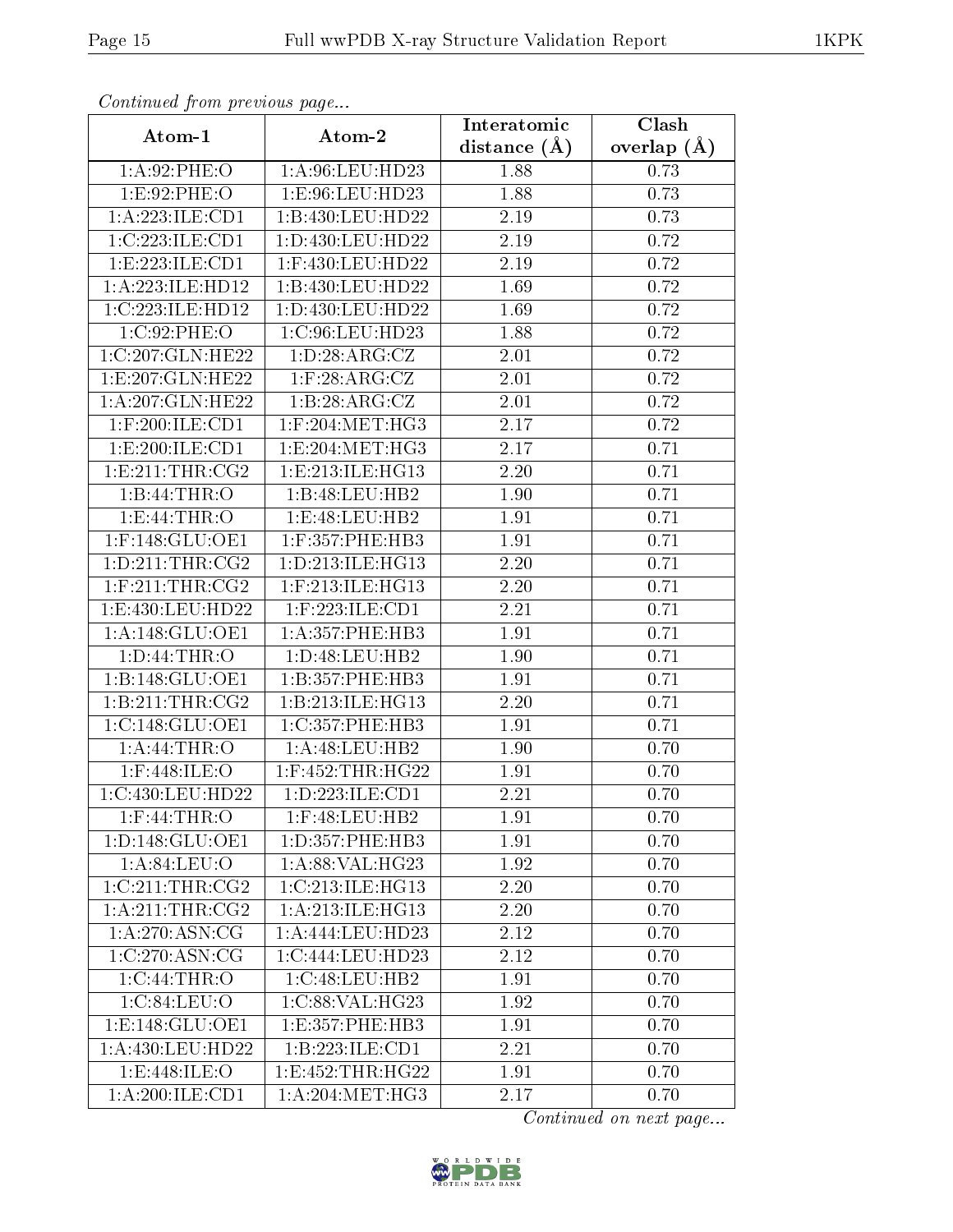*Continued from previous page...*

| Atom-1 | Atom-2 | Interatomic distance (Å) | Clash overlap (Å) |
|---|---|---|---|
| 1:A:92:PHE:O | 1:A:96:LEU:HD23 | 1.88 | 0.73 |
| 1:E:92:PHE:O | 1:E:96:LEU:HD23 | 1.88 | 0.73 |
| 1:A:223:ILE:CD1 | 1:B:430:LEU:HD22 | 2.19 | 0.73 |
| 1:C:223:ILE:CD1 | 1:D:430:LEU:HD22 | 2.19 | 0.72 |
| 1:E:223:ILE:CD1 | 1:F:430:LEU:HD22 | 2.19 | 0.72 |
| 1:A:223:ILE:HD12 | 1:B:430:LEU:HD22 | 1.69 | 0.72 |
| 1:C:223:ILE:HD12 | 1:D:430:LEU:HD22 | 1.69 | 0.72 |
| 1:C:92:PHE:O | 1:C:96:LEU:HD23 | 1.88 | 0.72 |
| 1:C:207:GLN:HE22 | 1:D:28:ARG:CZ | 2.01 | 0.72 |
| 1:E:207:GLN:HE22 | 1:F:28:ARG:CZ | 2.01 | 0.72 |
| 1:A:207:GLN:HE22 | 1:B:28:ARG:CZ | 2.01 | 0.72 |
| 1:F:200:ILE:CD1 | 1:F:204:MET:HG3 | 2.17 | 0.72 |
| 1:E:200:ILE:CD1 | 1:E:204:MET:HG3 | 2.17 | 0.71 |
| 1:E:211:THR:CG2 | 1:E:213:ILE:HG13 | 2.20 | 0.71 |
| 1:B:44:THR:O | 1:B:48:LEU:HB2 | 1.90 | 0.71 |
| 1:E:44:THR:O | 1:E:48:LEU:HB2 | 1.91 | 0.71 |
| 1:F:148:GLU:OE1 | 1:F:357:PHE:HB3 | 1.91 | 0.71 |
| 1:D:211:THR:CG2 | 1:D:213:ILE:HG13 | 2.20 | 0.71 |
| 1:F:211:THR:CG2 | 1:F:213:ILE:HG13 | 2.20 | 0.71 |
| 1:E:430:LEU:HD22 | 1:F:223:ILE:CD1 | 2.21 | 0.71 |
| 1:A:148:GLU:OE1 | 1:A:357:PHE:HB3 | 1.91 | 0.71 |
| 1:D:44:THR:O | 1:D:48:LEU:HB2 | 1.90 | 0.71 |
| 1:B:148:GLU:OE1 | 1:B:357:PHE:HB3 | 1.91 | 0.71 |
| 1:B:211:THR:CG2 | 1:B:213:ILE:HG13 | 2.20 | 0.71 |
| 1:C:148:GLU:OE1 | 1:C:357:PHE:HB3 | 1.91 | 0.71 |
| 1:A:44:THR:O | 1:A:48:LEU:HB2 | 1.90 | 0.70 |
| 1:F:448:ILE:O | 1:F:452:THR:HG22 | 1.91 | 0.70 |
| 1:C:430:LEU:HD22 | 1:D:223:ILE:CD1 | 2.21 | 0.70 |
| 1:F:44:THR:O | 1:F:48:LEU:HB2 | 1.91 | 0.70 |
| 1:D:148:GLU:OE1 | 1:D:357:PHE:HB3 | 1.91 | 0.70 |
| 1:A:84:LEU:O | 1:A:88:VAL:HG23 | 1.92 | 0.70 |
| 1:C:211:THR:CG2 | 1:C:213:ILE:HG13 | 2.20 | 0.70 |
| 1:A:211:THR:CG2 | 1:A:213:ILE:HG13 | 2.20 | 0.70 |
| 1:A:270:ASN:CG | 1:A:444:LEU:HD23 | 2.12 | 0.70 |
| 1:C:270:ASN:CG | 1:C:444:LEU:HD23 | 2.12 | 0.70 |
| 1:C:44:THR:O | 1:C:48:LEU:HB2 | 1.91 | 0.70 |
| 1:C:84:LEU:O | 1:C:88:VAL:HG23 | 1.92 | 0.70 |
| 1:E:148:GLU:OE1 | 1:E:357:PHE:HB3 | 1.91 | 0.70 |
| 1:A:430:LEU:HD22 | 1:B:223:ILE:CD1 | 2.21 | 0.70 |
| 1:E:448:ILE:O | 1:E:452:THR:HG22 | 1.91 | 0.70 |
| 1:A:200:ILE:CD1 | 1:A:204:MET:HG3 | 2.17 | 0.70 |

*Continued on next page...*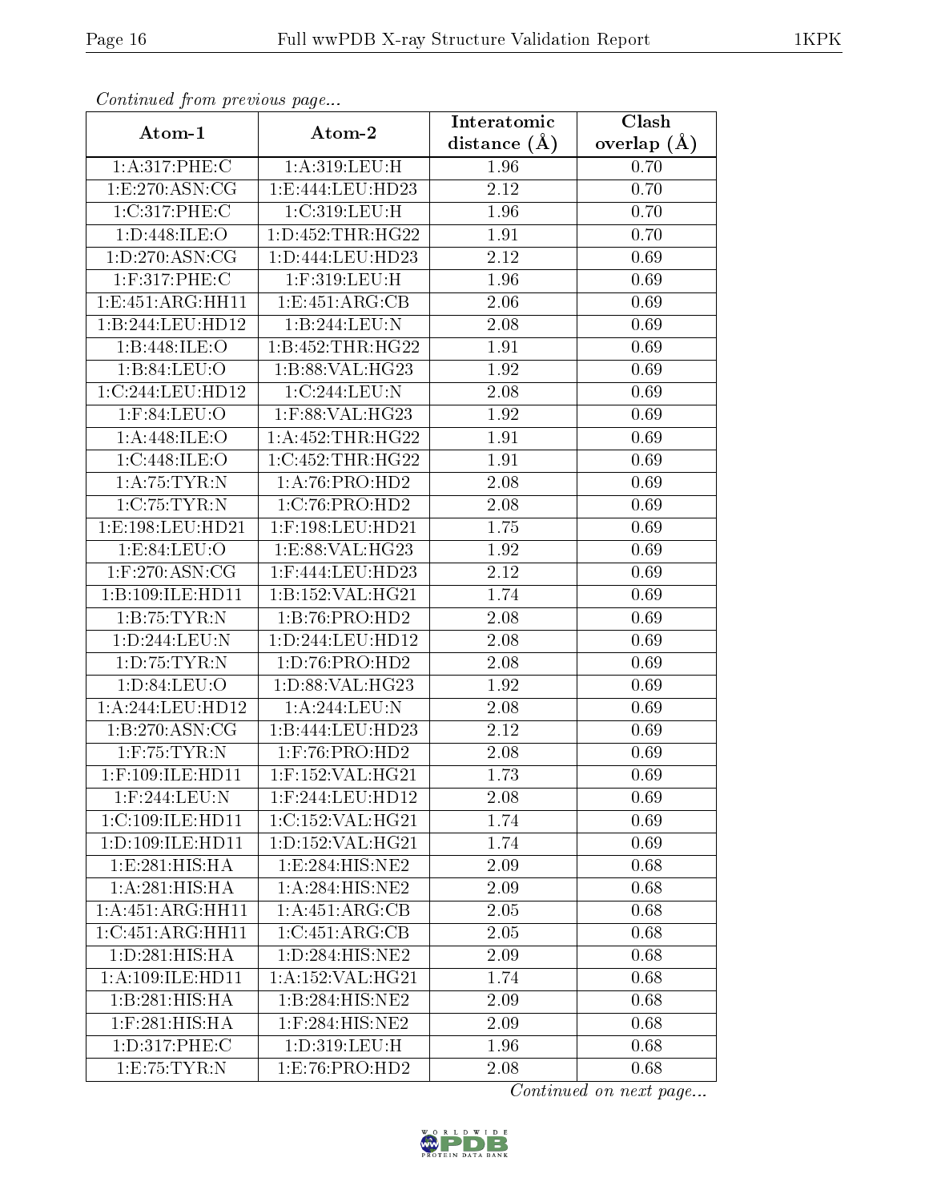*Continued from previous page...*

| Atom-1 | Atom-2 | Interatomic distance (Å) | Clash overlap (Å) |
|---|---|---|---|
| 1:A:317:PHE:C | 1:A:319:LEU:H | 1.96 | 0.70 |
| 1:E:270:ASN:CG | 1:E:444:LEU:HD23 | 2.12 | 0.70 |
| 1:C:317:PHE:C | 1:C:319:LEU:H | 1.96 | 0.70 |
| 1:D:448:ILE:O | 1:D:452:THR:HG22 | 1.91 | 0.70 |
| 1:D:270:ASN:CG | 1:D:444:LEU:HD23 | 2.12 | 0.69 |
| 1:F:317:PHE:C | 1:F:319:LEU:H | 1.96 | 0.69 |
| 1:E:451:ARG:HH11 | 1:E:451:ARG:CB | 2.06 | 0.69 |
| 1:B:244:LEU:HD12 | 1:B:244:LEU:N | 2.08 | 0.69 |
| 1:B:448:ILE:O | 1:B:452:THR:HG22 | 1.91 | 0.69 |
| 1:B:84:LEU:O | 1:B:88:VAL:HG23 | 1.92 | 0.69 |
| 1:C:244:LEU:HD12 | 1:C:244:LEU:N | 2.08 | 0.69 |
| 1:F:84:LEU:O | 1:F:88:VAL:HG23 | 1.92 | 0.69 |
| 1:A:448:ILE:O | 1:A:452:THR:HG22 | 1.91 | 0.69 |
| 1:C:448:ILE:O | 1:C:452:THR:HG22 | 1.91 | 0.69 |
| 1:A:75:TYR:N | 1:A:76:PRO:HD2 | 2.08 | 0.69 |
| 1:C:75:TYR:N | 1:C:76:PRO:HD2 | 2.08 | 0.69 |
| 1:E:198:LEU:HD21 | 1:F:198:LEU:HD21 | 1.75 | 0.69 |
| 1:E:84:LEU:O | 1:E:88:VAL:HG23 | 1.92 | 0.69 |
| 1:F:270:ASN:CG | 1:F:444:LEU:HD23 | 2.12 | 0.69 |
| 1:B:109:ILE:HD11 | 1:B:152:VAL:HG21 | 1.74 | 0.69 |
| 1:B:75:TYR:N | 1:B:76:PRO:HD2 | 2.08 | 0.69 |
| 1:D:244:LEU:N | 1:D:244:LEU:HD12 | 2.08 | 0.69 |
| 1:D:75:TYR:N | 1:D:76:PRO:HD2 | 2.08 | 0.69 |
| 1:D:84:LEU:O | 1:D:88:VAL:HG23 | 1.92 | 0.69 |
| 1:A:244:LEU:HD12 | 1:A:244:LEU:N | 2.08 | 0.69 |
| 1:B:270:ASN:CG | 1:B:444:LEU:HD23 | 2.12 | 0.69 |
| 1:F:75:TYR:N | 1:F:76:PRO:HD2 | 2.08 | 0.69 |
| 1:F:109:ILE:HD11 | 1:F:152:VAL:HG21 | 1.73 | 0.69 |
| 1:F:244:LEU:N | 1:F:244:LEU:HD12 | 2.08 | 0.69 |
| 1:C:109:ILE:HD11 | 1:C:152:VAL:HG21 | 1.74 | 0.69 |
| 1:D:109:ILE:HD11 | 1:D:152:VAL:HG21 | 1.74 | 0.69 |
| 1:E:281:HIS:HA | 1:E:284:HIS:NE2 | 2.09 | 0.68 |
| 1:A:281:HIS:HA | 1:A:284:HIS:NE2 | 2.09 | 0.68 |
| 1:A:451:ARG:HH11 | 1:A:451:ARG:CB | 2.05 | 0.68 |
| 1:C:451:ARG:HH11 | 1:C:451:ARG:CB | 2.05 | 0.68 |
| 1:D:281:HIS:HA | 1:D:284:HIS:NE2 | 2.09 | 0.68 |
| 1:A:109:ILE:HD11 | 1:A:152:VAL:HG21 | 1.74 | 0.68 |
| 1:B:281:HIS:HA | 1:B:284:HIS:NE2 | 2.09 | 0.68 |
| 1:F:281:HIS:HA | 1:F:284:HIS:NE2 | 2.09 | 0.68 |
| 1:D:317:PHE:C | 1:D:319:LEU:H | 1.96 | 0.68 |
| 1:E:75:TYR:N | 1:E:76:PRO:HD2 | 2.08 | 0.68 |

*Continued on next page...*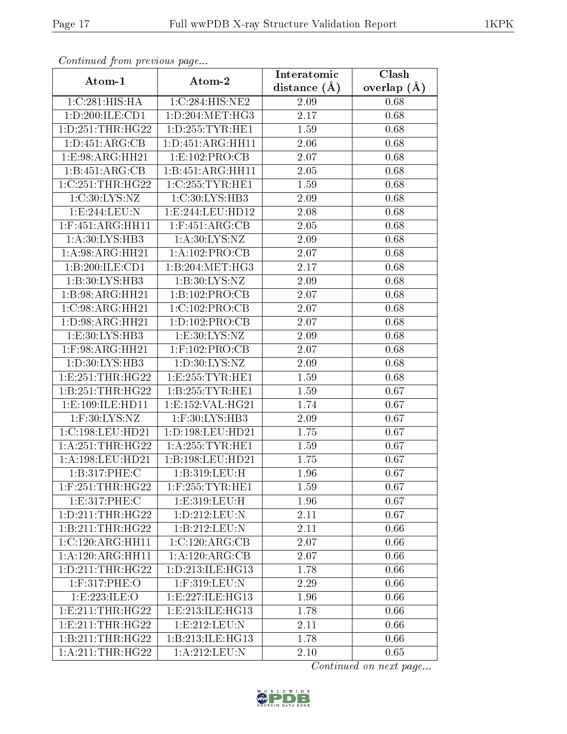*Continued from previous page...*

| Atom-1 | Atom-2 | Interatomic distance (Å) | Clash overlap (Å) |
|---|---|---|---|
| 1:C:281:HIS:HA | 1:C:284:HIS:NE2 | 2.09 | 0.68 |
| 1:D:200:ILE:CD1 | 1:D:204:MET:HG3 | 2.17 | 0.68 |
| 1:D:251:THR:HG22 | 1:D:255:TYR:HE1 | 1.59 | 0.68 |
| 1:D:451:ARG:CB | 1:D:451:ARG:HH11 | 2.06 | 0.68 |
| 1:E:98:ARG:HH21 | 1:E:102:PRO:CB | 2.07 | 0.68 |
| 1:B:451:ARG:CB | 1:B:451:ARG:HH11 | 2.05 | 0.68 |
| 1:C:251:THR:HG22 | 1:C:255:TYR:HE1 | 1.59 | 0.68 |
| 1:C:30:LYS:NZ | 1:C:30:LYS:HB3 | 2.09 | 0.68 |
| 1:E:244:LEU:N | 1:E:244:LEU:HD12 | 2.08 | 0.68 |
| 1:F:451:ARG:HH11 | 1:F:451:ARG:CB | 2.05 | 0.68 |
| 1:A:30:LYS:HB3 | 1:A:30:LYS:NZ | 2.09 | 0.68 |
| 1:A:98:ARG:HH21 | 1:A:102:PRO:CB | 2.07 | 0.68 |
| 1:B:200:ILE:CD1 | 1:B:204:MET:HG3 | 2.17 | 0.68 |
| 1:B:30:LYS:HB3 | 1:B:30:LYS:NZ | 2.09 | 0.68 |
| 1:B:98:ARG:HH21 | 1:B:102:PRO:CB | 2.07 | 0.68 |
| 1:C:98:ARG:HH21 | 1:C:102:PRO:CB | 2.07 | 0.68 |
| 1:D:98:ARG:HH21 | 1:D:102:PRO:CB | 2.07 | 0.68 |
| 1:E:30:LYS:HB3 | 1:E:30:LYS:NZ | 2.09 | 0.68 |
| 1:F:98:ARG:HH21 | 1:F:102:PRO:CB | 2.07 | 0.68 |
| 1:D:30:LYS:HB3 | 1:D:30:LYS:NZ | 2.09 | 0.68 |
| 1:E:251:THR:HG22 | 1:E:255:TYR:HE1 | 1.59 | 0.68 |
| 1:B:251:THR:HG22 | 1:B:255:TYR:HE1 | 1.59 | 0.67 |
| 1:E:109:ILE:HD11 | 1:E:152:VAL:HG21 | 1.74 | 0.67 |
| 1:F:30:LYS:NZ | 1:F:30:LYS:HB3 | 2.09 | 0.67 |
| 1:C:198:LEU:HD21 | 1:D:198:LEU:HD21 | 1.75 | 0.67 |
| 1:A:251:THR:HG22 | 1:A:255:TYR:HE1 | 1.59 | 0.67 |
| 1:A:198:LEU:HD21 | 1:B:198:LEU:HD21 | 1.75 | 0.67 |
| 1:B:317:PHE:C | 1:B:319:LEU:H | 1.96 | 0.67 |
| 1:F:251:THR:HG22 | 1:F:255:TYR:HE1 | 1.59 | 0.67 |
| 1:E:317:PHE:C | 1:E:319:LEU:H | 1.96 | 0.67 |
| 1:D:211:THR:HG22 | 1:D:212:LEU:N | 2.11 | 0.67 |
| 1:B:211:THR:HG22 | 1:B:212:LEU:N | 2.11 | 0.66 |
| 1:C:120:ARG:HH11 | 1:C:120:ARG:CB | 2.07 | 0.66 |
| 1:A:120:ARG:HH11 | 1:A:120:ARG:CB | 2.07 | 0.66 |
| 1:D:211:THR:HG22 | 1:D:213:ILE:HG13 | 1.78 | 0.66 |
| 1:F:317:PHE:O | 1:F:319:LEU:N | 2.29 | 0.66 |
| 1:E:223:ILE:O | 1:E:227:ILE:HG13 | 1.96 | 0.66 |
| 1:E:211:THR:HG22 | 1:E:213:ILE:HG13 | 1.78 | 0.66 |
| 1:E:211:THR:HG22 | 1:E:212:LEU:N | 2.11 | 0.66 |
| 1:B:211:THR:HG22 | 1:B:213:ILE:HG13 | 1.78 | 0.66 |
| 1:A:211:THR:HG22 | 1:A:212:LEU:N | 2.10 | 0.65 |

*Continued on next page...*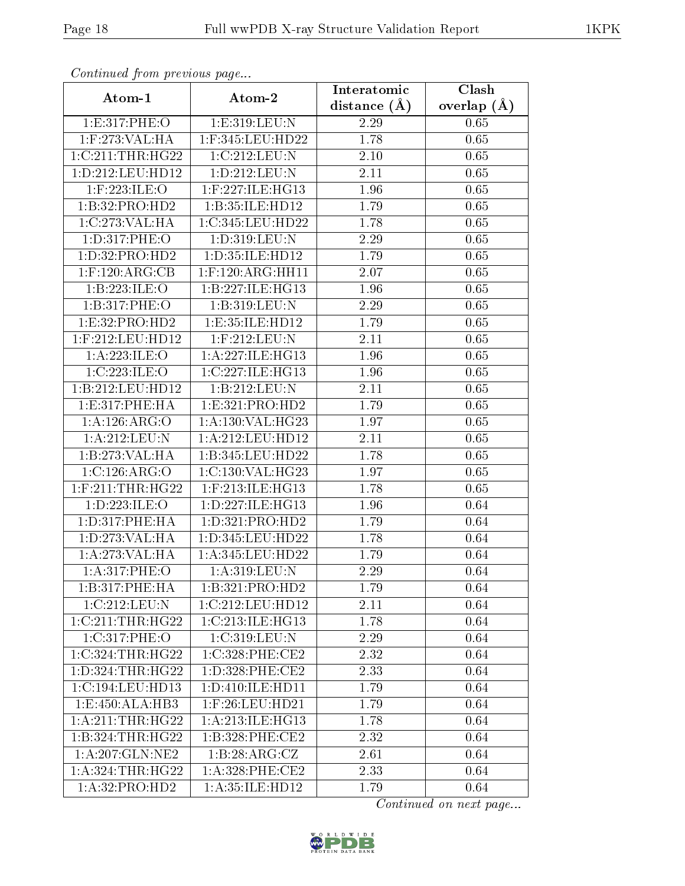*Continued from previous page...*

| Atom-1 | Atom-2 | Interatomic distance (Å) | Clash overlap (Å) |
|---|---|---|---|
| 1:E:317:PHE:O | 1:E:319:LEU:N | 2.29 | 0.65 |
| 1:F:273:VAL:HA | 1:F:345:LEU:HD22 | 1.78 | 0.65 |
| 1:C:211:THR:HG22 | 1:C:212:LEU:N | 2.10 | 0.65 |
| 1:D:212:LEU:HD12 | 1:D:212:LEU:N | 2.11 | 0.65 |
| 1:F:223:ILE:O | 1:F:227:ILE:HG13 | 1.96 | 0.65 |
| 1:B:32:PRO:HD2 | 1:B:35:ILE:HD12 | 1.79 | 0.65 |
| 1:C:273:VAL:HA | 1:C:345:LEU:HD22 | 1.78 | 0.65 |
| 1:D:317:PHE:O | 1:D:319:LEU:N | 2.29 | 0.65 |
| 1:D:32:PRO:HD2 | 1:D:35:ILE:HD12 | 1.79 | 0.65 |
| 1:F:120:ARG:CB | 1:F:120:ARG:HH11 | 2.07 | 0.65 |
| 1:B:223:ILE:O | 1:B:227:ILE:HG13 | 1.96 | 0.65 |
| 1:B:317:PHE:O | 1:B:319:LEU:N | 2.29 | 0.65 |
| 1:E:32:PRO:HD2 | 1:E:35:ILE:HD12 | 1.79 | 0.65 |
| 1:F:212:LEU:HD12 | 1:F:212:LEU:N | 2.11 | 0.65 |
| 1:A:223:ILE:O | 1:A:227:ILE:HG13 | 1.96 | 0.65 |
| 1:C:223:ILE:O | 1:C:227:ILE:HG13 | 1.96 | 0.65 |
| 1:B:212:LEU:HD12 | 1:B:212:LEU:N | 2.11 | 0.65 |
| 1:E:317:PHE:HA | 1:E:321:PRO:HD2 | 1.79 | 0.65 |
| 1:A:126:ARG:O | 1:A:130:VAL:HG23 | 1.97 | 0.65 |
| 1:A:212:LEU:N | 1:A:212:LEU:HD12 | 2.11 | 0.65 |
| 1:B:273:VAL:HA | 1:B:345:LEU:HD22 | 1.78 | 0.65 |
| 1:C:126:ARG:O | 1:C:130:VAL:HG23 | 1.97 | 0.65 |
| 1:F:211:THR:HG22 | 1:F:213:ILE:HG13 | 1.78 | 0.65 |
| 1:D:223:ILE:O | 1:D:227:ILE:HG13 | 1.96 | 0.64 |
| 1:D:317:PHE:HA | 1:D:321:PRO:HD2 | 1.79 | 0.64 |
| 1:D:273:VAL:HA | 1:D:345:LEU:HD22 | 1.78 | 0.64 |
| 1:A:273:VAL:HA | 1:A:345:LEU:HD22 | 1.79 | 0.64 |
| 1:A:317:PHE:O | 1:A:319:LEU:N | 2.29 | 0.64 |
| 1:B:317:PHE:HA | 1:B:321:PRO:HD2 | 1.79 | 0.64 |
| 1:C:212:LEU:N | 1:C:212:LEU:HD12 | 2.11 | 0.64 |
| 1:C:211:THR:HG22 | 1:C:213:ILE:HG13 | 1.78 | 0.64 |
| 1:C:317:PHE:O | 1:C:319:LEU:N | 2.29 | 0.64 |
| 1:C:324:THR:HG22 | 1:C:328:PHE:CE2 | 2.32 | 0.64 |
| 1:D:324:THR:HG22 | 1:D:328:PHE:CE2 | 2.33 | 0.64 |
| 1:C:194:LEU:HD13 | 1:D:410:ILE:HD11 | 1.79 | 0.64 |
| 1:E:450:ALA:HB3 | 1:F:26:LEU:HD21 | 1.79 | 0.64 |
| 1:A:211:THR:HG22 | 1:A:213:ILE:HG13 | 1.78 | 0.64 |
| 1:B:324:THR:HG22 | 1:B:328:PHE:CE2 | 2.32 | 0.64 |
| 1:A:207:GLN:NE2 | 1:B:28:ARG:CZ | 2.61 | 0.64 |
| 1:A:324:THR:HG22 | 1:A:328:PHE:CE2 | 2.33 | 0.64 |
| 1:A:32:PRO:HD2 | 1:A:35:ILE:HD12 | 1.79 | 0.64 |

*Continued on next page...*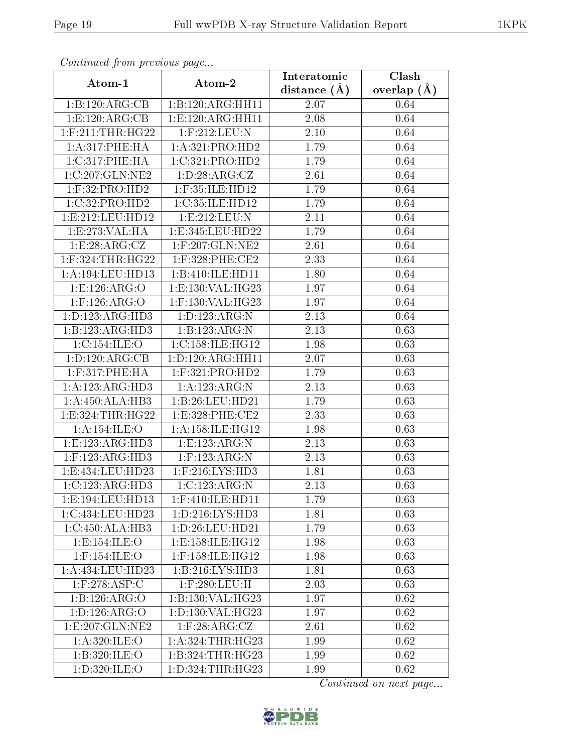*Continued from previous page...*

| Atom-1 | Atom-2 | Interatomic distance (Å) | Clash overlap (Å) |
| --- | --- | --- | --- |
| 1:B:120:ARG:CB | 1:B:120:ARG:HH11 | 2.07 | 0.64 |
| 1:E:120:ARG:CB | 1:E:120:ARG:HH11 | 2.08 | 0.64 |
| 1:F:211:THR:HG22 | 1:F:212:LEU:N | 2.10 | 0.64 |
| 1:A:317:PHE:HA | 1:A:321:PRO:HD2 | 1.79 | 0.64 |
| 1:C:317:PHE:HA | 1:C:321:PRO:HD2 | 1.79 | 0.64 |
| 1:C:207:GLN:NE2 | 1:D:28:ARG:CZ | 2.61 | 0.64 |
| 1:F:32:PRO:HD2 | 1:F:35:ILE:HD12 | 1.79 | 0.64 |
| 1:C:32:PRO:HD2 | 1:C:35:ILE:HD12 | 1.79 | 0.64 |
| 1:E:212:LEU:HD12 | 1:E:212:LEU:N | 2.11 | 0.64 |
| 1:E:273:VAL:HA | 1:E:345:LEU:HD22 | 1.79 | 0.64 |
| 1:E:28:ARG:CZ | 1:F:207:GLN:NE2 | 2.61 | 0.64 |
| 1:F:324:THR:HG22 | 1:F:328:PHE:CE2 | 2.33 | 0.64 |
| 1:A:194:LEU:HD13 | 1:B:410:ILE:HD11 | 1.80 | 0.64 |
| 1:E:126:ARG:O | 1:E:130:VAL:HG23 | 1.97 | 0.64 |
| 1:F:126:ARG:O | 1:F:130:VAL:HG23 | 1.97 | 0.64 |
| 1:D:123:ARG:HD3 | 1:D:123:ARG:N | 2.13 | 0.64 |
| 1:B:123:ARG:HD3 | 1:B:123:ARG:N | 2.13 | 0.63 |
| 1:C:154:ILE:O | 1:C:158:ILE:HG12 | 1.98 | 0.63 |
| 1:D:120:ARG:CB | 1:D:120:ARG:HH11 | 2.07 | 0.63 |
| 1:F:317:PHE:HA | 1:F:321:PRO:HD2 | 1.79 | 0.63 |
| 1:A:123:ARG:HD3 | 1:A:123:ARG:N | 2.13 | 0.63 |
| 1:A:450:ALA:HB3 | 1:B:26:LEU:HD21 | 1.79 | 0.63 |
| 1:E:324:THR:HG22 | 1:E:328:PHE:CE2 | 2.33 | 0.63 |
| 1:A:154:ILE:O | 1:A:158:ILE:HG12 | 1.98 | 0.63 |
| 1:E:123:ARG:HD3 | 1:E:123:ARG:N | 2.13 | 0.63 |
| 1:F:123:ARG:HD3 | 1:F:123:ARG:N | 2.13 | 0.63 |
| 1:E:434:LEU:HD23 | 1:F:216:LYS:HD3 | 1.81 | 0.63 |
| 1:C:123:ARG:HD3 | 1:C:123:ARG:N | 2.13 | 0.63 |
| 1:E:194:LEU:HD13 | 1:F:410:ILE:HD11 | 1.79 | 0.63 |
| 1:C:434:LEU:HD23 | 1:D:216:LYS:HD3 | 1.81 | 0.63 |
| 1:C:450:ALA:HB3 | 1:D:26:LEU:HD21 | 1.79 | 0.63 |
| 1:E:154:ILE:O | 1:E:158:ILE:HG12 | 1.98 | 0.63 |
| 1:F:154:ILE:O | 1:F:158:ILE:HG12 | 1.98 | 0.63 |
| 1:A:434:LEU:HD23 | 1:B:216:LYS:HD3 | 1.81 | 0.63 |
| 1:F:278:ASP:C | 1:F:280:LEU:H | 2.03 | 0.63 |
| 1:B:126:ARG:O | 1:B:130:VAL:HG23 | 1.97 | 0.62 |
| 1:D:126:ARG:O | 1:D:130:VAL:HG23 | 1.97 | 0.62 |
| 1:E:207:GLN:NE2 | 1:F:28:ARG:CZ | 2.61 | 0.62 |
| 1:A:320:ILE:O | 1:A:324:THR:HG23 | 1.99 | 0.62 |
| 1:B:320:ILE:O | 1:B:324:THR:HG23 | 1.99 | 0.62 |
| 1:D:320:ILE:O | 1:D:324:THR:HG23 | 1.99 | 0.62 |

*Continued on next page...*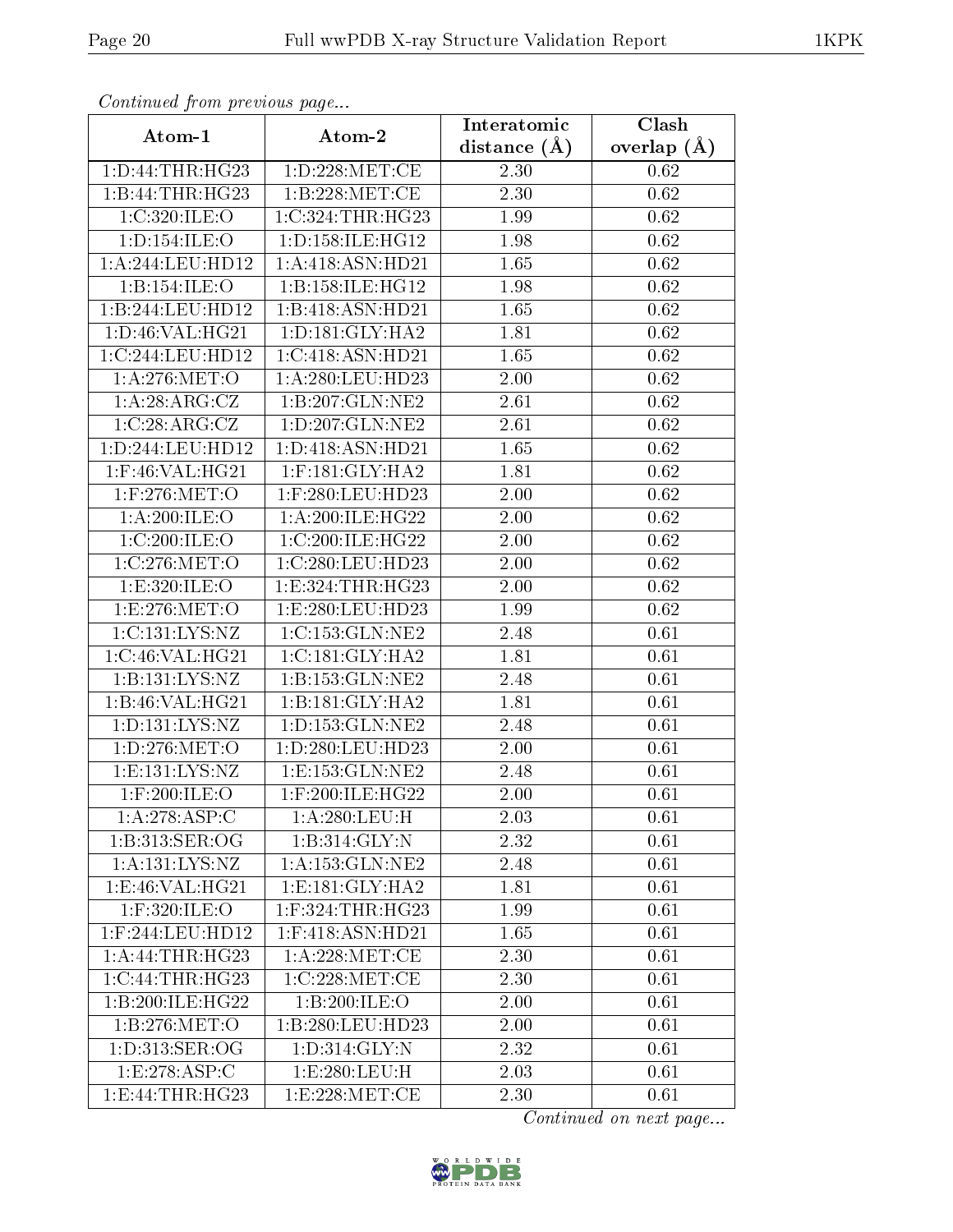*Continued from previous page...*

| Atom-1 | Atom-2 | Interatomic distance (Å) | Clash overlap (Å) |
|---|---|---|---|
| 1:D:44:THR:HG23 | 1:D:228:MET:CE | 2.30 | 0.62 |
| 1:B:44:THR:HG23 | 1:B:228:MET:CE | 2.30 | 0.62 |
| 1:C:320:ILE:O | 1:C:324:THR:HG23 | 1.99 | 0.62 |
| 1:D:154:ILE:O | 1:D:158:ILE:HG12 | 1.98 | 0.62 |
| 1:A:244:LEU:HD12 | 1:A:418:ASN:HD21 | 1.65 | 0.62 |
| 1:B:154:ILE:O | 1:B:158:ILE:HG12 | 1.98 | 0.62 |
| 1:B:244:LEU:HD12 | 1:B:418:ASN:HD21 | 1.65 | 0.62 |
| 1:D:46:VAL:HG21 | 1:D:181:GLY:HA2 | 1.81 | 0.62 |
| 1:C:244:LEU:HD12 | 1:C:418:ASN:HD21 | 1.65 | 0.62 |
| 1:A:276:MET:O | 1:A:280:LEU:HD23 | 2.00 | 0.62 |
| 1:A:28:ARG:CZ | 1:B:207:GLN:NE2 | 2.61 | 0.62 |
| 1:C:28:ARG:CZ | 1:D:207:GLN:NE2 | 2.61 | 0.62 |
| 1:D:244:LEU:HD12 | 1:D:418:ASN:HD21 | 1.65 | 0.62 |
| 1:F:46:VAL:HG21 | 1:F:181:GLY:HA2 | 1.81 | 0.62 |
| 1:F:276:MET:O | 1:F:280:LEU:HD23 | 2.00 | 0.62 |
| 1:A:200:ILE:O | 1:A:200:ILE:HG22 | 2.00 | 0.62 |
| 1:C:200:ILE:O | 1:C:200:ILE:HG22 | 2.00 | 0.62 |
| 1:C:276:MET:O | 1:C:280:LEU:HD23 | 2.00 | 0.62 |
| 1:E:320:ILE:O | 1:E:324:THR:HG23 | 2.00 | 0.62 |
| 1:E:276:MET:O | 1:E:280:LEU:HD23 | 1.99 | 0.62 |
| 1:C:131:LYS:NZ | 1:C:153:GLN:NE2 | 2.48 | 0.61 |
| 1:C:46:VAL:HG21 | 1:C:181:GLY:HA2 | 1.81 | 0.61 |
| 1:B:131:LYS:NZ | 1:B:153:GLN:NE2 | 2.48 | 0.61 |
| 1:B:46:VAL:HG21 | 1:B:181:GLY:HA2 | 1.81 | 0.61 |
| 1:D:131:LYS:NZ | 1:D:153:GLN:NE2 | 2.48 | 0.61 |
| 1:D:276:MET:O | 1:D:280:LEU:HD23 | 2.00 | 0.61 |
| 1:E:131:LYS:NZ | 1:E:153:GLN:NE2 | 2.48 | 0.61 |
| 1:F:200:ILE:O | 1:F:200:ILE:HG22 | 2.00 | 0.61 |
| 1:A:278:ASP:C | 1:A:280:LEU:H | 2.03 | 0.61 |
| 1:B:313:SER:OG | 1:B:314:GLY:N | 2.32 | 0.61 |
| 1:A:131:LYS:NZ | 1:A:153:GLN:NE2 | 2.48 | 0.61 |
| 1:E:46:VAL:HG21 | 1:E:181:GLY:HA2 | 1.81 | 0.61 |
| 1:F:320:ILE:O | 1:F:324:THR:HG23 | 1.99 | 0.61 |
| 1:F:244:LEU:HD12 | 1:F:418:ASN:HD21 | 1.65 | 0.61 |
| 1:A:44:THR:HG23 | 1:A:228:MET:CE | 2.30 | 0.61 |
| 1:C:44:THR:HG23 | 1:C:228:MET:CE | 2.30 | 0.61 |
| 1:B:200:ILE:HG22 | 1:B:200:ILE:O | 2.00 | 0.61 |
| 1:B:276:MET:O | 1:B:280:LEU:HD23 | 2.00 | 0.61 |
| 1:D:313:SER:OG | 1:D:314:GLY:N | 2.32 | 0.61 |
| 1:E:278:ASP:C | 1:E:280:LEU:H | 2.03 | 0.61 |
| 1:E:44:THR:HG23 | 1:E:228:MET:CE | 2.30 | 0.61 |

*Continued on next page...*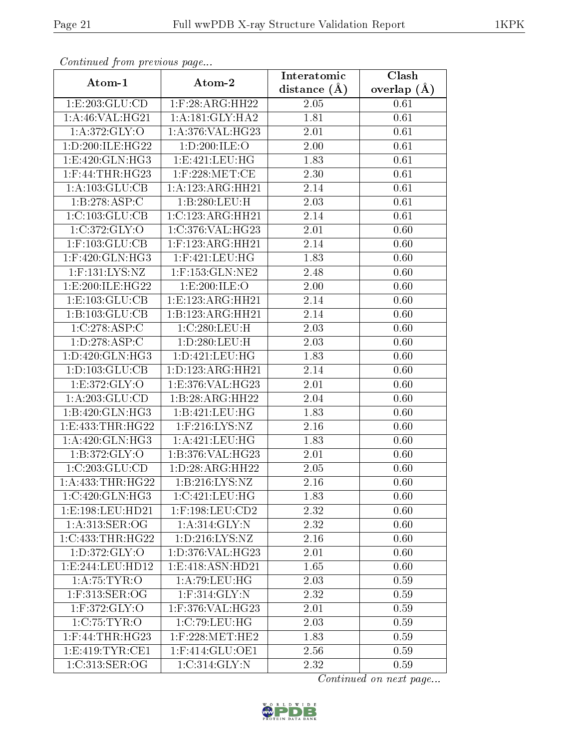*Continued from previous page...*

| Atom-1 | Atom-2 | Interatomic distance (Å) | Clash overlap (Å) |
|---|---|---|---|
| 1:E:203:GLU:CD | 1:F:28:ARG:HH22 | 2.05 | 0.61 |
| 1:A:46:VAL:HG21 | 1:A:181:GLY:HA2 | 1.81 | 0.61 |
| 1:A:372:GLY:O | 1:A:376:VAL:HG23 | 2.01 | 0.61 |
| 1:D:200:ILE:HG22 | 1:D:200:ILE:O | 2.00 | 0.61 |
| 1:E:420:GLN:HG3 | 1:E:421:LEU:HG | 1.83 | 0.61 |
| 1:F:44:THR:HG23 | 1:F:228:MET:CE | 2.30 | 0.61 |
| 1:A:103:GLU:CB | 1:A:123:ARG:HH21 | 2.14 | 0.61 |
| 1:B:278:ASP:C | 1:B:280:LEU:H | 2.03 | 0.61 |
| 1:C:103:GLU:CB | 1:C:123:ARG:HH21 | 2.14 | 0.61 |
| 1:C:372:GLY:O | 1:C:376:VAL:HG23 | 2.01 | 0.60 |
| 1:F:103:GLU:CB | 1:F:123:ARG:HH21 | 2.14 | 0.60 |
| 1:F:420:GLN:HG3 | 1:F:421:LEU:HG | 1.83 | 0.60 |
| 1:F:131:LYS:NZ | 1:F:153:GLN:NE2 | 2.48 | 0.60 |
| 1:E:200:ILE:HG22 | 1:E:200:ILE:O | 2.00 | 0.60 |
| 1:E:103:GLU:CB | 1:E:123:ARG:HH21 | 2.14 | 0.60 |
| 1:B:103:GLU:CB | 1:B:123:ARG:HH21 | 2.14 | 0.60 |
| 1:C:278:ASP:C | 1:C:280:LEU:H | 2.03 | 0.60 |
| 1:D:278:ASP:C | 1:D:280:LEU:H | 2.03 | 0.60 |
| 1:D:420:GLN:HG3 | 1:D:421:LEU:HG | 1.83 | 0.60 |
| 1:D:103:GLU:CB | 1:D:123:ARG:HH21 | 2.14 | 0.60 |
| 1:E:372:GLY:O | 1:E:376:VAL:HG23 | 2.01 | 0.60 |
| 1:A:203:GLU:CD | 1:B:28:ARG:HH22 | 2.04 | 0.60 |
| 1:B:420:GLN:HG3 | 1:B:421:LEU:HG | 1.83 | 0.60 |
| 1:E:433:THR:HG22 | 1:F:216:LYS:NZ | 2.16 | 0.60 |
| 1:A:420:GLN:HG3 | 1:A:421:LEU:HG | 1.83 | 0.60 |
| 1:B:372:GLY:O | 1:B:376:VAL:HG23 | 2.01 | 0.60 |
| 1:C:203:GLU:CD | 1:D:28:ARG:HH22 | 2.05 | 0.60 |
| 1:A:433:THR:HG22 | 1:B:216:LYS:NZ | 2.16 | 0.60 |
| 1:C:420:GLN:HG3 | 1:C:421:LEU:HG | 1.83 | 0.60 |
| 1:E:198:LEU:HD21 | 1:F:198:LEU:CD2 | 2.32 | 0.60 |
| 1:A:313:SER:OG | 1:A:314:GLY:N | 2.32 | 0.60 |
| 1:C:433:THR:HG22 | 1:D:216:LYS:NZ | 2.16 | 0.60 |
| 1:D:372:GLY:O | 1:D:376:VAL:HG23 | 2.01 | 0.60 |
| 1:E:244:LEU:HD12 | 1:E:418:ASN:HD21 | 1.65 | 0.60 |
| 1:A:75:TYR:O | 1:A:79:LEU:HG | 2.03 | 0.59 |
| 1:F:313:SER:OG | 1:F:314:GLY:N | 2.32 | 0.59 |
| 1:F:372:GLY:O | 1:F:376:VAL:HG23 | 2.01 | 0.59 |
| 1:C:75:TYR:O | 1:C:79:LEU:HG | 2.03 | 0.59 |
| 1:F:44:THR:HG23 | 1:F:228:MET:HE2 | 1.83 | 0.59 |
| 1:E:419:TYR:CE1 | 1:F:414:GLU:OE1 | 2.56 | 0.59 |
| 1:C:313:SER:OG | 1:C:314:GLY:N | 2.32 | 0.59 |

*Continued on next page...*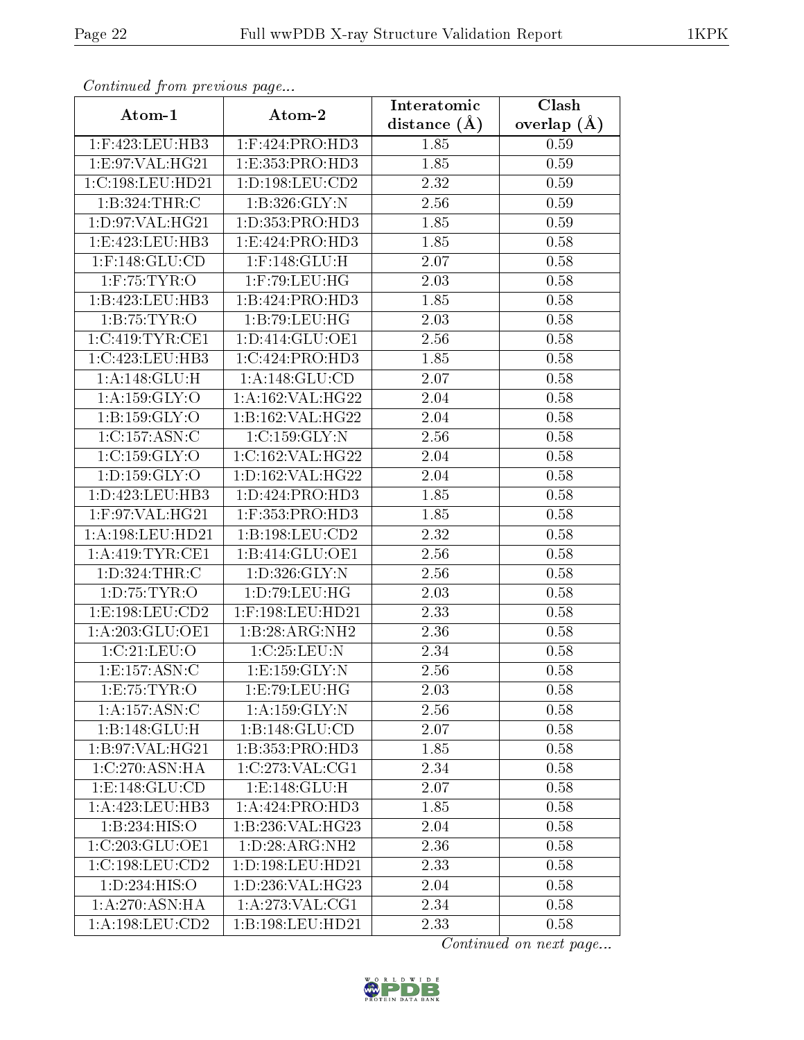*Continued from previous page...*

| Atom-1 | Atom-2 | Interatomic distance (Å) | Clash overlap (Å) |
|---|---|---|---|
| 1:F:423:LEU:HB3 | 1:F:424:PRO:HD3 | 1.85 | 0.59 |
| 1:E:97:VAL:HG21 | 1:E:353:PRO:HD3 | 1.85 | 0.59 |
| 1:C:198:LEU:HD21 | 1:D:198:LEU:CD2 | 2.32 | 0.59 |
| 1:B:324:THR:C | 1:B:326:GLY:N | 2.56 | 0.59 |
| 1:D:97:VAL:HG21 | 1:D:353:PRO:HD3 | 1.85 | 0.59 |
| 1:E:423:LEU:HB3 | 1:E:424:PRO:HD3 | 1.85 | 0.58 |
| 1:F:148:GLU:CD | 1:F:148:GLU:H | 2.07 | 0.58 |
| 1:F:75:TYR:O | 1:F:79:LEU:HG | 2.03 | 0.58 |
| 1:B:423:LEU:HB3 | 1:B:424:PRO:HD3 | 1.85 | 0.58 |
| 1:B:75:TYR:O | 1:B:79:LEU:HG | 2.03 | 0.58 |
| 1:C:419:TYR:CE1 | 1:D:414:GLU:OE1 | 2.56 | 0.58 |
| 1:C:423:LEU:HB3 | 1:C:424:PRO:HD3 | 1.85 | 0.58 |
| 1:A:148:GLU:H | 1:A:148:GLU:CD | 2.07 | 0.58 |
| 1:A:159:GLY:O | 1:A:162:VAL:HG22 | 2.04 | 0.58 |
| 1:B:159:GLY:O | 1:B:162:VAL:HG22 | 2.04 | 0.58 |
| 1:C:157:ASN:C | 1:C:159:GLY:N | 2.56 | 0.58 |
| 1:C:159:GLY:O | 1:C:162:VAL:HG22 | 2.04 | 0.58 |
| 1:D:159:GLY:O | 1:D:162:VAL:HG22 | 2.04 | 0.58 |
| 1:D:423:LEU:HB3 | 1:D:424:PRO:HD3 | 1.85 | 0.58 |
| 1:F:97:VAL:HG21 | 1:F:353:PRO:HD3 | 1.85 | 0.58 |
| 1:A:198:LEU:HD21 | 1:B:198:LEU:CD2 | 2.32 | 0.58 |
| 1:A:419:TYR:CE1 | 1:B:414:GLU:OE1 | 2.56 | 0.58 |
| 1:D:324:THR:C | 1:D:326:GLY:N | 2.56 | 0.58 |
| 1:D:75:TYR:O | 1:D:79:LEU:HG | 2.03 | 0.58 |
| 1:E:198:LEU:CD2 | 1:F:198:LEU:HD21 | 2.33 | 0.58 |
| 1:A:203:GLU:OE1 | 1:B:28:ARG:NH2 | 2.36 | 0.58 |
| 1:C:21:LEU:O | 1:C:25:LEU:N | 2.34 | 0.58 |
| 1:E:157:ASN:C | 1:E:159:GLY:N | 2.56 | 0.58 |
| 1:E:75:TYR:O | 1:E:79:LEU:HG | 2.03 | 0.58 |
| 1:A:157:ASN:C | 1:A:159:GLY:N | 2.56 | 0.58 |
| 1:B:148:GLU:H | 1:B:148:GLU:CD | 2.07 | 0.58 |
| 1:B:97:VAL:HG21 | 1:B:353:PRO:HD3 | 1.85 | 0.58 |
| 1:C:270:ASN:HA | 1:C:273:VAL:CG1 | 2.34 | 0.58 |
| 1:E:148:GLU:CD | 1:E:148:GLU:H | 2.07 | 0.58 |
| 1:A:423:LEU:HB3 | 1:A:424:PRO:HD3 | 1.85 | 0.58 |
| 1:B:234:HIS:O | 1:B:236:VAL:HG23 | 2.04 | 0.58 |
| 1:C:203:GLU:OE1 | 1:D:28:ARG:NH2 | 2.36 | 0.58 |
| 1:C:198:LEU:CD2 | 1:D:198:LEU:HD21 | 2.33 | 0.58 |
| 1:D:234:HIS:O | 1:D:236:VAL:HG23 | 2.04 | 0.58 |
| 1:A:270:ASN:HA | 1:A:273:VAL:CG1 | 2.34 | 0.58 |
| 1:A:198:LEU:CD2 | 1:B:198:LEU:HD21 | 2.33 | 0.58 |

*Continued on next page...*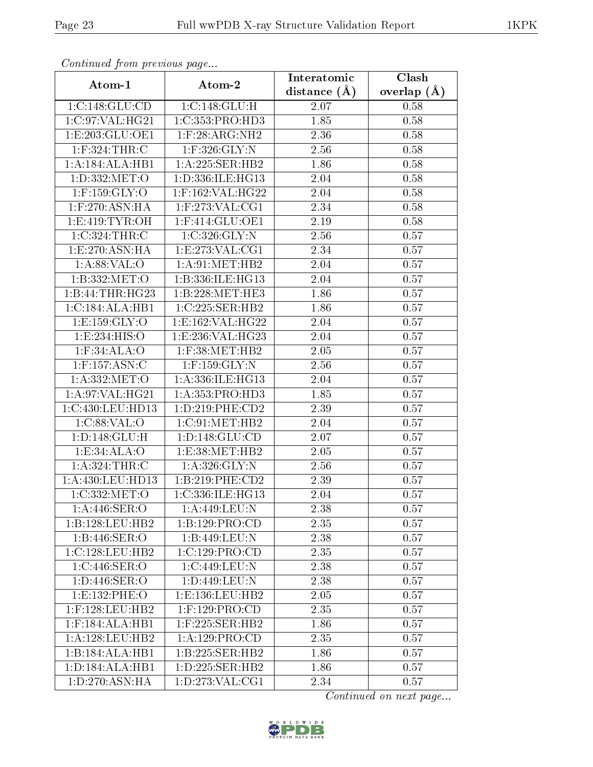*Continued from previous page...*

| Atom-1 | Atom-2 | Interatomic distance (Å) | Clash overlap (Å) |
|---|---|---|---|
| 1:C:148:GLU:CD | 1:C:148:GLU:H | 2.07 | 0.58 |
| 1:C:97:VAL:HG21 | 1:C:353:PRO:HD3 | 1.85 | 0.58 |
| 1:E:203:GLU:OE1 | 1:F:28:ARG:NH2 | 2.36 | 0.58 |
| 1:F:324:THR:C | 1:F:326:GLY:N | 2.56 | 0.58 |
| 1:A:184:ALA:HB1 | 1:A:225:SER:HB2 | 1.86 | 0.58 |
| 1:D:332:MET:O | 1:D:336:ILE:HG13 | 2.04 | 0.58 |
| 1:F:159:GLY:O | 1:F:162:VAL:HG22 | 2.04 | 0.58 |
| 1:F:270:ASN:HA | 1:F:273:VAL:CG1 | 2.34 | 0.58 |
| 1:E:419:TYR:OH | 1:F:414:GLU:OE1 | 2.19 | 0.58 |
| 1:C:324:THR:C | 1:C:326:GLY:N | 2.56 | 0.57 |
| 1:E:270:ASN:HA | 1:E:273:VAL:CG1 | 2.34 | 0.57 |
| 1:A:88:VAL:O | 1:A:91:MET:HB2 | 2.04 | 0.57 |
| 1:B:332:MET:O | 1:B:336:ILE:HG13 | 2.04 | 0.57 |
| 1:B:44:THR:HG23 | 1:B:228:MET:HE3 | 1.86 | 0.57 |
| 1:C:184:ALA:HB1 | 1:C:225:SER:HB2 | 1.86 | 0.57 |
| 1:E:159:GLY:O | 1:E:162:VAL:HG22 | 2.04 | 0.57 |
| 1:E:234:HIS:O | 1:E:236:VAL:HG23 | 2.04 | 0.57 |
| 1:F:34:ALA:O | 1:F:38:MET:HB2 | 2.05 | 0.57 |
| 1:F:157:ASN:C | 1:F:159:GLY:N | 2.56 | 0.57 |
| 1:A:332:MET:O | 1:A:336:ILE:HG13 | 2.04 | 0.57 |
| 1:A:97:VAL:HG21 | 1:A:353:PRO:HD3 | 1.85 | 0.57 |
| 1:C:430:LEU:HD13 | 1:D:219:PHE:CD2 | 2.39 | 0.57 |
| 1:C:88:VAL:O | 1:C:91:MET:HB2 | 2.04 | 0.57 |
| 1:D:148:GLU:H | 1:D:148:GLU:CD | 2.07 | 0.57 |
| 1:E:34:ALA:O | 1:E:38:MET:HB2 | 2.05 | 0.57 |
| 1:A:324:THR:C | 1:A:326:GLY:N | 2.56 | 0.57 |
| 1:A:430:LEU:HD13 | 1:B:219:PHE:CD2 | 2.39 | 0.57 |
| 1:C:332:MET:O | 1:C:336:ILE:HG13 | 2.04 | 0.57 |
| 1:A:446:SER:O | 1:A:449:LEU:N | 2.38 | 0.57 |
| 1:B:128:LEU:HB2 | 1:B:129:PRO:CD | 2.35 | 0.57 |
| 1:B:446:SER:O | 1:B:449:LEU:N | 2.38 | 0.57 |
| 1:C:128:LEU:HB2 | 1:C:129:PRO:CD | 2.35 | 0.57 |
| 1:C:446:SER:O | 1:C:449:LEU:N | 2.38 | 0.57 |
| 1:D:446:SER:O | 1:D:449:LEU:N | 2.38 | 0.57 |
| 1:E:132:PHE:O | 1:E:136:LEU:HB2 | 2.05 | 0.57 |
| 1:F:128:LEU:HB2 | 1:F:129:PRO:CD | 2.35 | 0.57 |
| 1:F:184:ALA:HB1 | 1:F:225:SER:HB2 | 1.86 | 0.57 |
| 1:A:128:LEU:HB2 | 1:A:129:PRO:CD | 2.35 | 0.57 |
| 1:B:184:ALA:HB1 | 1:B:225:SER:HB2 | 1.86 | 0.57 |
| 1:D:184:ALA:HB1 | 1:D:225:SER:HB2 | 1.86 | 0.57 |
| 1:D:270:ASN:HA | 1:D:273:VAL:CG1 | 2.34 | 0.57 |

*Continued on next page...*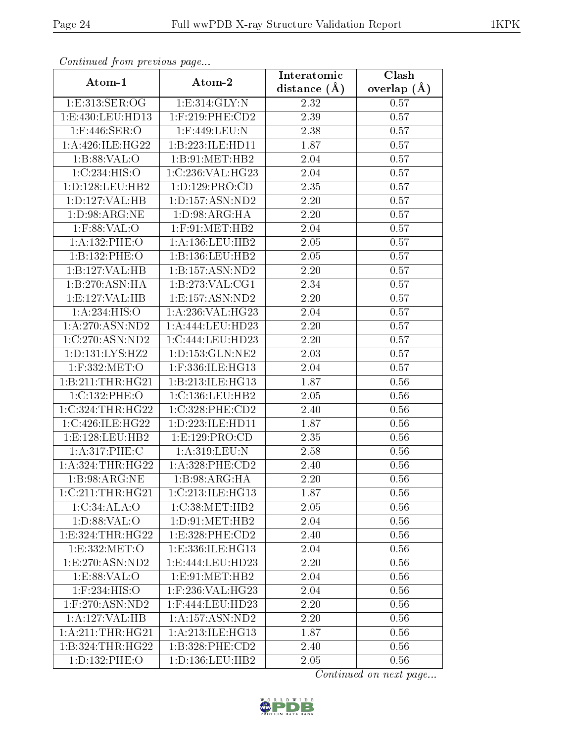*Continued from previous page...*

| Atom-1 | Atom-2 | Interatomic distance (Å) | Clash overlap (Å) |
|---|---|---|---|
| 1:E:313:SER:OG | 1:E:314:GLY:N | 2.32 | 0.57 |
| 1:E:430:LEU:HD13 | 1:F:219:PHE:CD2 | 2.39 | 0.57 |
| 1:F:446:SER:O | 1:F:449:LEU:N | 2.38 | 0.57 |
| 1:A:426:ILE:HG22 | 1:B:223:ILE:HD11 | 1.87 | 0.57 |
| 1:B:88:VAL:O | 1:B:91:MET:HB2 | 2.04 | 0.57 |
| 1:C:234:HIS:O | 1:C:236:VAL:HG23 | 2.04 | 0.57 |
| 1:D:128:LEU:HB2 | 1:D:129:PRO:CD | 2.35 | 0.57 |
| 1:D:127:VAL:HB | 1:D:157:ASN:ND2 | 2.20 | 0.57 |
| 1:D:98:ARG:NE | 1:D:98:ARG:HA | 2.20 | 0.57 |
| 1:F:88:VAL:O | 1:F:91:MET:HB2 | 2.04 | 0.57 |
| 1:A:132:PHE:O | 1:A:136:LEU:HB2 | 2.05 | 0.57 |
| 1:B:132:PHE:O | 1:B:136:LEU:HB2 | 2.05 | 0.57 |
| 1:B:127:VAL:HB | 1:B:157:ASN:ND2 | 2.20 | 0.57 |
| 1:B:270:ASN:HA | 1:B:273:VAL:CG1 | 2.34 | 0.57 |
| 1:E:127:VAL:HB | 1:E:157:ASN:ND2 | 2.20 | 0.57 |
| 1:A:234:HIS:O | 1:A:236:VAL:HG23 | 2.04 | 0.57 |
| 1:A:270:ASN:ND2 | 1:A:444:LEU:HD23 | 2.20 | 0.57 |
| 1:C:270:ASN:ND2 | 1:C:444:LEU:HD23 | 2.20 | 0.57 |
| 1:D:131:LYS:HZ2 | 1:D:153:GLN:NE2 | 2.03 | 0.57 |
| 1:F:332:MET:O | 1:F:336:ILE:HG13 | 2.04 | 0.57 |
| 1:B:211:THR:HG21 | 1:B:213:ILE:HG13 | 1.87 | 0.56 |
| 1:C:132:PHE:O | 1:C:136:LEU:HB2 | 2.05 | 0.56 |
| 1:C:324:THR:HG22 | 1:C:328:PHE:CD2 | 2.40 | 0.56 |
| 1:C:426:ILE:HG22 | 1:D:223:ILE:HD11 | 1.87 | 0.56 |
| 1:E:128:LEU:HB2 | 1:E:129:PRO:CD | 2.35 | 0.56 |
| 1:A:317:PHE:C | 1:A:319:LEU:N | 2.58 | 0.56 |
| 1:A:324:THR:HG22 | 1:A:328:PHE:CD2 | 2.40 | 0.56 |
| 1:B:98:ARG:NE | 1:B:98:ARG:HA | 2.20 | 0.56 |
| 1:C:211:THR:HG21 | 1:C:213:ILE:HG13 | 1.87 | 0.56 |
| 1:C:34:ALA:O | 1:C:38:MET:HB2 | 2.05 | 0.56 |
| 1:D:88:VAL:O | 1:D:91:MET:HB2 | 2.04 | 0.56 |
| 1:E:324:THR:HG22 | 1:E:328:PHE:CD2 | 2.40 | 0.56 |
| 1:E:332:MET:O | 1:E:336:ILE:HG13 | 2.04 | 0.56 |
| 1:E:270:ASN:ND2 | 1:E:444:LEU:HD23 | 2.20 | 0.56 |
| 1:E:88:VAL:O | 1:E:91:MET:HB2 | 2.04 | 0.56 |
| 1:F:234:HIS:O | 1:F:236:VAL:HG23 | 2.04 | 0.56 |
| 1:F:270:ASN:ND2 | 1:F:444:LEU:HD23 | 2.20 | 0.56 |
| 1:A:127:VAL:HB | 1:A:157:ASN:ND2 | 2.20 | 0.56 |
| 1:A:211:THR:HG21 | 1:A:213:ILE:HG13 | 1.87 | 0.56 |
| 1:B:324:THR:HG22 | 1:B:328:PHE:CD2 | 2.40 | 0.56 |
| 1:D:132:PHE:O | 1:D:136:LEU:HB2 | 2.05 | 0.56 |

*Continued on next page...*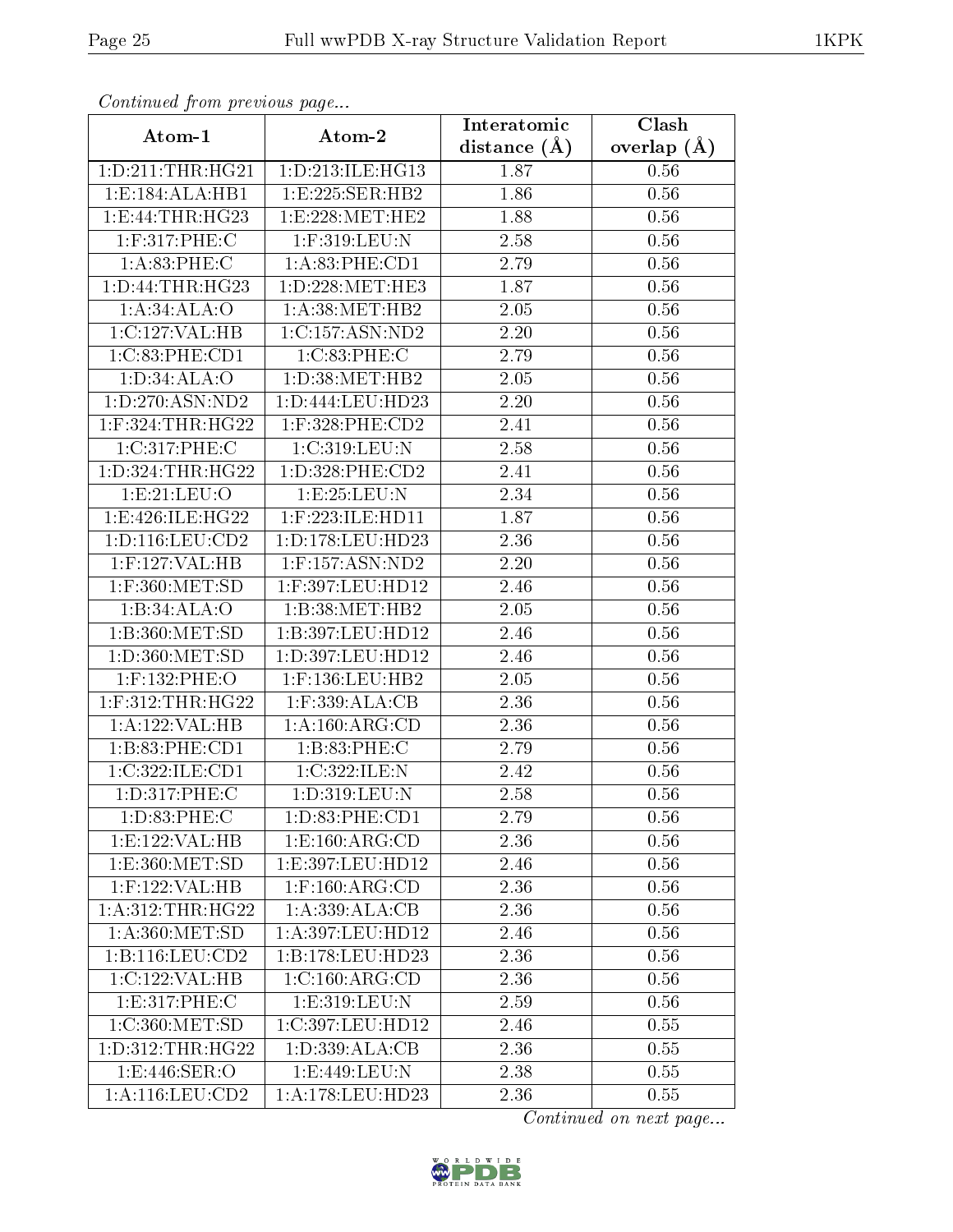*Continued from previous page...*

| Atom-1 | Atom-2 | Interatomic distance (Å) | Clash overlap (Å) |
|---|---|---|---|
| 1:D:211:THR:HG21 | 1:D:213:ILE:HG13 | 1.87 | 0.56 |
| 1:E:184:ALA:HB1 | 1:E:225:SER:HB2 | 1.86 | 0.56 |
| 1:E:44:THR:HG23 | 1:E:228:MET:HE2 | 1.88 | 0.56 |
| 1:F:317:PHE:C | 1:F:319:LEU:N | 2.58 | 0.56 |
| 1:A:83:PHE:C | 1:A:83:PHE:CD1 | 2.79 | 0.56 |
| 1:D:44:THR:HG23 | 1:D:228:MET:HE3 | 1.87 | 0.56 |
| 1:A:34:ALA:O | 1:A:38:MET:HB2 | 2.05 | 0.56 |
| 1:C:127:VAL:HB | 1:C:157:ASN:ND2 | 2.20 | 0.56 |
| 1:C:83:PHE:CD1 | 1:C:83:PHE:C | 2.79 | 0.56 |
| 1:D:34:ALA:O | 1:D:38:MET:HB2 | 2.05 | 0.56 |
| 1:D:270:ASN:ND2 | 1:D:444:LEU:HD23 | 2.20 | 0.56 |
| 1:F:324:THR:HG22 | 1:F:328:PHE:CD2 | 2.41 | 0.56 |
| 1:C:317:PHE:C | 1:C:319:LEU:N | 2.58 | 0.56 |
| 1:D:324:THR:HG22 | 1:D:328:PHE:CD2 | 2.41 | 0.56 |
| 1:E:21:LEU:O | 1:E:25:LEU:N | 2.34 | 0.56 |
| 1:E:426:ILE:HG22 | 1:F:223:ILE:HD11 | 1.87 | 0.56 |
| 1:D:116:LEU:CD2 | 1:D:178:LEU:HD23 | 2.36 | 0.56 |
| 1:F:127:VAL:HB | 1:F:157:ASN:ND2 | 2.20 | 0.56 |
| 1:F:360:MET:SD | 1:F:397:LEU:HD12 | 2.46 | 0.56 |
| 1:B:34:ALA:O | 1:B:38:MET:HB2 | 2.05 | 0.56 |
| 1:B:360:MET:SD | 1:B:397:LEU:HD12 | 2.46 | 0.56 |
| 1:D:360:MET:SD | 1:D:397:LEU:HD12 | 2.46 | 0.56 |
| 1:F:132:PHE:O | 1:F:136:LEU:HB2 | 2.05 | 0.56 |
| 1:F:312:THR:HG22 | 1:F:339:ALA:CB | 2.36 | 0.56 |
| 1:A:122:VAL:HB | 1:A:160:ARG:CD | 2.36 | 0.56 |
| 1:B:83:PHE:CD1 | 1:B:83:PHE:C | 2.79 | 0.56 |
| 1:C:322:ILE:CD1 | 1:C:322:ILE:N | 2.42 | 0.56 |
| 1:D:317:PHE:C | 1:D:319:LEU:N | 2.58 | 0.56 |
| 1:D:83:PHE:C | 1:D:83:PHE:CD1 | 2.79 | 0.56 |
| 1:E:122:VAL:HB | 1:E:160:ARG:CD | 2.36 | 0.56 |
| 1:E:360:MET:SD | 1:E:397:LEU:HD12 | 2.46 | 0.56 |
| 1:F:122:VAL:HB | 1:F:160:ARG:CD | 2.36 | 0.56 |
| 1:A:312:THR:HG22 | 1:A:339:ALA:CB | 2.36 | 0.56 |
| 1:A:360:MET:SD | 1:A:397:LEU:HD12 | 2.46 | 0.56 |
| 1:B:116:LEU:CD2 | 1:B:178:LEU:HD23 | 2.36 | 0.56 |
| 1:C:122:VAL:HB | 1:C:160:ARG:CD | 2.36 | 0.56 |
| 1:E:317:PHE:C | 1:E:319:LEU:N | 2.59 | 0.56 |
| 1:C:360:MET:SD | 1:C:397:LEU:HD12 | 2.46 | 0.55 |
| 1:D:312:THR:HG22 | 1:D:339:ALA:CB | 2.36 | 0.55 |
| 1:E:446:SER:O | 1:E:449:LEU:N | 2.38 | 0.55 |
| 1:A:116:LEU:CD2 | 1:A:178:LEU:HD23 | 2.36 | 0.55 |

*Continued on next page...*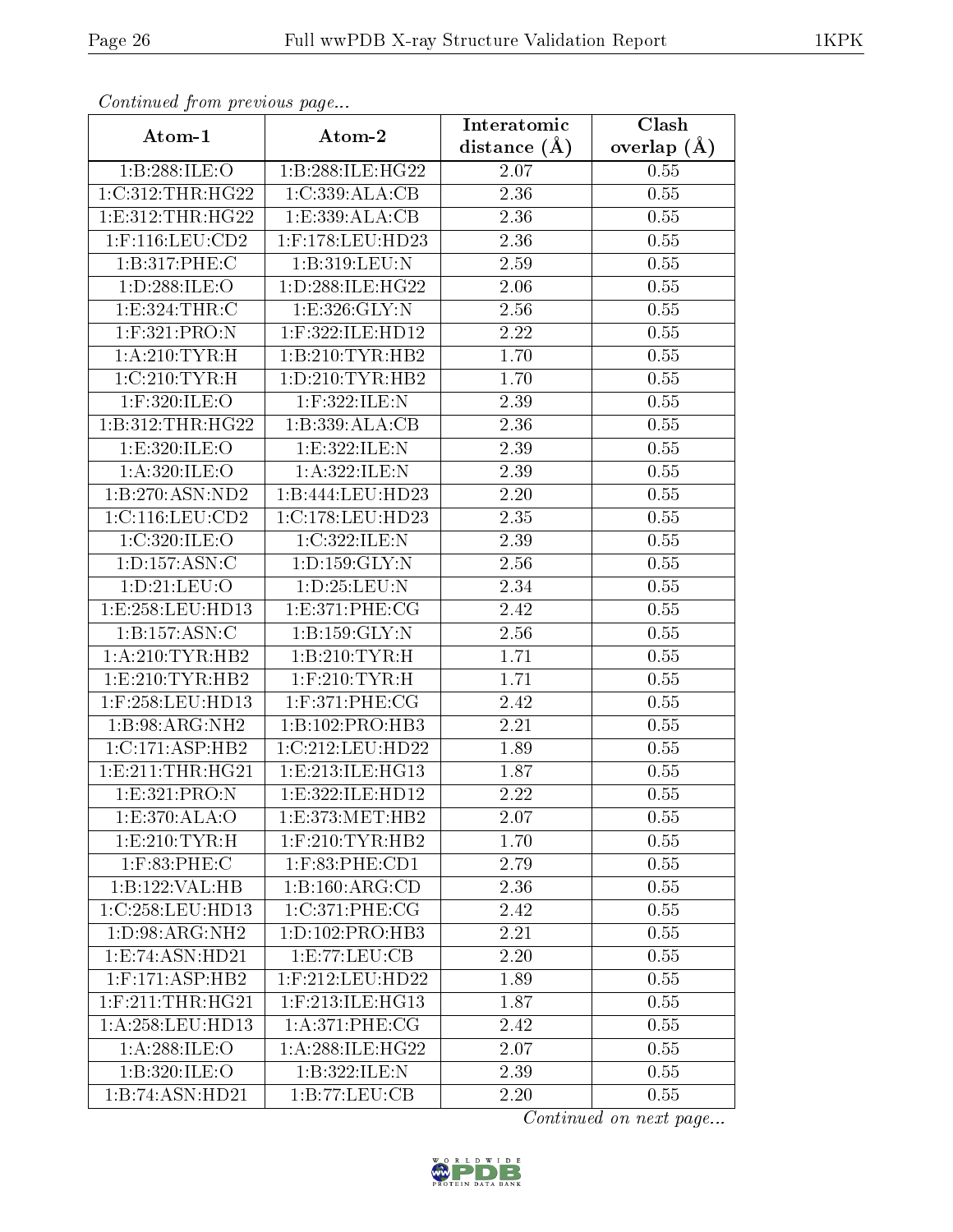*Continued from previous page...*

| Atom-1 | Atom-2 | Interatomic distance (Å) | Clash overlap (Å) |
|---|---|---|---|
| 1:B:288:ILE:O | 1:B:288:ILE:HG22 | 2.07 | 0.55 |
| 1:C:312:THR:HG22 | 1:C:339:ALA:CB | 2.36 | 0.55 |
| 1:E:312:THR:HG22 | 1:E:339:ALA:CB | 2.36 | 0.55 |
| 1:F:116:LEU:CD2 | 1:F:178:LEU:HD23 | 2.36 | 0.55 |
| 1:B:317:PHE:C | 1:B:319:LEU:N | 2.59 | 0.55 |
| 1:D:288:ILE:O | 1:D:288:ILE:HG22 | 2.06 | 0.55 |
| 1:E:324:THR:C | 1:E:326:GLY:N | 2.56 | 0.55 |
| 1:F:321:PRO:N | 1:F:322:ILE:HD12 | 2.22 | 0.55 |
| 1:A:210:TYR:H | 1:B:210:TYR:HB2 | 1.70 | 0.55 |
| 1:C:210:TYR:H | 1:D:210:TYR:HB2 | 1.70 | 0.55 |
| 1:F:320:ILE:O | 1:F:322:ILE:N | 2.39 | 0.55 |
| 1:B:312:THR:HG22 | 1:B:339:ALA:CB | 2.36 | 0.55 |
| 1:E:320:ILE:O | 1:E:322:ILE:N | 2.39 | 0.55 |
| 1:A:320:ILE:O | 1:A:322:ILE:N | 2.39 | 0.55 |
| 1:B:270:ASN:ND2 | 1:B:444:LEU:HD23 | 2.20 | 0.55 |
| 1:C:116:LEU:CD2 | 1:C:178:LEU:HD23 | 2.35 | 0.55 |
| 1:C:320:ILE:O | 1:C:322:ILE:N | 2.39 | 0.55 |
| 1:D:157:ASN:C | 1:D:159:GLY:N | 2.56 | 0.55 |
| 1:D:21:LEU:O | 1:D:25:LEU:N | 2.34 | 0.55 |
| 1:E:258:LEU:HD13 | 1:E:371:PHE:CG | 2.42 | 0.55 |
| 1:B:157:ASN:C | 1:B:159:GLY:N | 2.56 | 0.55 |
| 1:A:210:TYR:HB2 | 1:B:210:TYR:H | 1.71 | 0.55 |
| 1:E:210:TYR:HB2 | 1:F:210:TYR:H | 1.71 | 0.55 |
| 1:F:258:LEU:HD13 | 1:F:371:PHE:CG | 2.42 | 0.55 |
| 1:B:98:ARG:NH2 | 1:B:102:PRO:HB3 | 2.21 | 0.55 |
| 1:C:171:ASP:HB2 | 1:C:212:LEU:HD22 | 1.89 | 0.55 |
| 1:E:211:THR:HG21 | 1:E:213:ILE:HG13 | 1.87 | 0.55 |
| 1:E:321:PRO:N | 1:E:322:ILE:HD12 | 2.22 | 0.55 |
| 1:E:370:ALA:O | 1:E:373:MET:HB2 | 2.07 | 0.55 |
| 1:E:210:TYR:H | 1:F:210:TYR:HB2 | 1.70 | 0.55 |
| 1:F:83:PHE:C | 1:F:83:PHE:CD1 | 2.79 | 0.55 |
| 1:B:122:VAL:HB | 1:B:160:ARG:CD | 2.36 | 0.55 |
| 1:C:258:LEU:HD13 | 1:C:371:PHE:CG | 2.42 | 0.55 |
| 1:D:98:ARG:NH2 | 1:D:102:PRO:HB3 | 2.21 | 0.55 |
| 1:E:74:ASN:HD21 | 1:E:77:LEU:CB | 2.20 | 0.55 |
| 1:F:171:ASP:HB2 | 1:F:212:LEU:HD22 | 1.89 | 0.55 |
| 1:F:211:THR:HG21 | 1:F:213:ILE:HG13 | 1.87 | 0.55 |
| 1:A:258:LEU:HD13 | 1:A:371:PHE:CG | 2.42 | 0.55 |
| 1:A:288:ILE:O | 1:A:288:ILE:HG22 | 2.07 | 0.55 |
| 1:B:320:ILE:O | 1:B:322:ILE:N | 2.39 | 0.55 |
| 1:B:74:ASN:HD21 | 1:B:77:LEU:CB | 2.20 | 0.55 |

*Continued on next page...*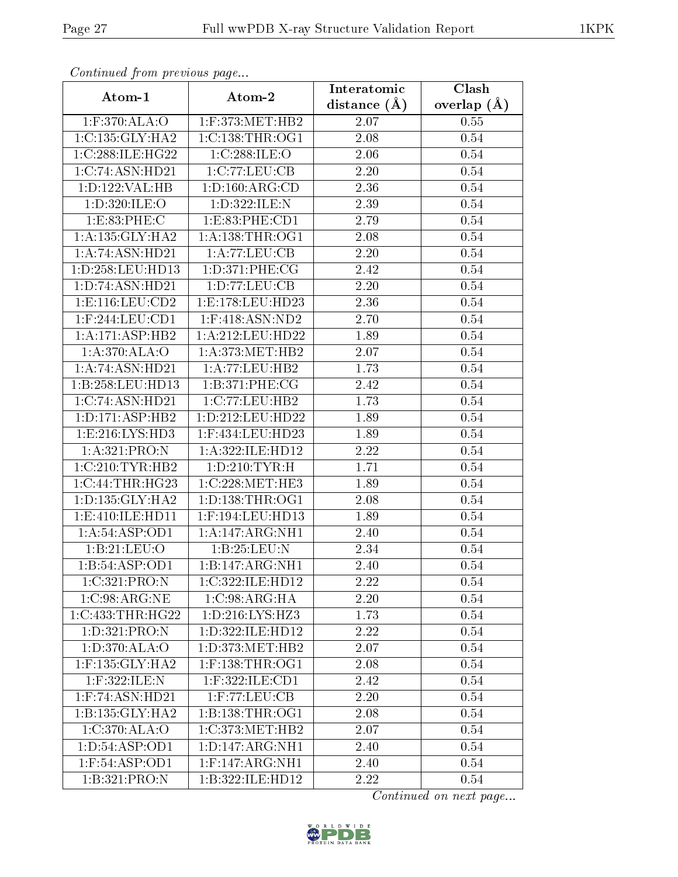*Continued from previous page...*

| Atom-1 | Atom-2 | Interatomic distance (Å) | Clash overlap (Å) |
| --- | --- | --- | --- |
| 1:F:370:ALA:O | 1:F:373:MET:HB2 | 2.07 | 0.55 |
| 1:C:135:GLY:HA2 | 1:C:138:THR:OG1 | 2.08 | 0.54 |
| 1:C:288:ILE:HG22 | 1:C:288:ILE:O | 2.06 | 0.54 |
| 1:C:74:ASN:HD21 | 1:C:77:LEU:CB | 2.20 | 0.54 |
| 1:D:122:VAL:HB | 1:D:160:ARG:CD | 2.36 | 0.54 |
| 1:D:320:ILE:O | 1:D:322:ILE:N | 2.39 | 0.54 |
| 1:E:83:PHE:C | 1:E:83:PHE:CD1 | 2.79 | 0.54 |
| 1:A:135:GLY:HA2 | 1:A:138:THR:OG1 | 2.08 | 0.54 |
| 1:A:74:ASN:HD21 | 1:A:77:LEU:CB | 2.20 | 0.54 |
| 1:D:258:LEU:HD13 | 1:D:371:PHE:CG | 2.42 | 0.54 |
| 1:D:74:ASN:HD21 | 1:D:77:LEU:CB | 2.20 | 0.54 |
| 1:E:116:LEU:CD2 | 1:E:178:LEU:HD23 | 2.36 | 0.54 |
| 1:F:244:LEU:CD1 | 1:F:418:ASN:ND2 | 2.70 | 0.54 |
| 1:A:171:ASP:HB2 | 1:A:212:LEU:HD22 | 1.89 | 0.54 |
| 1:A:370:ALA:O | 1:A:373:MET:HB2 | 2.07 | 0.54 |
| 1:A:74:ASN:HD21 | 1:A:77:LEU:HB2 | 1.73 | 0.54 |
| 1:B:258:LEU:HD13 | 1:B:371:PHE:CG | 2.42 | 0.54 |
| 1:C:74:ASN:HD21 | 1:C:77:LEU:HB2 | 1.73 | 0.54 |
| 1:D:171:ASP:HB2 | 1:D:212:LEU:HD22 | 1.89 | 0.54 |
| 1:E:216:LYS:HD3 | 1:F:434:LEU:HD23 | 1.89 | 0.54 |
| 1:A:321:PRO:N | 1:A:322:ILE:HD12 | 2.22 | 0.54 |
| 1:C:210:TYR:HB2 | 1:D:210:TYR:H | 1.71 | 0.54 |
| 1:C:44:THR:HG23 | 1:C:228:MET:HE3 | 1.89 | 0.54 |
| 1:D:135:GLY:HA2 | 1:D:138:THR:OG1 | 2.08 | 0.54 |
| 1:E:410:ILE:HD11 | 1:F:194:LEU:HD13 | 1.89 | 0.54 |
| 1:A:54:ASP:OD1 | 1:A:147:ARG:NH1 | 2.40 | 0.54 |
| 1:B:21:LEU:O | 1:B:25:LEU:N | 2.34 | 0.54 |
| 1:B:54:ASP:OD1 | 1:B:147:ARG:NH1 | 2.40 | 0.54 |
| 1:C:321:PRO:N | 1:C:322:ILE:HD12 | 2.22 | 0.54 |
| 1:C:98:ARG:NE | 1:C:98:ARG:HA | 2.20 | 0.54 |
| 1:C:433:THR:HG22 | 1:D:216:LYS:HZ3 | 1.73 | 0.54 |
| 1:D:321:PRO:N | 1:D:322:ILE:HD12 | 2.22 | 0.54 |
| 1:D:370:ALA:O | 1:D:373:MET:HB2 | 2.07 | 0.54 |
| 1:F:135:GLY:HA2 | 1:F:138:THR:OG1 | 2.08 | 0.54 |
| 1:F:322:ILE:N | 1:F:322:ILE:CD1 | 2.42 | 0.54 |
| 1:F:74:ASN:HD21 | 1:F:77:LEU:CB | 2.20 | 0.54 |
| 1:B:135:GLY:HA2 | 1:B:138:THR:OG1 | 2.08 | 0.54 |
| 1:C:370:ALA:O | 1:C:373:MET:HB2 | 2.07 | 0.54 |
| 1:D:54:ASP:OD1 | 1:D:147:ARG:NH1 | 2.40 | 0.54 |
| 1:F:54:ASP:OD1 | 1:F:147:ARG:NH1 | 2.40 | 0.54 |
| 1:B:321:PRO:N | 1:B:322:ILE:HD12 | 2.22 | 0.54 |

*Continued on next page...*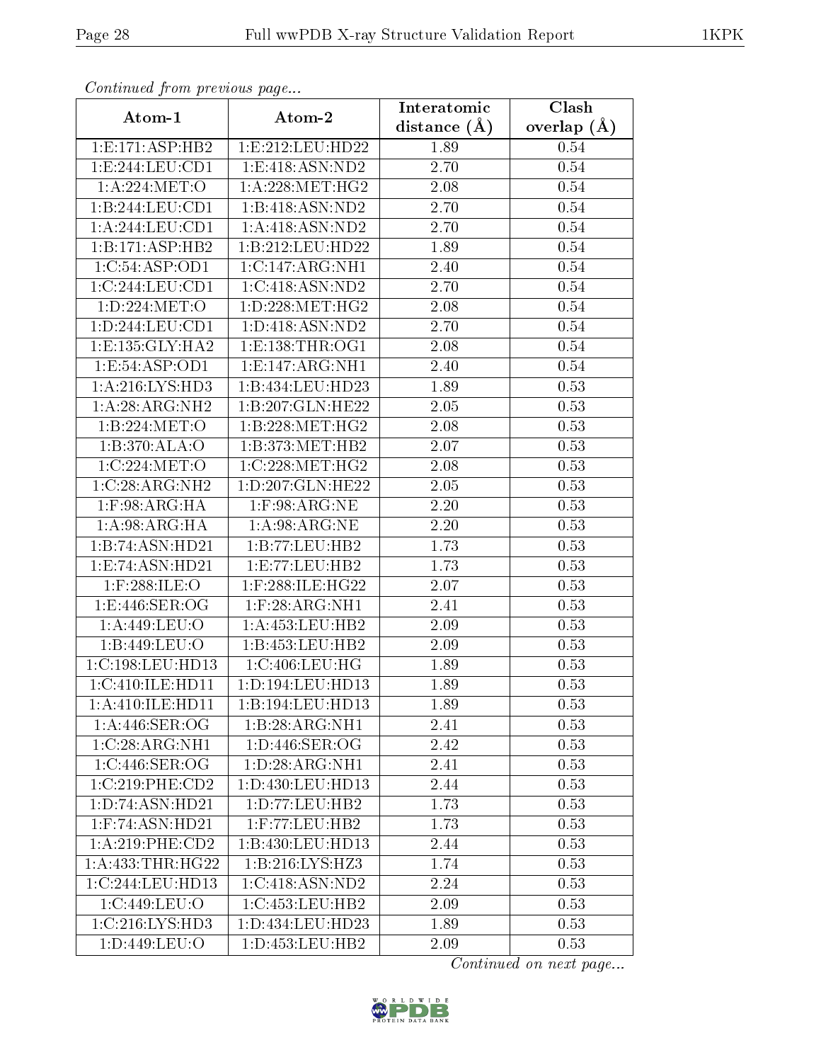*Continued from previous page...*

| Atom-1 | Atom-2 | Interatomic distance (Å) | Clash overlap (Å) |
|---|---|---|---|
| 1:E:171:ASP:HB2 | 1:E:212:LEU:HD22 | 1.89 | 0.54 |
| 1:E:244:LEU:CD1 | 1:E:418:ASN:ND2 | 2.70 | 0.54 |
| 1:A:224:MET:O | 1:A:228:MET:HG2 | 2.08 | 0.54 |
| 1:B:244:LEU:CD1 | 1:B:418:ASN:ND2 | 2.70 | 0.54 |
| 1:A:244:LEU:CD1 | 1:A:418:ASN:ND2 | 2.70 | 0.54 |
| 1:B:171:ASP:HB2 | 1:B:212:LEU:HD22 | 1.89 | 0.54 |
| 1:C:54:ASP:OD1 | 1:C:147:ARG:NH1 | 2.40 | 0.54 |
| 1:C:244:LEU:CD1 | 1:C:418:ASN:ND2 | 2.70 | 0.54 |
| 1:D:224:MET:O | 1:D:228:MET:HG2 | 2.08 | 0.54 |
| 1:D:244:LEU:CD1 | 1:D:418:ASN:ND2 | 2.70 | 0.54 |
| 1:E:135:GLY:HA2 | 1:E:138:THR:OG1 | 2.08 | 0.54 |
| 1:E:54:ASP:OD1 | 1:E:147:ARG:NH1 | 2.40 | 0.54 |
| 1:A:216:LYS:HD3 | 1:B:434:LEU:HD23 | 1.89 | 0.53 |
| 1:A:28:ARG:NH2 | 1:B:207:GLN:HE22 | 2.05 | 0.53 |
| 1:B:224:MET:O | 1:B:228:MET:HG2 | 2.08 | 0.53 |
| 1:B:370:ALA:O | 1:B:373:MET:HB2 | 2.07 | 0.53 |
| 1:C:224:MET:O | 1:C:228:MET:HG2 | 2.08 | 0.53 |
| 1:C:28:ARG:NH2 | 1:D:207:GLN:HE22 | 2.05 | 0.53 |
| 1:F:98:ARG:HA | 1:F:98:ARG:NE | 2.20 | 0.53 |
| 1:A:98:ARG:HA | 1:A:98:ARG:NE | 2.20 | 0.53 |
| 1:B:74:ASN:HD21 | 1:B:77:LEU:HB2 | 1.73 | 0.53 |
| 1:E:74:ASN:HD21 | 1:E:77:LEU:HB2 | 1.73 | 0.53 |
| 1:F:288:ILE:O | 1:F:288:ILE:HG22 | 2.07 | 0.53 |
| 1:E:446:SER:OG | 1:F:28:ARG:NH1 | 2.41 | 0.53 |
| 1:A:449:LEU:O | 1:A:453:LEU:HB2 | 2.09 | 0.53 |
| 1:B:449:LEU:O | 1:B:453:LEU:HB2 | 2.09 | 0.53 |
| 1:C:198:LEU:HD13 | 1:C:406:LEU:HG | 1.89 | 0.53 |
| 1:C:410:ILE:HD11 | 1:D:194:LEU:HD13 | 1.89 | 0.53 |
| 1:A:410:ILE:HD11 | 1:B:194:LEU:HD13 | 1.89 | 0.53 |
| 1:A:446:SER:OG | 1:B:28:ARG:NH1 | 2.41 | 0.53 |
| 1:C:28:ARG:NH1 | 1:D:446:SER:OG | 2.42 | 0.53 |
| 1:C:446:SER:OG | 1:D:28:ARG:NH1 | 2.41 | 0.53 |
| 1:C:219:PHE:CD2 | 1:D:430:LEU:HD13 | 2.44 | 0.53 |
| 1:D:74:ASN:HD21 | 1:D:77:LEU:HB2 | 1.73 | 0.53 |
| 1:F:74:ASN:HD21 | 1:F:77:LEU:HB2 | 1.73 | 0.53 |
| 1:A:219:PHE:CD2 | 1:B:430:LEU:HD13 | 2.44 | 0.53 |
| 1:A:433:THR:HG22 | 1:B:216:LYS:HZ3 | 1.74 | 0.53 |
| 1:C:244:LEU:HD13 | 1:C:418:ASN:ND2 | 2.24 | 0.53 |
| 1:C:449:LEU:O | 1:C:453:LEU:HB2 | 2.09 | 0.53 |
| 1:C:216:LYS:HD3 | 1:D:434:LEU:HD23 | 1.89 | 0.53 |
| 1:D:449:LEU:O | 1:D:453:LEU:HB2 | 2.09 | 0.53 |

*Continued on next page...*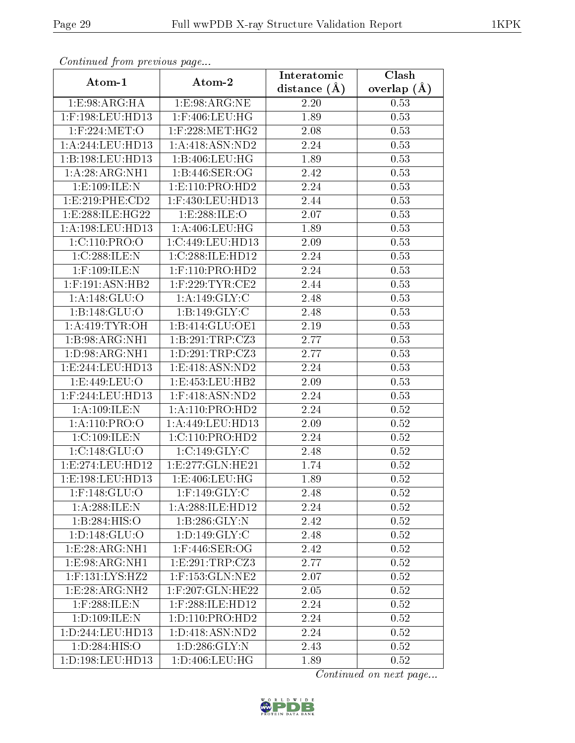*Continued from previous page...*

| Atom-1 | Atom-2 | Interatomic distance (Å) | Clash overlap (Å) |
|---|---|---|---|
| 1:E:98:ARG:HA | 1:E:98:ARG:NE | 2.20 | 0.53 |
| 1:F:198:LEU:HD13 | 1:F:406:LEU:HG | 1.89 | 0.53 |
| 1:F:224:MET:O | 1:F:228:MET:HG2 | 2.08 | 0.53 |
| 1:A:244:LEU:HD13 | 1:A:418:ASN:ND2 | 2.24 | 0.53 |
| 1:B:198:LEU:HD13 | 1:B:406:LEU:HG | 1.89 | 0.53 |
| 1:A:28:ARG:NH1 | 1:B:446:SER:OG | 2.42 | 0.53 |
| 1:E:109:ILE:N | 1:E:110:PRO:HD2 | 2.24 | 0.53 |
| 1:E:219:PHE:CD2 | 1:F:430:LEU:HD13 | 2.44 | 0.53 |
| 1:E:288:ILE:HG22 | 1:E:288:ILE:O | 2.07 | 0.53 |
| 1:A:198:LEU:HD13 | 1:A:406:LEU:HG | 1.89 | 0.53 |
| 1:C:110:PRO:O | 1:C:449:LEU:HD13 | 2.09 | 0.53 |
| 1:C:288:ILE:N | 1:C:288:ILE:HD12 | 2.24 | 0.53 |
| 1:F:109:ILE:N | 1:F:110:PRO:HD2 | 2.24 | 0.53 |
| 1:F:191:ASN:HB2 | 1:F:229:TYR:CE2 | 2.44 | 0.53 |
| 1:A:148:GLU:O | 1:A:149:GLY:C | 2.48 | 0.53 |
| 1:B:148:GLU:O | 1:B:149:GLY:C | 2.48 | 0.53 |
| 1:A:419:TYR:OH | 1:B:414:GLU:OE1 | 2.19 | 0.53 |
| 1:B:98:ARG:NH1 | 1:B:291:TRP:CZ3 | 2.77 | 0.53 |
| 1:D:98:ARG:NH1 | 1:D:291:TRP:CZ3 | 2.77 | 0.53 |
| 1:E:244:LEU:HD13 | 1:E:418:ASN:ND2 | 2.24 | 0.53 |
| 1:E:449:LEU:O | 1:E:453:LEU:HB2 | 2.09 | 0.53 |
| 1:F:244:LEU:HD13 | 1:F:418:ASN:ND2 | 2.24 | 0.53 |
| 1:A:109:ILE:N | 1:A:110:PRO:HD2 | 2.24 | 0.52 |
| 1:A:110:PRO:O | 1:A:449:LEU:HD13 | 2.09 | 0.52 |
| 1:C:109:ILE:N | 1:C:110:PRO:HD2 | 2.24 | 0.52 |
| 1:C:148:GLU:O | 1:C:149:GLY:C | 2.48 | 0.52 |
| 1:E:274:LEU:HD12 | 1:E:277:GLN:HE21 | 1.74 | 0.52 |
| 1:E:198:LEU:HD13 | 1:E:406:LEU:HG | 1.89 | 0.52 |
| 1:F:148:GLU:O | 1:F:149:GLY:C | 2.48 | 0.52 |
| 1:A:288:ILE:N | 1:A:288:ILE:HD12 | 2.24 | 0.52 |
| 1:B:284:HIS:O | 1:B:286:GLY:N | 2.42 | 0.52 |
| 1:D:148:GLU:O | 1:D:149:GLY:C | 2.48 | 0.52 |
| 1:E:28:ARG:NH1 | 1:F:446:SER:OG | 2.42 | 0.52 |
| 1:E:98:ARG:NH1 | 1:E:291:TRP:CZ3 | 2.77 | 0.52 |
| 1:F:131:LYS:HZ2 | 1:F:153:GLN:NE2 | 2.07 | 0.52 |
| 1:E:28:ARG:NH2 | 1:F:207:GLN:HE22 | 2.05 | 0.52 |
| 1:F:288:ILE:N | 1:F:288:ILE:HD12 | 2.24 | 0.52 |
| 1:D:109:ILE:N | 1:D:110:PRO:HD2 | 2.24 | 0.52 |
| 1:D:244:LEU:HD13 | 1:D:418:ASN:ND2 | 2.24 | 0.52 |
| 1:D:284:HIS:O | 1:D:286:GLY:N | 2.43 | 0.52 |
| 1:D:198:LEU:HD13 | 1:D:406:LEU:HG | 1.89 | 0.52 |

*Continued on next page...*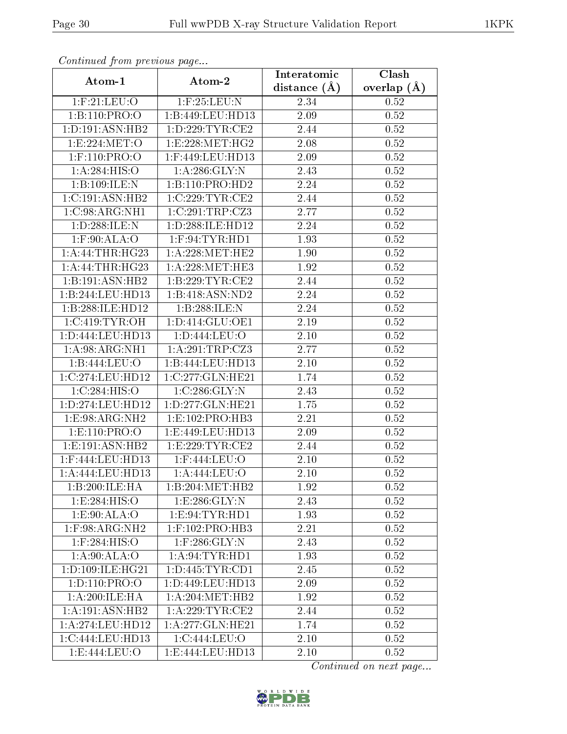*Continued from previous page...*

| Atom-1 | Atom-2 | Interatomic distance (Å) | Clash overlap (Å) |
|---|---|---|---|
| 1:F:21:LEU:O | 1:F:25:LEU:N | 2.34 | 0.52 |
| 1:B:110:PRO:O | 1:B:449:LEU:HD13 | 2.09 | 0.52 |
| 1:D:191:ASN:HB2 | 1:D:229:TYR:CE2 | 2.44 | 0.52 |
| 1:E:224:MET:O | 1:E:228:MET:HG2 | 2.08 | 0.52 |
| 1:F:110:PRO:O | 1:F:449:LEU:HD13 | 2.09 | 0.52 |
| 1:A:284:HIS:O | 1:A:286:GLY:N | 2.43 | 0.52 |
| 1:B:109:ILE:N | 1:B:110:PRO:HD2 | 2.24 | 0.52 |
| 1:C:191:ASN:HB2 | 1:C:229:TYR:CE2 | 2.44 | 0.52 |
| 1:C:98:ARG:NH1 | 1:C:291:TRP:CZ3 | 2.77 | 0.52 |
| 1:D:288:ILE:N | 1:D:288:ILE:HD12 | 2.24 | 0.52 |
| 1:F:90:ALA:O | 1:F:94:TYR:HD1 | 1.93 | 0.52 |
| 1:A:44:THR:HG23 | 1:A:228:MET:HE2 | 1.90 | 0.52 |
| 1:A:44:THR:HG23 | 1:A:228:MET:HE3 | 1.92 | 0.52 |
| 1:B:191:ASN:HB2 | 1:B:229:TYR:CE2 | 2.44 | 0.52 |
| 1:B:244:LEU:HD13 | 1:B:418:ASN:ND2 | 2.24 | 0.52 |
| 1:B:288:ILE:HD12 | 1:B:288:ILE:N | 2.24 | 0.52 |
| 1:C:419:TYR:OH | 1:D:414:GLU:OE1 | 2.19 | 0.52 |
| 1:D:444:LEU:HD13 | 1:D:444:LEU:O | 2.10 | 0.52 |
| 1:A:98:ARG:NH1 | 1:A:291:TRP:CZ3 | 2.77 | 0.52 |
| 1:B:444:LEU:O | 1:B:444:LEU:HD13 | 2.10 | 0.52 |
| 1:C:274:LEU:HD12 | 1:C:277:GLN:HE21 | 1.74 | 0.52 |
| 1:C:284:HIS:O | 1:C:286:GLY:N | 2.43 | 0.52 |
| 1:D:274:LEU:HD12 | 1:D:277:GLN:HE21 | 1.75 | 0.52 |
| 1:E:98:ARG:NH2 | 1:E:102:PRO:HB3 | 2.21 | 0.52 |
| 1:E:110:PRO:O | 1:E:449:LEU:HD13 | 2.09 | 0.52 |
| 1:E:191:ASN:HB2 | 1:E:229:TYR:CE2 | 2.44 | 0.52 |
| 1:F:444:LEU:HD13 | 1:F:444:LEU:O | 2.10 | 0.52 |
| 1:A:444:LEU:HD13 | 1:A:444:LEU:O | 2.10 | 0.52 |
| 1:B:200:ILE:HA | 1:B:204:MET:HB2 | 1.92 | 0.52 |
| 1:E:284:HIS:O | 1:E:286:GLY:N | 2.43 | 0.52 |
| 1:E:90:ALA:O | 1:E:94:TYR:HD1 | 1.93 | 0.52 |
| 1:F:98:ARG:NH2 | 1:F:102:PRO:HB3 | 2.21 | 0.52 |
| 1:F:284:HIS:O | 1:F:286:GLY:N | 2.43 | 0.52 |
| 1:A:90:ALA:O | 1:A:94:TYR:HD1 | 1.93 | 0.52 |
| 1:D:109:ILE:HG21 | 1:D:445:TYR:CD1 | 2.45 | 0.52 |
| 1:D:110:PRO:O | 1:D:449:LEU:HD13 | 2.09 | 0.52 |
| 1:A:200:ILE:HA | 1:A:204:MET:HB2 | 1.92 | 0.52 |
| 1:A:191:ASN:HB2 | 1:A:229:TYR:CE2 | 2.44 | 0.52 |
| 1:A:274:LEU:HD12 | 1:A:277:GLN:HE21 | 1.74 | 0.52 |
| 1:C:444:LEU:HD13 | 1:C:444:LEU:O | 2.10 | 0.52 |
| 1:E:444:LEU:O | 1:E:444:LEU:HD13 | 2.10 | 0.52 |

*Continued on next page...*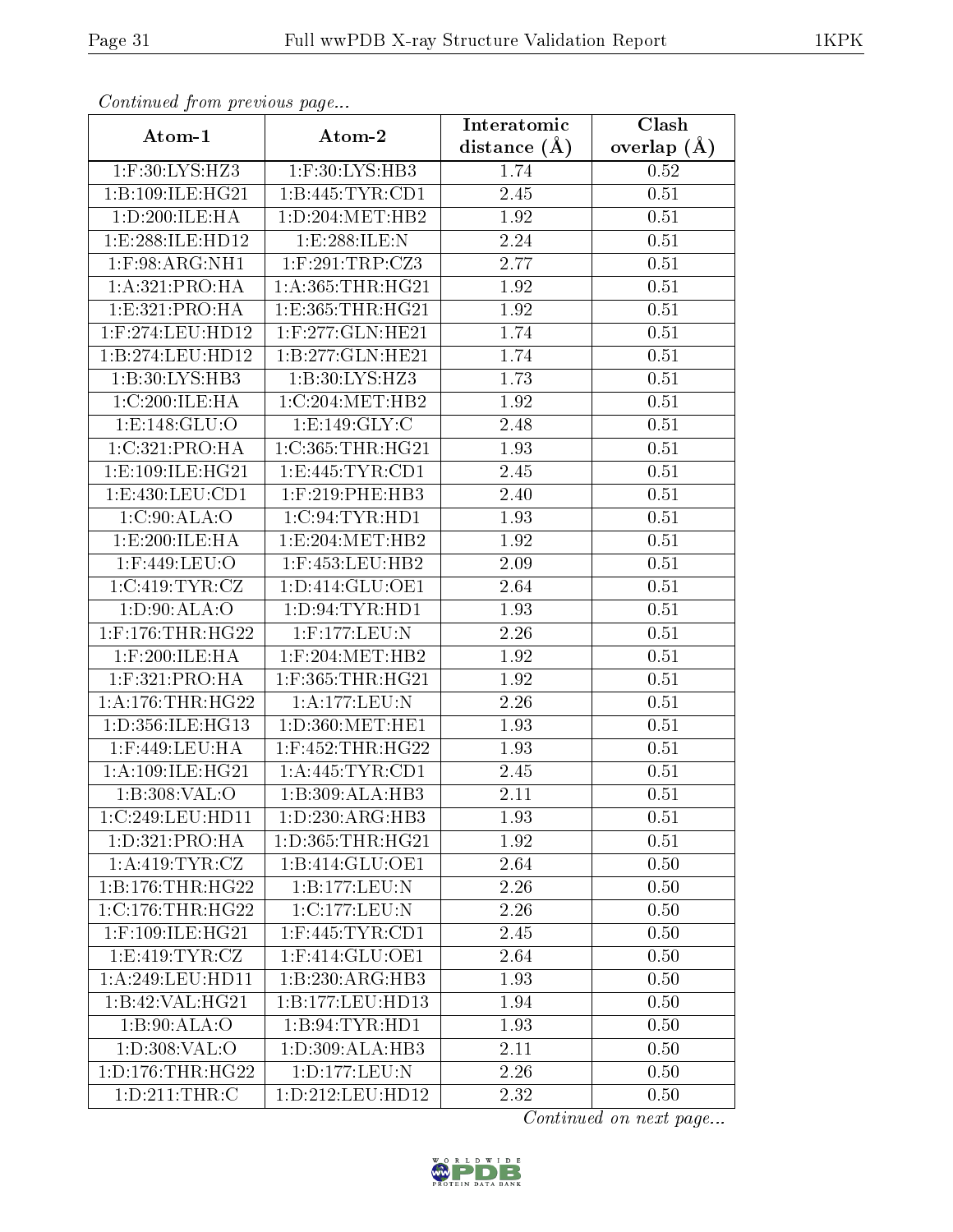*Continued from previous page...*

| Atom-1 | Atom-2 | Interatomic distance (Å) | Clash overlap (Å) |
|---|---|---|---|
| 1:F:30:LYS:HZ3 | 1:F:30:LYS:HB3 | 1.74 | 0.52 |
| 1:B:109:ILE:HG21 | 1:B:445:TYR:CD1 | 2.45 | 0.51 |
| 1:D:200:ILE:HA | 1:D:204:MET:HB2 | 1.92 | 0.51 |
| 1:E:288:ILE:HD12 | 1:E:288:ILE:N | 2.24 | 0.51 |
| 1:F:98:ARG:NH1 | 1:F:291:TRP:CZ3 | 2.77 | 0.51 |
| 1:A:321:PRO:HA | 1:A:365:THR:HG21 | 1.92 | 0.51 |
| 1:E:321:PRO:HA | 1:E:365:THR:HG21 | 1.92 | 0.51 |
| 1:F:274:LEU:HD12 | 1:F:277:GLN:HE21 | 1.74 | 0.51 |
| 1:B:274:LEU:HD12 | 1:B:277:GLN:HE21 | 1.74 | 0.51 |
| 1:B:30:LYS:HB3 | 1:B:30:LYS:HZ3 | 1.73 | 0.51 |
| 1:C:200:ILE:HA | 1:C:204:MET:HB2 | 1.92 | 0.51 |
| 1:E:148:GLU:O | 1:E:149:GLY:C | 2.48 | 0.51 |
| 1:C:321:PRO:HA | 1:C:365:THR:HG21 | 1.93 | 0.51 |
| 1:E:109:ILE:HG21 | 1:E:445:TYR:CD1 | 2.45 | 0.51 |
| 1:E:430:LEU:CD1 | 1:F:219:PHE:HB3 | 2.40 | 0.51 |
| 1:C:90:ALA:O | 1:C:94:TYR:HD1 | 1.93 | 0.51 |
| 1:E:200:ILE:HA | 1:E:204:MET:HB2 | 1.92 | 0.51 |
| 1:F:449:LEU:O | 1:F:453:LEU:HB2 | 2.09 | 0.51 |
| 1:C:419:TYR:CZ | 1:D:414:GLU:OE1 | 2.64 | 0.51 |
| 1:D:90:ALA:O | 1:D:94:TYR:HD1 | 1.93 | 0.51 |
| 1:F:176:THR:HG22 | 1:F:177:LEU:N | 2.26 | 0.51 |
| 1:F:200:ILE:HA | 1:F:204:MET:HB2 | 1.92 | 0.51 |
| 1:F:321:PRO:HA | 1:F:365:THR:HG21 | 1.92 | 0.51 |
| 1:A:176:THR:HG22 | 1:A:177:LEU:N | 2.26 | 0.51 |
| 1:D:356:ILE:HG13 | 1:D:360:MET:HE1 | 1.93 | 0.51 |
| 1:F:449:LEU:HA | 1:F:452:THR:HG22 | 1.93 | 0.51 |
| 1:A:109:ILE:HG21 | 1:A:445:TYR:CD1 | 2.45 | 0.51 |
| 1:B:308:VAL:O | 1:B:309:ALA:HB3 | 2.11 | 0.51 |
| 1:C:249:LEU:HD11 | 1:D:230:ARG:HB3 | 1.93 | 0.51 |
| 1:D:321:PRO:HA | 1:D:365:THR:HG21 | 1.92 | 0.51 |
| 1:A:419:TYR:CZ | 1:B:414:GLU:OE1 | 2.64 | 0.50 |
| 1:B:176:THR:HG22 | 1:B:177:LEU:N | 2.26 | 0.50 |
| 1:C:176:THR:HG22 | 1:C:177:LEU:N | 2.26 | 0.50 |
| 1:F:109:ILE:HG21 | 1:F:445:TYR:CD1 | 2.45 | 0.50 |
| 1:E:419:TYR:CZ | 1:F:414:GLU:OE1 | 2.64 | 0.50 |
| 1:A:249:LEU:HD11 | 1:B:230:ARG:HB3 | 1.93 | 0.50 |
| 1:B:42:VAL:HG21 | 1:B:177:LEU:HD13 | 1.94 | 0.50 |
| 1:B:90:ALA:O | 1:B:94:TYR:HD1 | 1.93 | 0.50 |
| 1:D:308:VAL:O | 1:D:309:ALA:HB3 | 2.11 | 0.50 |
| 1:D:176:THR:HG22 | 1:D:177:LEU:N | 2.26 | 0.50 |
| 1:D:211:THR:C | 1:D:212:LEU:HD12 | 2.32 | 0.50 |

*Continued on next page...*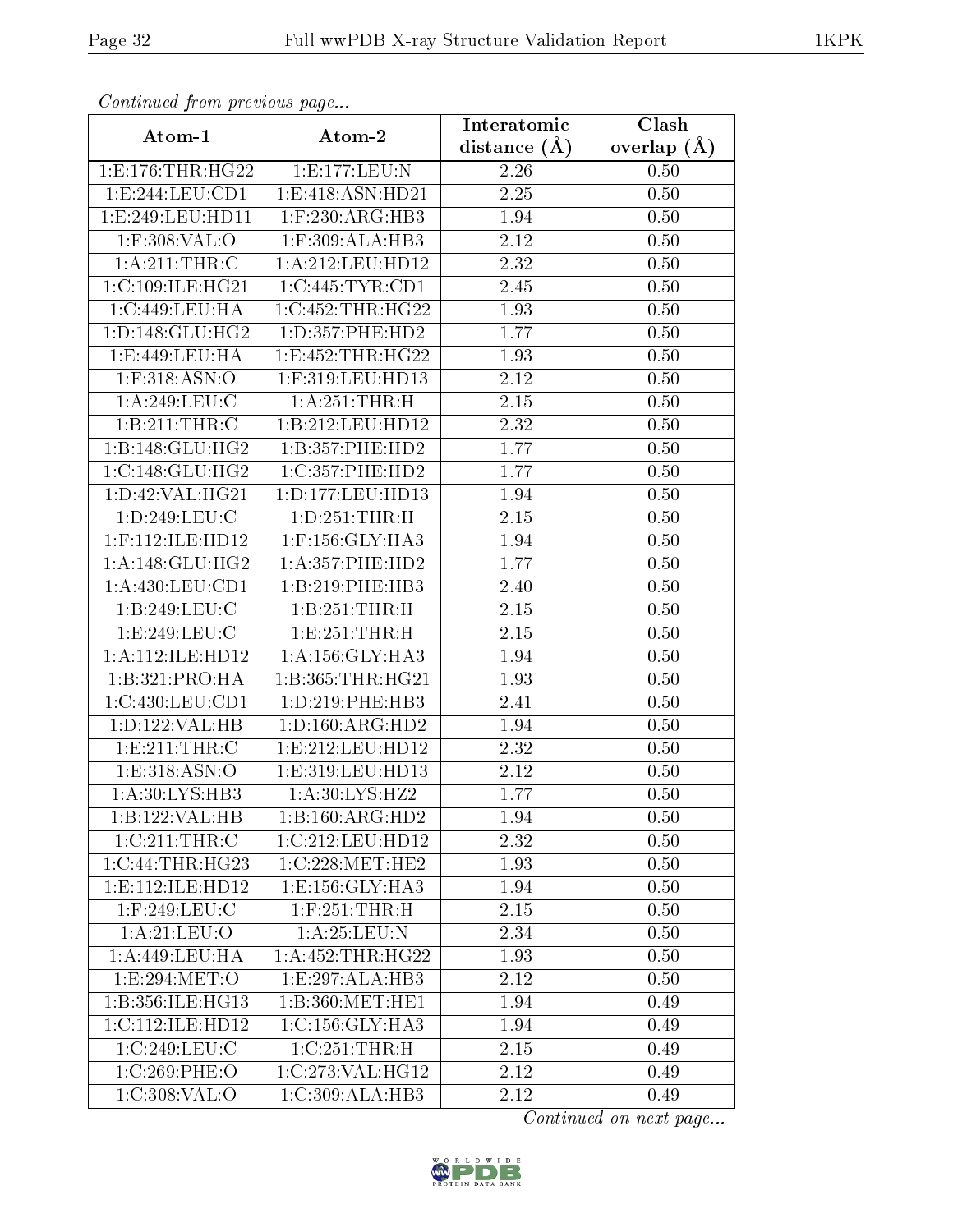*Continued from previous page...*

| Atom-1 | Atom-2 | Interatomic distance (Å) | Clash overlap (Å) |
| --- | --- | --- | --- |
| 1:E:176:THR:HG22 | 1:E:177:LEU:N | 2.26 | 0.50 |
| 1:E:244:LEU:CD1 | 1:E:418:ASN:HD21 | 2.25 | 0.50 |
| 1:E:249:LEU:HD11 | 1:F:230:ARG:HB3 | 1.94 | 0.50 |
| 1:F:308:VAL:O | 1:F:309:ALA:HB3 | 2.12 | 0.50 |
| 1:A:211:THR:C | 1:A:212:LEU:HD12 | 2.32 | 0.50 |
| 1:C:109:ILE:HG21 | 1:C:445:TYR:CD1 | 2.45 | 0.50 |
| 1:C:449:LEU:HA | 1:C:452:THR:HG22 | 1.93 | 0.50 |
| 1:D:148:GLU:HG2 | 1:D:357:PHE:HD2 | 1.77 | 0.50 |
| 1:E:449:LEU:HA | 1:E:452:THR:HG22 | 1.93 | 0.50 |
| 1:F:318:ASN:O | 1:F:319:LEU:HD13 | 2.12 | 0.50 |
| 1:A:249:LEU:C | 1:A:251:THR:H | 2.15 | 0.50 |
| 1:B:211:THR:C | 1:B:212:LEU:HD12 | 2.32 | 0.50 |
| 1:B:148:GLU:HG2 | 1:B:357:PHE:HD2 | 1.77 | 0.50 |
| 1:C:148:GLU:HG2 | 1:C:357:PHE:HD2 | 1.77 | 0.50 |
| 1:D:42:VAL:HG21 | 1:D:177:LEU:HD13 | 1.94 | 0.50 |
| 1:D:249:LEU:C | 1:D:251:THR:H | 2.15 | 0.50 |
| 1:F:112:ILE:HD12 | 1:F:156:GLY:HA3 | 1.94 | 0.50 |
| 1:A:148:GLU:HG2 | 1:A:357:PHE:HD2 | 1.77 | 0.50 |
| 1:A:430:LEU:CD1 | 1:B:219:PHE:HB3 | 2.40 | 0.50 |
| 1:B:249:LEU:C | 1:B:251:THR:H | 2.15 | 0.50 |
| 1:E:249:LEU:C | 1:E:251:THR:H | 2.15 | 0.50 |
| 1:A:112:ILE:HD12 | 1:A:156:GLY:HA3 | 1.94 | 0.50 |
| 1:B:321:PRO:HA | 1:B:365:THR:HG21 | 1.93 | 0.50 |
| 1:C:430:LEU:CD1 | 1:D:219:PHE:HB3 | 2.41 | 0.50 |
| 1:D:122:VAL:HB | 1:D:160:ARG:HD2 | 1.94 | 0.50 |
| 1:E:211:THR:C | 1:E:212:LEU:HD12 | 2.32 | 0.50 |
| 1:E:318:ASN:O | 1:E:319:LEU:HD13 | 2.12 | 0.50 |
| 1:A:30:LYS:HB3 | 1:A:30:LYS:HZ2 | 1.77 | 0.50 |
| 1:B:122:VAL:HB | 1:B:160:ARG:HD2 | 1.94 | 0.50 |
| 1:C:211:THR:C | 1:C:212:LEU:HD12 | 2.32 | 0.50 |
| 1:C:44:THR:HG23 | 1:C:228:MET:HE2 | 1.93 | 0.50 |
| 1:E:112:ILE:HD12 | 1:E:156:GLY:HA3 | 1.94 | 0.50 |
| 1:F:249:LEU:C | 1:F:251:THR:H | 2.15 | 0.50 |
| 1:A:21:LEU:O | 1:A:25:LEU:N | 2.34 | 0.50 |
| 1:A:449:LEU:HA | 1:A:452:THR:HG22 | 1.93 | 0.50 |
| 1:E:294:MET:O | 1:E:297:ALA:HB3 | 2.12 | 0.50 |
| 1:B:356:ILE:HG13 | 1:B:360:MET:HE1 | 1.94 | 0.49 |
| 1:C:112:ILE:HD12 | 1:C:156:GLY:HA3 | 1.94 | 0.49 |
| 1:C:249:LEU:C | 1:C:251:THR:H | 2.15 | 0.49 |
| 1:C:269:PHE:O | 1:C:273:VAL:HG12 | 2.12 | 0.49 |
| 1:C:308:VAL:O | 1:C:309:ALA:HB3 | 2.12 | 0.49 |

*Continued on next page...*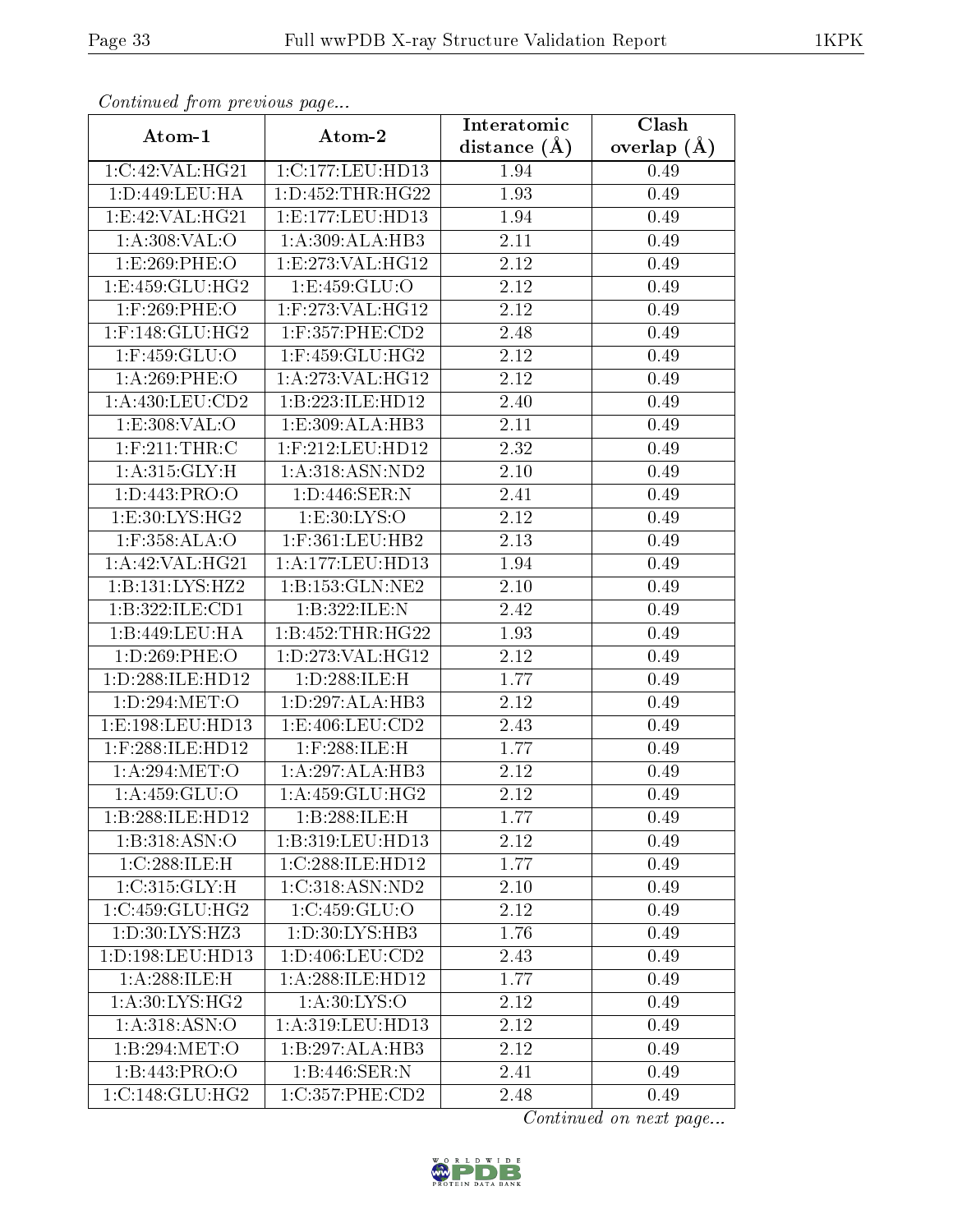*Continued from previous page...*

| Atom-1 | Atom-2 | Interatomic distance (Å) | Clash overlap (Å) |
|---|---|---|---|
| 1:C:42:VAL:HG21 | 1:C:177:LEU:HD13 | 1.94 | 0.49 |
| 1:D:449:LEU:HA | 1:D:452:THR:HG22 | 1.93 | 0.49 |
| 1:E:42:VAL:HG21 | 1:E:177:LEU:HD13 | 1.94 | 0.49 |
| 1:A:308:VAL:O | 1:A:309:ALA:HB3 | 2.11 | 0.49 |
| 1:E:269:PHE:O | 1:E:273:VAL:HG12 | 2.12 | 0.49 |
| 1:E:459:GLU:HG2 | 1:E:459:GLU:O | 2.12 | 0.49 |
| 1:F:269:PHE:O | 1:F:273:VAL:HG12 | 2.12 | 0.49 |
| 1:F:148:GLU:HG2 | 1:F:357:PHE:CD2 | 2.48 | 0.49 |
| 1:F:459:GLU:O | 1:F:459:GLU:HG2 | 2.12 | 0.49 |
| 1:A:269:PHE:O | 1:A:273:VAL:HG12 | 2.12 | 0.49 |
| 1:A:430:LEU:CD2 | 1:B:223:ILE:HD12 | 2.40 | 0.49 |
| 1:E:308:VAL:O | 1:E:309:ALA:HB3 | 2.11 | 0.49 |
| 1:F:211:THR:C | 1:F:212:LEU:HD12 | 2.32 | 0.49 |
| 1:A:315:GLY:H | 1:A:318:ASN:ND2 | 2.10 | 0.49 |
| 1:D:443:PRO:O | 1:D:446:SER:N | 2.41 | 0.49 |
| 1:E:30:LYS:HG2 | 1:E:30:LYS:O | 2.12 | 0.49 |
| 1:F:358:ALA:O | 1:F:361:LEU:HB2 | 2.13 | 0.49 |
| 1:A:42:VAL:HG21 | 1:A:177:LEU:HD13 | 1.94 | 0.49 |
| 1:B:131:LYS:HZ2 | 1:B:153:GLN:NE2 | 2.10 | 0.49 |
| 1:B:322:ILE:CD1 | 1:B:322:ILE:N | 2.42 | 0.49 |
| 1:B:449:LEU:HA | 1:B:452:THR:HG22 | 1.93 | 0.49 |
| 1:D:269:PHE:O | 1:D:273:VAL:HG12 | 2.12 | 0.49 |
| 1:D:288:ILE:HD12 | 1:D:288:ILE:H | 1.77 | 0.49 |
| 1:D:294:MET:O | 1:D:297:ALA:HB3 | 2.12 | 0.49 |
| 1:E:198:LEU:HD13 | 1:E:406:LEU:CD2 | 2.43 | 0.49 |
| 1:F:288:ILE:HD12 | 1:F:288:ILE:H | 1.77 | 0.49 |
| 1:A:294:MET:O | 1:A:297:ALA:HB3 | 2.12 | 0.49 |
| 1:A:459:GLU:O | 1:A:459:GLU:HG2 | 2.12 | 0.49 |
| 1:B:288:ILE:HD12 | 1:B:288:ILE:H | 1.77 | 0.49 |
| 1:B:318:ASN:O | 1:B:319:LEU:HD13 | 2.12 | 0.49 |
| 1:C:288:ILE:H | 1:C:288:ILE:HD12 | 1.77 | 0.49 |
| 1:C:315:GLY:H | 1:C:318:ASN:ND2 | 2.10 | 0.49 |
| 1:C:459:GLU:HG2 | 1:C:459:GLU:O | 2.12 | 0.49 |
| 1:D:30:LYS:HZ3 | 1:D:30:LYS:HB3 | 1.76 | 0.49 |
| 1:D:198:LEU:HD13 | 1:D:406:LEU:CD2 | 2.43 | 0.49 |
| 1:A:288:ILE:H | 1:A:288:ILE:HD12 | 1.77 | 0.49 |
| 1:A:30:LYS:HG2 | 1:A:30:LYS:O | 2.12 | 0.49 |
| 1:A:318:ASN:O | 1:A:319:LEU:HD13 | 2.12 | 0.49 |
| 1:B:294:MET:O | 1:B:297:ALA:HB3 | 2.12 | 0.49 |
| 1:B:443:PRO:O | 1:B:446:SER:N | 2.41 | 0.49 |
| 1:C:148:GLU:HG2 | 1:C:357:PHE:CD2 | 2.48 | 0.49 |

*Continued on next page...*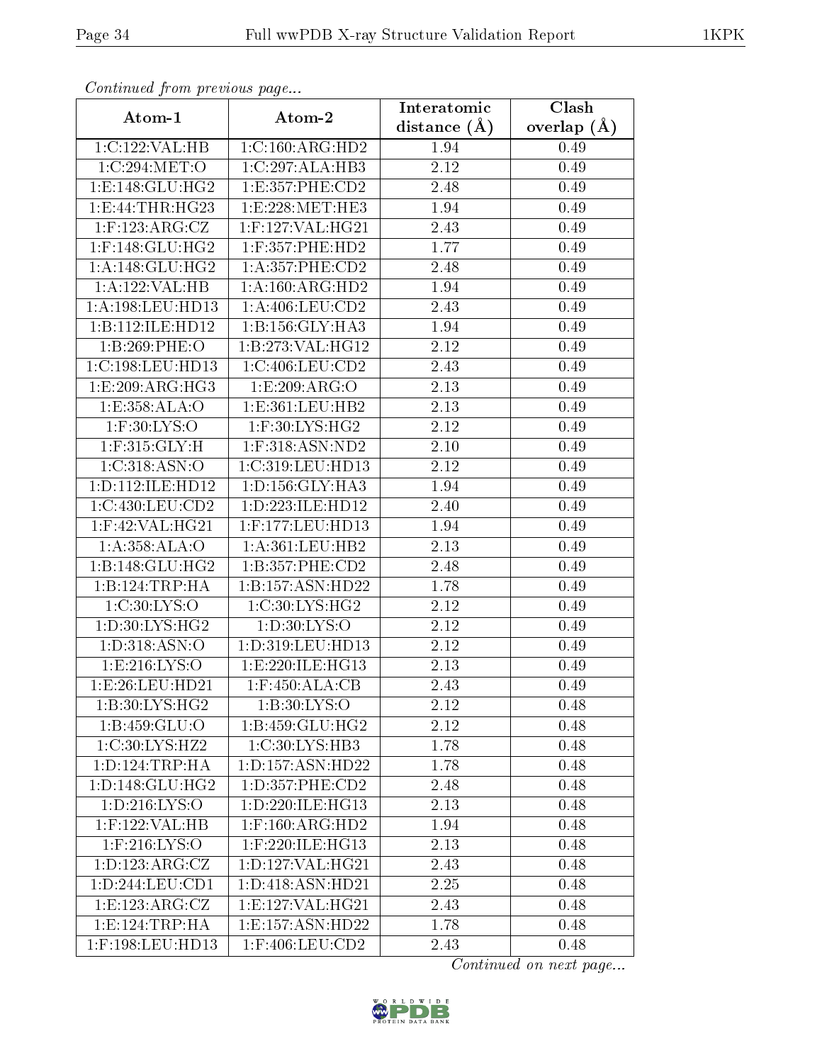*Continued from previous page...*

| Atom-1 | Atom-2 | Interatomic distance (Å) | Clash overlap (Å) |
|---|---|---|---|
| 1:C:122:VAL:HB | 1:C:160:ARG:HD2 | 1.94 | 0.49 |
| 1:C:294:MET:O | 1:C:297:ALA:HB3 | 2.12 | 0.49 |
| 1:E:148:GLU:HG2 | 1:E:357:PHE:CD2 | 2.48 | 0.49 |
| 1:E:44:THR:HG23 | 1:E:228:MET:HE3 | 1.94 | 0.49 |
| 1:F:123:ARG:CZ | 1:F:127:VAL:HG21 | 2.43 | 0.49 |
| 1:F:148:GLU:HG2 | 1:F:357:PHE:HD2 | 1.77 | 0.49 |
| 1:A:148:GLU:HG2 | 1:A:357:PHE:CD2 | 2.48 | 0.49 |
| 1:A:122:VAL:HB | 1:A:160:ARG:HD2 | 1.94 | 0.49 |
| 1:A:198:LEU:HD13 | 1:A:406:LEU:CD2 | 2.43 | 0.49 |
| 1:B:112:ILE:HD12 | 1:B:156:GLY:HA3 | 1.94 | 0.49 |
| 1:B:269:PHE:O | 1:B:273:VAL:HG12 | 2.12 | 0.49 |
| 1:C:198:LEU:HD13 | 1:C:406:LEU:CD2 | 2.43 | 0.49 |
| 1:E:209:ARG:HG3 | 1:E:209:ARG:O | 2.13 | 0.49 |
| 1:E:358:ALA:O | 1:E:361:LEU:HB2 | 2.13 | 0.49 |
| 1:F:30:LYS:O | 1:F:30:LYS:HG2 | 2.12 | 0.49 |
| 1:F:315:GLY:H | 1:F:318:ASN:ND2 | 2.10 | 0.49 |
| 1:C:318:ASN:O | 1:C:319:LEU:HD13 | 2.12 | 0.49 |
| 1:D:112:ILE:HD12 | 1:D:156:GLY:HA3 | 1.94 | 0.49 |
| 1:C:430:LEU:CD2 | 1:D:223:ILE:HD12 | 2.40 | 0.49 |
| 1:F:42:VAL:HG21 | 1:F:177:LEU:HD13 | 1.94 | 0.49 |
| 1:A:358:ALA:O | 1:A:361:LEU:HB2 | 2.13 | 0.49 |
| 1:B:148:GLU:HG2 | 1:B:357:PHE:CD2 | 2.48 | 0.49 |
| 1:B:124:TRP:HA | 1:B:157:ASN:HD22 | 1.78 | 0.49 |
| 1:C:30:LYS:O | 1:C:30:LYS:HG2 | 2.12 | 0.49 |
| 1:D:30:LYS:HG2 | 1:D:30:LYS:O | 2.12 | 0.49 |
| 1:D:318:ASN:O | 1:D:319:LEU:HD13 | 2.12 | 0.49 |
| 1:E:216:LYS:O | 1:E:220:ILE:HG13 | 2.13 | 0.49 |
| 1:E:26:LEU:HD21 | 1:F:450:ALA:CB | 2.43 | 0.49 |
| 1:B:30:LYS:HG2 | 1:B:30:LYS:O | 2.12 | 0.48 |
| 1:B:459:GLU:O | 1:B:459:GLU:HG2 | 2.12 | 0.48 |
| 1:C:30:LYS:HZ2 | 1:C:30:LYS:HB3 | 1.78 | 0.48 |
| 1:D:124:TRP:HA | 1:D:157:ASN:HD22 | 1.78 | 0.48 |
| 1:D:148:GLU:HG2 | 1:D:357:PHE:CD2 | 2.48 | 0.48 |
| 1:D:216:LYS:O | 1:D:220:ILE:HG13 | 2.13 | 0.48 |
| 1:F:122:VAL:HB | 1:F:160:ARG:HD2 | 1.94 | 0.48 |
| 1:F:216:LYS:O | 1:F:220:ILE:HG13 | 2.13 | 0.48 |
| 1:D:123:ARG:CZ | 1:D:127:VAL:HG21 | 2.43 | 0.48 |
| 1:D:244:LEU:CD1 | 1:D:418:ASN:HD21 | 2.25 | 0.48 |
| 1:E:123:ARG:CZ | 1:E:127:VAL:HG21 | 2.43 | 0.48 |
| 1:E:124:TRP:HA | 1:E:157:ASN:HD22 | 1.78 | 0.48 |
| 1:F:198:LEU:HD13 | 1:F:406:LEU:CD2 | 2.43 | 0.48 |

*Continued on next page...*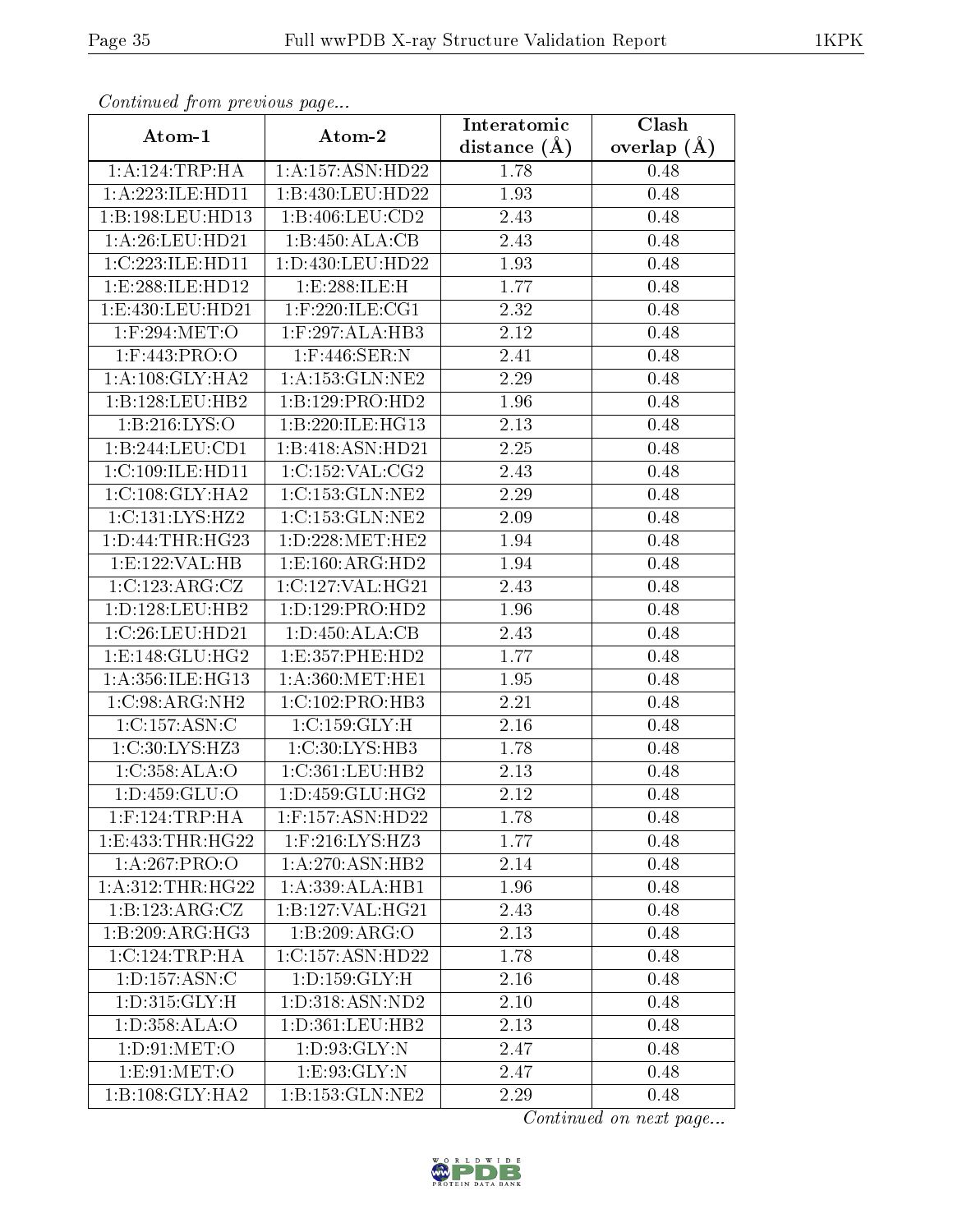*Continued from previous page...*

| Atom-1 | Atom-2 | Interatomic distance (Å) | Clash overlap (Å) |
|---|---|---|---|
| 1:A:124:TRP:HA | 1:A:157:ASN:HD22 | 1.78 | 0.48 |
| 1:A:223:ILE:HD11 | 1:B:430:LEU:HD22 | 1.93 | 0.48 |
| 1:B:198:LEU:HD13 | 1:B:406:LEU:CD2 | 2.43 | 0.48 |
| 1:A:26:LEU:HD21 | 1:B:450:ALA:CB | 2.43 | 0.48 |
| 1:C:223:ILE:HD11 | 1:D:430:LEU:HD22 | 1.93 | 0.48 |
| 1:E:288:ILE:HD12 | 1:E:288:ILE:H | 1.77 | 0.48 |
| 1:E:430:LEU:HD21 | 1:F:220:ILE:CG1 | 2.32 | 0.48 |
| 1:F:294:MET:O | 1:F:297:ALA:HB3 | 2.12 | 0.48 |
| 1:F:443:PRO:O | 1:F:446:SER:N | 2.41 | 0.48 |
| 1:A:108:GLY:HA2 | 1:A:153:GLN:NE2 | 2.29 | 0.48 |
| 1:B:128:LEU:HB2 | 1:B:129:PRO:HD2 | 1.96 | 0.48 |
| 1:B:216:LYS:O | 1:B:220:ILE:HG13 | 2.13 | 0.48 |
| 1:B:244:LEU:CD1 | 1:B:418:ASN:HD21 | 2.25 | 0.48 |
| 1:C:109:ILE:HD11 | 1:C:152:VAL:CG2 | 2.43 | 0.48 |
| 1:C:108:GLY:HA2 | 1:C:153:GLN:NE2 | 2.29 | 0.48 |
| 1:C:131:LYS:HZ2 | 1:C:153:GLN:NE2 | 2.09 | 0.48 |
| 1:D:44:THR:HG23 | 1:D:228:MET:HE2 | 1.94 | 0.48 |
| 1:E:122:VAL:HB | 1:E:160:ARG:HD2 | 1.94 | 0.48 |
| 1:C:123:ARG:CZ | 1:C:127:VAL:HG21 | 2.43 | 0.48 |
| 1:D:128:LEU:HB2 | 1:D:129:PRO:HD2 | 1.96 | 0.48 |
| 1:C:26:LEU:HD21 | 1:D:450:ALA:CB | 2.43 | 0.48 |
| 1:E:148:GLU:HG2 | 1:E:357:PHE:HD2 | 1.77 | 0.48 |
| 1:A:356:ILE:HG13 | 1:A:360:MET:HE1 | 1.95 | 0.48 |
| 1:C:98:ARG:NH2 | 1:C:102:PRO:HB3 | 2.21 | 0.48 |
| 1:C:157:ASN:C | 1:C:159:GLY:H | 2.16 | 0.48 |
| 1:C:30:LYS:HZ3 | 1:C:30:LYS:HB3 | 1.78 | 0.48 |
| 1:C:358:ALA:O | 1:C:361:LEU:HB2 | 2.13 | 0.48 |
| 1:D:459:GLU:O | 1:D:459:GLU:HG2 | 2.12 | 0.48 |
| 1:F:124:TRP:HA | 1:F:157:ASN:HD22 | 1.78 | 0.48 |
| 1:E:433:THR:HG22 | 1:F:216:LYS:HZ3 | 1.77 | 0.48 |
| 1:A:267:PRO:O | 1:A:270:ASN:HB2 | 2.14 | 0.48 |
| 1:A:312:THR:HG22 | 1:A:339:ALA:HB1 | 1.96 | 0.48 |
| 1:B:123:ARG:CZ | 1:B:127:VAL:HG21 | 2.43 | 0.48 |
| 1:B:209:ARG:HG3 | 1:B:209:ARG:O | 2.13 | 0.48 |
| 1:C:124:TRP:HA | 1:C:157:ASN:HD22 | 1.78 | 0.48 |
| 1:D:157:ASN:C | 1:D:159:GLY:H | 2.16 | 0.48 |
| 1:D:315:GLY:H | 1:D:318:ASN:ND2 | 2.10 | 0.48 |
| 1:D:358:ALA:O | 1:D:361:LEU:HB2 | 2.13 | 0.48 |
| 1:D:91:MET:O | 1:D:93:GLY:N | 2.47 | 0.48 |
| 1:E:91:MET:O | 1:E:93:GLY:N | 2.47 | 0.48 |
| 1:B:108:GLY:HA2 | 1:B:153:GLN:NE2 | 2.29 | 0.48 |

*Continued on next page...*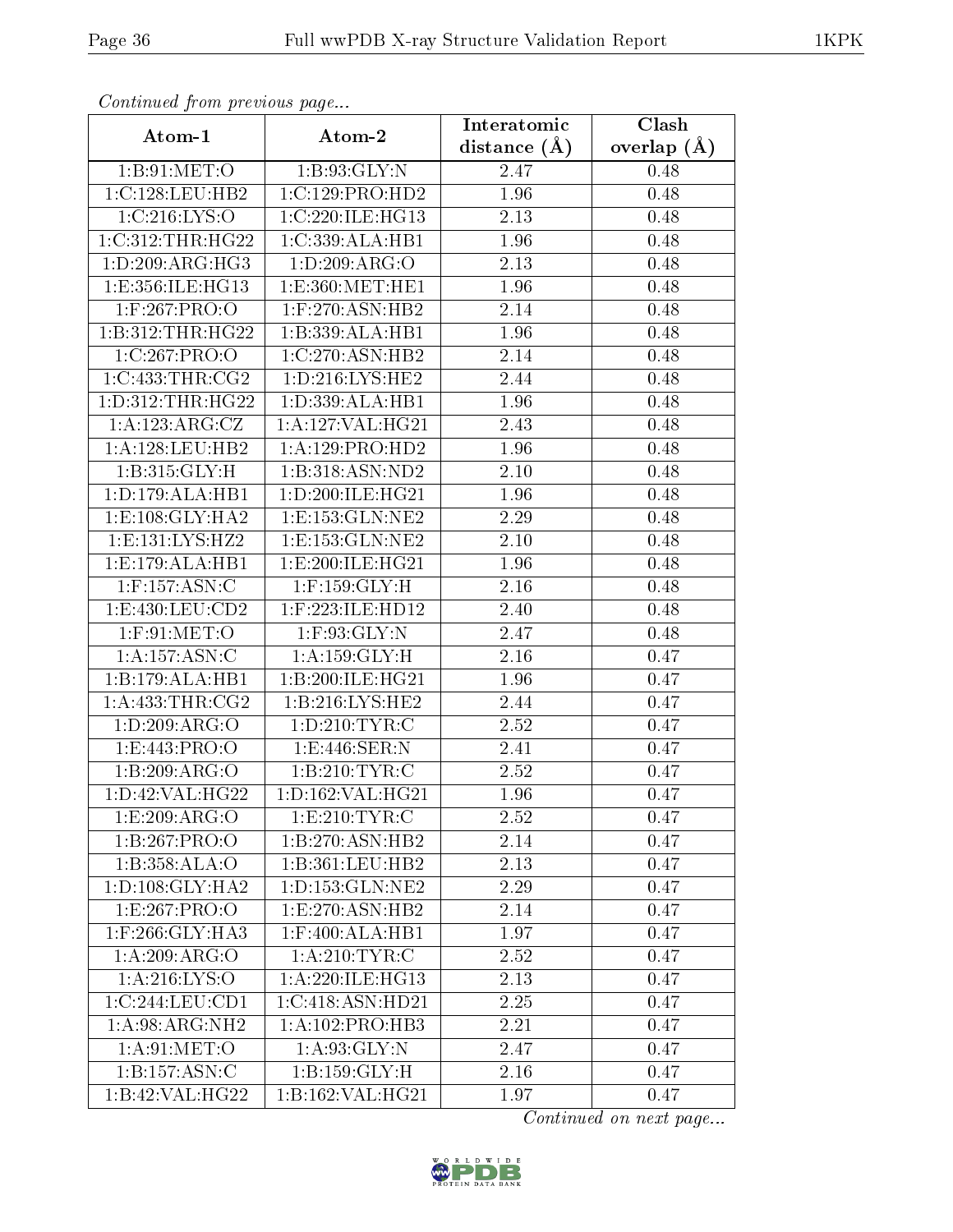*Continued from previous page...*

| Atom-1 | Atom-2 | Interatomic distance (Å) | Clash overlap (Å) |
|---|---|---|---|
| 1:B:91:MET:O | 1:B:93:GLY:N | 2.47 | 0.48 |
| 1:C:128:LEU:HB2 | 1:C:129:PRO:HD2 | 1.96 | 0.48 |
| 1:C:216:LYS:O | 1:C:220:ILE:HG13 | 2.13 | 0.48 |
| 1:C:312:THR:HG22 | 1:C:339:ALA:HB1 | 1.96 | 0.48 |
| 1:D:209:ARG:HG3 | 1:D:209:ARG:O | 2.13 | 0.48 |
| 1:E:356:ILE:HG13 | 1:E:360:MET:HE1 | 1.96 | 0.48 |
| 1:F:267:PRO:O | 1:F:270:ASN:HB2 | 2.14 | 0.48 |
| 1:B:312:THR:HG22 | 1:B:339:ALA:HB1 | 1.96 | 0.48 |
| 1:C:267:PRO:O | 1:C:270:ASN:HB2 | 2.14 | 0.48 |
| 1:C:433:THR:CG2 | 1:D:216:LYS:HE2 | 2.44 | 0.48 |
| 1:D:312:THR:HG22 | 1:D:339:ALA:HB1 | 1.96 | 0.48 |
| 1:A:123:ARG:CZ | 1:A:127:VAL:HG21 | 2.43 | 0.48 |
| 1:A:128:LEU:HB2 | 1:A:129:PRO:HD2 | 1.96 | 0.48 |
| 1:B:315:GLY:H | 1:B:318:ASN:ND2 | 2.10 | 0.48 |
| 1:D:179:ALA:HB1 | 1:D:200:ILE:HG21 | 1.96 | 0.48 |
| 1:E:108:GLY:HA2 | 1:E:153:GLN:NE2 | 2.29 | 0.48 |
| 1:E:131:LYS:HZ2 | 1:E:153:GLN:NE2 | 2.10 | 0.48 |
| 1:E:179:ALA:HB1 | 1:E:200:ILE:HG21 | 1.96 | 0.48 |
| 1:F:157:ASN:C | 1:F:159:GLY:H | 2.16 | 0.48 |
| 1:E:430:LEU:CD2 | 1:F:223:ILE:HD12 | 2.40 | 0.48 |
| 1:F:91:MET:O | 1:F:93:GLY:N | 2.47 | 0.48 |
| 1:A:157:ASN:C | 1:A:159:GLY:H | 2.16 | 0.47 |
| 1:B:179:ALA:HB1 | 1:B:200:ILE:HG21 | 1.96 | 0.47 |
| 1:A:433:THR:CG2 | 1:B:216:LYS:HE2 | 2.44 | 0.47 |
| 1:D:209:ARG:O | 1:D:210:TYR:C | 2.52 | 0.47 |
| 1:E:443:PRO:O | 1:E:446:SER:N | 2.41 | 0.47 |
| 1:B:209:ARG:O | 1:B:210:TYR:C | 2.52 | 0.47 |
| 1:D:42:VAL:HG22 | 1:D:162:VAL:HG21 | 1.96 | 0.47 |
| 1:E:209:ARG:O | 1:E:210:TYR:C | 2.52 | 0.47 |
| 1:B:267:PRO:O | 1:B:270:ASN:HB2 | 2.14 | 0.47 |
| 1:B:358:ALA:O | 1:B:361:LEU:HB2 | 2.13 | 0.47 |
| 1:D:108:GLY:HA2 | 1:D:153:GLN:NE2 | 2.29 | 0.47 |
| 1:E:267:PRO:O | 1:E:270:ASN:HB2 | 2.14 | 0.47 |
| 1:F:266:GLY:HA3 | 1:F:400:ALA:HB1 | 1.97 | 0.47 |
| 1:A:209:ARG:O | 1:A:210:TYR:C | 2.52 | 0.47 |
| 1:A:216:LYS:O | 1:A:220:ILE:HG13 | 2.13 | 0.47 |
| 1:C:244:LEU:CD1 | 1:C:418:ASN:HD21 | 2.25 | 0.47 |
| 1:A:98:ARG:NH2 | 1:A:102:PRO:HB3 | 2.21 | 0.47 |
| 1:A:91:MET:O | 1:A:93:GLY:N | 2.47 | 0.47 |
| 1:B:157:ASN:C | 1:B:159:GLY:H | 2.16 | 0.47 |
| 1:B:42:VAL:HG22 | 1:B:162:VAL:HG21 | 1.97 | 0.47 |

*Continued on next page...*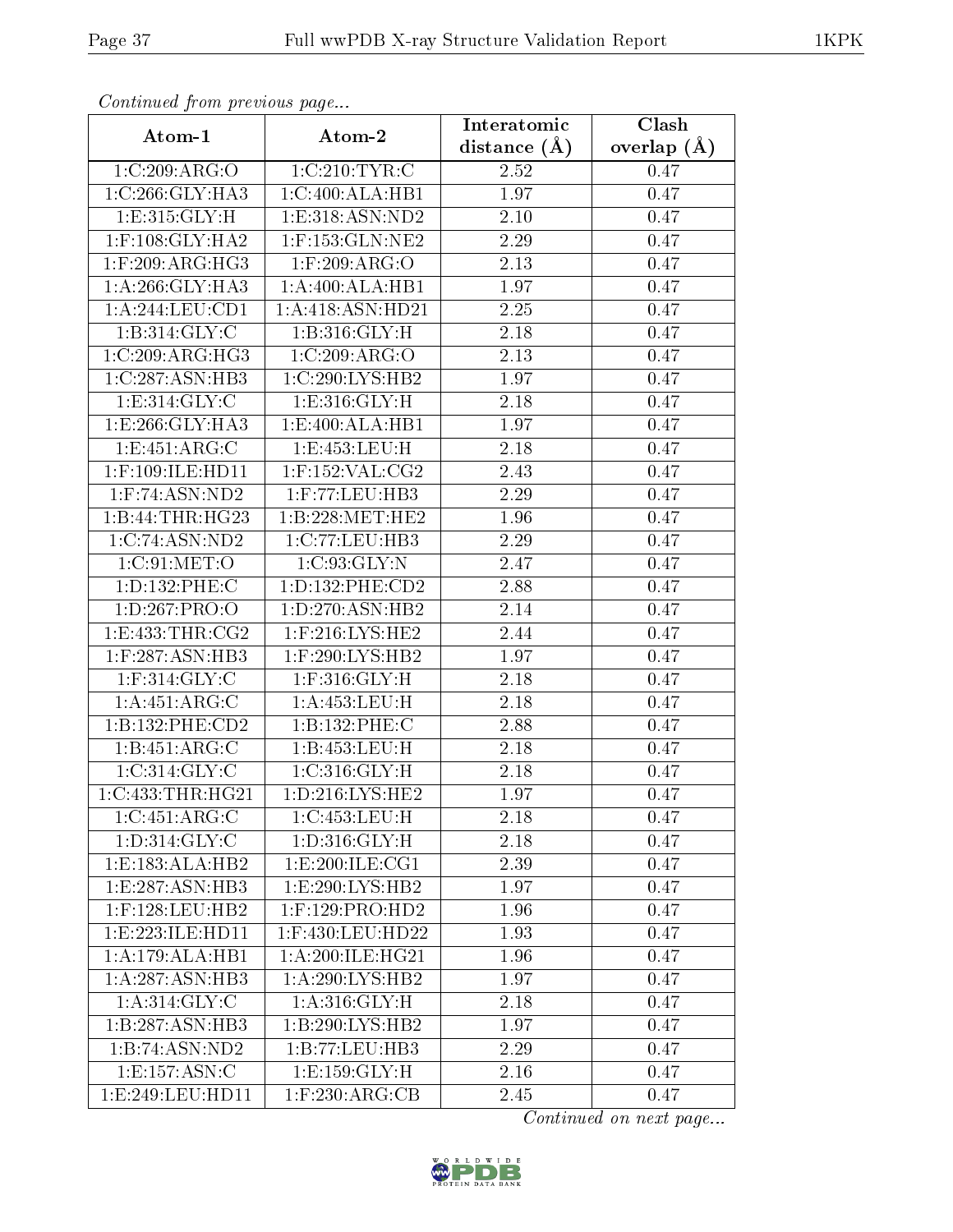*Continued from previous page...*

| Atom-1 | Atom-2 | Interatomic distance (Å) | Clash overlap (Å) |
| --- | --- | --- | --- |
| 1:C:209:ARG:O | 1:C:210:TYR:C | 2.52 | 0.47 |
| 1:C:266:GLY:HA3 | 1:C:400:ALA:HB1 | 1.97 | 0.47 |
| 1:E:315:GLY:H | 1:E:318:ASN:ND2 | 2.10 | 0.47 |
| 1:F:108:GLY:HA2 | 1:F:153:GLN:NE2 | 2.29 | 0.47 |
| 1:F:209:ARG:HG3 | 1:F:209:ARG:O | 2.13 | 0.47 |
| 1:A:266:GLY:HA3 | 1:A:400:ALA:HB1 | 1.97 | 0.47 |
| 1:A:244:LEU:CD1 | 1:A:418:ASN:HD21 | 2.25 | 0.47 |
| 1:B:314:GLY:C | 1:B:316:GLY:H | 2.18 | 0.47 |
| 1:C:209:ARG:HG3 | 1:C:209:ARG:O | 2.13 | 0.47 |
| 1:C:287:ASN:HB3 | 1:C:290:LYS:HB2 | 1.97 | 0.47 |
| 1:E:314:GLY:C | 1:E:316:GLY:H | 2.18 | 0.47 |
| 1:E:266:GLY:HA3 | 1:E:400:ALA:HB1 | 1.97 | 0.47 |
| 1:E:451:ARG:C | 1:E:453:LEU:H | 2.18 | 0.47 |
| 1:F:109:ILE:HD11 | 1:F:152:VAL:CG2 | 2.43 | 0.47 |
| 1:F:74:ASN:ND2 | 1:F:77:LEU:HB3 | 2.29 | 0.47 |
| 1:B:44:THR:HG23 | 1:B:228:MET:HE2 | 1.96 | 0.47 |
| 1:C:74:ASN:ND2 | 1:C:77:LEU:HB3 | 2.29 | 0.47 |
| 1:C:91:MET:O | 1:C:93:GLY:N | 2.47 | 0.47 |
| 1:D:132:PHE:C | 1:D:132:PHE:CD2 | 2.88 | 0.47 |
| 1:D:267:PRO:O | 1:D:270:ASN:HB2 | 2.14 | 0.47 |
| 1:E:433:THR:CG2 | 1:F:216:LYS:HE2 | 2.44 | 0.47 |
| 1:F:287:ASN:HB3 | 1:F:290:LYS:HB2 | 1.97 | 0.47 |
| 1:F:314:GLY:C | 1:F:316:GLY:H | 2.18 | 0.47 |
| 1:A:451:ARG:C | 1:A:453:LEU:H | 2.18 | 0.47 |
| 1:B:132:PHE:CD2 | 1:B:132:PHE:C | 2.88 | 0.47 |
| 1:B:451:ARG:C | 1:B:453:LEU:H | 2.18 | 0.47 |
| 1:C:314:GLY:C | 1:C:316:GLY:H | 2.18 | 0.47 |
| 1:C:433:THR:HG21 | 1:D:216:LYS:HE2 | 1.97 | 0.47 |
| 1:C:451:ARG:C | 1:C:453:LEU:H | 2.18 | 0.47 |
| 1:D:314:GLY:C | 1:D:316:GLY:H | 2.18 | 0.47 |
| 1:E:183:ALA:HB2 | 1:E:200:ILE:CG1 | 2.39 | 0.47 |
| 1:E:287:ASN:HB3 | 1:E:290:LYS:HB2 | 1.97 | 0.47 |
| 1:F:128:LEU:HB2 | 1:F:129:PRO:HD2 | 1.96 | 0.47 |
| 1:E:223:ILE:HD11 | 1:F:430:LEU:HD22 | 1.93 | 0.47 |
| 1:A:179:ALA:HB1 | 1:A:200:ILE:HG21 | 1.96 | 0.47 |
| 1:A:287:ASN:HB3 | 1:A:290:LYS:HB2 | 1.97 | 0.47 |
| 1:A:314:GLY:C | 1:A:316:GLY:H | 2.18 | 0.47 |
| 1:B:287:ASN:HB3 | 1:B:290:LYS:HB2 | 1.97 | 0.47 |
| 1:B:74:ASN:ND2 | 1:B:77:LEU:HB3 | 2.29 | 0.47 |
| 1:E:157:ASN:C | 1:E:159:GLY:H | 2.16 | 0.47 |
| 1:E:249:LEU:HD11 | 1:F:230:ARG:CB | 2.45 | 0.47 |

*Continued on next page...*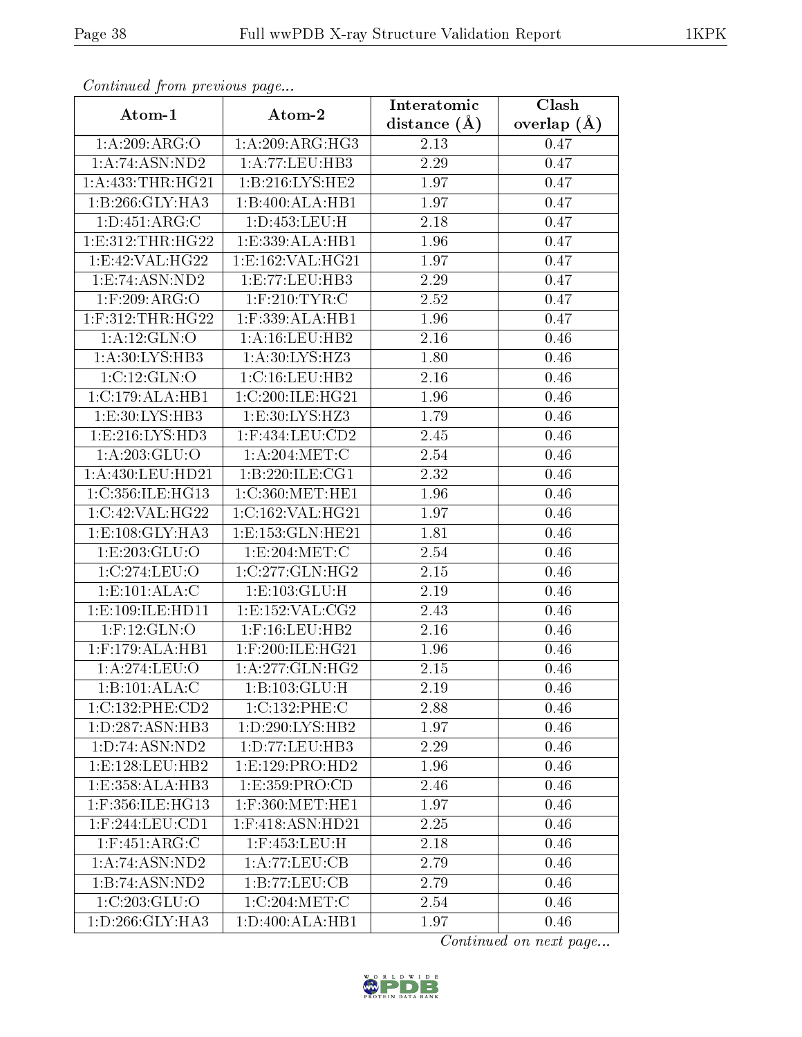*Continued from previous page...*

| Atom-1 | Atom-2 | Interatomic distance (Å) | Clash overlap (Å) |
|---|---|---|---|
| 1:A:209:ARG:O | 1:A:209:ARG:HG3 | 2.13 | 0.47 |
| 1:A:74:ASN:ND2 | 1:A:77:LEU:HB3 | 2.29 | 0.47 |
| 1:A:433:THR:HG21 | 1:B:216:LYS:HE2 | 1.97 | 0.47 |
| 1:B:266:GLY:HA3 | 1:B:400:ALA:HB1 | 1.97 | 0.47 |
| 1:D:451:ARG:C | 1:D:453:LEU:H | 2.18 | 0.47 |
| 1:E:312:THR:HG22 | 1:E:339:ALA:HB1 | 1.96 | 0.47 |
| 1:E:42:VAL:HG22 | 1:E:162:VAL:HG21 | 1.97 | 0.47 |
| 1:E:74:ASN:ND2 | 1:E:77:LEU:HB3 | 2.29 | 0.47 |
| 1:F:209:ARG:O | 1:F:210:TYR:C | 2.52 | 0.47 |
| 1:F:312:THR:HG22 | 1:F:339:ALA:HB1 | 1.96 | 0.47 |
| 1:A:12:GLN:O | 1:A:16:LEU:HB2 | 2.16 | 0.46 |
| 1:A:30:LYS:HB3 | 1:A:30:LYS:HZ3 | 1.80 | 0.46 |
| 1:C:12:GLN:O | 1:C:16:LEU:HB2 | 2.16 | 0.46 |
| 1:C:179:ALA:HB1 | 1:C:200:ILE:HG21 | 1.96 | 0.46 |
| 1:E:30:LYS:HB3 | 1:E:30:LYS:HZ3 | 1.79 | 0.46 |
| 1:E:216:LYS:HD3 | 1:F:434:LEU:CD2 | 2.45 | 0.46 |
| 1:A:203:GLU:O | 1:A:204:MET:C | 2.54 | 0.46 |
| 1:A:430:LEU:HD21 | 1:B:220:ILE:CG1 | 2.32 | 0.46 |
| 1:C:356:ILE:HG13 | 1:C:360:MET:HE1 | 1.96 | 0.46 |
| 1:C:42:VAL:HG22 | 1:C:162:VAL:HG21 | 1.97 | 0.46 |
| 1:E:108:GLY:HA3 | 1:E:153:GLN:HE21 | 1.81 | 0.46 |
| 1:E:203:GLU:O | 1:E:204:MET:C | 2.54 | 0.46 |
| 1:C:274:LEU:O | 1:C:277:GLN:HG2 | 2.15 | 0.46 |
| 1:E:101:ALA:C | 1:E:103:GLU:H | 2.19 | 0.46 |
| 1:E:109:ILE:HD11 | 1:E:152:VAL:CG2 | 2.43 | 0.46 |
| 1:F:12:GLN:O | 1:F:16:LEU:HB2 | 2.16 | 0.46 |
| 1:F:179:ALA:HB1 | 1:F:200:ILE:HG21 | 1.96 | 0.46 |
| 1:A:274:LEU:O | 1:A:277:GLN:HG2 | 2.15 | 0.46 |
| 1:B:101:ALA:C | 1:B:103:GLU:H | 2.19 | 0.46 |
| 1:C:132:PHE:CD2 | 1:C:132:PHE:C | 2.88 | 0.46 |
| 1:D:287:ASN:HB3 | 1:D:290:LYS:HB2 | 1.97 | 0.46 |
| 1:D:74:ASN:ND2 | 1:D:77:LEU:HB3 | 2.29 | 0.46 |
| 1:E:128:LEU:HB2 | 1:E:129:PRO:HD2 | 1.96 | 0.46 |
| 1:E:358:ALA:HB3 | 1:E:359:PRO:CD | 2.46 | 0.46 |
| 1:F:356:ILE:HG13 | 1:F:360:MET:HE1 | 1.97 | 0.46 |
| 1:F:244:LEU:CD1 | 1:F:418:ASN:HD21 | 2.25 | 0.46 |
| 1:F:451:ARG:C | 1:F:453:LEU:H | 2.18 | 0.46 |
| 1:A:74:ASN:ND2 | 1:A:77:LEU:CB | 2.79 | 0.46 |
| 1:B:74:ASN:ND2 | 1:B:77:LEU:CB | 2.79 | 0.46 |
| 1:C:203:GLU:O | 1:C:204:MET:C | 2.54 | 0.46 |
| 1:D:266:GLY:HA3 | 1:D:400:ALA:HB1 | 1.97 | 0.46 |

*Continued on next page...*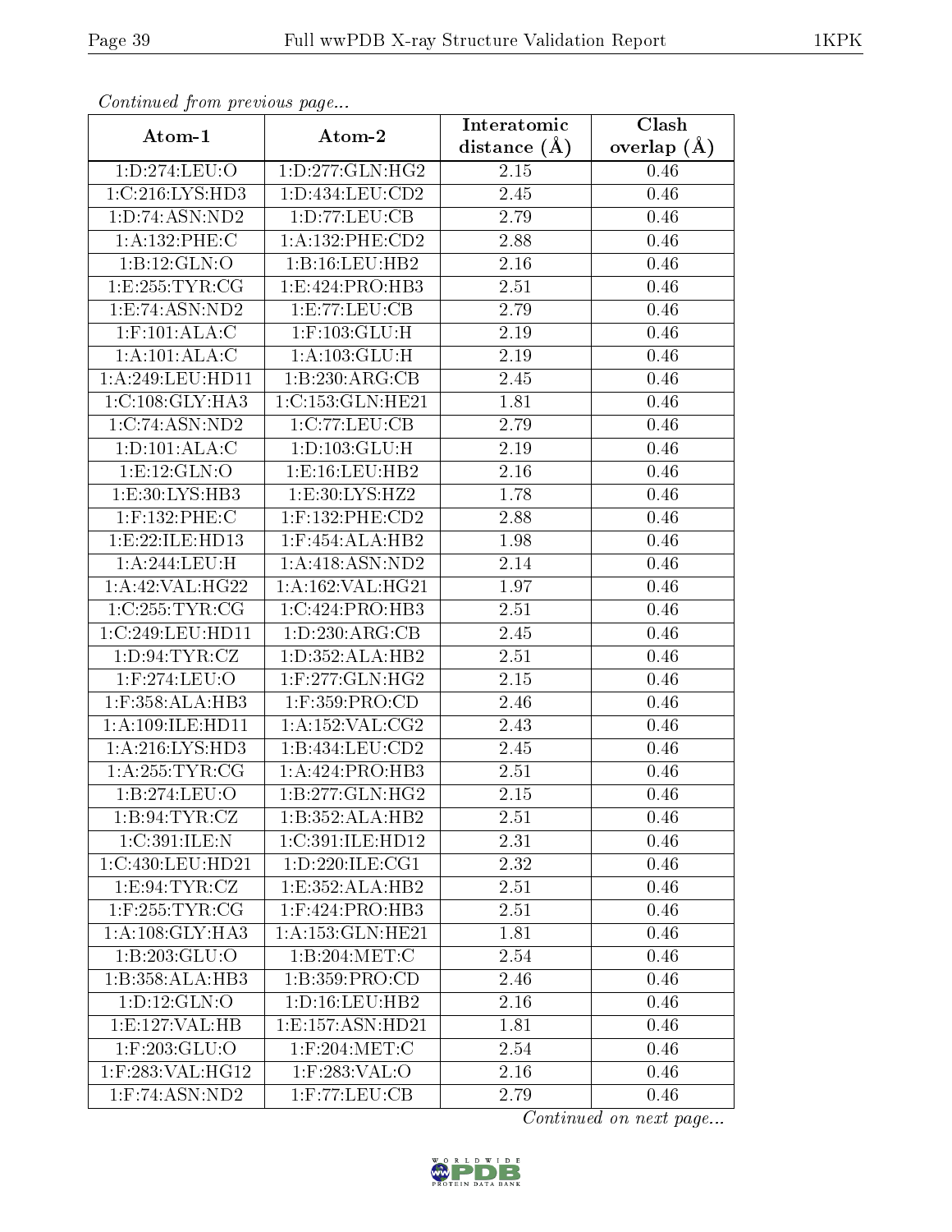*Continued from previous page...*

| Atom-1 | Atom-2 | Interatomic distance (Å) | Clash overlap (Å) |
|---|---|---|---|
| 1:D:274:LEU:O | 1:D:277:GLN:HG2 | 2.15 | 0.46 |
| 1:C:216:LYS:HD3 | 1:D:434:LEU:CD2 | 2.45 | 0.46 |
| 1:D:74:ASN:ND2 | 1:D:77:LEU:CB | 2.79 | 0.46 |
| 1:A:132:PHE:C | 1:A:132:PHE:CD2 | 2.88 | 0.46 |
| 1:B:12:GLN:O | 1:B:16:LEU:HB2 | 2.16 | 0.46 |
| 1:E:255:TYR:CG | 1:E:424:PRO:HB3 | 2.51 | 0.46 |
| 1:E:74:ASN:ND2 | 1:E:77:LEU:CB | 2.79 | 0.46 |
| 1:F:101:ALA:C | 1:F:103:GLU:H | 2.19 | 0.46 |
| 1:A:101:ALA:C | 1:A:103:GLU:H | 2.19 | 0.46 |
| 1:A:249:LEU:HD11 | 1:B:230:ARG:CB | 2.45 | 0.46 |
| 1:C:108:GLY:HA3 | 1:C:153:GLN:HE21 | 1.81 | 0.46 |
| 1:C:74:ASN:ND2 | 1:C:77:LEU:CB | 2.79 | 0.46 |
| 1:D:101:ALA:C | 1:D:103:GLU:H | 2.19 | 0.46 |
| 1:E:12:GLN:O | 1:E:16:LEU:HB2 | 2.16 | 0.46 |
| 1:E:30:LYS:HB3 | 1:E:30:LYS:HZ2 | 1.78 | 0.46 |
| 1:F:132:PHE:C | 1:F:132:PHE:CD2 | 2.88 | 0.46 |
| 1:E:22:ILE:HD13 | 1:F:454:ALA:HB2 | 1.98 | 0.46 |
| 1:A:244:LEU:H | 1:A:418:ASN:ND2 | 2.14 | 0.46 |
| 1:A:42:VAL:HG22 | 1:A:162:VAL:HG21 | 1.97 | 0.46 |
| 1:C:255:TYR:CG | 1:C:424:PRO:HB3 | 2.51 | 0.46 |
| 1:C:249:LEU:HD11 | 1:D:230:ARG:CB | 2.45 | 0.46 |
| 1:D:94:TYR:CZ | 1:D:352:ALA:HB2 | 2.51 | 0.46 |
| 1:F:274:LEU:O | 1:F:277:GLN:HG2 | 2.15 | 0.46 |
| 1:F:358:ALA:HB3 | 1:F:359:PRO:CD | 2.46 | 0.46 |
| 1:A:109:ILE:HD11 | 1:A:152:VAL:CG2 | 2.43 | 0.46 |
| 1:A:216:LYS:HD3 | 1:B:434:LEU:CD2 | 2.45 | 0.46 |
| 1:A:255:TYR:CG | 1:A:424:PRO:HB3 | 2.51 | 0.46 |
| 1:B:274:LEU:O | 1:B:277:GLN:HG2 | 2.15 | 0.46 |
| 1:B:94:TYR:CZ | 1:B:352:ALA:HB2 | 2.51 | 0.46 |
| 1:C:391:ILE:N | 1:C:391:ILE:HD12 | 2.31 | 0.46 |
| 1:C:430:LEU:HD21 | 1:D:220:ILE:CG1 | 2.32 | 0.46 |
| 1:E:94:TYR:CZ | 1:E:352:ALA:HB2 | 2.51 | 0.46 |
| 1:F:255:TYR:CG | 1:F:424:PRO:HB3 | 2.51 | 0.46 |
| 1:A:108:GLY:HA3 | 1:A:153:GLN:HE21 | 1.81 | 0.46 |
| 1:B:203:GLU:O | 1:B:204:MET:C | 2.54 | 0.46 |
| 1:B:358:ALA:HB3 | 1:B:359:PRO:CD | 2.46 | 0.46 |
| 1:D:12:GLN:O | 1:D:16:LEU:HB2 | 2.16 | 0.46 |
| 1:E:127:VAL:HB | 1:E:157:ASN:HD21 | 1.81 | 0.46 |
| 1:F:203:GLU:O | 1:F:204:MET:C | 2.54 | 0.46 |
| 1:F:283:VAL:HG12 | 1:F:283:VAL:O | 2.16 | 0.46 |
| 1:F:74:ASN:ND2 | 1:F:77:LEU:CB | 2.79 | 0.46 |

*Continued on next page...*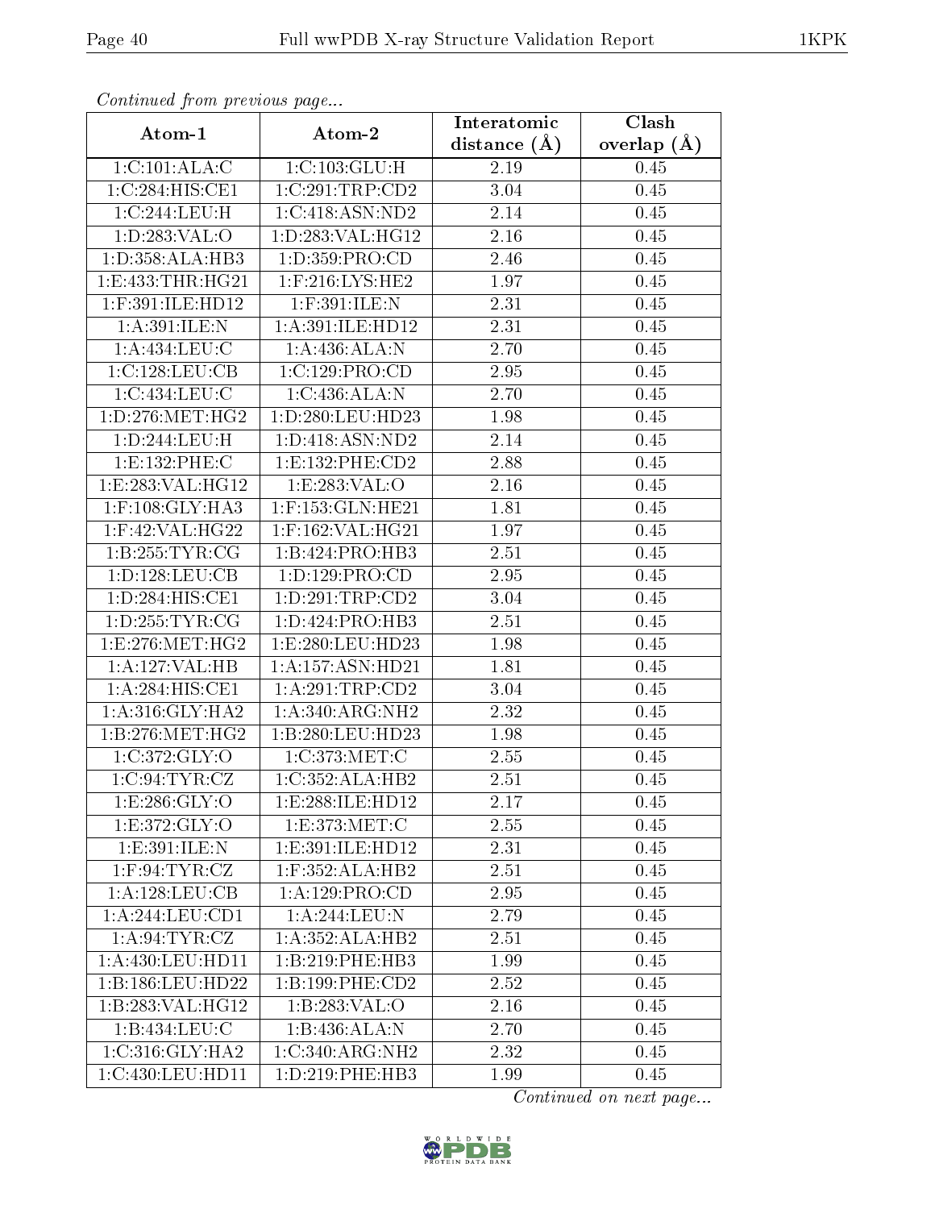*Continued from previous page...*

| Atom-1 | Atom-2 | Interatomic distance (Å) | Clash overlap (Å) |
|---|---|---|---|
| 1:C:101:ALA:C | 1:C:103:GLU:H | 2.19 | 0.45 |
| 1:C:284:HIS:CE1 | 1:C:291:TRP:CD2 | 3.04 | 0.45 |
| 1:C:244:LEU:H | 1:C:418:ASN:ND2 | 2.14 | 0.45 |
| 1:D:283:VAL:O | 1:D:283:VAL:HG12 | 2.16 | 0.45 |
| 1:D:358:ALA:HB3 | 1:D:359:PRO:CD | 2.46 | 0.45 |
| 1:E:433:THR:HG21 | 1:F:216:LYS:HE2 | 1.97 | 0.45 |
| 1:F:391:ILE:HD12 | 1:F:391:ILE:N | 2.31 | 0.45 |
| 1:A:391:ILE:N | 1:A:391:ILE:HD12 | 2.31 | 0.45 |
| 1:A:434:LEU:C | 1:A:436:ALA:N | 2.70 | 0.45 |
| 1:C:128:LEU:CB | 1:C:129:PRO:CD | 2.95 | 0.45 |
| 1:C:434:LEU:C | 1:C:436:ALA:N | 2.70 | 0.45 |
| 1:D:276:MET:HG2 | 1:D:280:LEU:HD23 | 1.98 | 0.45 |
| 1:D:244:LEU:H | 1:D:418:ASN:ND2 | 2.14 | 0.45 |
| 1:E:132:PHE:C | 1:E:132:PHE:CD2 | 2.88 | 0.45 |
| 1:E:283:VAL:HG12 | 1:E:283:VAL:O | 2.16 | 0.45 |
| 1:F:108:GLY:HA3 | 1:F:153:GLN:HE21 | 1.81 | 0.45 |
| 1:F:42:VAL:HG22 | 1:F:162:VAL:HG21 | 1.97 | 0.45 |
| 1:B:255:TYR:CG | 1:B:424:PRO:HB3 | 2.51 | 0.45 |
| 1:D:128:LEU:CB | 1:D:129:PRO:CD | 2.95 | 0.45 |
| 1:D:284:HIS:CE1 | 1:D:291:TRP:CD2 | 3.04 | 0.45 |
| 1:D:255:TYR:CG | 1:D:424:PRO:HB3 | 2.51 | 0.45 |
| 1:E:276:MET:HG2 | 1:E:280:LEU:HD23 | 1.98 | 0.45 |
| 1:A:127:VAL:HB | 1:A:157:ASN:HD21 | 1.81 | 0.45 |
| 1:A:284:HIS:CE1 | 1:A:291:TRP:CD2 | 3.04 | 0.45 |
| 1:A:316:GLY:HA2 | 1:A:340:ARG:NH2 | 2.32 | 0.45 |
| 1:B:276:MET:HG2 | 1:B:280:LEU:HD23 | 1.98 | 0.45 |
| 1:C:372:GLY:O | 1:C:373:MET:C | 2.55 | 0.45 |
| 1:C:94:TYR:CZ | 1:C:352:ALA:HB2 | 2.51 | 0.45 |
| 1:E:286:GLY:O | 1:E:288:ILE:HD12 | 2.17 | 0.45 |
| 1:E:372:GLY:O | 1:E:373:MET:C | 2.55 | 0.45 |
| 1:E:391:ILE:N | 1:E:391:ILE:HD12 | 2.31 | 0.45 |
| 1:F:94:TYR:CZ | 1:F:352:ALA:HB2 | 2.51 | 0.45 |
| 1:A:128:LEU:CB | 1:A:129:PRO:CD | 2.95 | 0.45 |
| 1:A:244:LEU:CD1 | 1:A:244:LEU:N | 2.79 | 0.45 |
| 1:A:94:TYR:CZ | 1:A:352:ALA:HB2 | 2.51 | 0.45 |
| 1:A:430:LEU:HD11 | 1:B:219:PHE:HB3 | 1.99 | 0.45 |
| 1:B:186:LEU:HD22 | 1:B:199:PHE:CD2 | 2.52 | 0.45 |
| 1:B:283:VAL:HG12 | 1:B:283:VAL:O | 2.16 | 0.45 |
| 1:B:434:LEU:C | 1:B:436:ALA:N | 2.70 | 0.45 |
| 1:C:316:GLY:HA2 | 1:C:340:ARG:NH2 | 2.32 | 0.45 |
| 1:C:430:LEU:HD11 | 1:D:219:PHE:HB3 | 1.99 | 0.45 |

*Continued on next page...*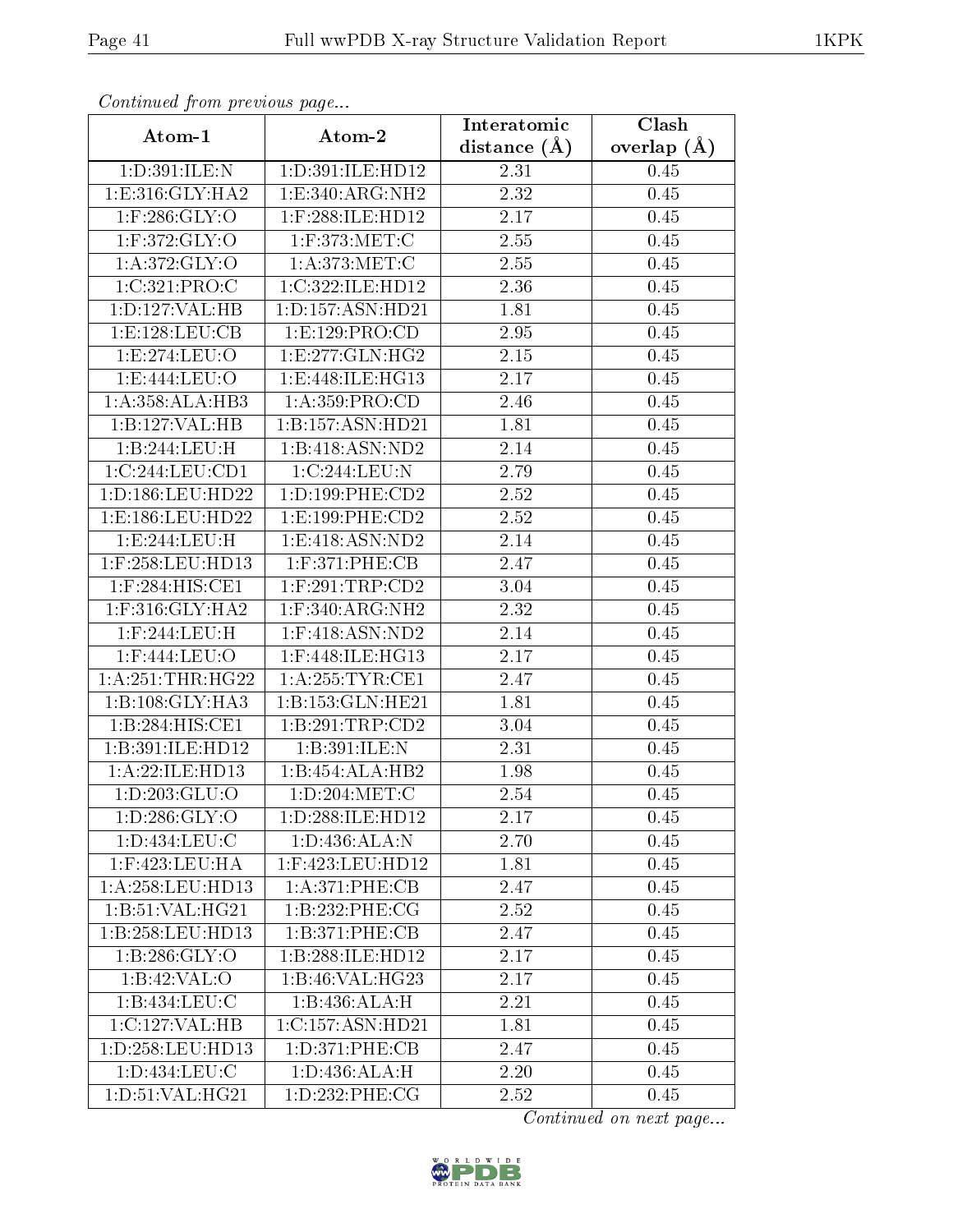*Continued from previous page...*

| Atom-1 | Atom-2 | Interatomic distance (Å) | Clash overlap (Å) |
|---|---|---|---|
| 1:D:391:ILE:N | 1:D:391:ILE:HD12 | 2.31 | 0.45 |
| 1:E:316:GLY:HA2 | 1:E:340:ARG:NH2 | 2.32 | 0.45 |
| 1:F:286:GLY:O | 1:F:288:ILE:HD12 | 2.17 | 0.45 |
| 1:F:372:GLY:O | 1:F:373:MET:C | 2.55 | 0.45 |
| 1:A:372:GLY:O | 1:A:373:MET:C | 2.55 | 0.45 |
| 1:C:321:PRO:C | 1:C:322:ILE:HD12 | 2.36 | 0.45 |
| 1:D:127:VAL:HB | 1:D:157:ASN:HD21 | 1.81 | 0.45 |
| 1:E:128:LEU:CB | 1:E:129:PRO:CD | 2.95 | 0.45 |
| 1:E:274:LEU:O | 1:E:277:GLN:HG2 | 2.15 | 0.45 |
| 1:E:444:LEU:O | 1:E:448:ILE:HG13 | 2.17 | 0.45 |
| 1:A:358:ALA:HB3 | 1:A:359:PRO:CD | 2.46 | 0.45 |
| 1:B:127:VAL:HB | 1:B:157:ASN:HD21 | 1.81 | 0.45 |
| 1:B:244:LEU:H | 1:B:418:ASN:ND2 | 2.14 | 0.45 |
| 1:C:244:LEU:CD1 | 1:C:244:LEU:N | 2.79 | 0.45 |
| 1:D:186:LEU:HD22 | 1:D:199:PHE:CD2 | 2.52 | 0.45 |
| 1:E:186:LEU:HD22 | 1:E:199:PHE:CD2 | 2.52 | 0.45 |
| 1:E:244:LEU:H | 1:E:418:ASN:ND2 | 2.14 | 0.45 |
| 1:F:258:LEU:HD13 | 1:F:371:PHE:CB | 2.47 | 0.45 |
| 1:F:284:HIS:CE1 | 1:F:291:TRP:CD2 | 3.04 | 0.45 |
| 1:F:316:GLY:HA2 | 1:F:340:ARG:NH2 | 2.32 | 0.45 |
| 1:F:244:LEU:H | 1:F:418:ASN:ND2 | 2.14 | 0.45 |
| 1:F:444:LEU:O | 1:F:448:ILE:HG13 | 2.17 | 0.45 |
| 1:A:251:THR:HG22 | 1:A:255:TYR:CE1 | 2.47 | 0.45 |
| 1:B:108:GLY:HA3 | 1:B:153:GLN:HE21 | 1.81 | 0.45 |
| 1:B:284:HIS:CE1 | 1:B:291:TRP:CD2 | 3.04 | 0.45 |
| 1:B:391:ILE:HD12 | 1:B:391:ILE:N | 2.31 | 0.45 |
| 1:A:22:ILE:HD13 | 1:B:454:ALA:HB2 | 1.98 | 0.45 |
| 1:D:203:GLU:O | 1:D:204:MET:C | 2.54 | 0.45 |
| 1:D:286:GLY:O | 1:D:288:ILE:HD12 | 2.17 | 0.45 |
| 1:D:434:LEU:C | 1:D:436:ALA:N | 2.70 | 0.45 |
| 1:F:423:LEU:HA | 1:F:423:LEU:HD12 | 1.81 | 0.45 |
| 1:A:258:LEU:HD13 | 1:A:371:PHE:CB | 2.47 | 0.45 |
| 1:B:51:VAL:HG21 | 1:B:232:PHE:CG | 2.52 | 0.45 |
| 1:B:258:LEU:HD13 | 1:B:371:PHE:CB | 2.47 | 0.45 |
| 1:B:286:GLY:O | 1:B:288:ILE:HD12 | 2.17 | 0.45 |
| 1:B:42:VAL:O | 1:B:46:VAL:HG23 | 2.17 | 0.45 |
| 1:B:434:LEU:C | 1:B:436:ALA:H | 2.21 | 0.45 |
| 1:C:127:VAL:HB | 1:C:157:ASN:HD21 | 1.81 | 0.45 |
| 1:D:258:LEU:HD13 | 1:D:371:PHE:CB | 2.47 | 0.45 |
| 1:D:434:LEU:C | 1:D:436:ALA:H | 2.20 | 0.45 |
| 1:D:51:VAL:HG21 | 1:D:232:PHE:CG | 2.52 | 0.45 |

*Continued on next page...*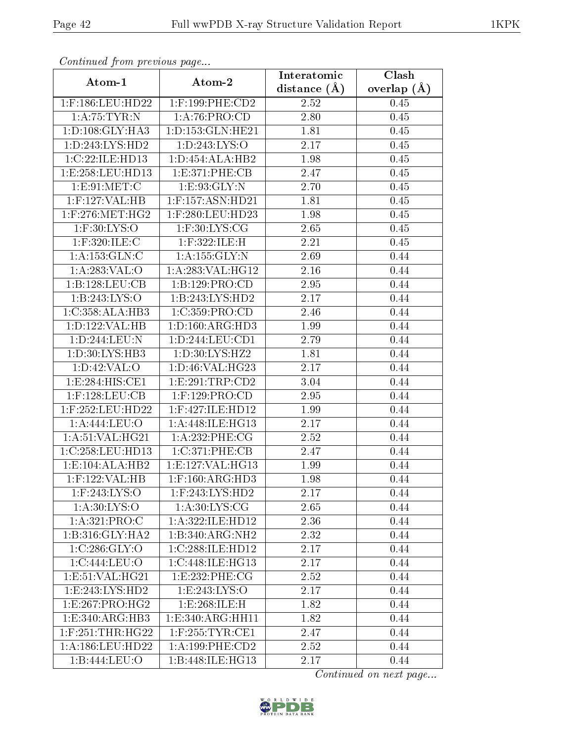*Continued from previous page...*

| Atom-1 | Atom-2 | Interatomic distance (Å) | Clash overlap (Å) |
|---|---|---|---|
| 1:F:186:LEU:HD22 | 1:F:199:PHE:CD2 | 2.52 | 0.45 |
| 1:A:75:TYR:N | 1:A:76:PRO:CD | 2.80 | 0.45 |
| 1:D:108:GLY:HA3 | 1:D:153:GLN:HE21 | 1.81 | 0.45 |
| 1:D:243:LYS:HD2 | 1:D:243:LYS:O | 2.17 | 0.45 |
| 1:C:22:ILE:HD13 | 1:D:454:ALA:HB2 | 1.98 | 0.45 |
| 1:E:258:LEU:HD13 | 1:E:371:PHE:CB | 2.47 | 0.45 |
| 1:E:91:MET:C | 1:E:93:GLY:N | 2.70 | 0.45 |
| 1:F:127:VAL:HB | 1:F:157:ASN:HD21 | 1.81 | 0.45 |
| 1:F:276:MET:HG2 | 1:F:280:LEU:HD23 | 1.98 | 0.45 |
| 1:F:30:LYS:O | 1:F:30:LYS:CG | 2.65 | 0.45 |
| 1:F:320:ILE:C | 1:F:322:ILE:H | 2.21 | 0.45 |
| 1:A:153:GLN:C | 1:A:155:GLY:N | 2.69 | 0.44 |
| 1:A:283:VAL:O | 1:A:283:VAL:HG12 | 2.16 | 0.44 |
| 1:B:128:LEU:CB | 1:B:129:PRO:CD | 2.95 | 0.44 |
| 1:B:243:LYS:O | 1:B:243:LYS:HD2 | 2.17 | 0.44 |
| 1:C:358:ALA:HB3 | 1:C:359:PRO:CD | 2.46 | 0.44 |
| 1:D:122:VAL:HB | 1:D:160:ARG:HD3 | 1.99 | 0.44 |
| 1:D:244:LEU:N | 1:D:244:LEU:CD1 | 2.79 | 0.44 |
| 1:D:30:LYS:HB3 | 1:D:30:LYS:HZ2 | 1.81 | 0.44 |
| 1:D:42:VAL:O | 1:D:46:VAL:HG23 | 2.17 | 0.44 |
| 1:E:284:HIS:CE1 | 1:E:291:TRP:CD2 | 3.04 | 0.44 |
| 1:F:128:LEU:CB | 1:F:129:PRO:CD | 2.95 | 0.44 |
| 1:F:252:LEU:HD22 | 1:F:427:ILE:HD12 | 1.99 | 0.44 |
| 1:A:444:LEU:O | 1:A:448:ILE:HG13 | 2.17 | 0.44 |
| 1:A:51:VAL:HG21 | 1:A:232:PHE:CG | 2.52 | 0.44 |
| 1:C:258:LEU:HD13 | 1:C:371:PHE:CB | 2.47 | 0.44 |
| 1:E:104:ALA:HB2 | 1:E:127:VAL:HG13 | 1.99 | 0.44 |
| 1:F:122:VAL:HB | 1:F:160:ARG:HD3 | 1.98 | 0.44 |
| 1:F:243:LYS:O | 1:F:243:LYS:HD2 | 2.17 | 0.44 |
| 1:A:30:LYS:O | 1:A:30:LYS:CG | 2.65 | 0.44 |
| 1:A:321:PRO:C | 1:A:322:ILE:HD12 | 2.36 | 0.44 |
| 1:B:316:GLY:HA2 | 1:B:340:ARG:NH2 | 2.32 | 0.44 |
| 1:C:286:GLY:O | 1:C:288:ILE:HD12 | 2.17 | 0.44 |
| 1:C:444:LEU:O | 1:C:448:ILE:HG13 | 2.17 | 0.44 |
| 1:E:51:VAL:HG21 | 1:E:232:PHE:CG | 2.52 | 0.44 |
| 1:E:243:LYS:HD2 | 1:E:243:LYS:O | 2.17 | 0.44 |
| 1:E:267:PRO:HG2 | 1:E:268:ILE:H | 1.82 | 0.44 |
| 1:E:340:ARG:HB3 | 1:E:340:ARG:HH11 | 1.82 | 0.44 |
| 1:F:251:THR:HG22 | 1:F:255:TYR:CE1 | 2.47 | 0.44 |
| 1:A:186:LEU:HD22 | 1:A:199:PHE:CD2 | 2.52 | 0.44 |
| 1:B:444:LEU:O | 1:B:448:ILE:HG13 | 2.17 | 0.44 |

*Continued on next page...*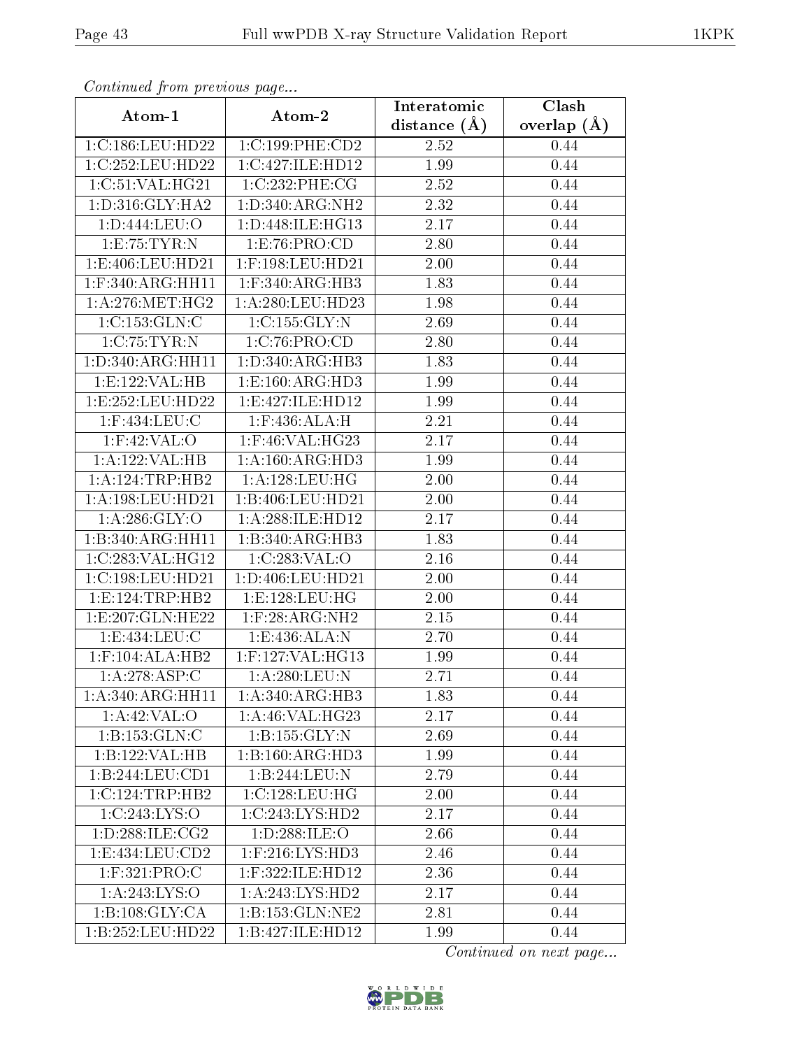*Continued from previous page...*

| Atom-1 | Atom-2 | Interatomic distance (Å) | Clash overlap (Å) |
|---|---|---|---|
| 1:C:186:LEU:HD22 | 1:C:199:PHE:CD2 | 2.52 | 0.44 |
| 1:C:252:LEU:HD22 | 1:C:427:ILE:HD12 | 1.99 | 0.44 |
| 1:C:51:VAL:HG21 | 1:C:232:PHE:CG | 2.52 | 0.44 |
| 1:D:316:GLY:HA2 | 1:D:340:ARG:NH2 | 2.32 | 0.44 |
| 1:D:444:LEU:O | 1:D:448:ILE:HG13 | 2.17 | 0.44 |
| 1:E:75:TYR:N | 1:E:76:PRO:CD | 2.80 | 0.44 |
| 1:E:406:LEU:HD21 | 1:F:198:LEU:HD21 | 2.00 | 0.44 |
| 1:F:340:ARG:HH11 | 1:F:340:ARG:HB3 | 1.83 | 0.44 |
| 1:A:276:MET:HG2 | 1:A:280:LEU:HD23 | 1.98 | 0.44 |
| 1:C:153:GLN:C | 1:C:155:GLY:N | 2.69 | 0.44 |
| 1:C:75:TYR:N | 1:C:76:PRO:CD | 2.80 | 0.44 |
| 1:D:340:ARG:HH11 | 1:D:340:ARG:HB3 | 1.83 | 0.44 |
| 1:E:122:VAL:HB | 1:E:160:ARG:HD3 | 1.99 | 0.44 |
| 1:E:252:LEU:HD22 | 1:E:427:ILE:HD12 | 1.99 | 0.44 |
| 1:F:434:LEU:C | 1:F:436:ALA:H | 2.21 | 0.44 |
| 1:F:42:VAL:O | 1:F:46:VAL:HG23 | 2.17 | 0.44 |
| 1:A:122:VAL:HB | 1:A:160:ARG:HD3 | 1.99 | 0.44 |
| 1:A:124:TRP:HB2 | 1:A:128:LEU:HG | 2.00 | 0.44 |
| 1:A:198:LEU:HD21 | 1:B:406:LEU:HD21 | 2.00 | 0.44 |
| 1:A:286:GLY:O | 1:A:288:ILE:HD12 | 2.17 | 0.44 |
| 1:B:340:ARG:HH11 | 1:B:340:ARG:HB3 | 1.83 | 0.44 |
| 1:C:283:VAL:HG12 | 1:C:283:VAL:O | 2.16 | 0.44 |
| 1:C:198:LEU:HD21 | 1:D:406:LEU:HD21 | 2.00 | 0.44 |
| 1:E:124:TRP:HB2 | 1:E:128:LEU:HG | 2.00 | 0.44 |
| 1:E:207:GLN:HE22 | 1:F:28:ARG:NH2 | 2.15 | 0.44 |
| 1:E:434:LEU:C | 1:E:436:ALA:N | 2.70 | 0.44 |
| 1:F:104:ALA:HB2 | 1:F:127:VAL:HG13 | 1.99 | 0.44 |
| 1:A:278:ASP:C | 1:A:280:LEU:N | 2.71 | 0.44 |
| 1:A:340:ARG:HH11 | 1:A:340:ARG:HB3 | 1.83 | 0.44 |
| 1:A:42:VAL:O | 1:A:46:VAL:HG23 | 2.17 | 0.44 |
| 1:B:153:GLN:C | 1:B:155:GLY:N | 2.69 | 0.44 |
| 1:B:122:VAL:HB | 1:B:160:ARG:HD3 | 1.99 | 0.44 |
| 1:B:244:LEU:CD1 | 1:B:244:LEU:N | 2.79 | 0.44 |
| 1:C:124:TRP:HB2 | 1:C:128:LEU:HG | 2.00 | 0.44 |
| 1:C:243:LYS:O | 1:C:243:LYS:HD2 | 2.17 | 0.44 |
| 1:D:288:ILE:CG2 | 1:D:288:ILE:O | 2.66 | 0.44 |
| 1:E:434:LEU:CD2 | 1:F:216:LYS:HD3 | 2.46 | 0.44 |
| 1:F:321:PRO:C | 1:F:322:ILE:HD12 | 2.36 | 0.44 |
| 1:A:243:LYS:O | 1:A:243:LYS:HD2 | 2.17 | 0.44 |
| 1:B:108:GLY:CA | 1:B:153:GLN:NE2 | 2.81 | 0.44 |
| 1:B:252:LEU:HD22 | 1:B:427:ILE:HD12 | 1.99 | 0.44 |

*Continued on next page...*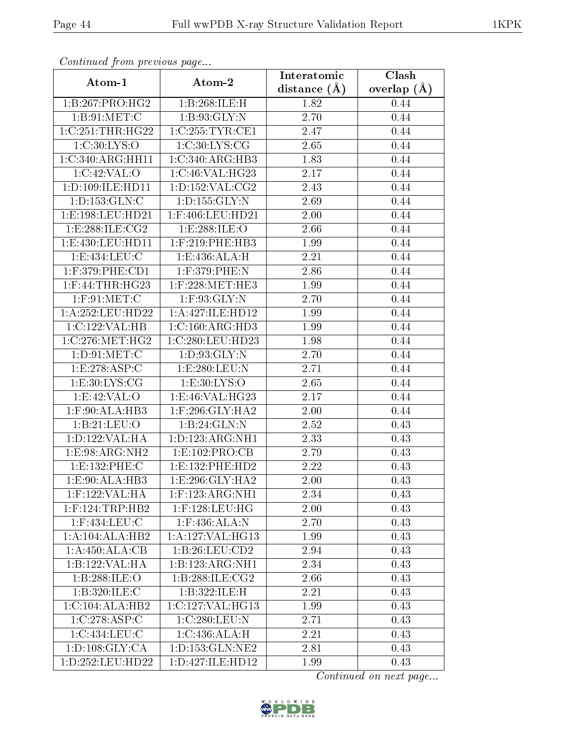*Continued from previous page...*

| Atom-1 | Atom-2 | Interatomic distance (Å) | Clash overlap (Å) |
|---|---|---|---|
| 1:B:267:PRO:HG2 | 1:B:268:ILE:H | 1.82 | 0.44 |
| 1:B:91:MET:C | 1:B:93:GLY:N | 2.70 | 0.44 |
| 1:C:251:THR:HG22 | 1:C:255:TYR:CE1 | 2.47 | 0.44 |
| 1:C:30:LYS:O | 1:C:30:LYS:CG | 2.65 | 0.44 |
| 1:C:340:ARG:HH11 | 1:C:340:ARG:HB3 | 1.83 | 0.44 |
| 1:C:42:VAL:O | 1:C:46:VAL:HG23 | 2.17 | 0.44 |
| 1:D:109:ILE:HD11 | 1:D:152:VAL:CG2 | 2.43 | 0.44 |
| 1:D:153:GLN:C | 1:D:155:GLY:N | 2.69 | 0.44 |
| 1:E:198:LEU:HD21 | 1:F:406:LEU:HD21 | 2.00 | 0.44 |
| 1:E:288:ILE:CG2 | 1:E:288:ILE:O | 2.66 | 0.44 |
| 1:E:430:LEU:HD11 | 1:F:219:PHE:HB3 | 1.99 | 0.44 |
| 1:E:434:LEU:C | 1:E:436:ALA:H | 2.21 | 0.44 |
| 1:F:379:PHE:CD1 | 1:F:379:PHE:N | 2.86 | 0.44 |
| 1:F:44:THR:HG23 | 1:F:228:MET:HE3 | 1.99 | 0.44 |
| 1:F:91:MET:C | 1:F:93:GLY:N | 2.70 | 0.44 |
| 1:A:252:LEU:HD22 | 1:A:427:ILE:HD12 | 1.99 | 0.44 |
| 1:C:122:VAL:HB | 1:C:160:ARG:HD3 | 1.99 | 0.44 |
| 1:C:276:MET:HG2 | 1:C:280:LEU:HD23 | 1.98 | 0.44 |
| 1:D:91:MET:C | 1:D:93:GLY:N | 2.70 | 0.44 |
| 1:E:278:ASP:C | 1:E:280:LEU:N | 2.71 | 0.44 |
| 1:E:30:LYS:CG | 1:E:30:LYS:O | 2.65 | 0.44 |
| 1:E:42:VAL:O | 1:E:46:VAL:HG23 | 2.17 | 0.44 |
| 1:F:90:ALA:HB3 | 1:F:296:GLY:HA2 | 2.00 | 0.44 |
| 1:B:21:LEU:O | 1:B:24:GLN:N | 2.52 | 0.43 |
| 1:D:122:VAL:HA | 1:D:123:ARG:NH1 | 2.33 | 0.43 |
| 1:E:98:ARG:NH2 | 1:E:102:PRO:CB | 2.79 | 0.43 |
| 1:E:132:PHE:C | 1:E:132:PHE:HD2 | 2.22 | 0.43 |
| 1:E:90:ALA:HB3 | 1:E:296:GLY:HA2 | 2.00 | 0.43 |
| 1:F:122:VAL:HA | 1:F:123:ARG:NH1 | 2.34 | 0.43 |
| 1:F:124:TRP:HB2 | 1:F:128:LEU:HG | 2.00 | 0.43 |
| 1:F:434:LEU:C | 1:F:436:ALA:N | 2.70 | 0.43 |
| 1:A:104:ALA:HB2 | 1:A:127:VAL:HG13 | 1.99 | 0.43 |
| 1:A:450:ALA:CB | 1:B:26:LEU:CD2 | 2.94 | 0.43 |
| 1:B:122:VAL:HA | 1:B:123:ARG:NH1 | 2.34 | 0.43 |
| 1:B:288:ILE:O | 1:B:288:ILE:CG2 | 2.66 | 0.43 |
| 1:B:320:ILE:C | 1:B:322:ILE:H | 2.21 | 0.43 |
| 1:C:104:ALA:HB2 | 1:C:127:VAL:HG13 | 1.99 | 0.43 |
| 1:C:278:ASP:C | 1:C:280:LEU:N | 2.71 | 0.43 |
| 1:C:434:LEU:C | 1:C:436:ALA:H | 2.21 | 0.43 |
| 1:D:108:GLY:CA | 1:D:153:GLN:NE2 | 2.81 | 0.43 |
| 1:D:252:LEU:HD22 | 1:D:427:ILE:HD12 | 1.99 | 0.43 |

*Continued on next page...*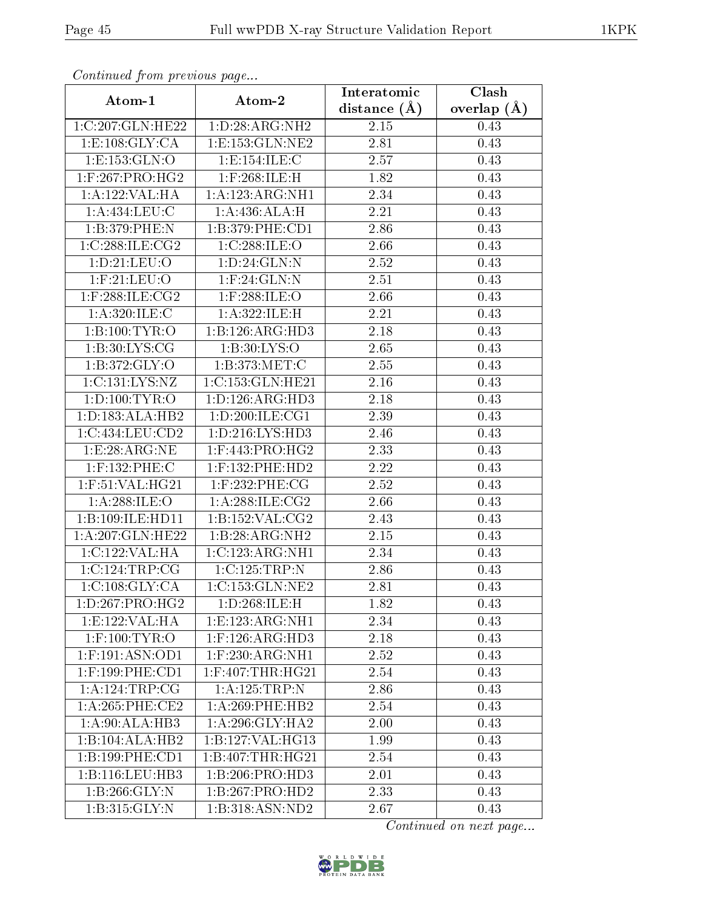*Continued from previous page...*

| Atom-1 | Atom-2 | Interatomic distance (Å) | Clash overlap (Å) |
|---|---|---|---|
| 1:C:207:GLN:HE22 | 1:D:28:ARG:NH2 | 2.15 | 0.43 |
| 1:E:108:GLY:CA | 1:E:153:GLN:NE2 | 2.81 | 0.43 |
| 1:E:153:GLN:O | 1:E:154:ILE:C | 2.57 | 0.43 |
| 1:F:267:PRO:HG2 | 1:F:268:ILE:H | 1.82 | 0.43 |
| 1:A:122:VAL:HA | 1:A:123:ARG:NH1 | 2.34 | 0.43 |
| 1:A:434:LEU:C | 1:A:436:ALA:H | 2.21 | 0.43 |
| 1:B:379:PHE:N | 1:B:379:PHE:CD1 | 2.86 | 0.43 |
| 1:C:288:ILE:CG2 | 1:C:288:ILE:O | 2.66 | 0.43 |
| 1:D:21:LEU:O | 1:D:24:GLN:N | 2.52 | 0.43 |
| 1:F:21:LEU:O | 1:F:24:GLN:N | 2.51 | 0.43 |
| 1:F:288:ILE:CG2 | 1:F:288:ILE:O | 2.66 | 0.43 |
| 1:A:320:ILE:C | 1:A:322:ILE:H | 2.21 | 0.43 |
| 1:B:100:TYR:O | 1:B:126:ARG:HD3 | 2.18 | 0.43 |
| 1:B:30:LYS:CG | 1:B:30:LYS:O | 2.65 | 0.43 |
| 1:B:372:GLY:O | 1:B:373:MET:C | 2.55 | 0.43 |
| 1:C:131:LYS:NZ | 1:C:153:GLN:HE21 | 2.16 | 0.43 |
| 1:D:100:TYR:O | 1:D:126:ARG:HD3 | 2.18 | 0.43 |
| 1:D:183:ALA:HB2 | 1:D:200:ILE:CG1 | 2.39 | 0.43 |
| 1:C:434:LEU:CD2 | 1:D:216:LYS:HD3 | 2.46 | 0.43 |
| 1:E:28:ARG:NE | 1:F:443:PRO:HG2 | 2.33 | 0.43 |
| 1:F:132:PHE:C | 1:F:132:PHE:HD2 | 2.22 | 0.43 |
| 1:F:51:VAL:HG21 | 1:F:232:PHE:CG | 2.52 | 0.43 |
| 1:A:288:ILE:O | 1:A:288:ILE:CG2 | 2.66 | 0.43 |
| 1:B:109:ILE:HD11 | 1:B:152:VAL:CG2 | 2.43 | 0.43 |
| 1:A:207:GLN:HE22 | 1:B:28:ARG:NH2 | 2.15 | 0.43 |
| 1:C:122:VAL:HA | 1:C:123:ARG:NH1 | 2.34 | 0.43 |
| 1:C:124:TRP:CG | 1:C:125:TRP:N | 2.86 | 0.43 |
| 1:C:108:GLY:CA | 1:C:153:GLN:NE2 | 2.81 | 0.43 |
| 1:D:267:PRO:HG2 | 1:D:268:ILE:H | 1.82 | 0.43 |
| 1:E:122:VAL:HA | 1:E:123:ARG:NH1 | 2.34 | 0.43 |
| 1:F:100:TYR:O | 1:F:126:ARG:HD3 | 2.18 | 0.43 |
| 1:F:191:ASN:OD1 | 1:F:230:ARG:NH1 | 2.52 | 0.43 |
| 1:F:199:PHE:CD1 | 1:F:407:THR:HG21 | 2.54 | 0.43 |
| 1:A:124:TRP:CG | 1:A:125:TRP:N | 2.86 | 0.43 |
| 1:A:265:PHE:CE2 | 1:A:269:PHE:HB2 | 2.54 | 0.43 |
| 1:A:90:ALA:HB3 | 1:A:296:GLY:HA2 | 2.00 | 0.43 |
| 1:B:104:ALA:HB2 | 1:B:127:VAL:HG13 | 1.99 | 0.43 |
| 1:B:199:PHE:CD1 | 1:B:407:THR:HG21 | 2.54 | 0.43 |
| 1:B:116:LEU:HB3 | 1:B:206:PRO:HD3 | 2.01 | 0.43 |
| 1:B:266:GLY:N | 1:B:267:PRO:HD2 | 2.33 | 0.43 |
| 1:B:315:GLY:N | 1:B:318:ASN:ND2 | 2.67 | 0.43 |

*Continued on next page...*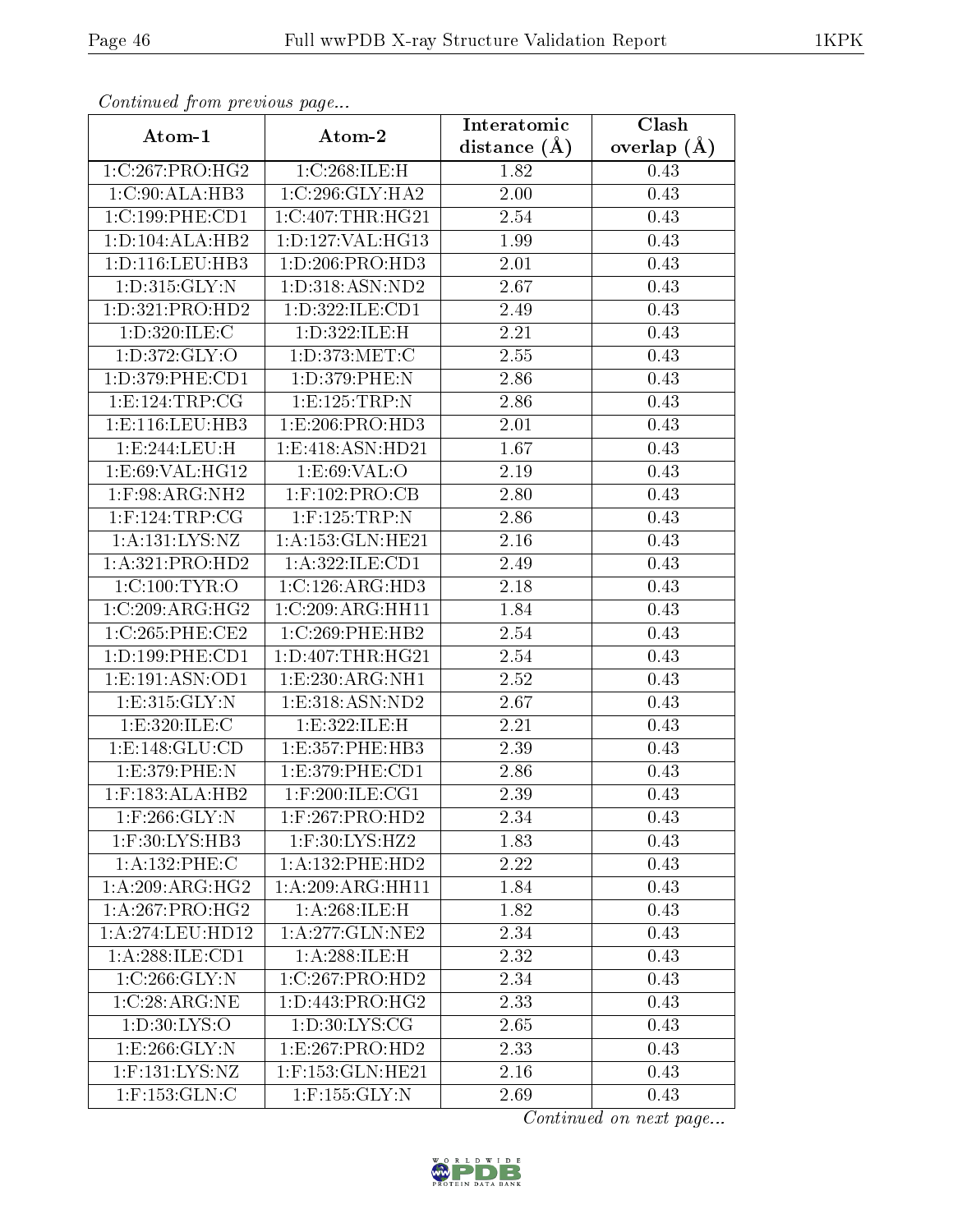*Continued from previous page...*

| Atom-1 | Atom-2 | Interatomic distance (Å) | Clash overlap (Å) |
|---|---|---|---|
| 1:C:267:PRO:HG2 | 1:C:268:ILE:H | 1.82 | 0.43 |
| 1:C:90:ALA:HB3 | 1:C:296:GLY:HA2 | 2.00 | 0.43 |
| 1:C:199:PHE:CD1 | 1:C:407:THR:HG21 | 2.54 | 0.43 |
| 1:D:104:ALA:HB2 | 1:D:127:VAL:HG13 | 1.99 | 0.43 |
| 1:D:116:LEU:HB3 | 1:D:206:PRO:HD3 | 2.01 | 0.43 |
| 1:D:315:GLY:N | 1:D:318:ASN:ND2 | 2.67 | 0.43 |
| 1:D:321:PRO:HD2 | 1:D:322:ILE:CD1 | 2.49 | 0.43 |
| 1:D:320:ILE:C | 1:D:322:ILE:H | 2.21 | 0.43 |
| 1:D:372:GLY:O | 1:D:373:MET:C | 2.55 | 0.43 |
| 1:D:379:PHE:CD1 | 1:D:379:PHE:N | 2.86 | 0.43 |
| 1:E:124:TRP:CG | 1:E:125:TRP:N | 2.86 | 0.43 |
| 1:E:116:LEU:HB3 | 1:E:206:PRO:HD3 | 2.01 | 0.43 |
| 1:E:244:LEU:H | 1:E:418:ASN:HD21 | 1.67 | 0.43 |
| 1:E:69:VAL:HG12 | 1:E:69:VAL:O | 2.19 | 0.43 |
| 1:F:98:ARG:NH2 | 1:F:102:PRO:CB | 2.80 | 0.43 |
| 1:F:124:TRP:CG | 1:F:125:TRP:N | 2.86 | 0.43 |
| 1:A:131:LYS:NZ | 1:A:153:GLN:HE21 | 2.16 | 0.43 |
| 1:A:321:PRO:HD2 | 1:A:322:ILE:CD1 | 2.49 | 0.43 |
| 1:C:100:TYR:O | 1:C:126:ARG:HD3 | 2.18 | 0.43 |
| 1:C:209:ARG:HG2 | 1:C:209:ARG:HH11 | 1.84 | 0.43 |
| 1:C:265:PHE:CE2 | 1:C:269:PHE:HB2 | 2.54 | 0.43 |
| 1:D:199:PHE:CD1 | 1:D:407:THR:HG21 | 2.54 | 0.43 |
| 1:E:191:ASN:OD1 | 1:E:230:ARG:NH1 | 2.52 | 0.43 |
| 1:E:315:GLY:N | 1:E:318:ASN:ND2 | 2.67 | 0.43 |
| 1:E:320:ILE:C | 1:E:322:ILE:H | 2.21 | 0.43 |
| 1:E:148:GLU:CD | 1:E:357:PHE:HB3 | 2.39 | 0.43 |
| 1:E:379:PHE:N | 1:E:379:PHE:CD1 | 2.86 | 0.43 |
| 1:F:183:ALA:HB2 | 1:F:200:ILE:CG1 | 2.39 | 0.43 |
| 1:F:266:GLY:N | 1:F:267:PRO:HD2 | 2.34 | 0.43 |
| 1:F:30:LYS:HB3 | 1:F:30:LYS:HZ2 | 1.83 | 0.43 |
| 1:A:132:PHE:C | 1:A:132:PHE:HD2 | 2.22 | 0.43 |
| 1:A:209:ARG:HG2 | 1:A:209:ARG:HH11 | 1.84 | 0.43 |
| 1:A:267:PRO:HG2 | 1:A:268:ILE:H | 1.82 | 0.43 |
| 1:A:274:LEU:HD12 | 1:A:277:GLN:NE2 | 2.34 | 0.43 |
| 1:A:288:ILE:CD1 | 1:A:288:ILE:H | 2.32 | 0.43 |
| 1:C:266:GLY:N | 1:C:267:PRO:HD2 | 2.34 | 0.43 |
| 1:C:28:ARG:NE | 1:D:443:PRO:HG2 | 2.33 | 0.43 |
| 1:D:30:LYS:O | 1:D:30:LYS:CG | 2.65 | 0.43 |
| 1:E:266:GLY:N | 1:E:267:PRO:HD2 | 2.33 | 0.43 |
| 1:F:131:LYS:NZ | 1:F:153:GLN:HE21 | 2.16 | 0.43 |
| 1:F:153:GLN:C | 1:F:155:GLY:N | 2.69 | 0.43 |

*Continued on next page...*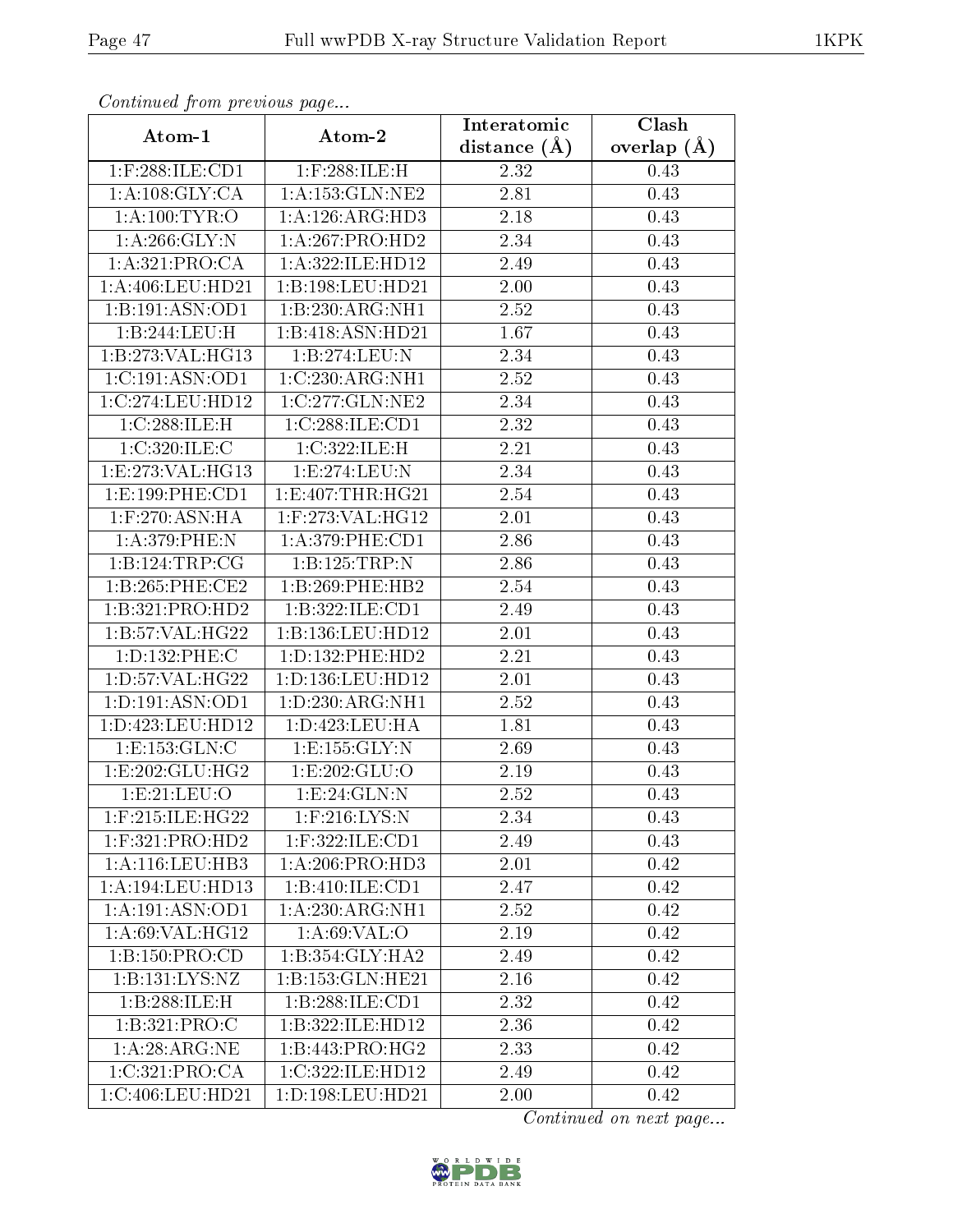*Continued from previous page...*

| Atom-1 | Atom-2 | Interatomic distance (Å) | Clash overlap (Å) |
| --- | --- | --- | --- |
| 1:F:288:ILE:CD1 | 1:F:288:ILE:H | 2.32 | 0.43 |
| 1:A:108:GLY:CA | 1:A:153:GLN:NE2 | 2.81 | 0.43 |
| 1:A:100:TYR:O | 1:A:126:ARG:HD3 | 2.18 | 0.43 |
| 1:A:266:GLY:N | 1:A:267:PRO:HD2 | 2.34 | 0.43 |
| 1:A:321:PRO:CA | 1:A:322:ILE:HD12 | 2.49 | 0.43 |
| 1:A:406:LEU:HD21 | 1:B:198:LEU:HD21 | 2.00 | 0.43 |
| 1:B:191:ASN:OD1 | 1:B:230:ARG:NH1 | 2.52 | 0.43 |
| 1:B:244:LEU:H | 1:B:418:ASN:HD21 | 1.67 | 0.43 |
| 1:B:273:VAL:HG13 | 1:B:274:LEU:N | 2.34 | 0.43 |
| 1:C:191:ASN:OD1 | 1:C:230:ARG:NH1 | 2.52 | 0.43 |
| 1:C:274:LEU:HD12 | 1:C:277:GLN:NE2 | 2.34 | 0.43 |
| 1:C:288:ILE:H | 1:C:288:ILE:CD1 | 2.32 | 0.43 |
| 1:C:320:ILE:C | 1:C:322:ILE:H | 2.21 | 0.43 |
| 1:E:273:VAL:HG13 | 1:E:274:LEU:N | 2.34 | 0.43 |
| 1:E:199:PHE:CD1 | 1:E:407:THR:HG21 | 2.54 | 0.43 |
| 1:F:270:ASN:HA | 1:F:273:VAL:HG12 | 2.01 | 0.43 |
| 1:A:379:PHE:N | 1:A:379:PHE:CD1 | 2.86 | 0.43 |
| 1:B:124:TRP:CG | 1:B:125:TRP:N | 2.86 | 0.43 |
| 1:B:265:PHE:CE2 | 1:B:269:PHE:HB2 | 2.54 | 0.43 |
| 1:B:321:PRO:HD2 | 1:B:322:ILE:CD1 | 2.49 | 0.43 |
| 1:B:57:VAL:HG22 | 1:B:136:LEU:HD12 | 2.01 | 0.43 |
| 1:D:132:PHE:C | 1:D:132:PHE:HD2 | 2.21 | 0.43 |
| 1:D:57:VAL:HG22 | 1:D:136:LEU:HD12 | 2.01 | 0.43 |
| 1:D:191:ASN:OD1 | 1:D:230:ARG:NH1 | 2.52 | 0.43 |
| 1:D:423:LEU:HD12 | 1:D:423:LEU:HA | 1.81 | 0.43 |
| 1:E:153:GLN:C | 1:E:155:GLY:N | 2.69 | 0.43 |
| 1:E:202:GLU:HG2 | 1:E:202:GLU:O | 2.19 | 0.43 |
| 1:E:21:LEU:O | 1:E:24:GLN:N | 2.52 | 0.43 |
| 1:F:215:ILE:HG22 | 1:F:216:LYS:N | 2.34 | 0.43 |
| 1:F:321:PRO:HD2 | 1:F:322:ILE:CD1 | 2.49 | 0.43 |
| 1:A:116:LEU:HB3 | 1:A:206:PRO:HD3 | 2.01 | 0.42 |
| 1:A:194:LEU:HD13 | 1:B:410:ILE:CD1 | 2.47 | 0.42 |
| 1:A:191:ASN:OD1 | 1:A:230:ARG:NH1 | 2.52 | 0.42 |
| 1:A:69:VAL:HG12 | 1:A:69:VAL:O | 2.19 | 0.42 |
| 1:B:150:PRO:CD | 1:B:354:GLY:HA2 | 2.49 | 0.42 |
| 1:B:131:LYS:NZ | 1:B:153:GLN:HE21 | 2.16 | 0.42 |
| 1:B:288:ILE:H | 1:B:288:ILE:CD1 | 2.32 | 0.42 |
| 1:B:321:PRO:C | 1:B:322:ILE:HD12 | 2.36 | 0.42 |
| 1:A:28:ARG:NE | 1:B:443:PRO:HG2 | 2.33 | 0.42 |
| 1:C:321:PRO:CA | 1:C:322:ILE:HD12 | 2.49 | 0.42 |
| 1:C:406:LEU:HD21 | 1:D:198:LEU:HD21 | 2.00 | 0.42 |

*Continued on next page...*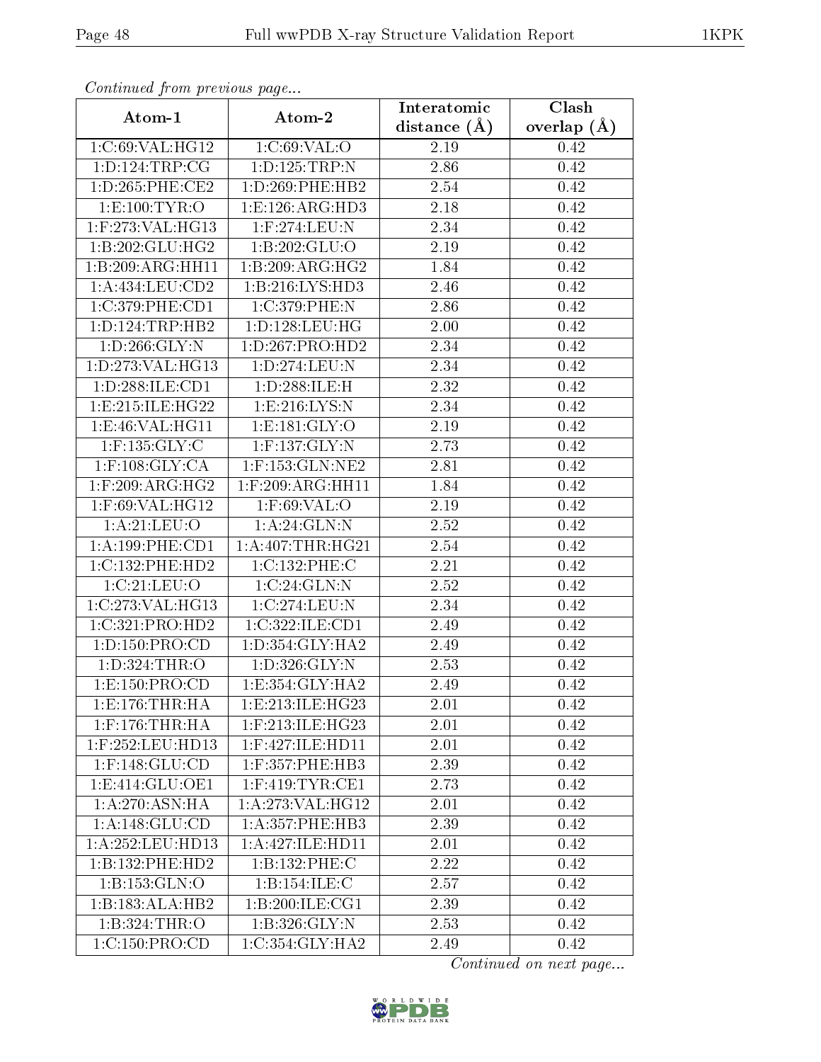*Continued from previous page...*

| Atom-1 | Atom-2 | Interatomic distance (Å) | Clash overlap (Å) |
| --- | --- | --- | --- |
| 1:C:69:VAL:HG12 | 1:C:69:VAL:O | 2.19 | 0.42 |
| 1:D:124:TRP:CG | 1:D:125:TRP:N | 2.86 | 0.42 |
| 1:D:265:PHE:CE2 | 1:D:269:PHE:HB2 | 2.54 | 0.42 |
| 1:E:100:TYR:O | 1:E:126:ARG:HD3 | 2.18 | 0.42 |
| 1:F:273:VAL:HG13 | 1:F:274:LEU:N | 2.34 | 0.42 |
| 1:B:202:GLU:HG2 | 1:B:202:GLU:O | 2.19 | 0.42 |
| 1:B:209:ARG:HH11 | 1:B:209:ARG:HG2 | 1.84 | 0.42 |
| 1:A:434:LEU:CD2 | 1:B:216:LYS:HD3 | 2.46 | 0.42 |
| 1:C:379:PHE:CD1 | 1:C:379:PHE:N | 2.86 | 0.42 |
| 1:D:124:TRP:HB2 | 1:D:128:LEU:HG | 2.00 | 0.42 |
| 1:D:266:GLY:N | 1:D:267:PRO:HD2 | 2.34 | 0.42 |
| 1:D:273:VAL:HG13 | 1:D:274:LEU:N | 2.34 | 0.42 |
| 1:D:288:ILE:CD1 | 1:D:288:ILE:H | 2.32 | 0.42 |
| 1:E:215:ILE:HG22 | 1:E:216:LYS:N | 2.34 | 0.42 |
| 1:E:46:VAL:HG11 | 1:E:181:GLY:O | 2.19 | 0.42 |
| 1:F:135:GLY:C | 1:F:137:GLY:N | 2.73 | 0.42 |
| 1:F:108:GLY:CA | 1:F:153:GLN:NE2 | 2.81 | 0.42 |
| 1:F:209:ARG:HG2 | 1:F:209:ARG:HH11 | 1.84 | 0.42 |
| 1:F:69:VAL:HG12 | 1:F:69:VAL:O | 2.19 | 0.42 |
| 1:A:21:LEU:O | 1:A:24:GLN:N | 2.52 | 0.42 |
| 1:A:199:PHE:CD1 | 1:A:407:THR:HG21 | 2.54 | 0.42 |
| 1:C:132:PHE:HD2 | 1:C:132:PHE:C | 2.21 | 0.42 |
| 1:C:21:LEU:O | 1:C:24:GLN:N | 2.52 | 0.42 |
| 1:C:273:VAL:HG13 | 1:C:274:LEU:N | 2.34 | 0.42 |
| 1:C:321:PRO:HD2 | 1:C:322:ILE:CD1 | 2.49 | 0.42 |
| 1:D:150:PRO:CD | 1:D:354:GLY:HA2 | 2.49 | 0.42 |
| 1:D:324:THR:O | 1:D:326:GLY:N | 2.53 | 0.42 |
| 1:E:150:PRO:CD | 1:E:354:GLY:HA2 | 2.49 | 0.42 |
| 1:E:176:THR:HA | 1:E:213:ILE:HG23 | 2.01 | 0.42 |
| 1:F:176:THR:HA | 1:F:213:ILE:HG23 | 2.01 | 0.42 |
| 1:F:252:LEU:HD13 | 1:F:427:ILE:HD11 | 2.01 | 0.42 |
| 1:F:148:GLU:CD | 1:F:357:PHE:HB3 | 2.39 | 0.42 |
| 1:E:414:GLU:OE1 | 1:F:419:TYR:CE1 | 2.73 | 0.42 |
| 1:A:270:ASN:HA | 1:A:273:VAL:HG12 | 2.01 | 0.42 |
| 1:A:148:GLU:CD | 1:A:357:PHE:HB3 | 2.39 | 0.42 |
| 1:A:252:LEU:HD13 | 1:A:427:ILE:HD11 | 2.01 | 0.42 |
| 1:B:132:PHE:HD2 | 1:B:132:PHE:C | 2.22 | 0.42 |
| 1:B:153:GLN:O | 1:B:154:ILE:C | 2.57 | 0.42 |
| 1:B:183:ALA:HB2 | 1:B:200:ILE:CG1 | 2.39 | 0.42 |
| 1:B:324:THR:O | 1:B:326:GLY:N | 2.53 | 0.42 |
| 1:C:150:PRO:CD | 1:C:354:GLY:HA2 | 2.49 | 0.42 |

*Continued on next page...*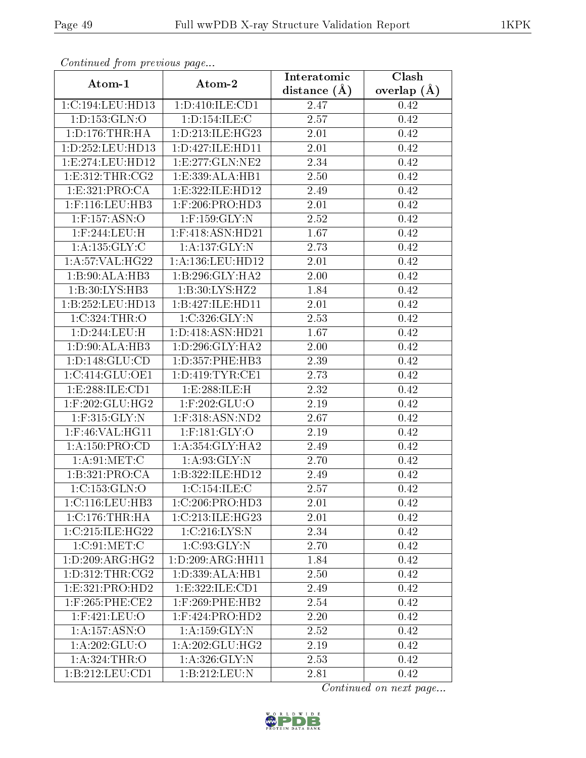*Continued from previous page...*

| Atom-1 | Atom-2 | Interatomic distance (Å) | Clash overlap (Å) |
|---|---|---|---|
| 1:C:194:LEU:HD13 | 1:D:410:ILE:CD1 | 2.47 | 0.42 |
| 1:D:153:GLN:O | 1:D:154:ILE:C | 2.57 | 0.42 |
| 1:D:176:THR:HA | 1:D:213:ILE:HG23 | 2.01 | 0.42 |
| 1:D:252:LEU:HD13 | 1:D:427:ILE:HD11 | 2.01 | 0.42 |
| 1:E:274:LEU:HD12 | 1:E:277:GLN:NE2 | 2.34 | 0.42 |
| 1:E:312:THR:CG2 | 1:E:339:ALA:HB1 | 2.50 | 0.42 |
| 1:E:321:PRO:CA | 1:E:322:ILE:HD12 | 2.49 | 0.42 |
| 1:F:116:LEU:HB3 | 1:F:206:PRO:HD3 | 2.01 | 0.42 |
| 1:F:157:ASN:O | 1:F:159:GLY:N | 2.52 | 0.42 |
| 1:F:244:LEU:H | 1:F:418:ASN:HD21 | 1.67 | 0.42 |
| 1:A:135:GLY:C | 1:A:137:GLY:N | 2.73 | 0.42 |
| 1:A:57:VAL:HG22 | 1:A:136:LEU:HD12 | 2.01 | 0.42 |
| 1:B:90:ALA:HB3 | 1:B:296:GLY:HA2 | 2.00 | 0.42 |
| 1:B:30:LYS:HB3 | 1:B:30:LYS:HZ2 | 1.84 | 0.42 |
| 1:B:252:LEU:HD13 | 1:B:427:ILE:HD11 | 2.01 | 0.42 |
| 1:C:324:THR:O | 1:C:326:GLY:N | 2.53 | 0.42 |
| 1:D:244:LEU:H | 1:D:418:ASN:HD21 | 1.67 | 0.42 |
| 1:D:90:ALA:HB3 | 1:D:296:GLY:HA2 | 2.00 | 0.42 |
| 1:D:148:GLU:CD | 1:D:357:PHE:HB3 | 2.39 | 0.42 |
| 1:C:414:GLU:OE1 | 1:D:419:TYR:CE1 | 2.73 | 0.42 |
| 1:E:288:ILE:CD1 | 1:E:288:ILE:H | 2.32 | 0.42 |
| 1:F:202:GLU:HG2 | 1:F:202:GLU:O | 2.19 | 0.42 |
| 1:F:315:GLY:N | 1:F:318:ASN:ND2 | 2.67 | 0.42 |
| 1:F:46:VAL:HG11 | 1:F:181:GLY:O | 2.19 | 0.42 |
| 1:A:150:PRO:CD | 1:A:354:GLY:HA2 | 2.49 | 0.42 |
| 1:A:91:MET:C | 1:A:93:GLY:N | 2.70 | 0.42 |
| 1:B:321:PRO:CA | 1:B:322:ILE:HD12 | 2.49 | 0.42 |
| 1:C:153:GLN:O | 1:C:154:ILE:C | 2.57 | 0.42 |
| 1:C:116:LEU:HB3 | 1:C:206:PRO:HD3 | 2.01 | 0.42 |
| 1:C:176:THR:HA | 1:C:213:ILE:HG23 | 2.01 | 0.42 |
| 1:C:215:ILE:HG22 | 1:C:216:LYS:N | 2.34 | 0.42 |
| 1:C:91:MET:C | 1:C:93:GLY:N | 2.70 | 0.42 |
| 1:D:209:ARG:HG2 | 1:D:209:ARG:HH11 | 1.84 | 0.42 |
| 1:D:312:THR:CG2 | 1:D:339:ALA:HB1 | 2.50 | 0.42 |
| 1:E:321:PRO:HD2 | 1:E:322:ILE:CD1 | 2.49 | 0.42 |
| 1:F:265:PHE:CE2 | 1:F:269:PHE:HB2 | 2.54 | 0.42 |
| 1:F:421:LEU:O | 1:F:424:PRO:HD2 | 2.20 | 0.42 |
| 1:A:157:ASN:O | 1:A:159:GLY:N | 2.52 | 0.42 |
| 1:A:202:GLU:O | 1:A:202:GLU:HG2 | 2.19 | 0.42 |
| 1:A:324:THR:O | 1:A:326:GLY:N | 2.53 | 0.42 |
| 1:B:212:LEU:CD1 | 1:B:212:LEU:N | 2.81 | 0.42 |

*Continued on next page...*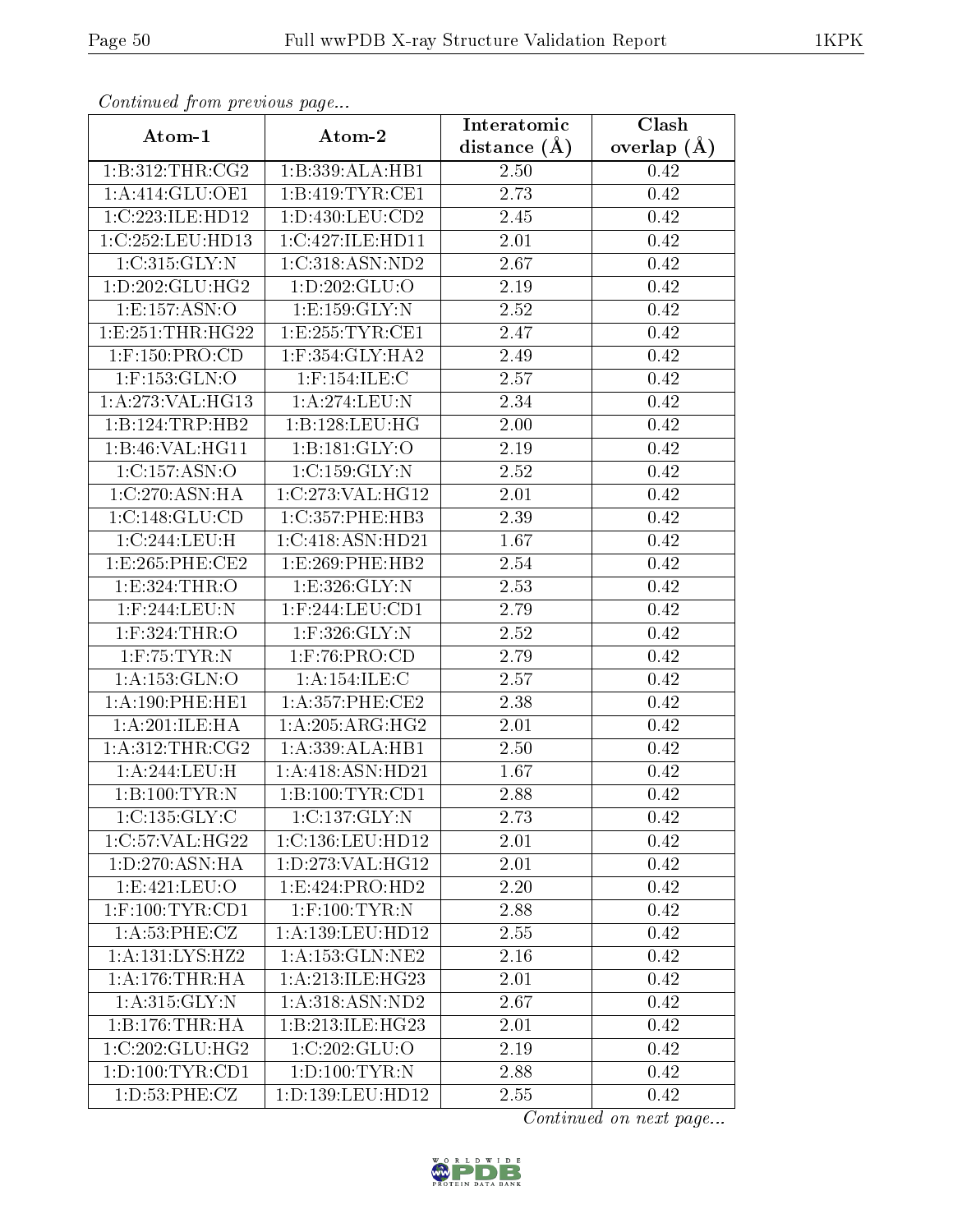*Continued from previous page...*

| Atom-1 | Atom-2 | Interatomic distance (Å) | Clash overlap (Å) |
|---|---|---|---|
| 1:B:312:THR:CG2 | 1:B:339:ALA:HB1 | 2.50 | 0.42 |
| 1:A:414:GLU:OE1 | 1:B:419:TYR:CE1 | 2.73 | 0.42 |
| 1:C:223:ILE:HD12 | 1:D:430:LEU:CD2 | 2.45 | 0.42 |
| 1:C:252:LEU:HD13 | 1:C:427:ILE:HD11 | 2.01 | 0.42 |
| 1:C:315:GLY:N | 1:C:318:ASN:ND2 | 2.67 | 0.42 |
| 1:D:202:GLU:HG2 | 1:D:202:GLU:O | 2.19 | 0.42 |
| 1:E:157:ASN:O | 1:E:159:GLY:N | 2.52 | 0.42 |
| 1:E:251:THR:HG22 | 1:E:255:TYR:CE1 | 2.47 | 0.42 |
| 1:F:150:PRO:CD | 1:F:354:GLY:HA2 | 2.49 | 0.42 |
| 1:F:153:GLN:O | 1:F:154:ILE:C | 2.57 | 0.42 |
| 1:A:273:VAL:HG13 | 1:A:274:LEU:N | 2.34 | 0.42 |
| 1:B:124:TRP:HB2 | 1:B:128:LEU:HG | 2.00 | 0.42 |
| 1:B:46:VAL:HG11 | 1:B:181:GLY:O | 2.19 | 0.42 |
| 1:C:157:ASN:O | 1:C:159:GLY:N | 2.52 | 0.42 |
| 1:C:270:ASN:HA | 1:C:273:VAL:HG12 | 2.01 | 0.42 |
| 1:C:148:GLU:CD | 1:C:357:PHE:HB3 | 2.39 | 0.42 |
| 1:C:244:LEU:H | 1:C:418:ASN:HD21 | 1.67 | 0.42 |
| 1:E:265:PHE:CE2 | 1:E:269:PHE:HB2 | 2.54 | 0.42 |
| 1:E:324:THR:O | 1:E:326:GLY:N | 2.53 | 0.42 |
| 1:F:244:LEU:N | 1:F:244:LEU:CD1 | 2.79 | 0.42 |
| 1:F:324:THR:O | 1:F:326:GLY:N | 2.52 | 0.42 |
| 1:F:75:TYR:N | 1:F:76:PRO:CD | 2.79 | 0.42 |
| 1:A:153:GLN:O | 1:A:154:ILE:C | 2.57 | 0.42 |
| 1:A:190:PHE:HE1 | 1:A:357:PHE:CE2 | 2.38 | 0.42 |
| 1:A:201:ILE:HA | 1:A:205:ARG:HG2 | 2.01 | 0.42 |
| 1:A:312:THR:CG2 | 1:A:339:ALA:HB1 | 2.50 | 0.42 |
| 1:A:244:LEU:H | 1:A:418:ASN:HD21 | 1.67 | 0.42 |
| 1:B:100:TYR:N | 1:B:100:TYR:CD1 | 2.88 | 0.42 |
| 1:C:135:GLY:C | 1:C:137:GLY:N | 2.73 | 0.42 |
| 1:C:57:VAL:HG22 | 1:C:136:LEU:HD12 | 2.01 | 0.42 |
| 1:D:270:ASN:HA | 1:D:273:VAL:HG12 | 2.01 | 0.42 |
| 1:E:421:LEU:O | 1:E:424:PRO:HD2 | 2.20 | 0.42 |
| 1:F:100:TYR:CD1 | 1:F:100:TYR:N | 2.88 | 0.42 |
| 1:A:53:PHE:CZ | 1:A:139:LEU:HD12 | 2.55 | 0.42 |
| 1:A:131:LYS:HZ2 | 1:A:153:GLN:NE2 | 2.16 | 0.42 |
| 1:A:176:THR:HA | 1:A:213:ILE:HG23 | 2.01 | 0.42 |
| 1:A:315:GLY:N | 1:A:318:ASN:ND2 | 2.67 | 0.42 |
| 1:B:176:THR:HA | 1:B:213:ILE:HG23 | 2.01 | 0.42 |
| 1:C:202:GLU:HG2 | 1:C:202:GLU:O | 2.19 | 0.42 |
| 1:D:100:TYR:CD1 | 1:D:100:TYR:N | 2.88 | 0.42 |
| 1:D:53:PHE:CZ | 1:D:139:LEU:HD12 | 2.55 | 0.42 |

*Continued on next page...*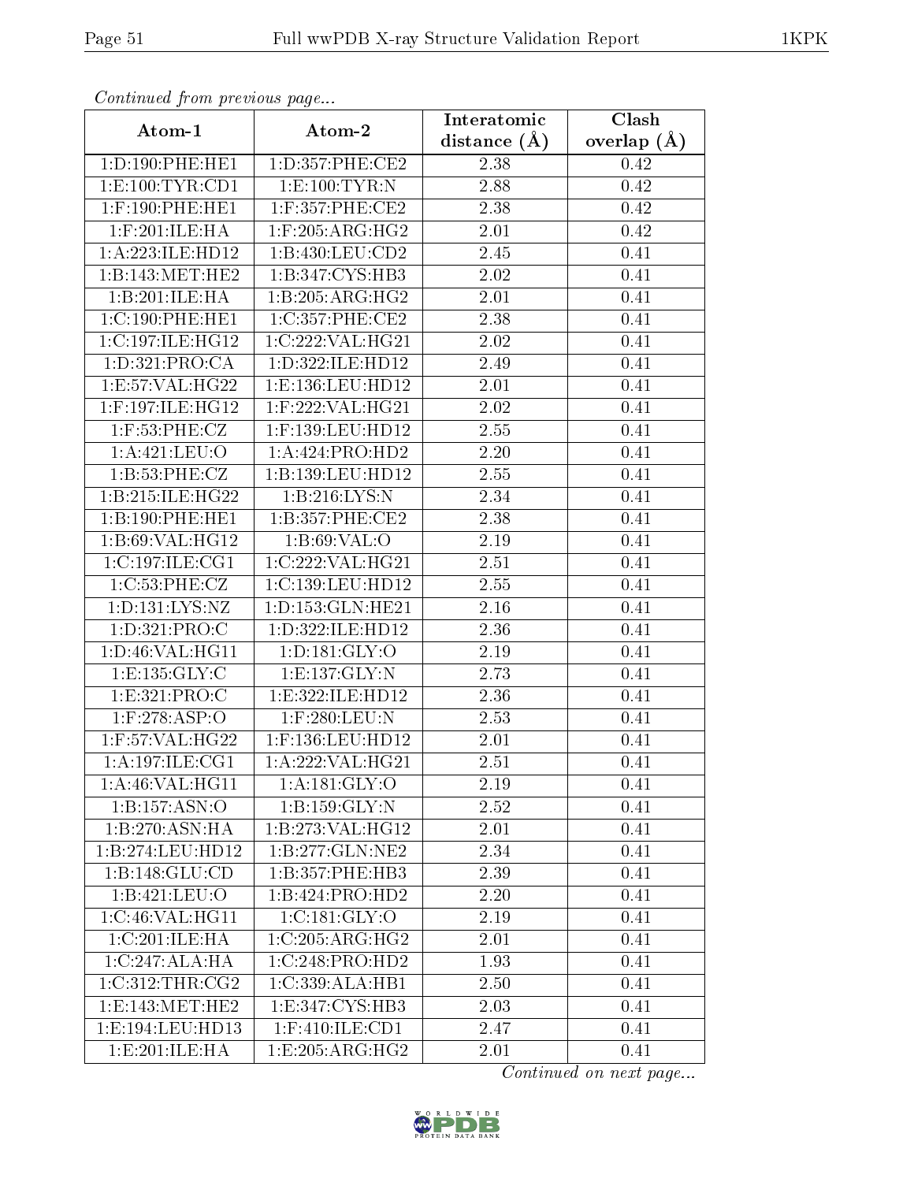*Continued from previous page...*

| Atom-1 | Atom-2 | Interatomic distance (Å) | Clash overlap (Å) |
|---|---|---|---|
| 1:D:190:PHE:HE1 | 1:D:357:PHE:CE2 | 2.38 | 0.42 |
| 1:E:100:TYR:CD1 | 1:E:100:TYR:N | 2.88 | 0.42 |
| 1:F:190:PHE:HE1 | 1:F:357:PHE:CE2 | 2.38 | 0.42 |
| 1:F:201:ILE:HA | 1:F:205:ARG:HG2 | 2.01 | 0.42 |
| 1:A:223:ILE:HD12 | 1:B:430:LEU:CD2 | 2.45 | 0.41 |
| 1:B:143:MET:HE2 | 1:B:347:CYS:HB3 | 2.02 | 0.41 |
| 1:B:201:ILE:HA | 1:B:205:ARG:HG2 | 2.01 | 0.41 |
| 1:C:190:PHE:HE1 | 1:C:357:PHE:CE2 | 2.38 | 0.41 |
| 1:C:197:ILE:HG12 | 1:C:222:VAL:HG21 | 2.02 | 0.41 |
| 1:D:321:PRO:CA | 1:D:322:ILE:HD12 | 2.49 | 0.41 |
| 1:E:57:VAL:HG22 | 1:E:136:LEU:HD12 | 2.01 | 0.41 |
| 1:F:197:ILE:HG12 | 1:F:222:VAL:HG21 | 2.02 | 0.41 |
| 1:F:53:PHE:CZ | 1:F:139:LEU:HD12 | 2.55 | 0.41 |
| 1:A:421:LEU:O | 1:A:424:PRO:HD2 | 2.20 | 0.41 |
| 1:B:53:PHE:CZ | 1:B:139:LEU:HD12 | 2.55 | 0.41 |
| 1:B:215:ILE:HG22 | 1:B:216:LYS:N | 2.34 | 0.41 |
| 1:B:190:PHE:HE1 | 1:B:357:PHE:CE2 | 2.38 | 0.41 |
| 1:B:69:VAL:HG12 | 1:B:69:VAL:O | 2.19 | 0.41 |
| 1:C:197:ILE:CG1 | 1:C:222:VAL:HG21 | 2.51 | 0.41 |
| 1:C:53:PHE:CZ | 1:C:139:LEU:HD12 | 2.55 | 0.41 |
| 1:D:131:LYS:NZ | 1:D:153:GLN:HE21 | 2.16 | 0.41 |
| 1:D:321:PRO:C | 1:D:322:ILE:HD12 | 2.36 | 0.41 |
| 1:D:46:VAL:HG11 | 1:D:181:GLY:O | 2.19 | 0.41 |
| 1:E:135:GLY:C | 1:E:137:GLY:N | 2.73 | 0.41 |
| 1:E:321:PRO:C | 1:E:322:ILE:HD12 | 2.36 | 0.41 |
| 1:F:278:ASP:O | 1:F:280:LEU:N | 2.53 | 0.41 |
| 1:F:57:VAL:HG22 | 1:F:136:LEU:HD12 | 2.01 | 0.41 |
| 1:A:197:ILE:CG1 | 1:A:222:VAL:HG21 | 2.51 | 0.41 |
| 1:A:46:VAL:HG11 | 1:A:181:GLY:O | 2.19 | 0.41 |
| 1:B:157:ASN:O | 1:B:159:GLY:N | 2.52 | 0.41 |
| 1:B:270:ASN:HA | 1:B:273:VAL:HG12 | 2.01 | 0.41 |
| 1:B:274:LEU:HD12 | 1:B:277:GLN:NE2 | 2.34 | 0.41 |
| 1:B:148:GLU:CD | 1:B:357:PHE:HB3 | 2.39 | 0.41 |
| 1:B:421:LEU:O | 1:B:424:PRO:HD2 | 2.20 | 0.41 |
| 1:C:46:VAL:HG11 | 1:C:181:GLY:O | 2.19 | 0.41 |
| 1:C:201:ILE:HA | 1:C:205:ARG:HG2 | 2.01 | 0.41 |
| 1:C:247:ALA:HA | 1:C:248:PRO:HD2 | 1.93 | 0.41 |
| 1:C:312:THR:CG2 | 1:C:339:ALA:HB1 | 2.50 | 0.41 |
| 1:E:143:MET:HE2 | 1:E:347:CYS:HB3 | 2.03 | 0.41 |
| 1:E:194:LEU:HD13 | 1:F:410:ILE:CD1 | 2.47 | 0.41 |
| 1:E:201:ILE:HA | 1:E:205:ARG:HG2 | 2.01 | 0.41 |

*Continued on next page...*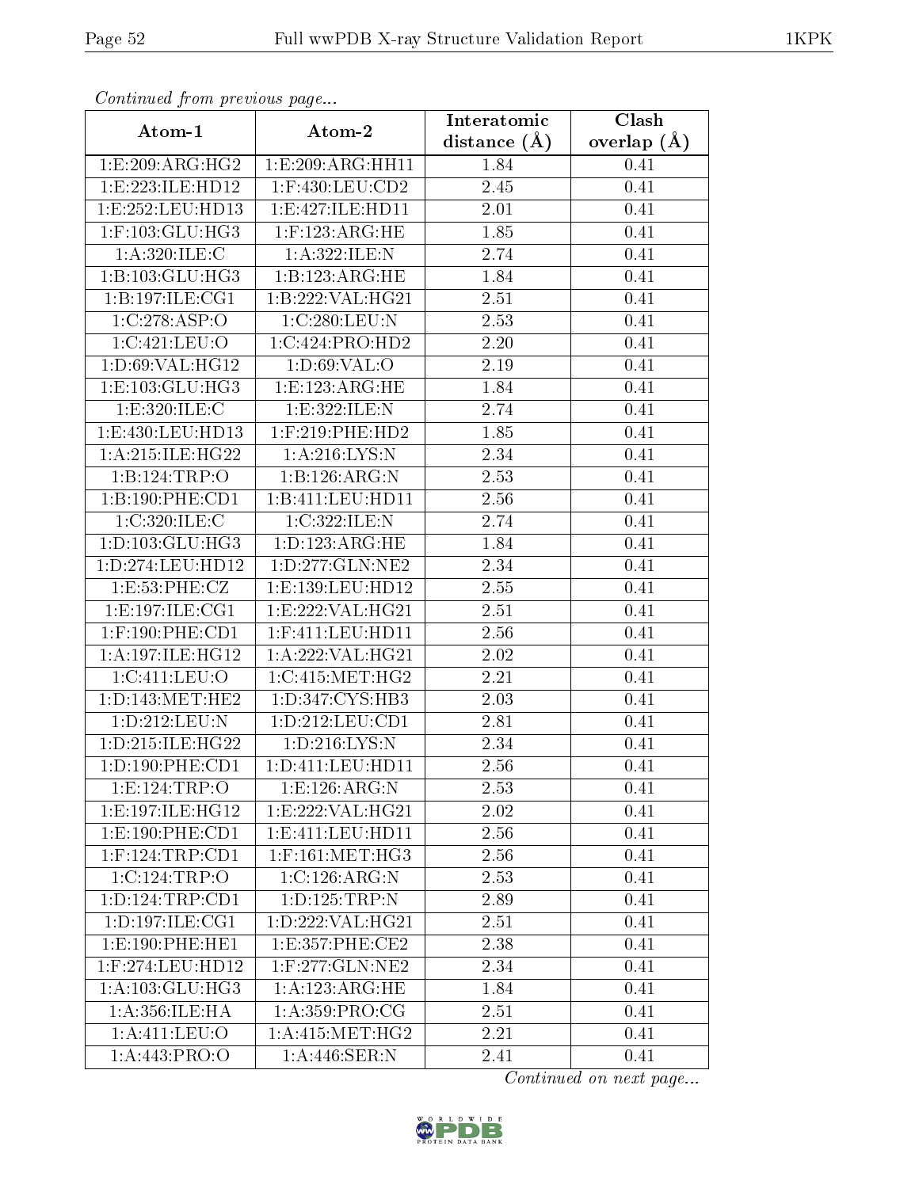*Continued from previous page...*

| Atom-1 | Atom-2 | Interatomic distance (Å) | Clash overlap (Å) |
|---|---|---|---|
| 1:E:209:ARG:HG2 | 1:E:209:ARG:HH11 | 1.84 | 0.41 |
| 1:E:223:ILE:HD12 | 1:F:430:LEU:CD2 | 2.45 | 0.41 |
| 1:E:252:LEU:HD13 | 1:E:427:ILE:HD11 | 2.01 | 0.41 |
| 1:F:103:GLU:HG3 | 1:F:123:ARG:HE | 1.85 | 0.41 |
| 1:A:320:ILE:C | 1:A:322:ILE:N | 2.74 | 0.41 |
| 1:B:103:GLU:HG3 | 1:B:123:ARG:HE | 1.84 | 0.41 |
| 1:B:197:ILE:CG1 | 1:B:222:VAL:HG21 | 2.51 | 0.41 |
| 1:C:278:ASP:O | 1:C:280:LEU:N | 2.53 | 0.41 |
| 1:C:421:LEU:O | 1:C:424:PRO:HD2 | 2.20 | 0.41 |
| 1:D:69:VAL:HG12 | 1:D:69:VAL:O | 2.19 | 0.41 |
| 1:E:103:GLU:HG3 | 1:E:123:ARG:HE | 1.84 | 0.41 |
| 1:E:320:ILE:C | 1:E:322:ILE:N | 2.74 | 0.41 |
| 1:E:430:LEU:HD13 | 1:F:219:PHE:HD2 | 1.85 | 0.41 |
| 1:A:215:ILE:HG22 | 1:A:216:LYS:N | 2.34 | 0.41 |
| 1:B:124:TRP:O | 1:B:126:ARG:N | 2.53 | 0.41 |
| 1:B:190:PHE:CD1 | 1:B:411:LEU:HD11 | 2.56 | 0.41 |
| 1:C:320:ILE:C | 1:C:322:ILE:N | 2.74 | 0.41 |
| 1:D:103:GLU:HG3 | 1:D:123:ARG:HE | 1.84 | 0.41 |
| 1:D:274:LEU:HD12 | 1:D:277:GLN:NE2 | 2.34 | 0.41 |
| 1:E:53:PHE:CZ | 1:E:139:LEU:HD12 | 2.55 | 0.41 |
| 1:E:197:ILE:CG1 | 1:E:222:VAL:HG21 | 2.51 | 0.41 |
| 1:F:190:PHE:CD1 | 1:F:411:LEU:HD11 | 2.56 | 0.41 |
| 1:A:197:ILE:HG12 | 1:A:222:VAL:HG21 | 2.02 | 0.41 |
| 1:C:411:LEU:O | 1:C:415:MET:HG2 | 2.21 | 0.41 |
| 1:D:143:MET:HE2 | 1:D:347:CYS:HB3 | 2.03 | 0.41 |
| 1:D:212:LEU:N | 1:D:212:LEU:CD1 | 2.81 | 0.41 |
| 1:D:215:ILE:HG22 | 1:D:216:LYS:N | 2.34 | 0.41 |
| 1:D:190:PHE:CD1 | 1:D:411:LEU:HD11 | 2.56 | 0.41 |
| 1:E:124:TRP:O | 1:E:126:ARG:N | 2.53 | 0.41 |
| 1:E:197:ILE:HG12 | 1:E:222:VAL:HG21 | 2.02 | 0.41 |
| 1:E:190:PHE:CD1 | 1:E:411:LEU:HD11 | 2.56 | 0.41 |
| 1:F:124:TRP:CD1 | 1:F:161:MET:HG3 | 2.56 | 0.41 |
| 1:C:124:TRP:O | 1:C:126:ARG:N | 2.53 | 0.41 |
| 1:D:124:TRP:CD1 | 1:D:125:TRP:N | 2.89 | 0.41 |
| 1:D:197:ILE:CG1 | 1:D:222:VAL:HG21 | 2.51 | 0.41 |
| 1:E:190:PHE:HE1 | 1:E:357:PHE:CE2 | 2.38 | 0.41 |
| 1:F:274:LEU:HD12 | 1:F:277:GLN:NE2 | 2.34 | 0.41 |
| 1:A:103:GLU:HG3 | 1:A:123:ARG:HE | 1.84 | 0.41 |
| 1:A:356:ILE:HA | 1:A:359:PRO:CG | 2.51 | 0.41 |
| 1:A:411:LEU:O | 1:A:415:MET:HG2 | 2.21 | 0.41 |
| 1:A:443:PRO:O | 1:A:446:SER:N | 2.41 | 0.41 |

*Continued on next page...*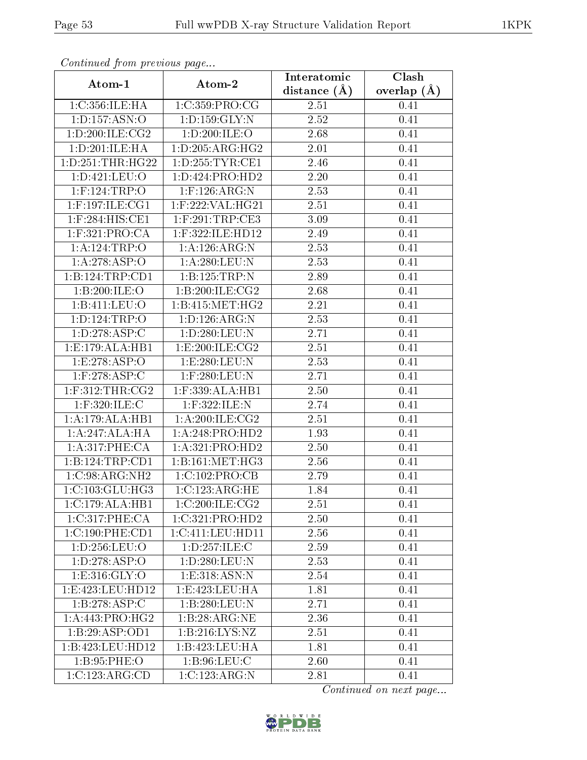*Continued from previous page...*

| Atom-1 | Atom-2 | Interatomic distance (Å) | Clash overlap (Å) |
|---|---|---|---|
| 1:C:356:ILE:HA | 1:C:359:PRO:CG | 2.51 | 0.41 |
| 1:D:157:ASN:O | 1:D:159:GLY:N | 2.52 | 0.41 |
| 1:D:200:ILE:CG2 | 1:D:200:ILE:O | 2.68 | 0.41 |
| 1:D:201:ILE:HA | 1:D:205:ARG:HG2 | 2.01 | 0.41 |
| 1:D:251:THR:HG22 | 1:D:255:TYR:CE1 | 2.46 | 0.41 |
| 1:D:421:LEU:O | 1:D:424:PRO:HD2 | 2.20 | 0.41 |
| 1:F:124:TRP:O | 1:F:126:ARG:N | 2.53 | 0.41 |
| 1:F:197:ILE:CG1 | 1:F:222:VAL:HG21 | 2.51 | 0.41 |
| 1:F:284:HIS:CE1 | 1:F:291:TRP:CE3 | 3.09 | 0.41 |
| 1:F:321:PRO:CA | 1:F:322:ILE:HD12 | 2.49 | 0.41 |
| 1:A:124:TRP:O | 1:A:126:ARG:N | 2.53 | 0.41 |
| 1:A:278:ASP:O | 1:A:280:LEU:N | 2.53 | 0.41 |
| 1:B:124:TRP:CD1 | 1:B:125:TRP:N | 2.89 | 0.41 |
| 1:B:200:ILE:O | 1:B:200:ILE:CG2 | 2.68 | 0.41 |
| 1:B:411:LEU:O | 1:B:415:MET:HG2 | 2.21 | 0.41 |
| 1:D:124:TRP:O | 1:D:126:ARG:N | 2.53 | 0.41 |
| 1:D:278:ASP:C | 1:D:280:LEU:N | 2.71 | 0.41 |
| 1:E:179:ALA:HB1 | 1:E:200:ILE:CG2 | 2.51 | 0.41 |
| 1:E:278:ASP:O | 1:E:280:LEU:N | 2.53 | 0.41 |
| 1:F:278:ASP:C | 1:F:280:LEU:N | 2.71 | 0.41 |
| 1:F:312:THR:CG2 | 1:F:339:ALA:HB1 | 2.50 | 0.41 |
| 1:F:320:ILE:C | 1:F:322:ILE:N | 2.74 | 0.41 |
| 1:A:179:ALA:HB1 | 1:A:200:ILE:CG2 | 2.51 | 0.41 |
| 1:A:247:ALA:HA | 1:A:248:PRO:HD2 | 1.93 | 0.41 |
| 1:A:317:PHE:CA | 1:A:321:PRO:HD2 | 2.50 | 0.41 |
| 1:B:124:TRP:CD1 | 1:B:161:MET:HG3 | 2.56 | 0.41 |
| 1:C:98:ARG:NH2 | 1:C:102:PRO:CB | 2.79 | 0.41 |
| 1:C:103:GLU:HG3 | 1:C:123:ARG:HE | 1.84 | 0.41 |
| 1:C:179:ALA:HB1 | 1:C:200:ILE:CG2 | 2.51 | 0.41 |
| 1:C:317:PHE:CA | 1:C:321:PRO:HD2 | 2.50 | 0.41 |
| 1:C:190:PHE:CD1 | 1:C:411:LEU:HD11 | 2.56 | 0.41 |
| 1:D:256:LEU:O | 1:D:257:ILE:C | 2.59 | 0.41 |
| 1:D:278:ASP:O | 1:D:280:LEU:N | 2.53 | 0.41 |
| 1:E:316:GLY:O | 1:E:318:ASN:N | 2.54 | 0.41 |
| 1:E:423:LEU:HD12 | 1:E:423:LEU:HA | 1.81 | 0.41 |
| 1:B:278:ASP:C | 1:B:280:LEU:N | 2.71 | 0.41 |
| 1:A:443:PRO:HG2 | 1:B:28:ARG:NE | 2.36 | 0.41 |
| 1:B:29:ASP:OD1 | 1:B:216:LYS:NZ | 2.51 | 0.41 |
| 1:B:423:LEU:HD12 | 1:B:423:LEU:HA | 1.81 | 0.41 |
| 1:B:95:PHE:O | 1:B:96:LEU:C | 2.60 | 0.41 |
| 1:C:123:ARG:CD | 1:C:123:ARG:N | 2.81 | 0.41 |

*Continued on next page...*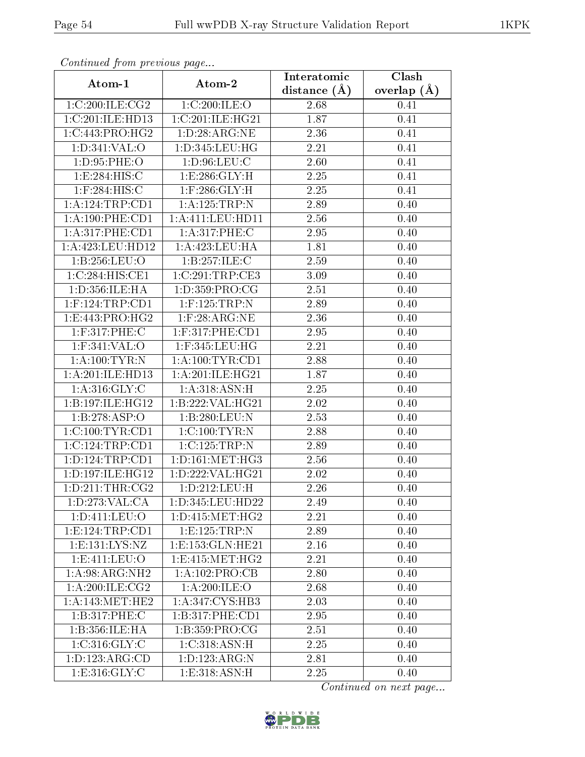*Continued from previous page...*

| Atom-1 | Atom-2 | Interatomic distance (Å) | Clash overlap (Å) |
|---|---|---|---|
| 1:C:200:ILE:CG2 | 1:C:200:ILE:O | 2.68 | 0.41 |
| 1:C:201:ILE:HD13 | 1:C:201:ILE:HG21 | 1.87 | 0.41 |
| 1:C:443:PRO:HG2 | 1:D:28:ARG:NE | 2.36 | 0.41 |
| 1:D:341:VAL:O | 1:D:345:LEU:HG | 2.21 | 0.41 |
| 1:D:95:PHE:O | 1:D:96:LEU:C | 2.60 | 0.41 |
| 1:E:284:HIS:C | 1:E:286:GLY:H | 2.25 | 0.41 |
| 1:F:284:HIS:C | 1:F:286:GLY:H | 2.25 | 0.41 |
| 1:A:124:TRP:CD1 | 1:A:125:TRP:N | 2.89 | 0.40 |
| 1:A:190:PHE:CD1 | 1:A:411:LEU:HD11 | 2.56 | 0.40 |
| 1:A:317:PHE:CD1 | 1:A:317:PHE:C | 2.95 | 0.40 |
| 1:A:423:LEU:HD12 | 1:A:423:LEU:HA | 1.81 | 0.40 |
| 1:B:256:LEU:O | 1:B:257:ILE:C | 2.59 | 0.40 |
| 1:C:284:HIS:CE1 | 1:C:291:TRP:CE3 | 3.09 | 0.40 |
| 1:D:356:ILE:HA | 1:D:359:PRO:CG | 2.51 | 0.40 |
| 1:F:124:TRP:CD1 | 1:F:125:TRP:N | 2.89 | 0.40 |
| 1:E:443:PRO:HG2 | 1:F:28:ARG:NE | 2.36 | 0.40 |
| 1:F:317:PHE:C | 1:F:317:PHE:CD1 | 2.95 | 0.40 |
| 1:F:341:VAL:O | 1:F:345:LEU:HG | 2.21 | 0.40 |
| 1:A:100:TYR:N | 1:A:100:TYR:CD1 | 2.88 | 0.40 |
| 1:A:201:ILE:HD13 | 1:A:201:ILE:HG21 | 1.87 | 0.40 |
| 1:A:316:GLY:C | 1:A:318:ASN:H | 2.25 | 0.40 |
| 1:B:197:ILE:HG12 | 1:B:222:VAL:HG21 | 2.02 | 0.40 |
| 1:B:278:ASP:O | 1:B:280:LEU:N | 2.53 | 0.40 |
| 1:C:100:TYR:CD1 | 1:C:100:TYR:N | 2.88 | 0.40 |
| 1:C:124:TRP:CD1 | 1:C:125:TRP:N | 2.89 | 0.40 |
| 1:D:124:TRP:CD1 | 1:D:161:MET:HG3 | 2.56 | 0.40 |
| 1:D:197:ILE:HG12 | 1:D:222:VAL:HG21 | 2.02 | 0.40 |
| 1:D:211:THR:CG2 | 1:D:212:LEU:H | 2.26 | 0.40 |
| 1:D:273:VAL:CA | 1:D:345:LEU:HD22 | 2.49 | 0.40 |
| 1:D:411:LEU:O | 1:D:415:MET:HG2 | 2.21 | 0.40 |
| 1:E:124:TRP:CD1 | 1:E:125:TRP:N | 2.89 | 0.40 |
| 1:E:131:LYS:NZ | 1:E:153:GLN:HE21 | 2.16 | 0.40 |
| 1:E:411:LEU:O | 1:E:415:MET:HG2 | 2.21 | 0.40 |
| 1:A:98:ARG:NH2 | 1:A:102:PRO:CB | 2.80 | 0.40 |
| 1:A:200:ILE:CG2 | 1:A:200:ILE:O | 2.68 | 0.40 |
| 1:A:143:MET:HE2 | 1:A:347:CYS:HB3 | 2.03 | 0.40 |
| 1:B:317:PHE:C | 1:B:317:PHE:CD1 | 2.95 | 0.40 |
| 1:B:356:ILE:HA | 1:B:359:PRO:CG | 2.51 | 0.40 |
| 1:C:316:GLY:C | 1:C:318:ASN:H | 2.25 | 0.40 |
| 1:D:123:ARG:CD | 1:D:123:ARG:N | 2.81 | 0.40 |
| 1:E:316:GLY:C | 1:E:318:ASN:H | 2.25 | 0.40 |

*Continued on next page...*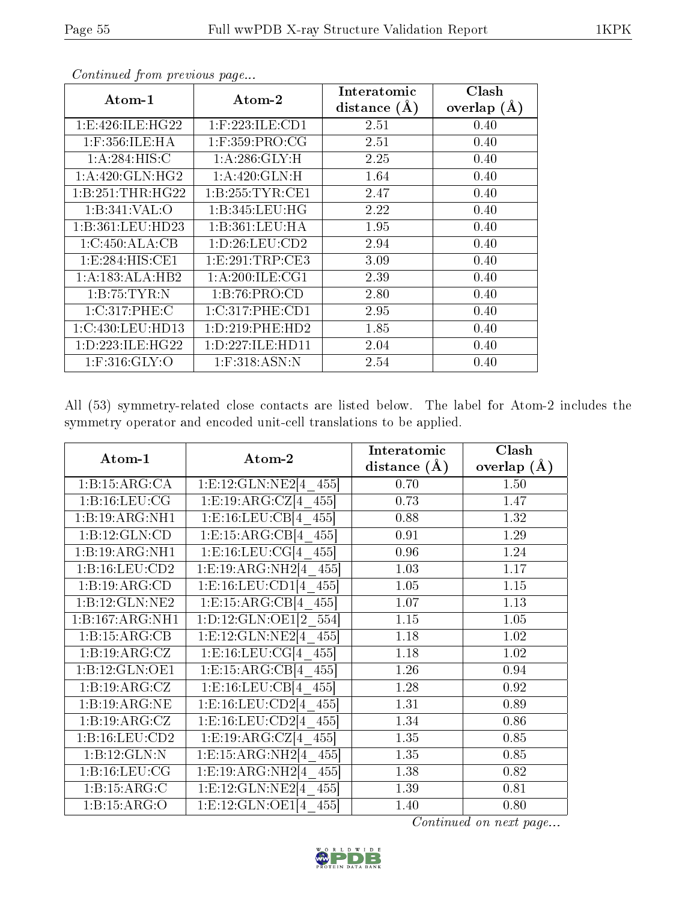*Continued from previous page...*

| Atom-1 | Atom-2 | Interatomic distance (Å) | Clash overlap (Å) |
|---|---|---|---|
| 1:E:426:ILE:HG22 | 1:F:223:ILE:CD1 | 2.51 | 0.40 |
| 1:F:356:ILE:HA | 1:F:359:PRO:CG | 2.51 | 0.40 |
| 1:A:284:HIS:C | 1:A:286:GLY:H | 2.25 | 0.40 |
| 1:A:420:GLN:HG2 | 1:A:420:GLN:H | 1.64 | 0.40 |
| 1:B:251:THR:HG22 | 1:B:255:TYR:CE1 | 2.47 | 0.40 |
| 1:B:341:VAL:O | 1:B:345:LEU:HG | 2.22 | 0.40 |
| 1:B:361:LEU:HD23 | 1:B:361:LEU:HA | 1.95 | 0.40 |
| 1:C:450:ALA:CB | 1:D:26:LEU:CD2 | 2.94 | 0.40 |
| 1:E:284:HIS:CE1 | 1:E:291:TRP:CE3 | 3.09 | 0.40 |
| 1:A:183:ALA:HB2 | 1:A:200:ILE:CG1 | 2.39 | 0.40 |
| 1:B:75:TYR:N | 1:B:76:PRO:CD | 2.80 | 0.40 |
| 1:C:317:PHE:C | 1:C:317:PHE:CD1 | 2.95 | 0.40 |
| 1:C:430:LEU:HD13 | 1:D:219:PHE:HD2 | 1.85 | 0.40 |
| 1:D:223:ILE:HG22 | 1:D:227:ILE:HD11 | 2.04 | 0.40 |
| 1:F:316:GLY:O | 1:F:318:ASN:N | 2.54 | 0.40 |

All (53) symmetry-related close contacts are listed below. The label for Atom-2 includes the symmetry operator and encoded unit-cell translations to be applied.

| Atom-1 | Atom-2 | Interatomic distance (Å) | Clash overlap (Å) |
|---|---|---|---|
| 1:B:15:ARG:CA | 1:E:12:GLN:NE2[4_455] | 0.70 | 1.50 |
| 1:B:16:LEU:CG | 1:E:19:ARG:CZ[4_455] | 0.73 | 1.47 |
| 1:B:19:ARG:NH1 | 1:E:16:LEU:CB[4_455] | 0.88 | 1.32 |
| 1:B:12:GLN:CD | 1:E:15:ARG:CB[4_455] | 0.91 | 1.29 |
| 1:B:19:ARG:NH1 | 1:E:16:LEU:CG[4_455] | 0.96 | 1.24 |
| 1:B:16:LEU:CD2 | 1:E:19:ARG:NH2[4_455] | 1.03 | 1.17 |
| 1:B:19:ARG:CD | 1:E:16:LEU:CD1[4_455] | 1.05 | 1.15 |
| 1:B:12:GLN:NE2 | 1:E:15:ARG:CB[4_455] | 1.07 | 1.13 |
| 1:B:167:ARG:NH1 | 1:D:12:GLN:OE1[2_554] | 1.15 | 1.05 |
| 1:B:15:ARG:CB | 1:E:12:GLN:NE2[4_455] | 1.18 | 1.02 |
| 1:B:19:ARG:CZ | 1:E:16:LEU:CG[4_455] | 1.18 | 1.02 |
| 1:B:12:GLN:OE1 | 1:E:15:ARG:CB[4_455] | 1.26 | 0.94 |
| 1:B:19:ARG:CZ | 1:E:16:LEU:CB[4_455] | 1.28 | 0.92 |
| 1:B:19:ARG:NE | 1:E:16:LEU:CD2[4_455] | 1.31 | 0.89 |
| 1:B:19:ARG:CZ | 1:E:16:LEU:CD2[4_455] | 1.34 | 0.86 |
| 1:B:16:LEU:CD2 | 1:E:19:ARG:CZ[4_455] | 1.35 | 0.85 |
| 1:B:12:GLN:N | 1:E:15:ARG:NH2[4_455] | 1.35 | 0.85 |
| 1:B:16:LEU:CG | 1:E:19:ARG:NH2[4_455] | 1.38 | 0.82 |
| 1:B:15:ARG:C | 1:E:12:GLN:NE2[4_455] | 1.39 | 0.81 |
| 1:B:15:ARG:O | 1:E:12:GLN:OE1[4_455] | 1.40 | 0.80 |

*Continued on next page...*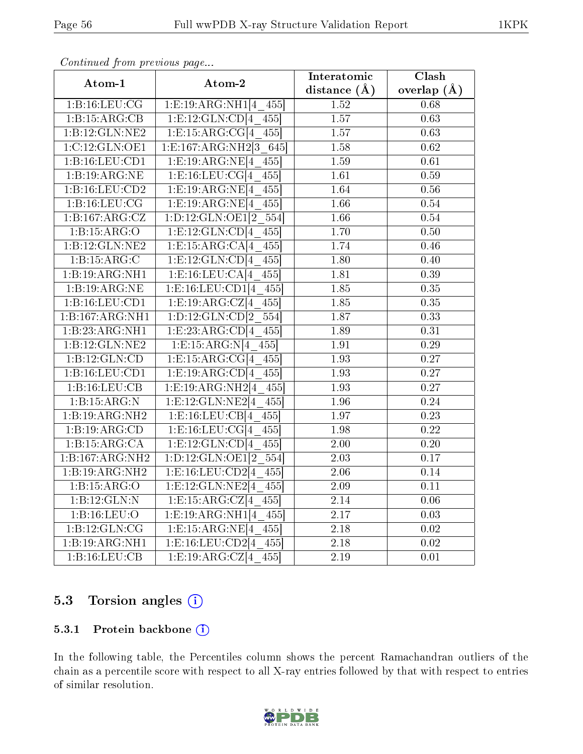*Continued from previous page...*

| Atom-1 | Atom-2 | Interatomic distance (Å) | Clash overlap (Å) |
|---|---|---|---|
| 1:B:16:LEU:CG | 1:E:19:ARG:NH1[4_455] | 1.52 | 0.68 |
| 1:B:15:ARG:CB | 1:E:12:GLN:CD[4_455] | 1.57 | 0.63 |
| 1:B:12:GLN:NE2 | 1:E:15:ARG:CG[4_455] | 1.57 | 0.63 |
| 1:C:12:GLN:OE1 | 1:E:167:ARG:NH2[3_645] | 1.58 | 0.62 |
| 1:B:16:LEU:CD1 | 1:E:19:ARG:NE[4_455] | 1.59 | 0.61 |
| 1:B:19:ARG:NE | 1:E:16:LEU:CG[4_455] | 1.61 | 0.59 |
| 1:B:16:LEU:CD2 | 1:E:19:ARG:NE[4_455] | 1.64 | 0.56 |
| 1:B:16:LEU:CG | 1:E:19:ARG:NE[4_455] | 1.66 | 0.54 |
| 1:B:167:ARG:CZ | 1:D:12:GLN:OE1[2_554] | 1.66 | 0.54 |
| 1:B:15:ARG:O | 1:E:12:GLN:CD[4_455] | 1.70 | 0.50 |
| 1:B:12:GLN:NE2 | 1:E:15:ARG:CA[4_455] | 1.74 | 0.46 |
| 1:B:15:ARG:C | 1:E:12:GLN:CD[4_455] | 1.80 | 0.40 |
| 1:B:19:ARG:NH1 | 1:E:16:LEU:CA[4_455] | 1.81 | 0.39 |
| 1:B:19:ARG:NE | 1:E:16:LEU:CD1[4_455] | 1.85 | 0.35 |
| 1:B:16:LEU:CD1 | 1:E:19:ARG:CZ[4_455] | 1.85 | 0.35 |
| 1:B:167:ARG:NH1 | 1:D:12:GLN:CD[2_554] | 1.87 | 0.33 |
| 1:B:23:ARG:NH1 | 1:E:23:ARG:CD[4_455] | 1.89 | 0.31 |
| 1:B:12:GLN:NE2 | 1:E:15:ARG:N[4_455] | 1.91 | 0.29 |
| 1:B:12:GLN:CD | 1:E:15:ARG:CG[4_455] | 1.93 | 0.27 |
| 1:B:16:LEU:CD1 | 1:E:19:ARG:CD[4_455] | 1.93 | 0.27 |
| 1:B:16:LEU:CB | 1:E:19:ARG:NH2[4_455] | 1.93 | 0.27 |
| 1:B:15:ARG:N | 1:E:12:GLN:NE2[4_455] | 1.96 | 0.24 |
| 1:B:19:ARG:NH2 | 1:E:16:LEU:CB[4_455] | 1.97 | 0.23 |
| 1:B:19:ARG:CD | 1:E:16:LEU:CG[4_455] | 1.98 | 0.22 |
| 1:B:15:ARG:CA | 1:E:12:GLN:CD[4_455] | 2.00 | 0.20 |
| 1:B:167:ARG:NH2 | 1:D:12:GLN:OE1[2_554] | 2.03 | 0.17 |
| 1:B:19:ARG:NH2 | 1:E:16:LEU:CD2[4_455] | 2.06 | 0.14 |
| 1:B:15:ARG:O | 1:E:12:GLN:NE2[4_455] | 2.09 | 0.11 |
| 1:B:12:GLN:N | 1:E:15:ARG:CZ[4_455] | 2.14 | 0.06 |
| 1:B:16:LEU:O | 1:E:19:ARG:NH1[4_455] | 2.17 | 0.03 |
| 1:B:12:GLN:CG | 1:E:15:ARG:NE[4_455] | 2.18 | 0.02 |
| 1:B:19:ARG:NH1 | 1:E:16:LEU:CD2[4_455] | 2.18 | 0.02 |
| 1:B:16:LEU:CB | 1:E:19:ARG:CZ[4_455] | 2.19 | 0.01 |

## 5.3 Torsion angles (i)

### 5.3.1 Protein backbone (i)

In the following table, the Percentiles column shows the percent Ramachandran outliers of the chain as a percentile score with respect to all X-ray entries followed by that with respect to entries of similar resolution.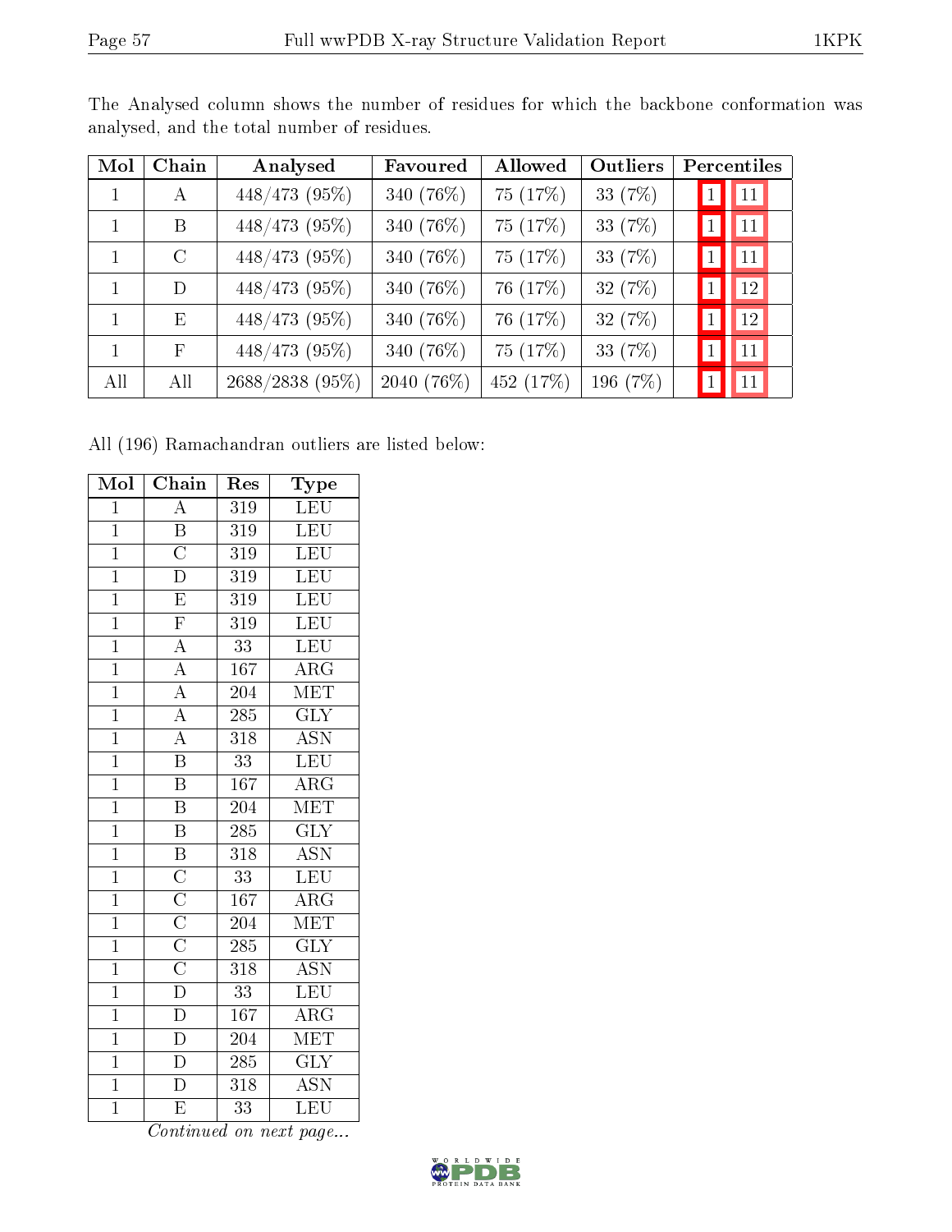The Analysed column shows the number of residues for which the backbone conformation was analysed, and the total number of residues.

| Mol | Chain | Analysed | Favoured | Allowed | Outliers | Percentiles | |
|---|---|---|---|---|---|---|---|
| 1 | A | 448/473 (95%) | 340 (76%) | 75 (17%) | 33 (7%) | 1 | 11 |
| 1 | B | 448/473 (95%) | 340 (76%) | 75 (17%) | 33 (7%) | 1 | 11 |
| 1 | C | 448/473 (95%) | 340 (76%) | 75 (17%) | 33 (7%) | 1 | 11 |
| 1 | D | 448/473 (95%) | 340 (76%) | 76 (17%) | 32 (7%) | 1 | 12 |
| 1 | E | 448/473 (95%) | 340 (76%) | 76 (17%) | 32 (7%) | 1 | 12 |
| 1 | F | 448/473 (95%) | 340 (76%) | 75 (17%) | 33 (7%) | 1 | 11 |
| All | All | 2688/2838 (95%) | 2040 (76%) | 452 (17%) | 196 (7%) | 1 | 11 |

All (196) Ramachandran outliers are listed below:

| Mol | Chain | Res | Type |
|---|---|---|---|
| 1 | A | 319 | LEU |
| 1 | B | 319 | LEU |
| 1 | C | 319 | LEU |
| 1 | D | 319 | LEU |
| 1 | E | 319 | LEU |
| 1 | F | 319 | LEU |
| 1 | A | 33 | LEU |
| 1 | A | 167 | ARG |
| 1 | A | 204 | MET |
| 1 | A | 285 | GLY |
| 1 | A | 318 | ASN |
| 1 | B | 33 | LEU |
| 1 | B | 167 | ARG |
| 1 | B | 204 | MET |
| 1 | B | 285 | GLY |
| 1 | B | 318 | ASN |
| 1 | C | 33 | LEU |
| 1 | C | 167 | ARG |
| 1 | C | 204 | MET |
| 1 | C | 285 | GLY |
| 1 | C | 318 | ASN |
| 1 | D | 33 | LEU |
| 1 | D | 167 | ARG |
| 1 | D | 204 | MET |
| 1 | D | 285 | GLY |
| 1 | D | 318 | ASN |
| 1 | E | 33 | LEU |

*Continued on next page...*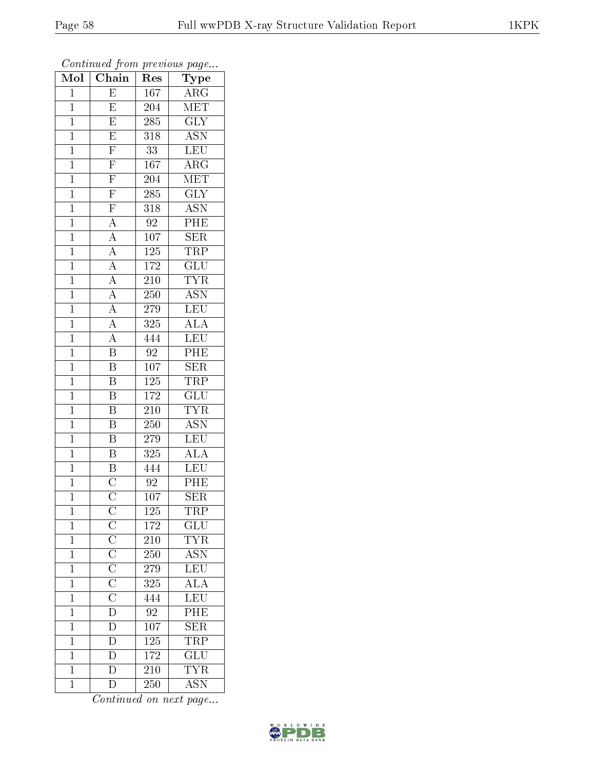*Continued from previous page...*

| Mol | Chain | Res | Type |
|---|---|---|---|
| 1 | E | 167 | ARG |
| 1 | E | 204 | MET |
| 1 | E | 285 | GLY |
| 1 | E | 318 | ASN |
| 1 | F | 33 | LEU |
| 1 | F | 167 | ARG |
| 1 | F | 204 | MET |
| 1 | F | 285 | GLY |
| 1 | F | 318 | ASN |
| 1 | A | 92 | PHE |
| 1 | A | 107 | SER |
| 1 | A | 125 | TRP |
| 1 | A | 172 | GLU |
| 1 | A | 210 | TYR |
| 1 | A | 250 | ASN |
| 1 | A | 279 | LEU |
| 1 | A | 325 | ALA |
| 1 | A | 444 | LEU |
| 1 | B | 92 | PHE |
| 1 | B | 107 | SER |
| 1 | B | 125 | TRP |
| 1 | B | 172 | GLU |
| 1 | B | 210 | TYR |
| 1 | B | 250 | ASN |
| 1 | B | 279 | LEU |
| 1 | B | 325 | ALA |
| 1 | B | 444 | LEU |
| 1 | C | 92 | PHE |
| 1 | C | 107 | SER |
| 1 | C | 125 | TRP |
| 1 | C | 172 | GLU |
| 1 | C | 210 | TYR |
| 1 | C | 250 | ASN |
| 1 | C | 279 | LEU |
| 1 | C | 325 | ALA |
| 1 | C | 444 | LEU |
| 1 | D | 92 | PHE |
| 1 | D | 107 | SER |
| 1 | D | 125 | TRP |
| 1 | D | 172 | GLU |
| 1 | D | 210 | TYR |
| 1 | D | 250 | ASN |

*Continued on next page...*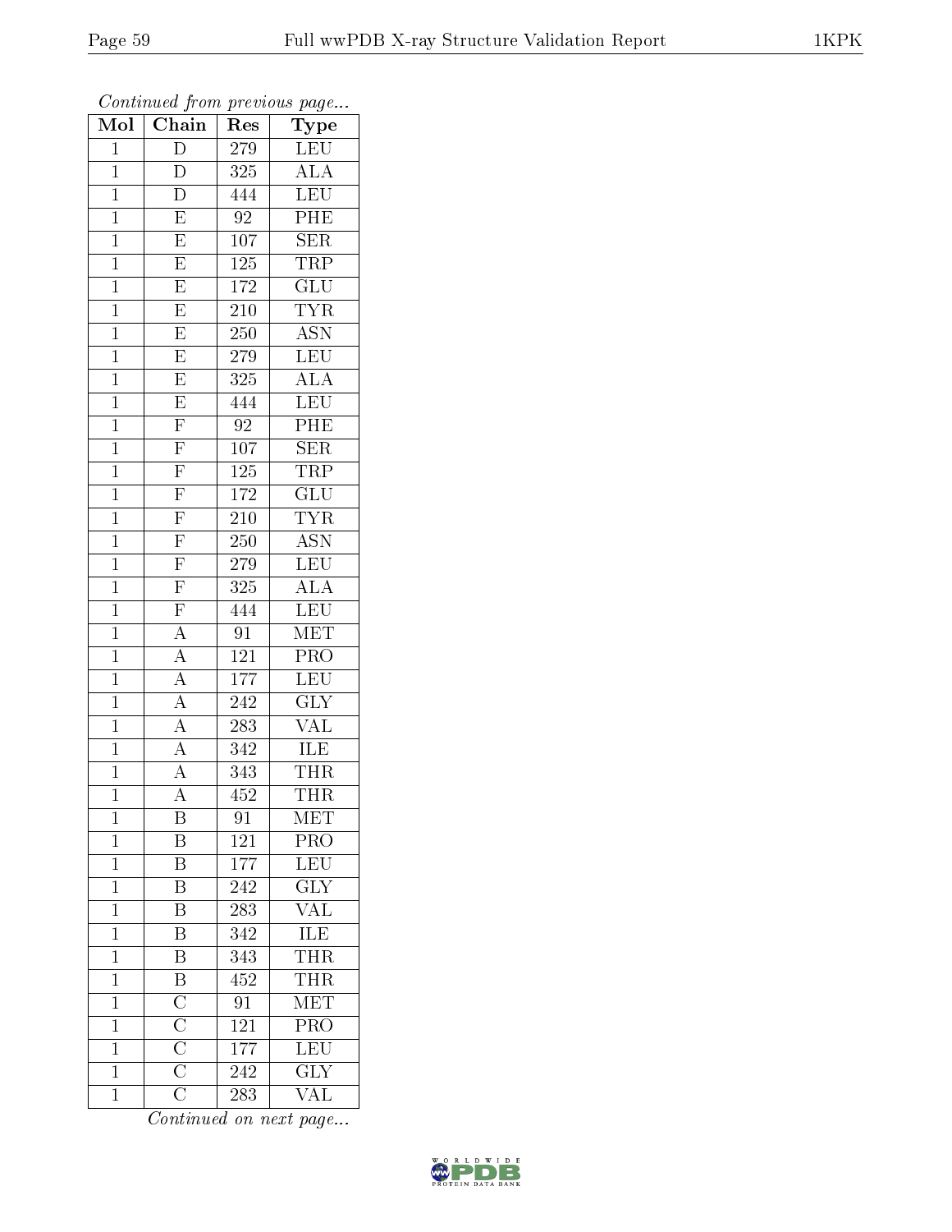*Continued from previous page...*

| Mol | Chain | Res | Type |
| --- | --- | --- | --- |
| 1 | D | 279 | LEU |
| 1 | D | 325 | ALA |
| 1 | D | 444 | LEU |
| 1 | E | 92 | PHE |
| 1 | E | 107 | SER |
| 1 | E | 125 | TRP |
| 1 | E | 172 | GLU |
| 1 | E | 210 | TYR |
| 1 | E | 250 | ASN |
| 1 | E | 279 | LEU |
| 1 | E | 325 | ALA |
| 1 | E | 444 | LEU |
| 1 | F | 92 | PHE |
| 1 | F | 107 | SER |
| 1 | F | 125 | TRP |
| 1 | F | 172 | GLU |
| 1 | F | 210 | TYR |
| 1 | F | 250 | ASN |
| 1 | F | 279 | LEU |
| 1 | F | 325 | ALA |
| 1 | F | 444 | LEU |
| 1 | A | 91 | MET |
| 1 | A | 121 | PRO |
| 1 | A | 177 | LEU |
| 1 | A | 242 | GLY |
| 1 | A | 283 | VAL |
| 1 | A | 342 | ILE |
| 1 | A | 343 | THR |
| 1 | A | 452 | THR |
| 1 | B | 91 | MET |
| 1 | B | 121 | PRO |
| 1 | B | 177 | LEU |
| 1 | B | 242 | GLY |
| 1 | B | 283 | VAL |
| 1 | B | 342 | ILE |
| 1 | B | 343 | THR |
| 1 | B | 452 | THR |
| 1 | C | 91 | MET |
| 1 | C | 121 | PRO |
| 1 | C | 177 | LEU |
| 1 | C | 242 | GLY |
| 1 | C | 283 | VAL |

*Continued on next page...*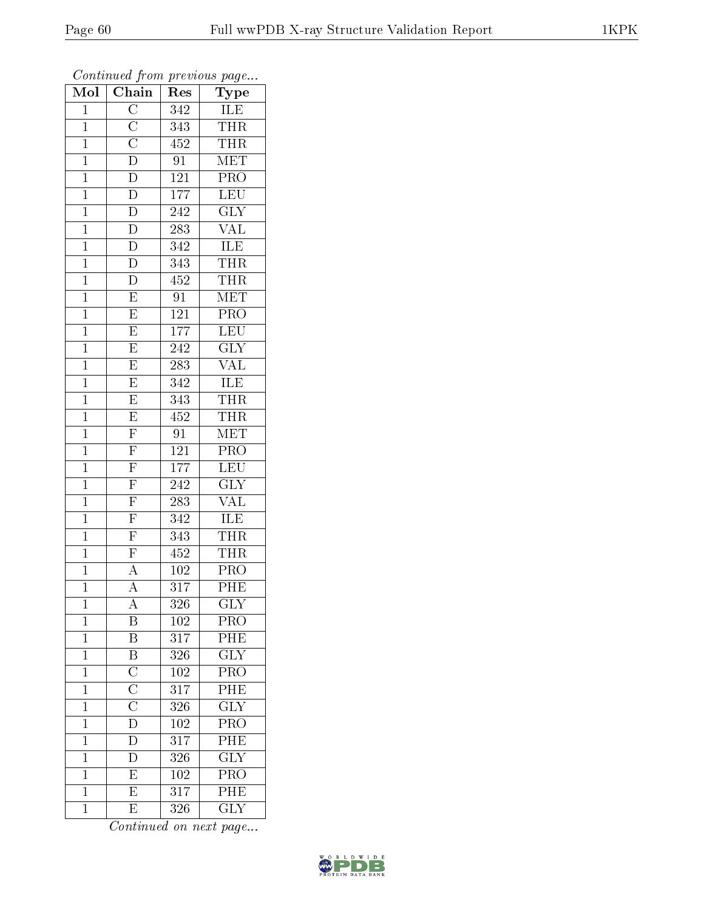*Continued from previous page...*

| Mol | Chain | Res | Type |
|---|---|---|---|
| 1 | C | 342 | ILE |
| 1 | C | 343 | THR |
| 1 | C | 452 | THR |
| 1 | D | 91 | MET |
| 1 | D | 121 | PRO |
| 1 | D | 177 | LEU |
| 1 | D | 242 | GLY |
| 1 | D | 283 | VAL |
| 1 | D | 342 | ILE |
| 1 | D | 343 | THR |
| 1 | D | 452 | THR |
| 1 | E | 91 | MET |
| 1 | E | 121 | PRO |
| 1 | E | 177 | LEU |
| 1 | E | 242 | GLY |
| 1 | E | 283 | VAL |
| 1 | E | 342 | ILE |
| 1 | E | 343 | THR |
| 1 | E | 452 | THR |
| 1 | F | 91 | MET |
| 1 | F | 121 | PRO |
| 1 | F | 177 | LEU |
| 1 | F | 242 | GLY |
| 1 | F | 283 | VAL |
| 1 | F | 342 | ILE |
| 1 | F | 343 | THR |
| 1 | F | 452 | THR |
| 1 | A | 102 | PRO |
| 1 | A | 317 | PHE |
| 1 | A | 326 | GLY |
| 1 | B | 102 | PRO |
| 1 | B | 317 | PHE |
| 1 | B | 326 | GLY |
| 1 | C | 102 | PRO |
| 1 | C | 317 | PHE |
| 1 | C | 326 | GLY |
| 1 | D | 102 | PRO |
| 1 | D | 317 | PHE |
| 1 | D | 326 | GLY |
| 1 | E | 102 | PRO |
| 1 | E | 317 | PHE |
| 1 | E | 326 | GLY |

*Continued on next page...*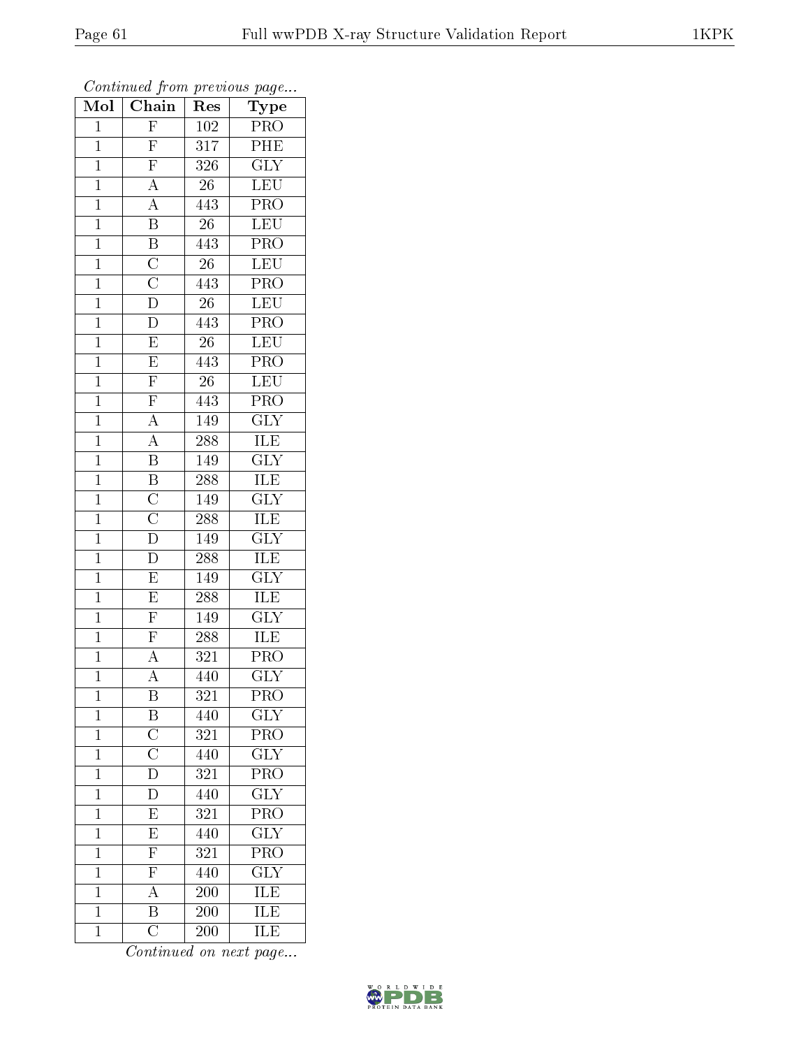*Continued from previous page...*

| Mol | Chain | Res | Type |
|---|---|---|---|
| 1 | F | 102 | PRO |
| 1 | F | 317 | PHE |
| 1 | F | 326 | GLY |
| 1 | A | 26 | LEU |
| 1 | A | 443 | PRO |
| 1 | B | 26 | LEU |
| 1 | B | 443 | PRO |
| 1 | C | 26 | LEU |
| 1 | C | 443 | PRO |
| 1 | D | 26 | LEU |
| 1 | D | 443 | PRO |
| 1 | E | 26 | LEU |
| 1 | E | 443 | PRO |
| 1 | F | 26 | LEU |
| 1 | F | 443 | PRO |
| 1 | A | 149 | GLY |
| 1 | A | 288 | ILE |
| 1 | B | 149 | GLY |
| 1 | B | 288 | ILE |
| 1 | C | 149 | GLY |
| 1 | C | 288 | ILE |
| 1 | D | 149 | GLY |
| 1 | D | 288 | ILE |
| 1 | E | 149 | GLY |
| 1 | E | 288 | ILE |
| 1 | F | 149 | GLY |
| 1 | F | 288 | ILE |
| 1 | A | 321 | PRO |
| 1 | A | 440 | GLY |
| 1 | B | 321 | PRO |
| 1 | B | 440 | GLY |
| 1 | C | 321 | PRO |
| 1 | C | 440 | GLY |
| 1 | D | 321 | PRO |
| 1 | D | 440 | GLY |
| 1 | E | 321 | PRO |
| 1 | E | 440 | GLY |
| 1 | F | 321 | PRO |
| 1 | F | 440 | GLY |
| 1 | A | 200 | ILE |
| 1 | B | 200 | ILE |
| 1 | C | 200 | ILE |

*Continued on next page...*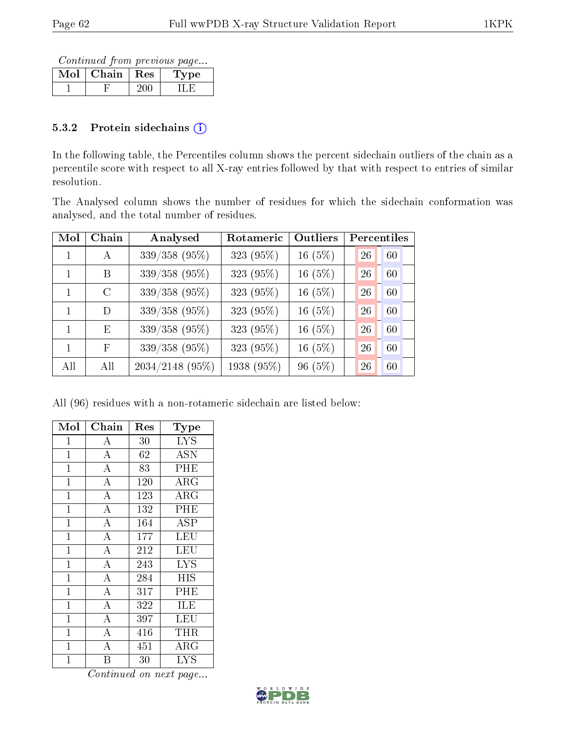*Continued from previous page...*

| Mol | Chain | Res | Type |
|---|---|---|---|
| 1 | F | 200 | ILE |

### 5.3.2 Protein sidechains

In the following table, the Percentiles column shows the percent sidechain outliers of the chain as a percentile score with respect to all X-ray entries followed by that with respect to entries of similar resolution.

The Analysed column shows the number of residues for which the sidechain conformation was analysed, and the total number of residues.

| Mol | Chain | Analysed | Rotameric | Outliers | Percentiles | |
|---|---|---|---|---|---|---|
| 1 | A | 339/358 (95%) | 323 (95%) | 16 (5%) | 26 | 60 |
| 1 | B | 339/358 (95%) | 323 (95%) | 16 (5%) | 26 | 60 |
| 1 | C | 339/358 (95%) | 323 (95%) | 16 (5%) | 26 | 60 |
| 1 | D | 339/358 (95%) | 323 (95%) | 16 (5%) | 26 | 60 |
| 1 | E | 339/358 (95%) | 323 (95%) | 16 (5%) | 26 | 60 |
| 1 | F | 339/358 (95%) | 323 (95%) | 16 (5%) | 26 | 60 |
| All | All | 2034/2148 (95%) | 1938 (95%) | 96 (5%) | 26 | 60 |

All (96) residues with a non-rotameric sidechain are listed below:

| Mol | Chain | Res | Type |
|---|---|---|---|
| 1 | A | 30 | LYS |
| 1 | A | 62 | ASN |
| 1 | A | 83 | PHE |
| 1 | A | 120 | ARG |
| 1 | A | 123 | ARG |
| 1 | A | 132 | PHE |
| 1 | A | 164 | ASP |
| 1 | A | 177 | LEU |
| 1 | A | 212 | LEU |
| 1 | A | 243 | LYS |
| 1 | A | 284 | HIS |
| 1 | A | 317 | PHE |
| 1 | A | 322 | ILE |
| 1 | A | 397 | LEU |
| 1 | A | 416 | THR |
| 1 | A | 451 | ARG |
| 1 | B | 30 | LYS |

*Continued on next page...*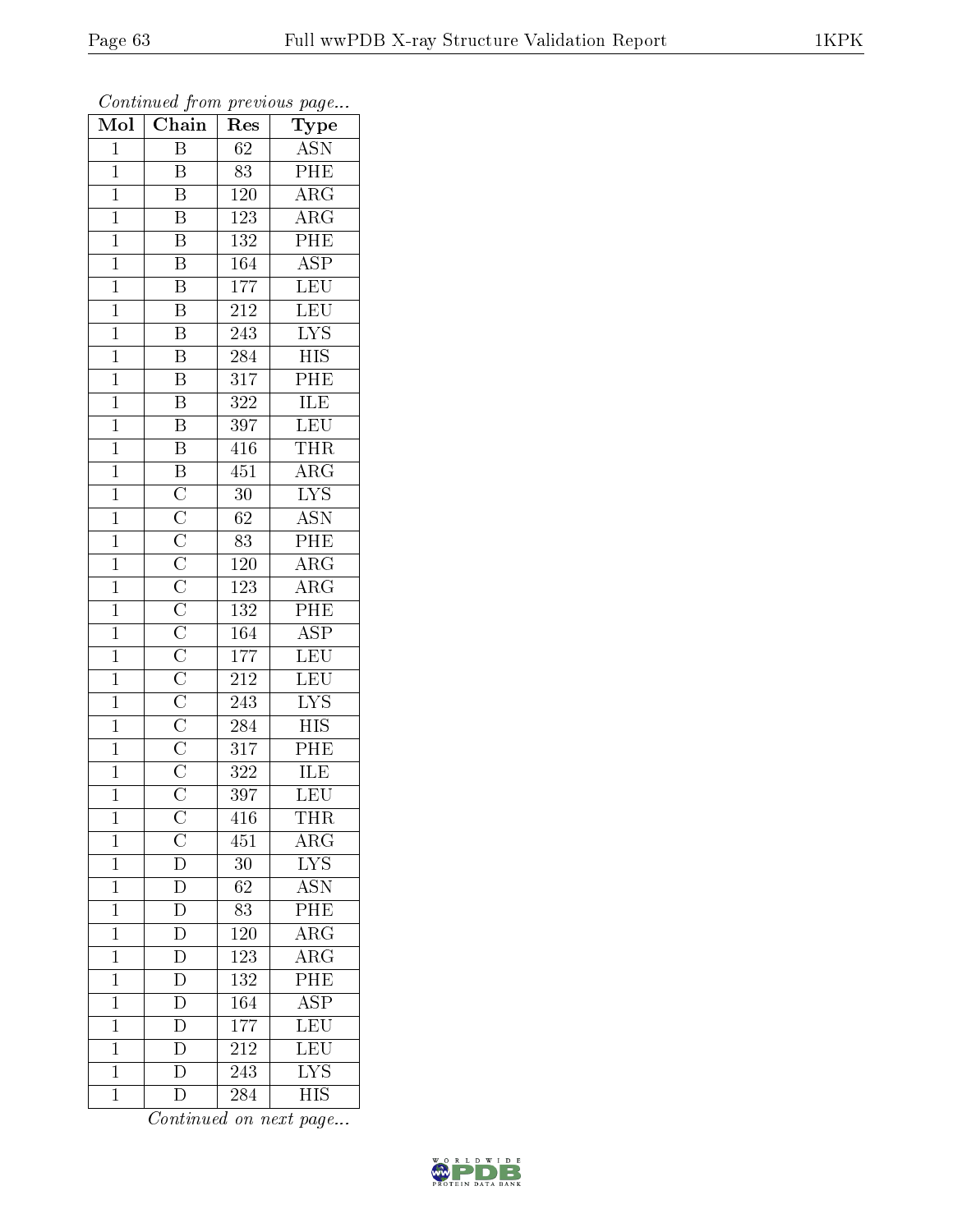*Continued from previous page...*

| Mol | Chain | Res | Type |
|---|---|---|---|
| 1 | B | 62 | ASN |
| 1 | B | 83 | PHE |
| 1 | B | 120 | ARG |
| 1 | B | 123 | ARG |
| 1 | B | 132 | PHE |
| 1 | B | 164 | ASP |
| 1 | B | 177 | LEU |
| 1 | B | 212 | LEU |
| 1 | B | 243 | LYS |
| 1 | B | 284 | HIS |
| 1 | B | 317 | PHE |
| 1 | B | 322 | ILE |
| 1 | B | 397 | LEU |
| 1 | B | 416 | THR |
| 1 | B | 451 | ARG |
| 1 | C | 30 | LYS |
| 1 | C | 62 | ASN |
| 1 | C | 83 | PHE |
| 1 | C | 120 | ARG |
| 1 | C | 123 | ARG |
| 1 | C | 132 | PHE |
| 1 | C | 164 | ASP |
| 1 | C | 177 | LEU |
| 1 | C | 212 | LEU |
| 1 | C | 243 | LYS |
| 1 | C | 284 | HIS |
| 1 | C | 317 | PHE |
| 1 | C | 322 | ILE |
| 1 | C | 397 | LEU |
| 1 | C | 416 | THR |
| 1 | C | 451 | ARG |
| 1 | D | 30 | LYS |
| 1 | D | 62 | ASN |
| 1 | D | 83 | PHE |
| 1 | D | 120 | ARG |
| 1 | D | 123 | ARG |
| 1 | D | 132 | PHE |
| 1 | D | 164 | ASP |
| 1 | D | 177 | LEU |
| 1 | D | 212 | LEU |
| 1 | D | 243 | LYS |
| 1 | D | 284 | HIS |

*Continued on next page...*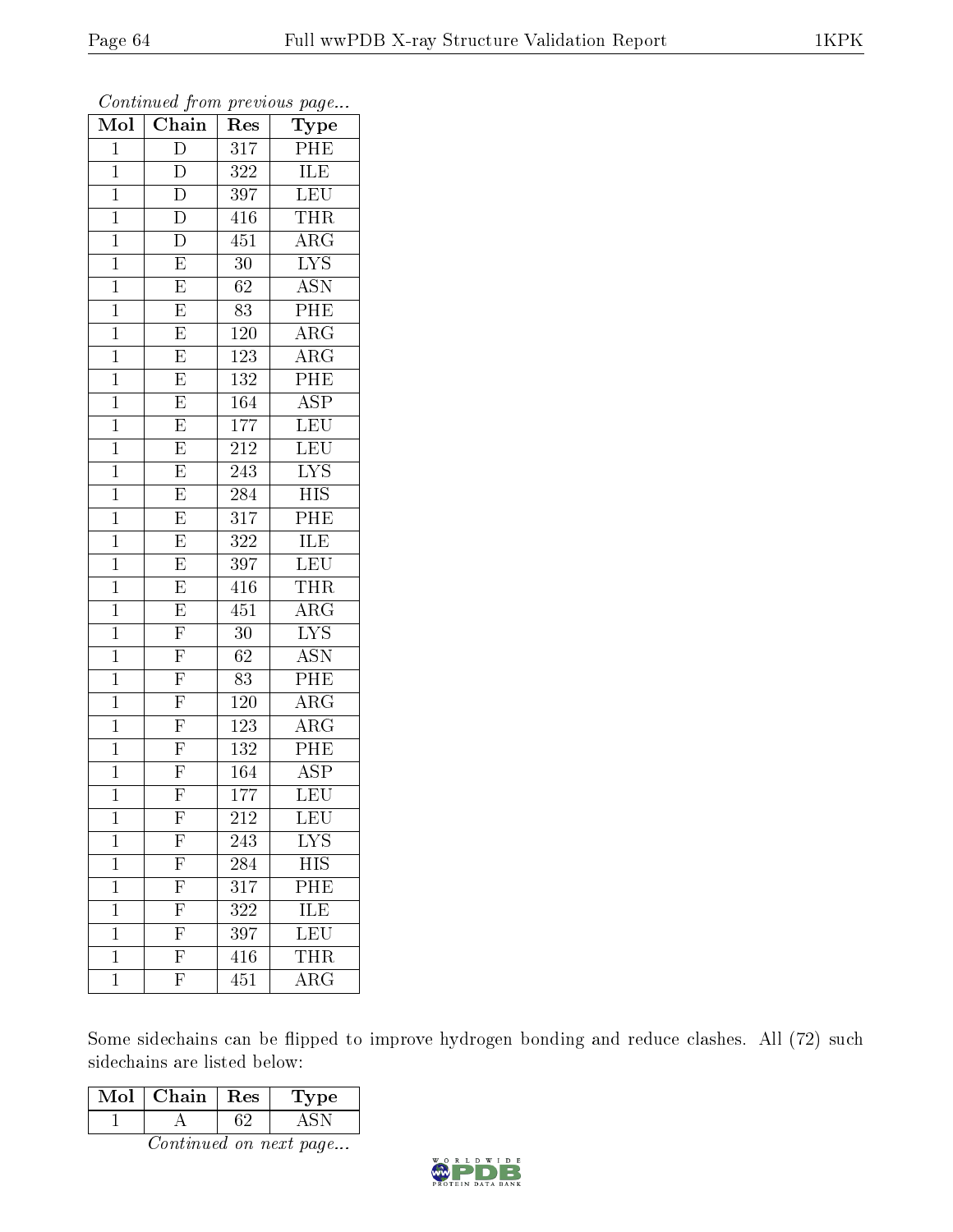*Continued from previous page...*

| Mol | Chain | Res | Type |
|---|---|---|---|
| 1 | D | 317 | PHE |
| 1 | D | 322 | ILE |
| 1 | D | 397 | LEU |
| 1 | D | 416 | THR |
| 1 | D | 451 | ARG |
| 1 | E | 30 | LYS |
| 1 | E | 62 | ASN |
| 1 | E | 83 | PHE |
| 1 | E | 120 | ARG |
| 1 | E | 123 | ARG |
| 1 | E | 132 | PHE |
| 1 | E | 164 | ASP |
| 1 | E | 177 | LEU |
| 1 | E | 212 | LEU |
| 1 | E | 243 | LYS |
| 1 | E | 284 | HIS |
| 1 | E | 317 | PHE |
| 1 | E | 322 | ILE |
| 1 | E | 397 | LEU |
| 1 | E | 416 | THR |
| 1 | E | 451 | ARG |
| 1 | F | 30 | LYS |
| 1 | F | 62 | ASN |
| 1 | F | 83 | PHE |
| 1 | F | 120 | ARG |
| 1 | F | 123 | ARG |
| 1 | F | 132 | PHE |
| 1 | F | 164 | ASP |
| 1 | F | 177 | LEU |
| 1 | F | 212 | LEU |
| 1 | F | 243 | LYS |
| 1 | F | 284 | HIS |
| 1 | F | 317 | PHE |
| 1 | F | 322 | ILE |
| 1 | F | 397 | LEU |
| 1 | F | 416 | THR |
| 1 | F | 451 | ARG |

Some sidechains can be flipped to improve hydrogen bonding and reduce clashes. All (72) such sidechains are listed below:

| Mol | Chain | Res | Type |
|---|---|---|---|
| 1 | A | 62 | ASN |

*Continued on next page...*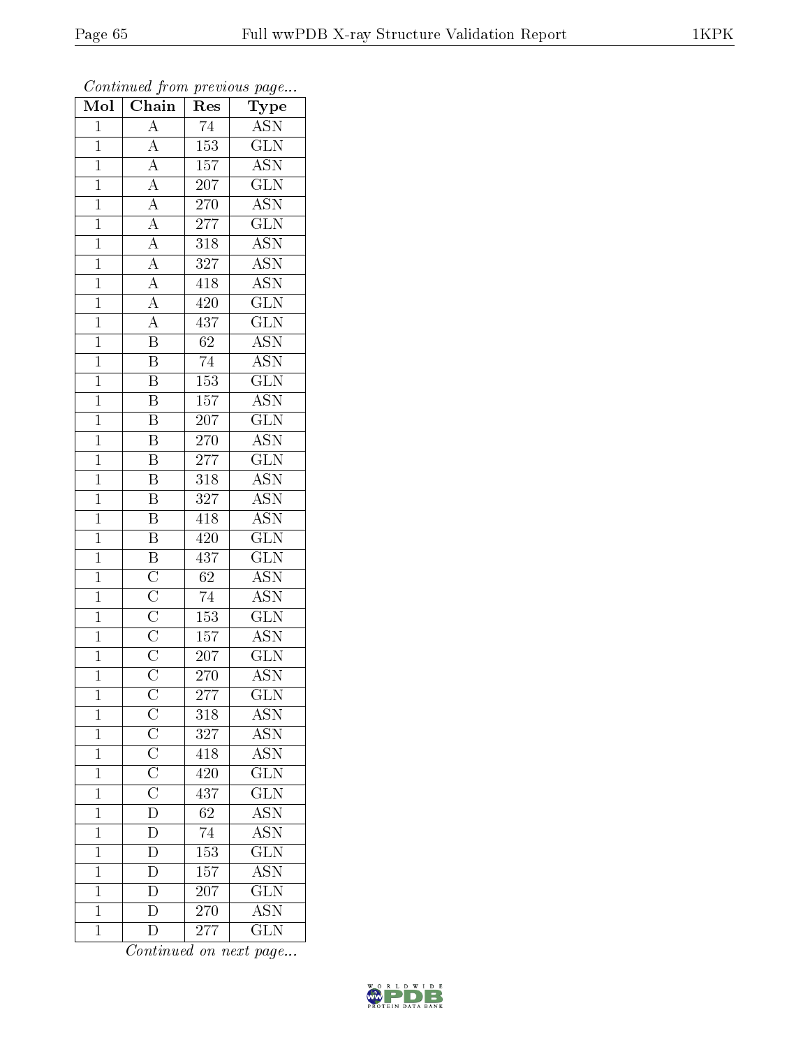*Continued from previous page...*

| Mol | Chain | Res | Type |
|---|---|---|---|
| 1 | A | 74 | ASN |
| 1 | A | 153 | GLN |
| 1 | A | 157 | ASN |
| 1 | A | 207 | GLN |
| 1 | A | 270 | ASN |
| 1 | A | 277 | GLN |
| 1 | A | 318 | ASN |
| 1 | A | 327 | ASN |
| 1 | A | 418 | ASN |
| 1 | A | 420 | GLN |
| 1 | A | 437 | GLN |
| 1 | B | 62 | ASN |
| 1 | B | 74 | ASN |
| 1 | B | 153 | GLN |
| 1 | B | 157 | ASN |
| 1 | B | 207 | GLN |
| 1 | B | 270 | ASN |
| 1 | B | 277 | GLN |
| 1 | B | 318 | ASN |
| 1 | B | 327 | ASN |
| 1 | B | 418 | ASN |
| 1 | B | 420 | GLN |
| 1 | B | 437 | GLN |
| 1 | C | 62 | ASN |
| 1 | C | 74 | ASN |
| 1 | C | 153 | GLN |
| 1 | C | 157 | ASN |
| 1 | C | 207 | GLN |
| 1 | C | 270 | ASN |
| 1 | C | 277 | GLN |
| 1 | C | 318 | ASN |
| 1 | C | 327 | ASN |
| 1 | C | 418 | ASN |
| 1 | C | 420 | GLN |
| 1 | C | 437 | GLN |
| 1 | D | 62 | ASN |
| 1 | D | 74 | ASN |
| 1 | D | 153 | GLN |
| 1 | D | 157 | ASN |
| 1 | D | 207 | GLN |
| 1 | D | 270 | ASN |
| 1 | D | 277 | GLN |

*Continued on next page...*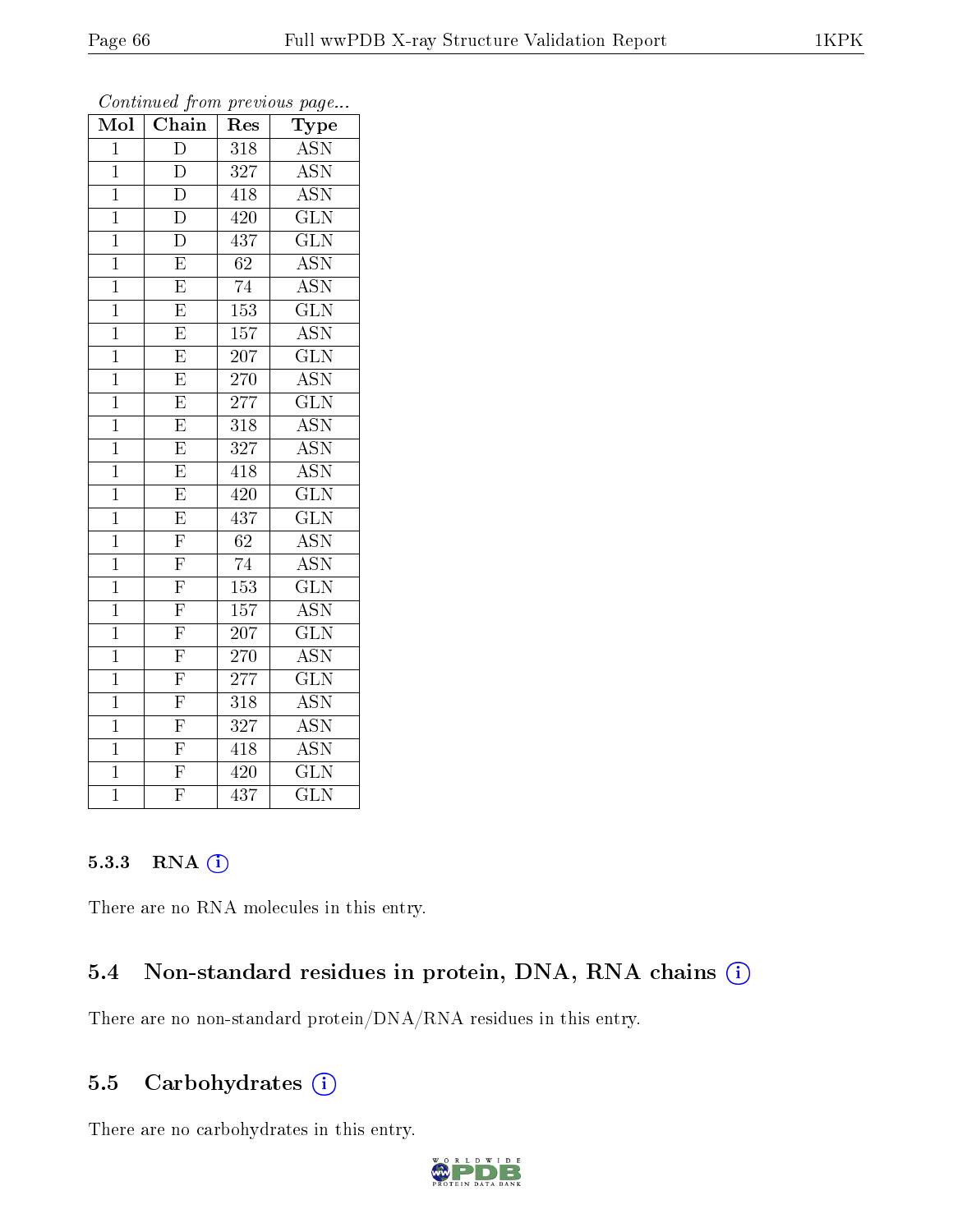*Continued from previous page...*

| Mol | Chain | Res | Type |
|---|---|---|---|
| 1 | D | 318 | ASN |
| 1 | D | 327 | ASN |
| 1 | D | 418 | ASN |
| 1 | D | 420 | GLN |
| 1 | D | 437 | GLN |
| 1 | E | 62 | ASN |
| 1 | E | 74 | ASN |
| 1 | E | 153 | GLN |
| 1 | E | 157 | ASN |
| 1 | E | 207 | GLN |
| 1 | E | 270 | ASN |
| 1 | E | 277 | GLN |
| 1 | E | 318 | ASN |
| 1 | E | 327 | ASN |
| 1 | E | 418 | ASN |
| 1 | E | 420 | GLN |
| 1 | E | 437 | GLN |
| 1 | F | 62 | ASN |
| 1 | F | 74 | ASN |
| 1 | F | 153 | GLN |
| 1 | F | 157 | ASN |
| 1 | F | 207 | GLN |
| 1 | F | 270 | ASN |
| 1 | F | 277 | GLN |
| 1 | F | 318 | ASN |
| 1 | F | 327 | ASN |
| 1 | F | 418 | ASN |
| 1 | F | 420 | GLN |
| 1 | F | 437 | GLN |

#### 5.3.3 RNA

There are no RNA molecules in this entry.

### 5.4 Non-standard residues in protein, DNA, RNA chains

There are no non-standard protein/DNA/RNA residues in this entry.

### 5.5 Carbohydrates

There are no carbohydrates in this entry.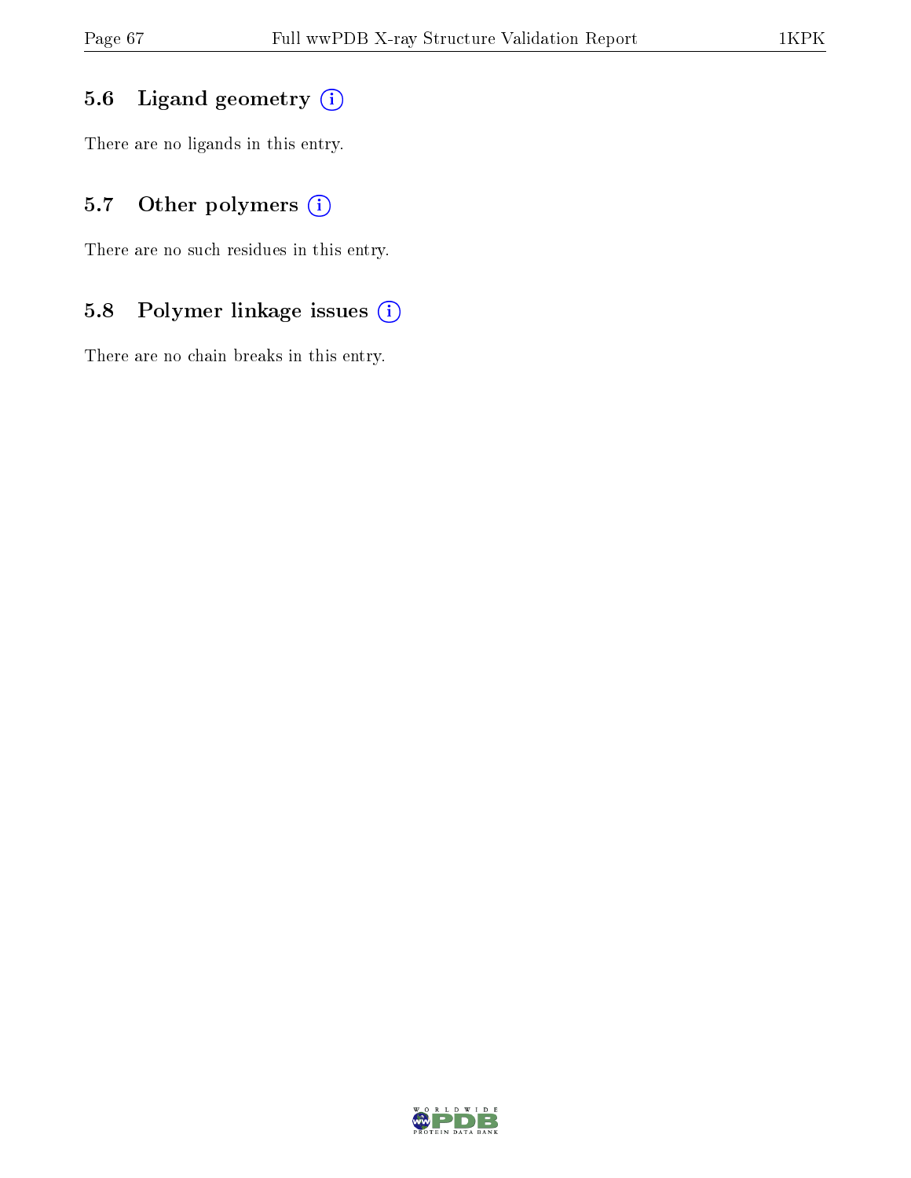### 5.6 Ligand geometry

There are no ligands in this entry.

### 5.7 Other polymers

There are no such residues in this entry.

### 5.8 Polymer linkage issues

There are no chain breaks in this entry.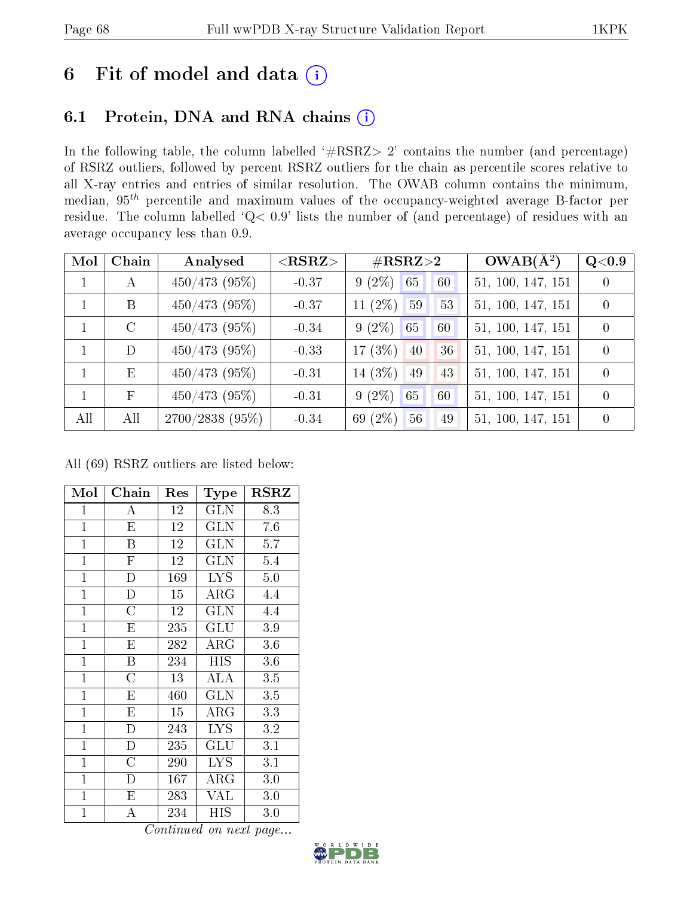# 6 Fit of model and data (i)

## 6.1 Protein, DNA and RNA chains (i)

In the following table, the column labelled '#RSRZ> 2' contains the number (and percentage) of RSRZ outliers, followed by percent RSRZ outliers for the chain as percentile scores relative to all X-ray entries and entries of similar resolution. The OWAB column contains the minimum, median, $95^{th}$ percentile and maximum values of the occupancy-weighted average B-factor per residue. The column labelled 'Q< 0.9' lists the number of (and percentage) of residues with an average occupancy less than 0.9.

| Mol | Chain | Analysed | <RSRZ> | #RSRZ>2 | | | OWAB(Å$^2$) | Q<0.9 |
|---|---|---|---|---|---|---|---|---|
| 1 | A | 450/473 (95%) | -0.37 | 9 (2%) | 65 | 60 | 51, 100, 147, 151 | 0 |
| 1 | B | 450/473 (95%) | -0.37 | 11 (2%) | 59 | 53 | 51, 100, 147, 151 | 0 |
| 1 | C | 450/473 (95%) | -0.34 | 9 (2%) | 65 | 60 | 51, 100, 147, 151 | 0 |
| 1 | D | 450/473 (95%) | -0.33 | 17 (3%) | 40 | 36 | 51, 100, 147, 151 | 0 |
| 1 | E | 450/473 (95%) | -0.31 | 14 (3%) | 49 | 43 | 51, 100, 147, 151 | 0 |
| 1 | F | 450/473 (95%) | -0.31 | 9 (2%) | 65 | 60 | 51, 100, 147, 151 | 0 |
| All | All | 2700/2838 (95%) | -0.34 | 69 (2%) | 56 | 49 | 51, 100, 147, 151 | 0 |

All (69) RSRZ outliers are listed below:

| Mol | Chain | Res | Type | RSRZ |
|---|---|---|---|---|
| 1 | A | 12 | GLN | 8.3 |
| 1 | E | 12 | GLN | 7.6 |
| 1 | B | 12 | GLN | 5.7 |
| 1 | F | 12 | GLN | 5.4 |
| 1 | D | 169 | LYS | 5.0 |
| 1 | D | 15 | ARG | 4.4 |
| 1 | C | 12 | GLN | 4.4 |
| 1 | E | 235 | GLU | 3.9 |
| 1 | E | 282 | ARG | 3.6 |
| 1 | B | 234 | HIS | 3.6 |
| 1 | C | 13 | ALA | 3.5 |
| 1 | E | 460 | GLN | 3.5 |
| 1 | E | 15 | ARG | 3.3 |
| 1 | D | 243 | LYS | 3.2 |
| 1 | D | 235 | GLU | 3.1 |
| 1 | C | 290 | LYS | 3.1 |
| 1 | D | 167 | ARG | 3.0 |
| 1 | E | 283 | VAL | 3.0 |
| 1 | A | 234 | HIS | 3.0 |

*Continued on next page...*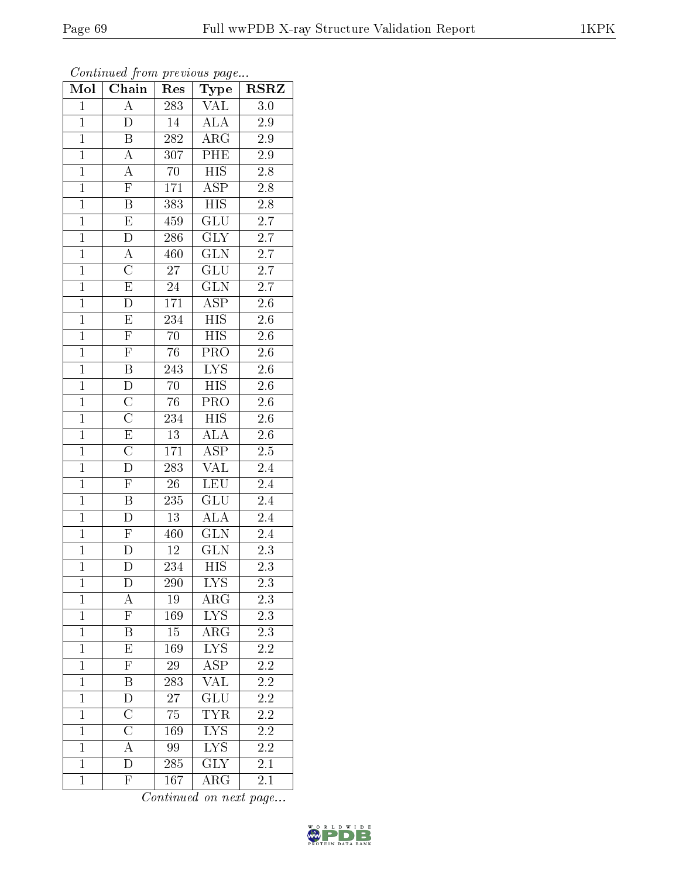*Continued from previous page...*

| Mol | Chain | Res | Type | RSRZ |
|---|---|---|---|---|
| 1 | A | 283 | VAL | 3.0 |
| 1 | D | 14 | ALA | 2.9 |
| 1 | B | 282 | ARG | 2.9 |
| 1 | A | 307 | PHE | 2.9 |
| 1 | A | 70 | HIS | 2.8 |
| 1 | F | 171 | ASP | 2.8 |
| 1 | B | 383 | HIS | 2.8 |
| 1 | E | 459 | GLU | 2.7 |
| 1 | D | 286 | GLY | 2.7 |
| 1 | A | 460 | GLN | 2.7 |
| 1 | C | 27 | GLU | 2.7 |
| 1 | E | 24 | GLN | 2.7 |
| 1 | D | 171 | ASP | 2.6 |
| 1 | E | 234 | HIS | 2.6 |
| 1 | F | 70 | HIS | 2.6 |
| 1 | F | 76 | PRO | 2.6 |
| 1 | B | 243 | LYS | 2.6 |
| 1 | D | 70 | HIS | 2.6 |
| 1 | C | 76 | PRO | 2.6 |
| 1 | C | 234 | HIS | 2.6 |
| 1 | E | 13 | ALA | 2.6 |
| 1 | C | 171 | ASP | 2.5 |
| 1 | D | 283 | VAL | 2.4 |
| 1 | F | 26 | LEU | 2.4 |
| 1 | B | 235 | GLU | 2.4 |
| 1 | D | 13 | ALA | 2.4 |
| 1 | F | 460 | GLN | 2.4 |
| 1 | D | 12 | GLN | 2.3 |
| 1 | D | 234 | HIS | 2.3 |
| 1 | D | 290 | LYS | 2.3 |
| 1 | A | 19 | ARG | 2.3 |
| 1 | F | 169 | LYS | 2.3 |
| 1 | B | 15 | ARG | 2.3 |
| 1 | E | 169 | LYS | 2.2 |
| 1 | F | 29 | ASP | 2.2 |
| 1 | B | 283 | VAL | 2.2 |
| 1 | D | 27 | GLU | 2.2 |
| 1 | C | 75 | TYR | 2.2 |
| 1 | C | 169 | LYS | 2.2 |
| 1 | A | 99 | LYS | 2.2 |
| 1 | D | 285 | GLY | 2.1 |
| 1 | F | 167 | ARG | 2.1 |

*Continued on next page...*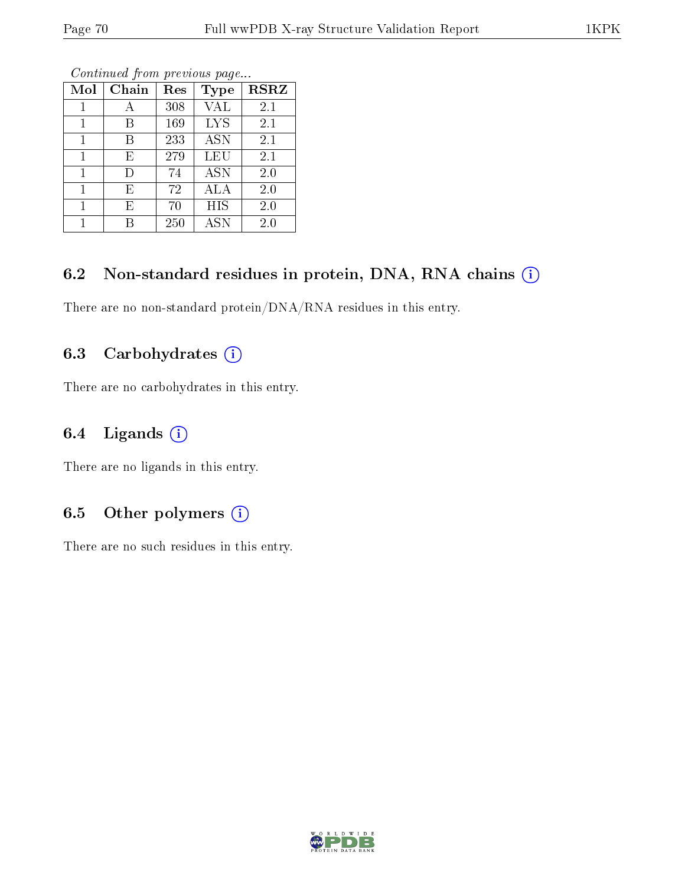*Continued from previous page...*

| Mol | Chain | Res | Type | RSRZ |
|---|---|---|---|---|
| 1 | A | 308 | VAL | 2.1 |
| 1 | B | 169 | LYS | 2.1 |
| 1 | B | 233 | ASN | 2.1 |
| 1 | E | 279 | LEU | 2.1 |
| 1 | D | 74 | ASN | 2.0 |
| 1 | E | 72 | ALA | 2.0 |
| 1 | E | 70 | HIS | 2.0 |
| 1 | B | 250 | ASN | 2.0 |

### 6.2 Non-standard residues in protein, DNA, RNA chains (i)

There are no non-standard protein/DNA/RNA residues in this entry.

### 6.3 Carbohydrates (i)

There are no carbohydrates in this entry.

### 6.4 Ligands (i)

There are no ligands in this entry.

### 6.5 Other polymers (i)

There are no such residues in this entry.